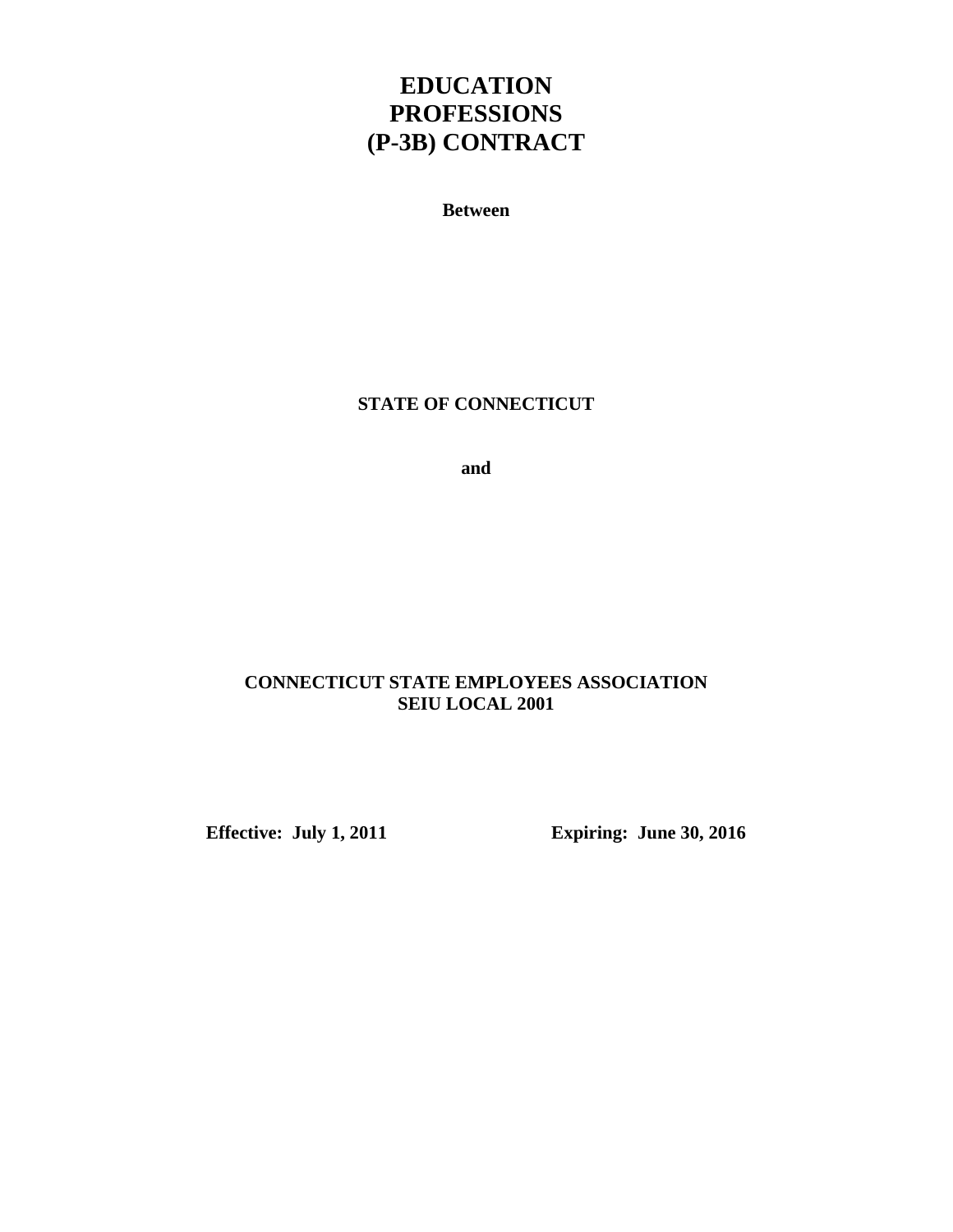# EDUCATION PROFESSIONS (P-3B) CONTRACT

**Between**

**STATE OF CONNECTICUT**

**and**

**CONNECTICUT STATE EMPLOYEES ASSOCIATION**
**SEIU LOCAL 2001**

**Effective: July 1, 2011** **Expiring: June 30, 2016**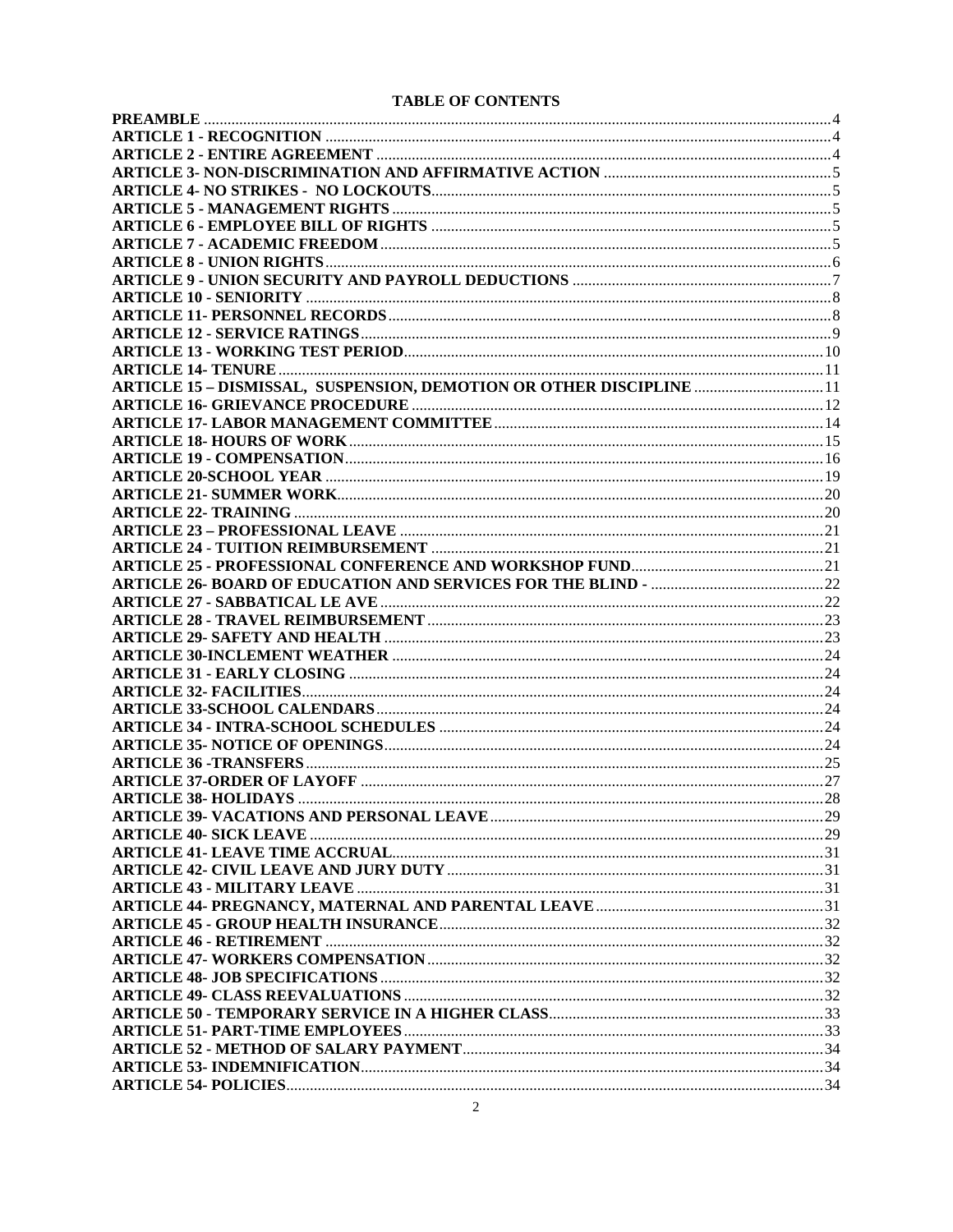**TABLE OF CONTENTS**

| | |
|---|---|
| **PREAMBLE** | 4 |
| **ARTICLE 1 - RECOGNITION** | 4 |
| **ARTICLE 2 - ENTIRE AGREEMENT** | 4 |
| **ARTICLE 3- NON-DISCRIMINATION AND AFFIRMATIVE ACTION** | 5 |
| **ARTICLE 4- NO STRIKES - NO LOCKOUTS** | 5 |
| **ARTICLE 5 - MANAGEMENT RIGHTS** | 5 |
| **ARTICLE 6 - EMPLOYEE BILL OF RIGHTS** | 5 |
| **ARTICLE 7 - ACADEMIC FREEDOM** | 5 |
| **ARTICLE 8 - UNION RIGHTS** | 6 |
| **ARTICLE 9 - UNION SECURITY AND PAYROLL DEDUCTIONS** | 7 |
| **ARTICLE 10 - SENIORITY** | 8 |
| **ARTICLE 11- PERSONNEL RECORDS** | 8 |
| **ARTICLE 12 - SERVICE RATINGS** | 9 |
| **ARTICLE 13 - WORKING TEST PERIOD** | 10 |
| **ARTICLE 14- TENURE** | 11 |
| **ARTICLE 15 – DISMISSAL, SUSPENSION, DEMOTION OR OTHER DISCIPLINE** | 11 |
| **ARTICLE 16- GRIEVANCE PROCEDURE** | 12 |
| **ARTICLE 17- LABOR MANAGEMENT COMMITTEE** | 14 |
| **ARTICLE 18- HOURS OF WORK** | 15 |
| **ARTICLE 19 - COMPENSATION** | 16 |
| **ARTICLE 20-SCHOOL YEAR** | 19 |
| **ARTICLE 21- SUMMER WORK** | 20 |
| **ARTICLE 22- TRAINING** | 20 |
| **ARTICLE 23 – PROFESSIONAL LEAVE** | 21 |
| **ARTICLE 24 - TUITION REIMBURSEMENT** | 21 |
| **ARTICLE 25 - PROFESSIONAL CONFERENCE AND WORKSHOP FUND** | 21 |
| **ARTICLE 26- BOARD OF EDUCATION AND SERVICES FOR THE BLIND -** | 22 |
| **ARTICLE 27 - SABBATICAL LE AVE** | 22 |
| **ARTICLE 28 - TRAVEL REIMBURSEMENT** | 23 |
| **ARTICLE 29- SAFETY AND HEALTH** | 23 |
| **ARTICLE 30-INCLEMENT WEATHER** | 24 |
| **ARTICLE 31 - EARLY CLOSING** | 24 |
| **ARTICLE 32- FACILITIES** | 24 |
| **ARTICLE 33-SCHOOL CALENDARS** | 24 |
| **ARTICLE 34 - INTRA-SCHOOL SCHEDULES** | 24 |
| **ARTICLE 35- NOTICE OF OPENINGS** | 24 |
| **ARTICLE 36 -TRANSFERS** | 25 |
| **ARTICLE 37-ORDER OF LAYOFF** | 27 |
| **ARTICLE 38- HOLIDAYS** | 28 |
| **ARTICLE 39- VACATIONS AND PERSONAL LEAVE** | 29 |
| **ARTICLE 40- SICK LEAVE** | 29 |
| **ARTICLE 41- LEAVE TIME ACCRUAL** | 31 |
| **ARTICLE 42- CIVIL LEAVE AND JURY DUTY** | 31 |
| **ARTICLE 43 - MILITARY LEAVE** | 31 |
| **ARTICLE 44- PREGNANCY, MATERNAL AND PARENTAL LEAVE** | 31 |
| **ARTICLE 45 - GROUP HEALTH INSURANCE** | 32 |
| **ARTICLE 46 - RETIREMENT** | 32 |
| **ARTICLE 47- WORKERS COMPENSATION** | 32 |
| **ARTICLE 48- JOB SPECIFICATIONS** | 32 |
| **ARTICLE 49- CLASS REEVALUATIONS** | 32 |
| **ARTICLE 50 - TEMPORARY SERVICE IN A HIGHER CLASS** | 33 |
| **ARTICLE 51- PART-TIME EMPLOYEES** | 33 |
| **ARTICLE 52 - METHOD OF SALARY PAYMENT** | 34 |
| **ARTICLE 53- INDEMNIFICATION** | 34 |
| **ARTICLE 54- POLICIES** | 34 |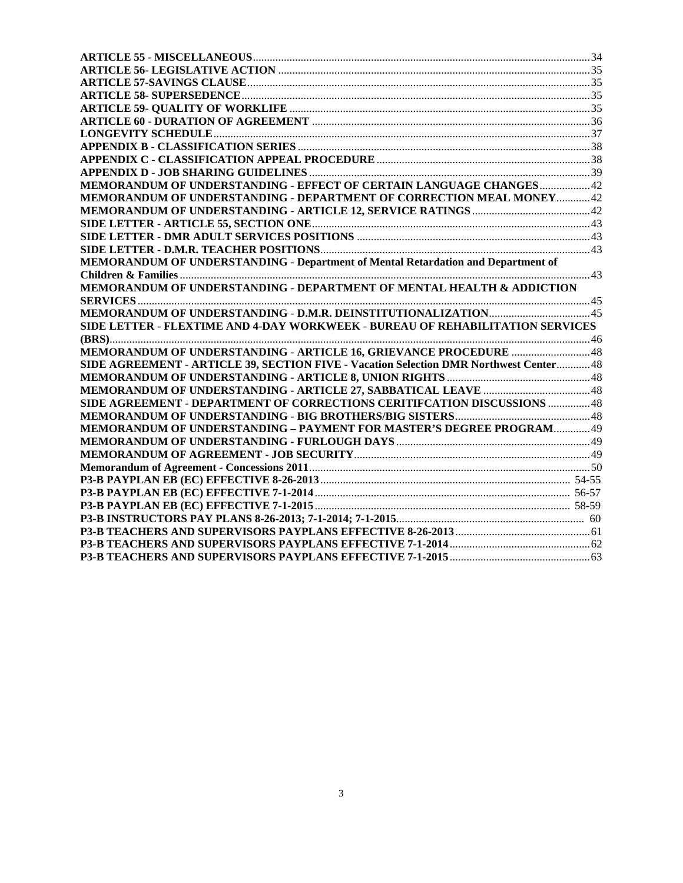| | |
|---|---|
| **ARTICLE 55 - MISCELLANEOUS** | 34 |
| **ARTICLE 56- LEGISLATIVE ACTION** | 35 |
| **ARTICLE 57-SAVINGS CLAUSE** | 35 |
| **ARTICLE 58- SUPERSEDENCE** | 35 |
| **ARTICLE 59- QUALITY OF WORKLIFE** | 35 |
| **ARTICLE 60 - DURATION OF AGREEMENT** | 36 |
| **LONGEVITY SCHEDULE** | 37 |
| **APPENDIX B - CLASSIFICATION SERIES** | 38 |
| **APPENDIX C - CLASSIFICATION APPEAL PROCEDURE** | 38 |
| **APPENDIX D - JOB SHARING GUIDELINES** | 39 |
| **MEMORANDUM OF UNDERSTANDING - EFFECT OF CERTAIN LANGUAGE CHANGES** | 42 |
| **MEMORANDUM OF UNDERSTANDING - DEPARTMENT OF CORRECTION MEAL MONEY** | 42 |
| **MEMORANDUM OF UNDERSTANDING - ARTICLE 12, SERVICE RATINGS** | 42 |
| **SIDE LETTER - ARTICLE 55, SECTION ONE** | 43 |
| **SIDE LETTER - DMR ADULT SERVICES POSITIONS** | 43 |
| **SIDE LETTER - D.M.R. TEACHER POSITIONS** | 43 |
| **MEMORANDUM OF UNDERSTANDING - Department of Mental Retardation and Department of Children & Families** | 43 |
| **MEMORANDUM OF UNDERSTANDING - DEPARTMENT OF MENTAL HEALTH & ADDICTION SERVICES** | 45 |
| **MEMORANDUM OF UNDERSTANDING - D.M.R. DEINSTITUTIONALIZATION** | 45 |
| **SIDE LETTER - FLEXTIME AND 4-DAY WORKWEEK - BUREAU OF REHABILITATION SERVICES (BRS)** | 46 |
| **MEMORANDUM OF UNDERSTANDING - ARTICLE 16, GRIEVANCE PROCEDURE** | 48 |
| **SIDE AGREEMENT - ARTICLE 39, SECTION FIVE - Vacation Selection DMR Northwest Center** | 48 |
| **MEMORANDUM OF UNDERSTANDING - ARTICLE 8, UNION RIGHTS** | 48 |
| **MEMORANDUM OF UNDERSTANDING - ARTICLE 27, SABBATICAL LEAVE** | 48 |
| **SIDE AGREEMENT - DEPARTMENT OF CORRECTIONS CERITIFCATION DISCUSSIONS** | 48 |
| **MEMORANDUM OF UNDERSTANDING - BIG BROTHERS/BIG SISTERS** | 48 |
| **MEMORANDUM OF UNDERSTANDING – PAYMENT FOR MASTER'S DEGREE PROGRAM** | 49 |
| **MEMORANDUM OF UNDERSTANDING - FURLOUGH DAYS** | 49 |
| **MEMORANDUM OF AGREEMENT - JOB SECURITY** | 49 |
| **Memorandum of Agreement - Concessions 2011** | 50 |
| **P3-B PAYPLAN EB (EC) EFFECTIVE 8-26-2013** | 54-55 |
| **P3-B PAYPLAN EB (EC) EFFECTIVE 7-1-2014** | 56-57 |
| **P3-B PAYPLAN EB (EC) EFFECTIVE 7-1-2015** | 58-59 |
| **P3-B INSTRUCTORS PAY PLANS 8-26-2013; 7-1-2014; 7-1-2015** | 60 |
| **P3-B TEACHERS AND SUPERVISORS PAYPLANS EFFECTIVE 8-26-2013** | 61 |
| **P3-B TEACHERS AND SUPERVISORS PAYPLANS EFFECTIVE 7-1-2014** | 62 |
| **P3-B TEACHERS AND SUPERVISORS PAYPLANS EFFECTIVE 7-1-2015** | 63 |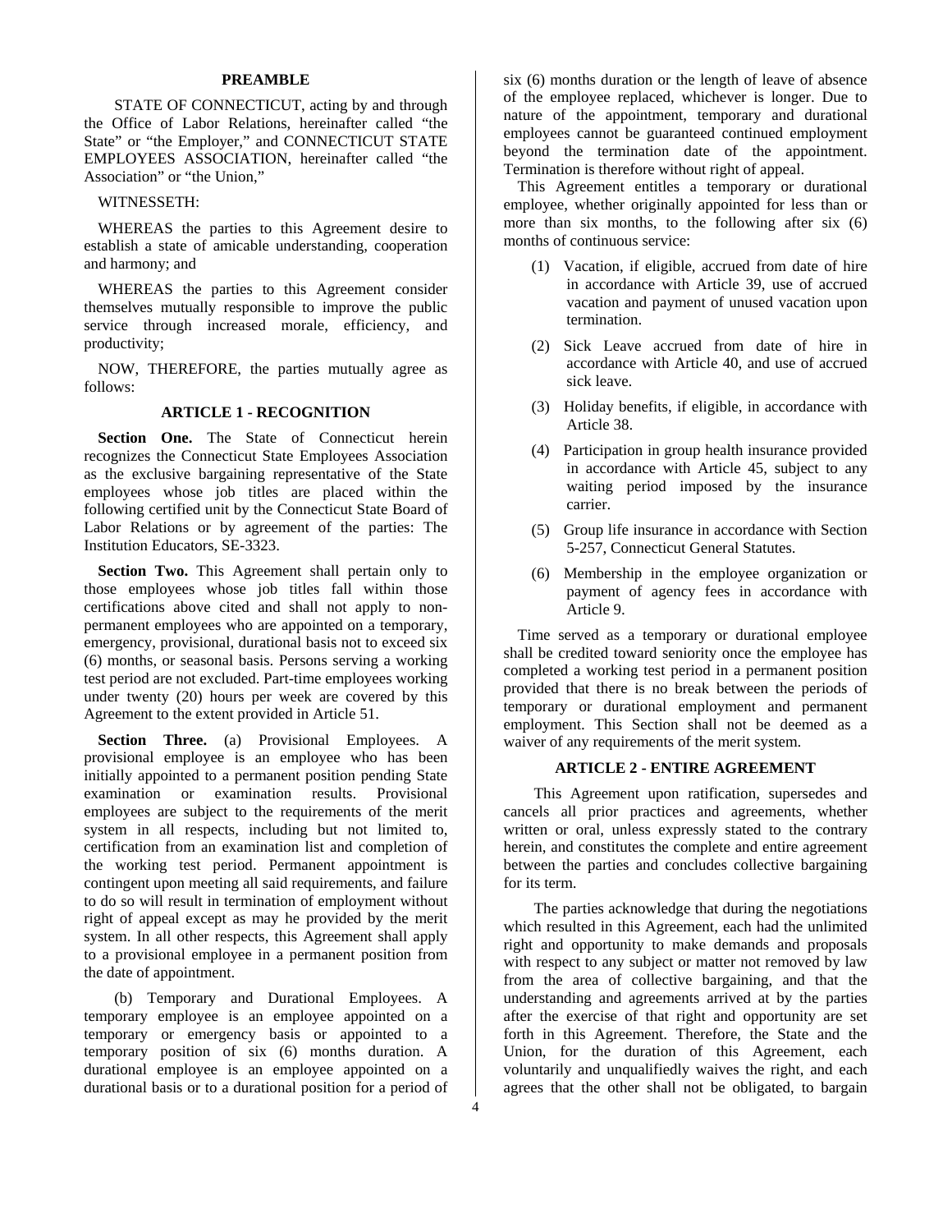## PREAMBLE

STATE OF CONNECTICUT, acting by and through the Office of Labor Relations, hereinafter called "the State" or "the Employer," and CONNECTICUT STATE EMPLOYEES ASSOCIATION, hereinafter called "the Association" or "the Union,"

WITNESSETH:

WHEREAS the parties to this Agreement desire to establish a state of amicable understanding, cooperation and harmony; and

WHEREAS the parties to this Agreement consider themselves mutually responsible to improve the public service through increased morale, efficiency, and productivity;

NOW, THEREFORE, the parties mutually agree as follows:

## ARTICLE 1 - RECOGNITION

**Section One.** The State of Connecticut herein recognizes the Connecticut State Employees Association as the exclusive bargaining representative of the State employees whose job titles are placed within the following certified unit by the Connecticut State Board of Labor Relations or by agreement of the parties: The Institution Educators, SE-3323.

**Section Two.** This Agreement shall pertain only to those employees whose job titles fall within those certifications above cited and shall not apply to non-permanent employees who are appointed on a temporary, emergency, provisional, durational basis not to exceed six (6) months, or seasonal basis. Persons serving a working test period are not excluded. Part-time employees working under twenty (20) hours per week are covered by this Agreement to the extent provided in Article 51.

**Section Three.** (a) Provisional Employees. A provisional employee is an employee who has been initially appointed to a permanent position pending State examination or examination results. Provisional employees are subject to the requirements of the merit system in all respects, including but not limited to, certification from an examination list and completion of the working test period. Permanent appointment is contingent upon meeting all said requirements, and failure to do so will result in termination of employment without right of appeal except as may he provided by the merit system. In all other respects, this Agreement shall apply to a provisional employee in a permanent position from the date of appointment.

(b) Temporary and Durational Employees. A temporary employee is an employee appointed on a temporary or emergency basis or appointed to a temporary position of six (6) months duration. A durational employee is an employee appointed on a durational basis or to a durational position for a period of six (6) months duration or the length of leave of absence of the employee replaced, whichever is longer. Due to nature of the appointment, temporary and durational employees cannot be guaranteed continued employment beyond the termination date of the appointment. Termination is therefore without right of appeal.

This Agreement entitles a temporary or durational employee, whether originally appointed for less than or more than six months, to the following after six (6) months of continuous service:

(1) Vacation, if eligible, accrued from date of hire in accordance with Article 39, use of accrued vacation and payment of unused vacation upon termination.

(2) Sick Leave accrued from date of hire in accordance with Article 40, and use of accrued sick leave.

(3) Holiday benefits, if eligible, in accordance with Article 38.

(4) Participation in group health insurance provided in accordance with Article 45, subject to any waiting period imposed by the insurance carrier.

(5) Group life insurance in accordance with Section 5-257, Connecticut General Statutes.

(6) Membership in the employee organization or payment of agency fees in accordance with Article 9.

Time served as a temporary or durational employee shall be credited toward seniority once the employee has completed a working test period in a permanent position provided that there is no break between the periods of temporary or durational employment and permanent employment. This Section shall not be deemed as a waiver of any requirements of the merit system.

## ARTICLE 2 - ENTIRE AGREEMENT

This Agreement upon ratification, supersedes and cancels all prior practices and agreements, whether written or oral, unless expressly stated to the contrary herein, and constitutes the complete and entire agreement between the parties and concludes collective bargaining for its term.

The parties acknowledge that during the negotiations which resulted in this Agreement, each had the unlimited right and opportunity to make demands and proposals with respect to any subject or matter not removed by law from the area of collective bargaining, and that the understanding and agreements arrived at by the parties after the exercise of that right and opportunity are set forth in this Agreement. Therefore, the State and the Union, for the duration of this Agreement, each voluntarily and unqualifiedly waives the right, and each agrees that the other shall not be obligated, to bargain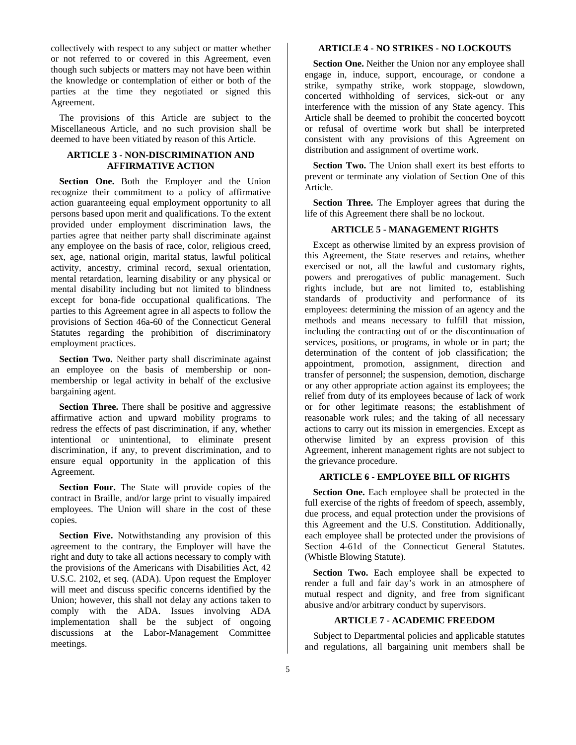collectively with respect to any subject or matter whether or not referred to or covered in this Agreement, even though such subjects or matters may not have been within the knowledge or contemplation of either or both of the parties at the time they negotiated or signed this Agreement.

The provisions of this Article are subject to the Miscellaneous Article, and no such provision shall be deemed to have been vitiated by reason of this Article.

## ARTICLE 3 - NON-DISCRIMINATION AND AFFIRMATIVE ACTION

**Section One.** Both the Employer and the Union recognize their commitment to a policy of affirmative action guaranteeing equal employment opportunity to all persons based upon merit and qualifications. To the extent provided under employment discrimination laws, the parties agree that neither party shall discriminate against any employee on the basis of race, color, religious creed, sex, age, national origin, marital status, lawful political activity, ancestry, criminal record, sexual orientation, mental retardation, learning disability or any physical or mental disability including but not limited to blindness except for bona-fide occupational qualifications. The parties to this Agreement agree in all aspects to follow the provisions of Section 46a-60 of the Connecticut General Statutes regarding the prohibition of discriminatory employment practices.

**Section Two.** Neither party shall discriminate against an employee on the basis of membership or non-membership or legal activity in behalf of the exclusive bargaining agent.

**Section Three.** There shall be positive and aggressive affirmative action and upward mobility programs to redress the effects of past discrimination, if any, whether intentional or unintentional, to eliminate present discrimination, if any, to prevent discrimination, and to ensure equal opportunity in the application of this Agreement.

**Section Four.** The State will provide copies of the contract in Braille, and/or large print to visually impaired employees. The Union will share in the cost of these copies.

**Section Five.** Notwithstanding any provision of this agreement to the contrary, the Employer will have the right and duty to take all actions necessary to comply with the provisions of the Americans with Disabilities Act, 42 U.S.C. 2102, et seq. (ADA). Upon request the Employer will meet and discuss specific concerns identified by the Union; however, this shall not delay any actions taken to comply with the ADA. Issues involving ADA implementation shall be the subject of ongoing discussions at the Labor-Management Committee meetings.

## ARTICLE 4 - NO STRIKES - NO LOCKOUTS

**Section One.** Neither the Union nor any employee shall engage in, induce, support, encourage, or condone a strike, sympathy strike, work stoppage, slowdown, concerted withholding of services, sick-out or any interference with the mission of any State agency. This Article shall be deemed to prohibit the concerted boycott or refusal of overtime work but shall be interpreted consistent with any provisions of this Agreement on distribution and assignment of overtime work.

**Section Two.** The Union shall exert its best efforts to prevent or terminate any violation of Section One of this Article.

**Section Three.** The Employer agrees that during the life of this Agreement there shall be no lockout.

## ARTICLE 5 - MANAGEMENT RIGHTS

Except as otherwise limited by an express provision of this Agreement, the State reserves and retains, whether exercised or not, all the lawful and customary rights, powers and prerogatives of public management. Such rights include, but are not limited to, establishing standards of productivity and performance of its employees: determining the mission of an agency and the methods and means necessary to fulfill that mission, including the contracting out of or the discontinuation of services, positions, or programs, in whole or in part; the determination of the content of job classification; the appointment, promotion, assignment, direction and transfer of personnel; the suspension, demotion, discharge or any other appropriate action against its employees; the relief from duty of its employees because of lack of work or for other legitimate reasons; the establishment of reasonable work rules; and the taking of all necessary actions to carry out its mission in emergencies. Except as otherwise limited by an express provision of this Agreement, inherent management rights are not subject to the grievance procedure.

## ARTICLE 6 - EMPLOYEE BILL OF RIGHTS

**Section One.** Each employee shall be protected in the full exercise of the rights of freedom of speech, assembly, due process, and equal protection under the provisions of this Agreement and the U.S. Constitution. Additionally, each employee shall be protected under the provisions of Section 4-61d of the Connecticut General Statutes. (Whistle Blowing Statute).

**Section Two.** Each employee shall be expected to render a full and fair day's work in an atmosphere of mutual respect and dignity, and free from significant abusive and/or arbitrary conduct by supervisors.

## ARTICLE 7 - ACADEMIC FREEDOM

Subject to Departmental policies and applicable statutes and regulations, all bargaining unit members shall be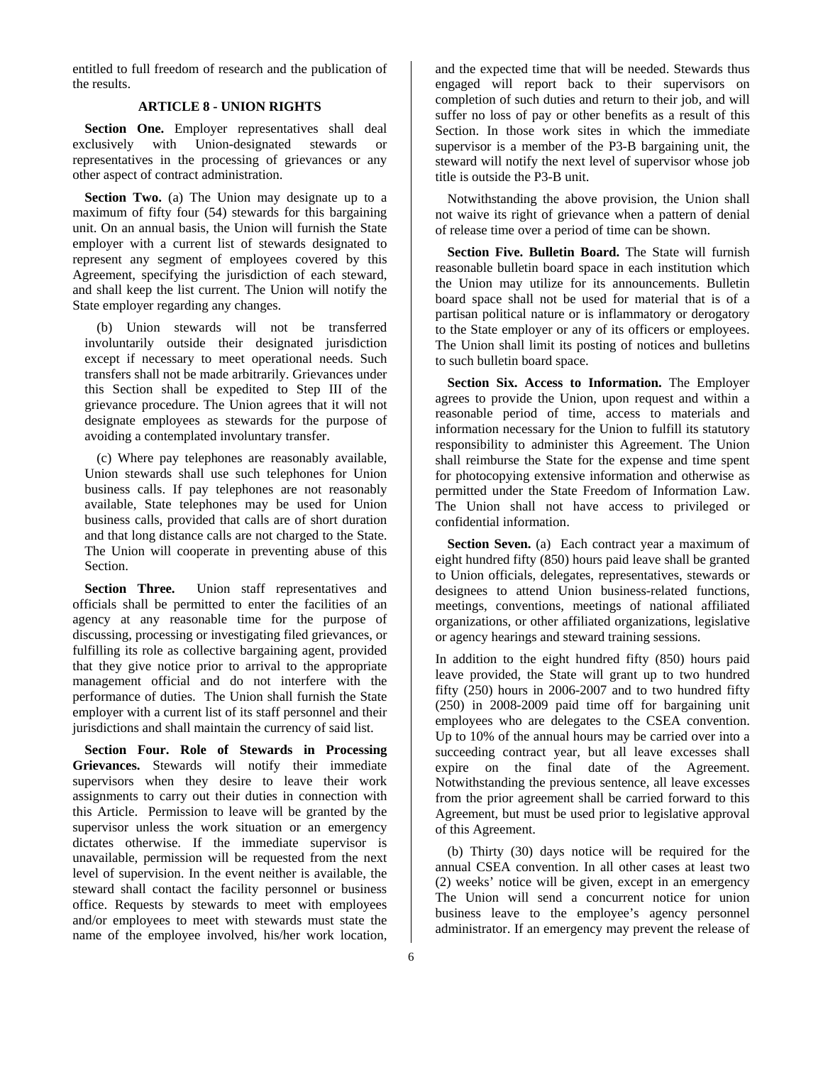entitled to full freedom of research and the publication of the results.

### ARTICLE 8 - UNION RIGHTS

**Section One.** Employer representatives shall deal exclusively with Union-designated stewards or representatives in the processing of grievances or any other aspect of contract administration.

**Section Two.** (a) The Union may designate up to a maximum of fifty four (54) stewards for this bargaining unit. On an annual basis, the Union will furnish the State employer with a current list of stewards designated to represent any segment of employees covered by this Agreement, specifying the jurisdiction of each steward, and shall keep the list current. The Union will notify the State employer regarding any changes.

(b) Union stewards will not be transferred involuntarily outside their designated jurisdiction except if necessary to meet operational needs. Such transfers shall not be made arbitrarily. Grievances under this Section shall be expedited to Step III of the grievance procedure. The Union agrees that it will not designate employees as stewards for the purpose of avoiding a contemplated involuntary transfer.

(c) Where pay telephones are reasonably available, Union stewards shall use such telephones for Union business calls. If pay telephones are not reasonably available, State telephones may be used for Union business calls, provided that calls are of short duration and that long distance calls are not charged to the State. The Union will cooperate in preventing abuse of this Section.

**Section Three.** Union staff representatives and officials shall be permitted to enter the facilities of an agency at any reasonable time for the purpose of discussing, processing or investigating filed grievances, or fulfilling its role as collective bargaining agent, provided that they give notice prior to arrival to the appropriate management official and do not interfere with the performance of duties. The Union shall furnish the State employer with a current list of its staff personnel and their jurisdictions and shall maintain the currency of said list.

**Section Four. Role of Stewards in Processing Grievances.** Stewards will notify their immediate supervisors when they desire to leave their work assignments to carry out their duties in connection with this Article. Permission to leave will be granted by the supervisor unless the work situation or an emergency dictates otherwise. If the immediate supervisor is unavailable, permission will be requested from the next level of supervision. In the event neither is available, the steward shall contact the facility personnel or business office. Requests by stewards to meet with employees and/or employees to meet with stewards must state the name of the employee involved, his/her work location, and the expected time that will be needed. Stewards thus engaged will report back to their supervisors on completion of such duties and return to their job, and will suffer no loss of pay or other benefits as a result of this Section. In those work sites in which the immediate supervisor is a member of the P3-B bargaining unit, the steward will notify the next level of supervisor whose job title is outside the P3-B unit.

Notwithstanding the above provision, the Union shall not waive its right of grievance when a pattern of denial of release time over a period of time can be shown.

**Section Five. Bulletin Board.** The State will furnish reasonable bulletin board space in each institution which the Union may utilize for its announcements. Bulletin board space shall not be used for material that is of a partisan political nature or is inflammatory or derogatory to the State employer or any of its officers or employees. The Union shall limit its posting of notices and bulletins to such bulletin board space.

**Section Six. Access to Information.** The Employer agrees to provide the Union, upon request and within a reasonable period of time, access to materials and information necessary for the Union to fulfill its statutory responsibility to administer this Agreement. The Union shall reimburse the State for the expense and time spent for photocopying extensive information and otherwise as permitted under the State Freedom of Information Law. The Union shall not have access to privileged or confidential information.

**Section Seven.** (a) Each contract year a maximum of eight hundred fifty (850) hours paid leave shall be granted to Union officials, delegates, representatives, stewards or designees to attend Union business-related functions, meetings, conventions, meetings of national affiliated organizations, or other affiliated organizations, legislative or agency hearings and steward training sessions.

In addition to the eight hundred fifty (850) hours paid leave provided, the State will grant up to two hundred fifty (250) hours in 2006-2007 and to two hundred fifty (250) in 2008-2009 paid time off for bargaining unit employees who are delegates to the CSEA convention. Up to 10% of the annual hours may be carried over into a succeeding contract year, but all leave excesses shall expire on the final date of the Agreement. Notwithstanding the previous sentence, all leave excesses from the prior agreement shall be carried forward to this Agreement, but must be used prior to legislative approval of this Agreement.

(b) Thirty (30) days notice will be required for the annual CSEA convention. In all other cases at least two (2) weeks' notice will be given, except in an emergency The Union will send a concurrent notice for union business leave to the employee's agency personnel administrator. If an emergency may prevent the release of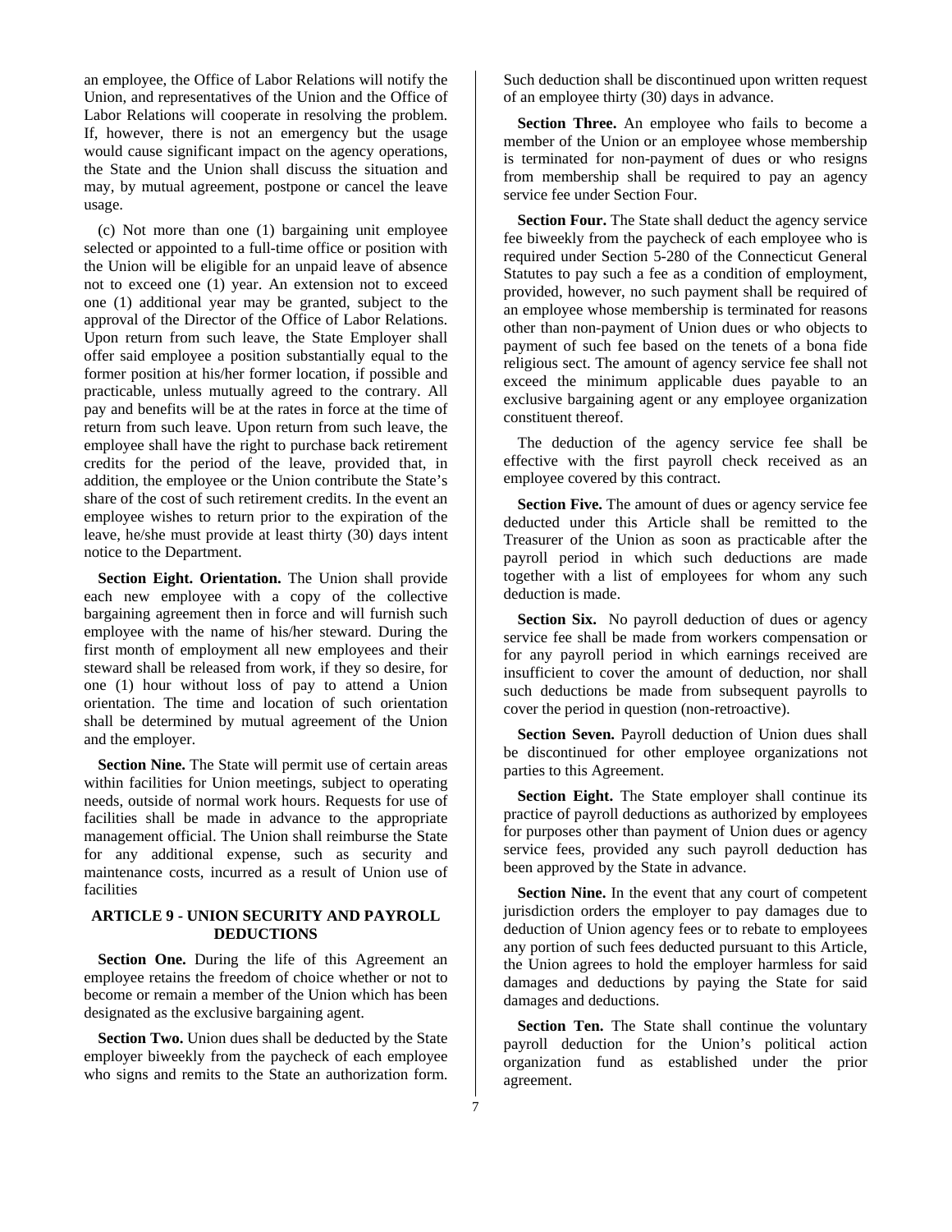an employee, the Office of Labor Relations will notify the Union, and representatives of the Union and the Office of Labor Relations will cooperate in resolving the problem. If, however, there is not an emergency but the usage would cause significant impact on the agency operations, the State and the Union shall discuss the situation and may, by mutual agreement, postpone or cancel the leave usage.

(c) Not more than one (1) bargaining unit employee selected or appointed to a full-time office or position with the Union will be eligible for an unpaid leave of absence not to exceed one (1) year. An extension not to exceed one (1) additional year may be granted, subject to the approval of the Director of the Office of Labor Relations. Upon return from such leave, the State Employer shall offer said employee a position substantially equal to the former position at his/her former location, if possible and practicable, unless mutually agreed to the contrary. All pay and benefits will be at the rates in force at the time of return from such leave. Upon return from such leave, the employee shall have the right to purchase back retirement credits for the period of the leave, provided that, in addition, the employee or the Union contribute the State's share of the cost of such retirement credits. In the event an employee wishes to return prior to the expiration of the leave, he/she must provide at least thirty (30) days intent notice to the Department.

**Section Eight. Orientation.** The Union shall provide each new employee with a copy of the collective bargaining agreement then in force and will furnish such employee with the name of his/her steward. During the first month of employment all new employees and their steward shall be released from work, if they so desire, for one (1) hour without loss of pay to attend a Union orientation. The time and location of such orientation shall be determined by mutual agreement of the Union and the employer.

**Section Nine.** The State will permit use of certain areas within facilities for Union meetings, subject to operating needs, outside of normal work hours. Requests for use of facilities shall be made in advance to the appropriate management official. The Union shall reimburse the State for any additional expense, such as security and maintenance costs, incurred as a result of Union use of facilities

## ARTICLE 9 - UNION SECURITY AND PAYROLL DEDUCTIONS

**Section One.** During the life of this Agreement an employee retains the freedom of choice whether or not to become or remain a member of the Union which has been designated as the exclusive bargaining agent.

**Section Two.** Union dues shall be deducted by the State employer biweekly from the paycheck of each employee who signs and remits to the State an authorization form. Such deduction shall be discontinued upon written request of an employee thirty (30) days in advance.

**Section Three.** An employee who fails to become a member of the Union or an employee whose membership is terminated for non-payment of dues or who resigns from membership shall be required to pay an agency service fee under Section Four.

**Section Four.** The State shall deduct the agency service fee biweekly from the paycheck of each employee who is required under Section 5-280 of the Connecticut General Statutes to pay such a fee as a condition of employment, provided, however, no such payment shall be required of an employee whose membership is terminated for reasons other than non-payment of Union dues or who objects to payment of such fee based on the tenets of a bona fide religious sect. The amount of agency service fee shall not exceed the minimum applicable dues payable to an exclusive bargaining agent or any employee organization constituent thereof.

The deduction of the agency service fee shall be effective with the first payroll check received as an employee covered by this contract.

**Section Five.** The amount of dues or agency service fee deducted under this Article shall be remitted to the Treasurer of the Union as soon as practicable after the payroll period in which such deductions are made together with a list of employees for whom any such deduction is made.

**Section Six.** No payroll deduction of dues or agency service fee shall be made from workers compensation or for any payroll period in which earnings received are insufficient to cover the amount of deduction, nor shall such deductions be made from subsequent payrolls to cover the period in question (non-retroactive).

**Section Seven.** Payroll deduction of Union dues shall be discontinued for other employee organizations not parties to this Agreement.

**Section Eight.** The State employer shall continue its practice of payroll deductions as authorized by employees for purposes other than payment of Union dues or agency service fees, provided any such payroll deduction has been approved by the State in advance.

**Section Nine.** In the event that any court of competent jurisdiction orders the employer to pay damages due to deduction of Union agency fees or to rebate to employees any portion of such fees deducted pursuant to this Article, the Union agrees to hold the employer harmless for said damages and deductions by paying the State for said damages and deductions.

**Section Ten.** The State shall continue the voluntary payroll deduction for the Union's political action organization fund as established under the prior agreement.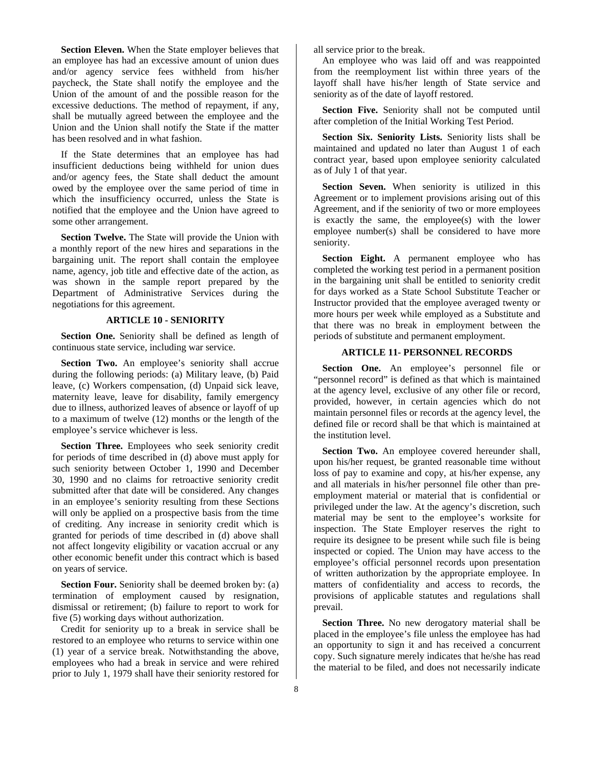**Section Eleven.** When the State employer believes that an employee has had an excessive amount of union dues and/or agency service fees withheld from his/her paycheck, the State shall notify the employee and the Union of the amount of and the possible reason for the excessive deductions. The method of repayment, if any, shall be mutually agreed between the employee and the Union and the Union shall notify the State if the matter has been resolved and in what fashion.

If the State determines that an employee has had insufficient deductions being withheld for union dues and/or agency fees, the State shall deduct the amount owed by the employee over the same period of time in which the insufficiency occurred, unless the State is notified that the employee and the Union have agreed to some other arrangement.

**Section Twelve.** The State will provide the Union with a monthly report of the new hires and separations in the bargaining unit. The report shall contain the employee name, agency, job title and effective date of the action, as was shown in the sample report prepared by the Department of Administrative Services during the negotiations for this agreement.

## ARTICLE 10 - SENIORITY

**Section One.** Seniority shall be defined as length of continuous state service, including war service.

**Section Two.** An employee's seniority shall accrue during the following periods: (a) Military leave, (b) Paid leave, (c) Workers compensation, (d) Unpaid sick leave, maternity leave, leave for disability, family emergency due to illness, authorized leaves of absence or layoff of up to a maximum of twelve (12) months or the length of the employee's service whichever is less.

**Section Three.** Employees who seek seniority credit for periods of time described in (d) above must apply for such seniority between October 1, 1990 and December 30, 1990 and no claims for retroactive seniority credit submitted after that date will be considered. Any changes in an employee's seniority resulting from these Sections will only be applied on a prospective basis from the time of crediting. Any increase in seniority credit which is granted for periods of time described in (d) above shall not affect longevity eligibility or vacation accrual or any other economic benefit under this contract which is based on years of service.

**Section Four.** Seniority shall be deemed broken by: (a) termination of employment caused by resignation, dismissal or retirement; (b) failure to report to work for five (5) working days without authorization.

Credit for seniority up to a break in service shall be restored to an employee who returns to service within one (1) year of a service break. Notwithstanding the above, employees who had a break in service and were rehired prior to July 1, 1979 shall have their seniority restored for all service prior to the break.

An employee who was laid off and was reappointed from the reemployment list within three years of the layoff shall have his/her length of State service and seniority as of the date of layoff restored.

**Section Five.** Seniority shall not be computed until after completion of the Initial Working Test Period.

**Section Six. Seniority Lists.** Seniority lists shall be maintained and updated no later than August 1 of each contract year, based upon employee seniority calculated as of July 1 of that year.

**Section Seven.** When seniority is utilized in this Agreement or to implement provisions arising out of this Agreement, and if the seniority of two or more employees is exactly the same, the employee(s) with the lower employee number(s) shall be considered to have more seniority.

**Section Eight.** A permanent employee who has completed the working test period in a permanent position in the bargaining unit shall be entitled to seniority credit for days worked as a State School Substitute Teacher or Instructor provided that the employee averaged twenty or more hours per week while employed as a Substitute and that there was no break in employment between the periods of substitute and permanent employment.

## ARTICLE 11- PERSONNEL RECORDS

**Section One.** An employee's personnel file or "personnel record" is defined as that which is maintained at the agency level, exclusive of any other file or record, provided, however, in certain agencies which do not maintain personnel files or records at the agency level, the defined file or record shall be that which is maintained at the institution level.

**Section Two.** An employee covered hereunder shall, upon his/her request, be granted reasonable time without loss of pay to examine and copy, at his/her expense, any and all materials in his/her personnel file other than pre-employment material or material that is confidential or privileged under the law. At the agency's discretion, such material may be sent to the employee's worksite for inspection. The State Employer reserves the right to require its designee to be present while such file is being inspected or copied. The Union may have access to the employee's official personnel records upon presentation of written authorization by the appropriate employee. In matters of confidentiality and access to records, the provisions of applicable statutes and regulations shall prevail.

**Section Three.** No new derogatory material shall be placed in the employee's file unless the employee has had an opportunity to sign it and has received a concurrent copy. Such signature merely indicates that he/she has read the material to be filed, and does not necessarily indicate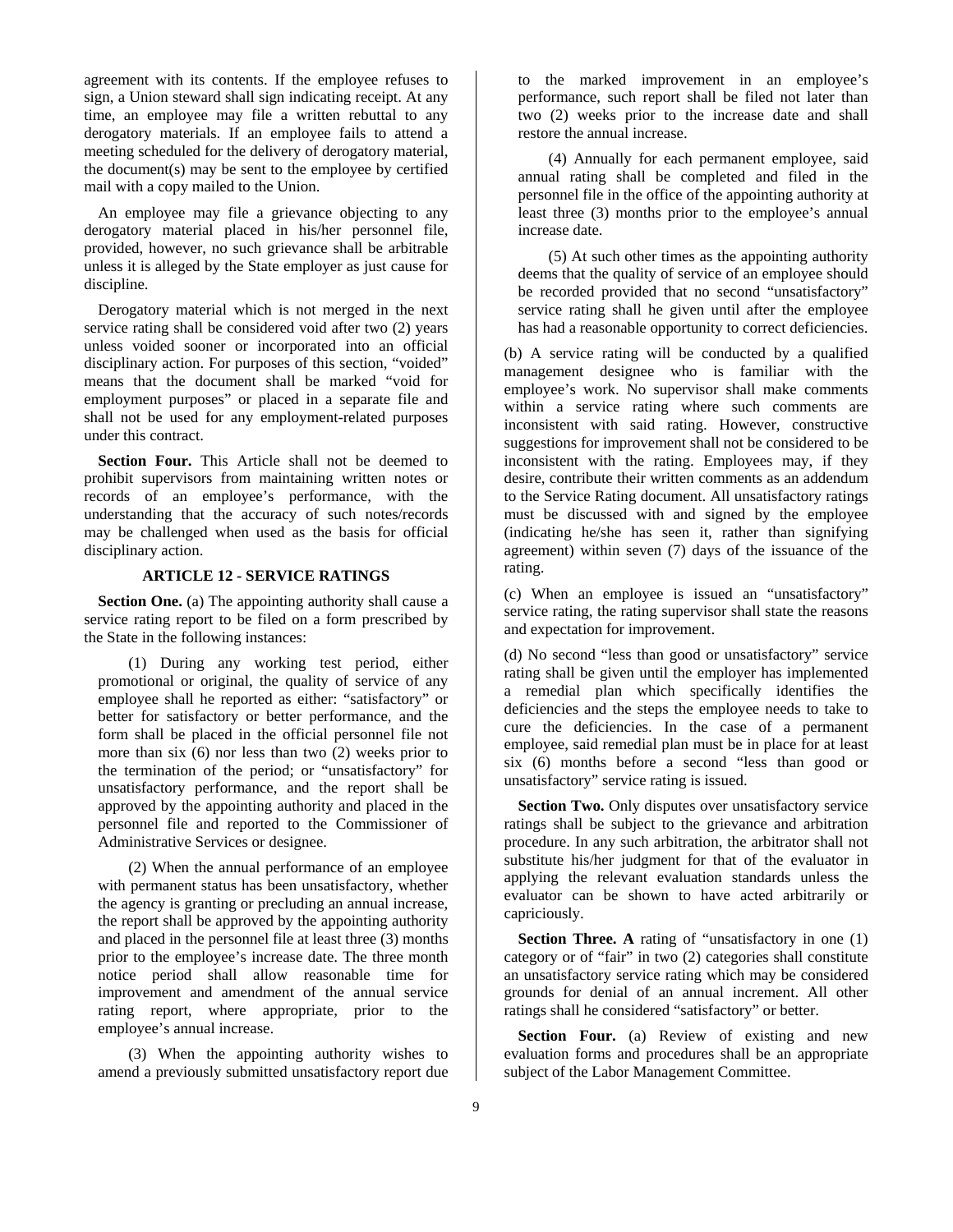agreement with its contents. If the employee refuses to sign, a Union steward shall sign indicating receipt. At any time, an employee may file a written rebuttal to any derogatory materials. If an employee fails to attend a meeting scheduled for the delivery of derogatory material, the document(s) may be sent to the employee by certified mail with a copy mailed to the Union.

An employee may file a grievance objecting to any derogatory material placed in his/her personnel file, provided, however, no such grievance shall be arbitrable unless it is alleged by the State employer as just cause for discipline.

Derogatory material which is not merged in the next service rating shall be considered void after two (2) years unless voided sooner or incorporated into an official disciplinary action. For purposes of this section, "voided" means that the document shall be marked "void for employment purposes" or placed in a separate file and shall not be used for any employment-related purposes under this contract.

**Section Four.** This Article shall not be deemed to prohibit supervisors from maintaining written notes or records of an employee's performance, with the understanding that the accuracy of such notes/records may be challenged when used as the basis for official disciplinary action.

## ARTICLE 12 - SERVICE RATINGS

**Section One.** (a) The appointing authority shall cause a service rating report to be filed on a form prescribed by the State in the following instances:

(1) During any working test period, either promotional or original, the quality of service of any employee shall he reported as either: "satisfactory" or better for satisfactory or better performance, and the form shall be placed in the official personnel file not more than six (6) nor less than two (2) weeks prior to the termination of the period; or "unsatisfactory" for unsatisfactory performance, and the report shall be approved by the appointing authority and placed in the personnel file and reported to the Commissioner of Administrative Services or designee.

(2) When the annual performance of an employee with permanent status has been unsatisfactory, whether the agency is granting or precluding an annual increase, the report shall be approved by the appointing authority and placed in the personnel file at least three (3) months prior to the employee's increase date. The three month notice period shall allow reasonable time for improvement and amendment of the annual service rating report, where appropriate, prior to the employee's annual increase.

(3) When the appointing authority wishes to amend a previously submitted unsatisfactory report due to the marked improvement in an employee's performance, such report shall be filed not later than two (2) weeks prior to the increase date and shall restore the annual increase.

(4) Annually for each permanent employee, said annual rating shall be completed and filed in the personnel file in the office of the appointing authority at least three (3) months prior to the employee's annual increase date.

(5) At such other times as the appointing authority deems that the quality of service of an employee should be recorded provided that no second "unsatisfactory" service rating shall he given until after the employee has had a reasonable opportunity to correct deficiencies.

(b) A service rating will be conducted by a qualified management designee who is familiar with the employee's work. No supervisor shall make comments within a service rating where such comments are inconsistent with said rating. However, constructive suggestions for improvement shall not be considered to be inconsistent with the rating. Employees may, if they desire, contribute their written comments as an addendum to the Service Rating document. All unsatisfactory ratings must be discussed with and signed by the employee (indicating he/she has seen it, rather than signifying agreement) within seven (7) days of the issuance of the rating.

(c) When an employee is issued an "unsatisfactory" service rating, the rating supervisor shall state the reasons and expectation for improvement.

(d) No second "less than good or unsatisfactory" service rating shall be given until the employer has implemented a remedial plan which specifically identifies the deficiencies and the steps the employee needs to take to cure the deficiencies. In the case of a permanent employee, said remedial plan must be in place for at least six (6) months before a second "less than good or unsatisfactory" service rating is issued.

**Section Two.** Only disputes over unsatisfactory service ratings shall be subject to the grievance and arbitration procedure. In any such arbitration, the arbitrator shall not substitute his/her judgment for that of the evaluator in applying the relevant evaluation standards unless the evaluator can be shown to have acted arbitrarily or capriciously.

**Section Three. A** rating of "unsatisfactory in one (1) category or of "fair" in two (2) categories shall constitute an unsatisfactory service rating which may be considered grounds for denial of an annual increment. All other ratings shall he considered "satisfactory" or better.

**Section Four.** (a) Review of existing and new evaluation forms and procedures shall be an appropriate subject of the Labor Management Committee.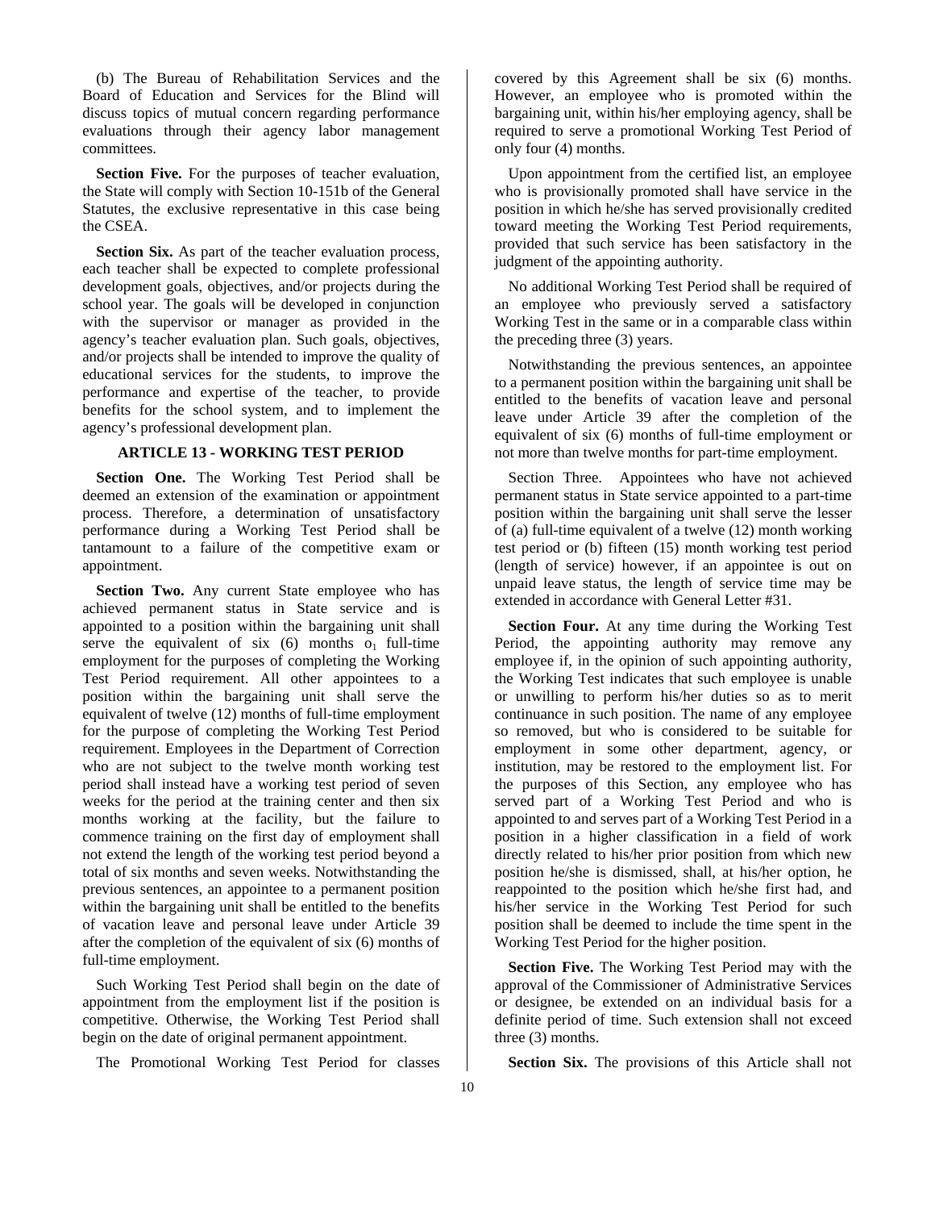(b) The Bureau of Rehabilitation Services and the Board of Education and Services for the Blind will discuss topics of mutual concern regarding performance evaluations through their agency labor management committees.

**Section Five.** For the purposes of teacher evaluation, the State will comply with Section 10-151b of the General Statutes, the exclusive representative in this case being the CSEA.

**Section Six.** As part of the teacher evaluation process, each teacher shall be expected to complete professional development goals, objectives, and/or projects during the school year. The goals will be developed in conjunction with the supervisor or manager as provided in the agency's teacher evaluation plan. Such goals, objectives, and/or projects shall be intended to improve the quality of educational services for the students, to improve the performance and expertise of the teacher, to provide benefits for the school system, and to implement the agency's professional development plan.

## ARTICLE 13 - WORKING TEST PERIOD

**Section One.** The Working Test Period shall be deemed an extension of the examination or appointment process. Therefore, a determination of unsatisfactory performance during a Working Test Period shall be tantamount to a failure of the competitive exam or appointment.

**Section Two.** Any current State employee who has achieved permanent status in State service and is appointed to a position within the bargaining unit shall serve the equivalent of six (6) months $o_1$ full-time employment for the purposes of completing the Working Test Period requirement. All other appointees to a position within the bargaining unit shall serve the equivalent of twelve (12) months of full-time employment for the purpose of completing the Working Test Period requirement. Employees in the Department of Correction who are not subject to the twelve month working test period shall instead have a working test period of seven weeks for the period at the training center and then six months working at the facility, but the failure to commence training on the first day of employment shall not extend the length of the working test period beyond a total of six months and seven weeks. Notwithstanding the previous sentences, an appointee to a permanent position within the bargaining unit shall be entitled to the benefits of vacation leave and personal leave under Article 39 after the completion of the equivalent of six (6) months of full-time employment.

Such Working Test Period shall begin on the date of appointment from the employment list if the position is competitive. Otherwise, the Working Test Period shall begin on the date of original permanent appointment.

The Promotional Working Test Period for classes covered by this Agreement shall be six (6) months. However, an employee who is promoted within the bargaining unit, within his/her employing agency, shall be required to serve a promotional Working Test Period of only four (4) months.

Upon appointment from the certified list, an employee who is provisionally promoted shall have service in the position in which he/she has served provisionally credited toward meeting the Working Test Period requirements, provided that such service has been satisfactory in the judgment of the appointing authority.

No additional Working Test Period shall be required of an employee who previously served a satisfactory Working Test in the same or in a comparable class within the preceding three (3) years.

Notwithstanding the previous sentences, an appointee to a permanent position within the bargaining unit shall be entitled to the benefits of vacation leave and personal leave under Article 39 after the completion of the equivalent of six (6) months of full-time employment or not more than twelve months for part-time employment.

Section Three. Appointees who have not achieved permanent status in State service appointed to a part-time position within the bargaining unit shall serve the lesser of (a) full-time equivalent of a twelve (12) month working test period or (b) fifteen (15) month working test period (length of service) however, if an appointee is out on unpaid leave status, the length of service time may be extended in accordance with General Letter #31.

**Section Four.** At any time during the Working Test Period, the appointing authority may remove any employee if, in the opinion of such appointing authority, the Working Test indicates that such employee is unable or unwilling to perform his/her duties so as to merit continuance in such position. The name of any employee so removed, but who is considered to be suitable for employment in some other department, agency, or institution, may be restored to the employment list. For the purposes of this Section, any employee who has served part of a Working Test Period and who is appointed to and serves part of a Working Test Period in a position in a higher classification in a field of work directly related to his/her prior position from which new position he/she is dismissed, shall, at his/her option, he reappointed to the position which he/she first had, and his/her service in the Working Test Period for such position shall be deemed to include the time spent in the Working Test Period for the higher position.

**Section Five.** The Working Test Period may with the approval of the Commissioner of Administrative Services or designee, be extended on an individual basis for a definite period of time. Such extension shall not exceed three (3) months.

**Section Six.** The provisions of this Article shall not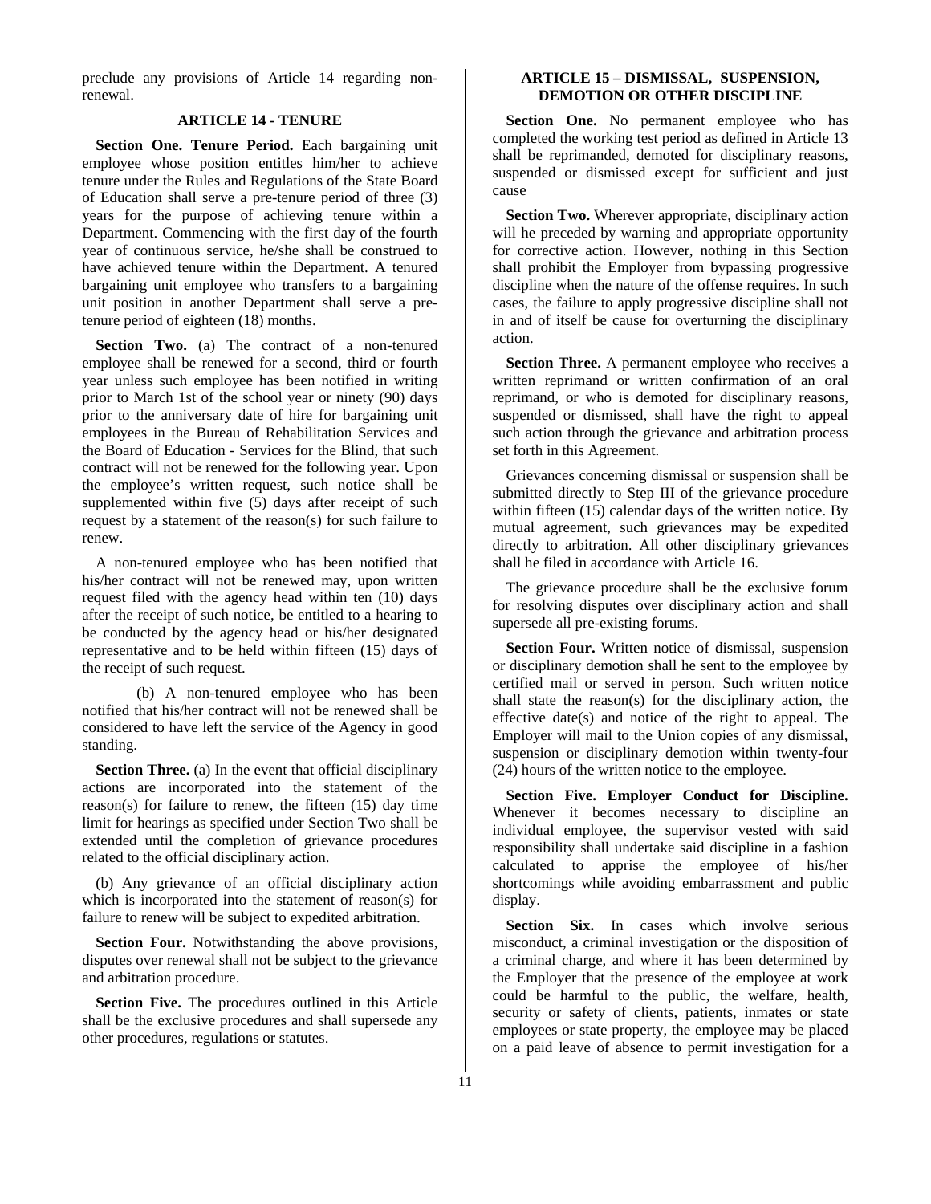preclude any provisions of Article 14 regarding non-renewal.

## ARTICLE 14 - TENURE

**Section One. Tenure Period.** Each bargaining unit employee whose position entitles him/her to achieve tenure under the Rules and Regulations of the State Board of Education shall serve a pre-tenure period of three (3) years for the purpose of achieving tenure within a Department. Commencing with the first day of the fourth year of continuous service, he/she shall be construed to have achieved tenure within the Department. A tenured bargaining unit employee who transfers to a bargaining unit position in another Department shall serve a pre-tenure period of eighteen (18) months.

**Section Two.** (a) The contract of a non-tenured employee shall be renewed for a second, third or fourth year unless such employee has been notified in writing prior to March 1st of the school year or ninety (90) days prior to the anniversary date of hire for bargaining unit employees in the Bureau of Rehabilitation Services and the Board of Education - Services for the Blind, that such contract will not be renewed for the following year. Upon the employee's written request, such notice shall be supplemented within five (5) days after receipt of such request by a statement of the reason(s) for such failure to renew.

A non-tenured employee who has been notified that his/her contract will not be renewed may, upon written request filed with the agency head within ten (10) days after the receipt of such notice, be entitled to a hearing to be conducted by the agency head or his/her designated representative and to be held within fifteen (15) days of the receipt of such request.

(b) A non-tenured employee who has been notified that his/her contract will not be renewed shall be considered to have left the service of the Agency in good standing.

**Section Three.** (a) In the event that official disciplinary actions are incorporated into the statement of the reason(s) for failure to renew, the fifteen (15) day time limit for hearings as specified under Section Two shall be extended until the completion of grievance procedures related to the official disciplinary action.

(b) Any grievance of an official disciplinary action which is incorporated into the statement of reason(s) for failure to renew will be subject to expedited arbitration.

**Section Four.** Notwithstanding the above provisions, disputes over renewal shall not be subject to the grievance and arbitration procedure.

**Section Five.** The procedures outlined in this Article shall be the exclusive procedures and shall supersede any other procedures, regulations or statutes.

## ARTICLE 15 – DISMISSAL, SUSPENSION, DEMOTION OR OTHER DISCIPLINE

**Section One.** No permanent employee who has completed the working test period as defined in Article 13 shall be reprimanded, demoted for disciplinary reasons, suspended or dismissed except for sufficient and just cause

**Section Two.** Wherever appropriate, disciplinary action will he preceded by warning and appropriate opportunity for corrective action. However, nothing in this Section shall prohibit the Employer from bypassing progressive discipline when the nature of the offense requires. In such cases, the failure to apply progressive discipline shall not in and of itself be cause for overturning the disciplinary action.

**Section Three.** A permanent employee who receives a written reprimand or written confirmation of an oral reprimand, or who is demoted for disciplinary reasons, suspended or dismissed, shall have the right to appeal such action through the grievance and arbitration process set forth in this Agreement.

Grievances concerning dismissal or suspension shall be submitted directly to Step III of the grievance procedure within fifteen (15) calendar days of the written notice. By mutual agreement, such grievances may be expedited directly to arbitration. All other disciplinary grievances shall he filed in accordance with Article 16.

The grievance procedure shall be the exclusive forum for resolving disputes over disciplinary action and shall supersede all pre-existing forums.

**Section Four.** Written notice of dismissal, suspension or disciplinary demotion shall he sent to the employee by certified mail or served in person. Such written notice shall state the reason(s) for the disciplinary action, the effective date(s) and notice of the right to appeal. The Employer will mail to the Union copies of any dismissal, suspension or disciplinary demotion within twenty-four (24) hours of the written notice to the employee.

**Section Five. Employer Conduct for Discipline.** Whenever it becomes necessary to discipline an individual employee, the supervisor vested with said responsibility shall undertake said discipline in a fashion calculated to apprise the employee of his/her shortcomings while avoiding embarrassment and public display.

**Section Six.** In cases which involve serious misconduct, a criminal investigation or the disposition of a criminal charge, and where it has been determined by the Employer that the presence of the employee at work could be harmful to the public, the welfare, health, security or safety of clients, patients, inmates or state employees or state property, the employee may be placed on a paid leave of absence to permit investigation for a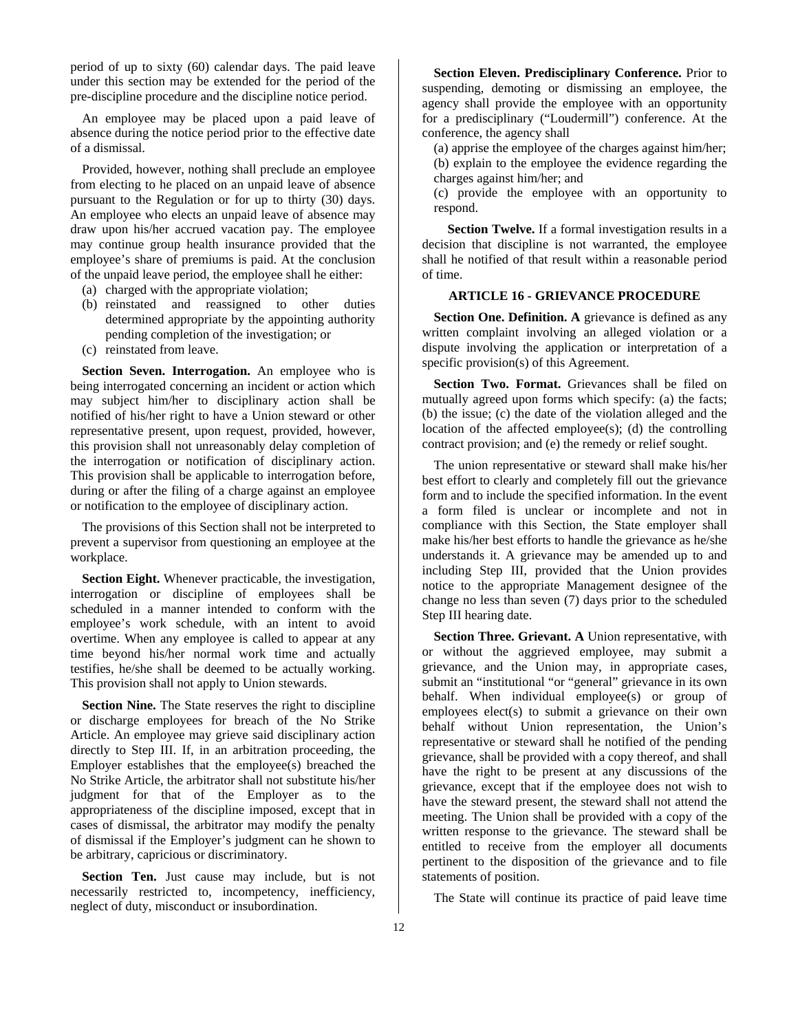period of up to sixty (60) calendar days. The paid leave under this section may be extended for the period of the pre-discipline procedure and the discipline notice period.

An employee may be placed upon a paid leave of absence during the notice period prior to the effective date of a dismissal.

Provided, however, nothing shall preclude an employee from electing to he placed on an unpaid leave of absence pursuant to the Regulation or for up to thirty (30) days. An employee who elects an unpaid leave of absence may draw upon his/her accrued vacation pay. The employee may continue group health insurance provided that the employee's share of premiums is paid. At the conclusion of the unpaid leave period, the employee shall he either:

(a) charged with the appropriate violation;
(b) reinstated and reassigned to other duties determined appropriate by the appointing authority pending completion of the investigation; or
(c) reinstated from leave.

**Section Seven. Interrogation.** An employee who is being interrogated concerning an incident or action which may subject him/her to disciplinary action shall be notified of his/her right to have a Union steward or other representative present, upon request, provided, however, this provision shall not unreasonably delay completion of the interrogation or notification of disciplinary action. This provision shall be applicable to interrogation before, during or after the filing of a charge against an employee or notification to the employee of disciplinary action.

The provisions of this Section shall not be interpreted to prevent a supervisor from questioning an employee at the workplace.

**Section Eight.** Whenever practicable, the investigation, interrogation or discipline of employees shall be scheduled in a manner intended to conform with the employee's work schedule, with an intent to avoid overtime. When any employee is called to appear at any time beyond his/her normal work time and actually testifies, he/she shall be deemed to be actually working. This provision shall not apply to Union stewards.

**Section Nine.** The State reserves the right to discipline or discharge employees for breach of the No Strike Article. An employee may grieve said disciplinary action directly to Step III. If, in an arbitration proceeding, the Employer establishes that the employee(s) breached the No Strike Article, the arbitrator shall not substitute his/her judgment for that of the Employer as to the appropriateness of the discipline imposed, except that in cases of dismissal, the arbitrator may modify the penalty of dismissal if the Employer's judgment can he shown to be arbitrary, capricious or discriminatory.

**Section Ten.** Just cause may include, but is not necessarily restricted to, incompetency, inefficiency, neglect of duty, misconduct or insubordination.

**Section Eleven. Predisciplinary Conference.** Prior to suspending, demoting or dismissing an employee, the agency shall provide the employee with an opportunity for a predisciplinary ("Loudermill") conference. At the conference, the agency shall

(a) apprise the employee of the charges against him/her;
(b) explain to the employee the evidence regarding the charges against him/her; and
(c) provide the employee with an opportunity to respond.

**Section Twelve.** If a formal investigation results in a decision that discipline is not warranted, the employee shall he notified of that result within a reasonable period of time.

## ARTICLE 16 - GRIEVANCE PROCEDURE

**Section One. Definition. A** grievance is defined as any written complaint involving an alleged violation or a dispute involving the application or interpretation of a specific provision(s) of this Agreement.

**Section Two. Format.** Grievances shall be filed on mutually agreed upon forms which specify: (a) the facts; (b) the issue; (c) the date of the violation alleged and the location of the affected employee(s); (d) the controlling contract provision; and (e) the remedy or relief sought.

The union representative or steward shall make his/her best effort to clearly and completely fill out the grievance form and to include the specified information. In the event a form filed is unclear or incomplete and not in compliance with this Section, the State employer shall make his/her best efforts to handle the grievance as he/she understands it. A grievance may be amended up to and including Step III, provided that the Union provides notice to the appropriate Management designee of the change no less than seven (7) days prior to the scheduled Step III hearing date.

**Section Three. Grievant. A** Union representative, with or without the aggrieved employee, may submit a grievance, and the Union may, in appropriate cases, submit an "institutional "or "general" grievance in its own behalf. When individual employee(s) or group of employees elect(s) to submit a grievance on their own behalf without Union representation, the Union's representative or steward shall he notified of the pending grievance, shall be provided with a copy thereof, and shall have the right to be present at any discussions of the grievance, except that if the employee does not wish to have the steward present, the steward shall not attend the meeting. The Union shall be provided with a copy of the written response to the grievance. The steward shall be entitled to receive from the employer all documents pertinent to the disposition of the grievance and to file statements of position.

The State will continue its practice of paid leave time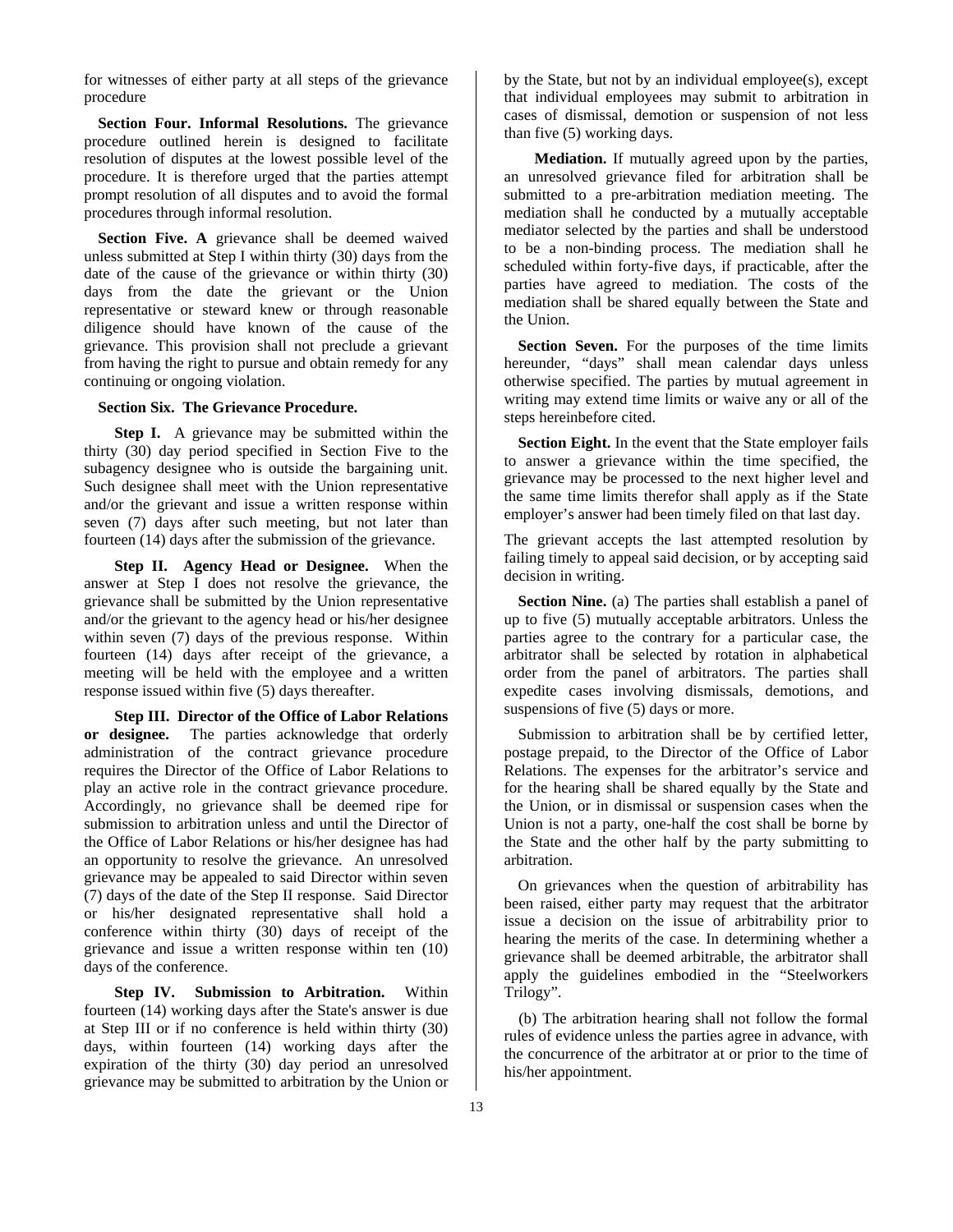for witnesses of either party at all steps of the grievance procedure

**Section Four. Informal Resolutions.** The grievance procedure outlined herein is designed to facilitate resolution of disputes at the lowest possible level of the procedure. It is therefore urged that the parties attempt prompt resolution of all disputes and to avoid the formal procedures through informal resolution.

**Section Five. A** grievance shall be deemed waived unless submitted at Step I within thirty (30) days from the date of the cause of the grievance or within thirty (30) days from the date the grievant or the Union representative or steward knew or through reasonable diligence should have known of the cause of the grievance. This provision shall not preclude a grievant from having the right to pursue and obtain remedy for any continuing or ongoing violation.

**Section Six. The Grievance Procedure.**

**Step I.** A grievance may be submitted within the thirty (30) day period specified in Section Five to the subagency designee who is outside the bargaining unit. Such designee shall meet with the Union representative and/or the grievant and issue a written response within seven (7) days after such meeting, but not later than fourteen (14) days after the submission of the grievance.

**Step II. Agency Head or Designee.** When the answer at Step I does not resolve the grievance, the grievance shall be submitted by the Union representative and/or the grievant to the agency head or his/her designee within seven (7) days of the previous response. Within fourteen (14) days after receipt of the grievance, a meeting will be held with the employee and a written response issued within five (5) days thereafter.

**Step III. Director of the Office of Labor Relations or designee.** The parties acknowledge that orderly administration of the contract grievance procedure requires the Director of the Office of Labor Relations to play an active role in the contract grievance procedure. Accordingly, no grievance shall be deemed ripe for submission to arbitration unless and until the Director of the Office of Labor Relations or his/her designee has had an opportunity to resolve the grievance. An unresolved grievance may be appealed to said Director within seven (7) days of the date of the Step II response. Said Director or his/her designated representative shall hold a conference within thirty (30) days of receipt of the grievance and issue a written response within ten (10) days of the conference.

**Step IV. Submission to Arbitration.** Within fourteen (14) working days after the State's answer is due at Step III or if no conference is held within thirty (30) days, within fourteen (14) working days after the expiration of the thirty (30) day period an unresolved grievance may be submitted to arbitration by the Union or by the State, but not by an individual employee(s), except that individual employees may submit to arbitration in cases of dismissal, demotion or suspension of not less than five (5) working days.

**Mediation.** If mutually agreed upon by the parties, an unresolved grievance filed for arbitration shall be submitted to a pre-arbitration mediation meeting. The mediation shall he conducted by a mutually acceptable mediator selected by the parties and shall be understood to be a non-binding process. The mediation shall he scheduled within forty-five days, if practicable, after the parties have agreed to mediation. The costs of the mediation shall be shared equally between the State and the Union.

**Section Seven.** For the purposes of the time limits hereunder, "days" shall mean calendar days unless otherwise specified. The parties by mutual agreement in writing may extend time limits or waive any or all of the steps hereinbefore cited.

**Section Eight.** In the event that the State employer fails to answer a grievance within the time specified, the grievance may be processed to the next higher level and the same time limits therefor shall apply as if the State employer's answer had been timely filed on that last day.

The grievant accepts the last attempted resolution by failing timely to appeal said decision, or by accepting said decision in writing.

**Section Nine.** (a) The parties shall establish a panel of up to five (5) mutually acceptable arbitrators. Unless the parties agree to the contrary for a particular case, the arbitrator shall be selected by rotation in alphabetical order from the panel of arbitrators. The parties shall expedite cases involving dismissals, demotions, and suspensions of five (5) days or more.

Submission to arbitration shall be by certified letter, postage prepaid, to the Director of the Office of Labor Relations. The expenses for the arbitrator's service and for the hearing shall be shared equally by the State and the Union, or in dismissal or suspension cases when the Union is not a party, one-half the cost shall be borne by the State and the other half by the party submitting to arbitration.

On grievances when the question of arbitrability has been raised, either party may request that the arbitrator issue a decision on the issue of arbitrability prior to hearing the merits of the case. In determining whether a grievance shall be deemed arbitrable, the arbitrator shall apply the guidelines embodied in the "Steelworkers Trilogy".

(b) The arbitration hearing shall not follow the formal rules of evidence unless the parties agree in advance, with the concurrence of the arbitrator at or prior to the time of his/her appointment.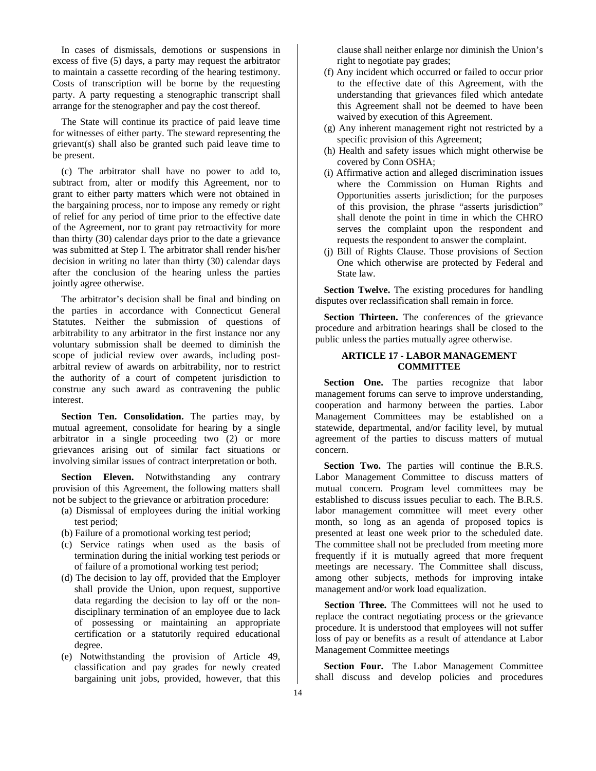In cases of dismissals, demotions or suspensions in excess of five (5) days, a party may request the arbitrator to maintain a cassette recording of the hearing testimony. Costs of transcription will be borne by the requesting party. A party requesting a stenographic transcript shall arrange for the stenographer and pay the cost thereof.

The State will continue its practice of paid leave time for witnesses of either party. The steward representing the grievant(s) shall also be granted such paid leave time to be present.

(c) The arbitrator shall have no power to add to, subtract from, alter or modify this Agreement, nor to grant to either party matters which were not obtained in the bargaining process, nor to impose any remedy or right of relief for any period of time prior to the effective date of the Agreement, nor to grant pay retroactivity for more than thirty (30) calendar days prior to the date a grievance was submitted at Step I. The arbitrator shall render his/her decision in writing no later than thirty (30) calendar days after the conclusion of the hearing unless the parties jointly agree otherwise.

The arbitrator's decision shall be final and binding on the parties in accordance with Connecticut General Statutes. Neither the submission of questions of arbitrability to any arbitrator in the first instance nor any voluntary submission shall be deemed to diminish the scope of judicial review over awards, including post-arbitral review of awards on arbitrability, nor to restrict the authority of a court of competent jurisdiction to construe any such award as contravening the public interest.

**Section Ten. Consolidation.** The parties may, by mutual agreement, consolidate for hearing by a single arbitrator in a single proceeding two (2) or more grievances arising out of similar fact situations or involving similar issues of contract interpretation or both.

**Section Eleven.** Notwithstanding any contrary provision of this Agreement, the following matters shall not be subject to the grievance or arbitration procedure:

(a) Dismissal of employees during the initial working test period;

(b) Failure of a promotional working test period;

(c) Service ratings when used as the basis of termination during the initial working test periods or of failure of a promotional working test period;

(d) The decision to lay off, provided that the Employer shall provide the Union, upon request, supportive data regarding the decision to lay off or the non-disciplinary termination of an employee due to lack of possessing or maintaining an appropriate certification or a statutorily required educational degree.

(e) Notwithstanding the provision of Article 49, classification and pay grades for newly created bargaining unit jobs, provided, however, that this clause shall neither enlarge nor diminish the Union's right to negotiate pay grades;

(f) Any incident which occurred or failed to occur prior to the effective date of this Agreement, with the understanding that grievances filed which antedate this Agreement shall not be deemed to have been waived by execution of this Agreement.

(g) Any inherent management right not restricted by a specific provision of this Agreement;

(h) Health and safety issues which might otherwise be covered by Conn OSHA;

(i) Affirmative action and alleged discrimination issues where the Commission on Human Rights and Opportunities asserts jurisdiction; for the purposes of this provision, the phrase "asserts jurisdiction" shall denote the point in time in which the CHRO serves the complaint upon the respondent and requests the respondent to answer the complaint.

(j) Bill of Rights Clause. Those provisions of Section One which otherwise are protected by Federal and State law.

**Section Twelve.** The existing procedures for handling disputes over reclassification shall remain in force.

**Section Thirteen.** The conferences of the grievance procedure and arbitration hearings shall be closed to the public unless the parties mutually agree otherwise.

## ARTICLE 17 - LABOR MANAGEMENT COMMITTEE

**Section One.** The parties recognize that labor management forums can serve to improve understanding, cooperation and harmony between the parties. Labor Management Committees may be established on a statewide, departmental, and/or facility level, by mutual agreement of the parties to discuss matters of mutual concern.

**Section Two.** The parties will continue the B.R.S. Labor Management Committee to discuss matters of mutual concern. Program level committees may be established to discuss issues peculiar to each. The B.R.S. labor management committee will meet every other month, so long as an agenda of proposed topics is presented at least one week prior to the scheduled date. The committee shall not be precluded from meeting more frequently if it is mutually agreed that more frequent meetings are necessary. The Committee shall discuss, among other subjects, methods for improving intake management and/or work load equalization.

**Section Three.** The Committees will not he used to replace the contract negotiating process or the grievance procedure. It is understood that employees will not suffer loss of pay or benefits as a result of attendance at Labor Management Committee meetings

**Section Four.** The Labor Management Committee shall discuss and develop policies and procedures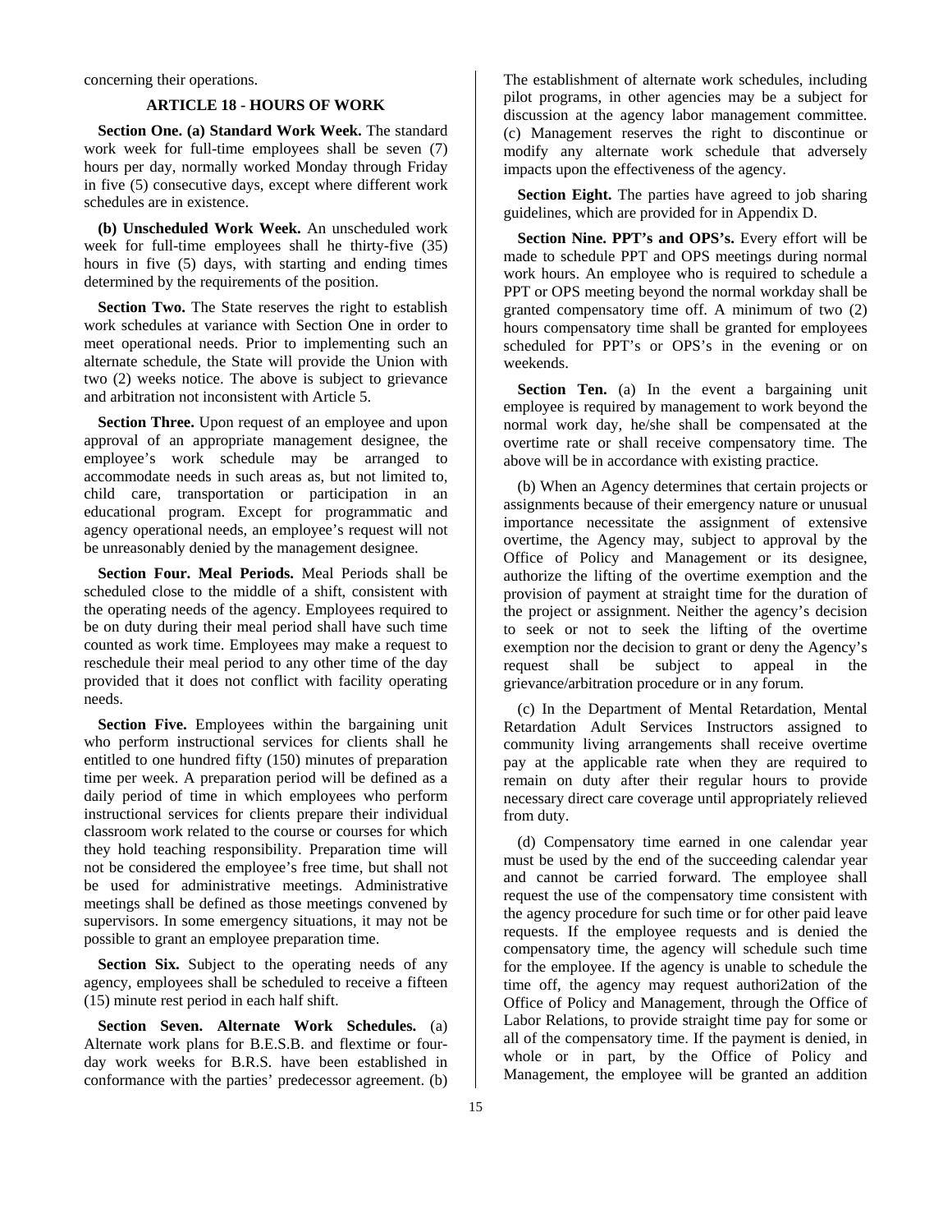concerning their operations.

### ARTICLE 18 - HOURS OF WORK

**Section One. (a) Standard Work Week.** The standard work week for full-time employees shall be seven (7) hours per day, normally worked Monday through Friday in five (5) consecutive days, except where different work schedules are in existence.

**(b) Unscheduled Work Week.** An unscheduled work week for full-time employees shall he thirty-five (35) hours in five (5) days, with starting and ending times determined by the requirements of the position.

**Section Two.** The State reserves the right to establish work schedules at variance with Section One in order to meet operational needs. Prior to implementing such an alternate schedule, the State will provide the Union with two (2) weeks notice. The above is subject to grievance and arbitration not inconsistent with Article 5.

**Section Three.** Upon request of an employee and upon approval of an appropriate management designee, the employee's work schedule may be arranged to accommodate needs in such areas as, but not limited to, child care, transportation or participation in an educational program. Except for programmatic and agency operational needs, an employee's request will not be unreasonably denied by the management designee.

**Section Four. Meal Periods.** Meal Periods shall be scheduled close to the middle of a shift, consistent with the operating needs of the agency. Employees required to be on duty during their meal period shall have such time counted as work time. Employees may make a request to reschedule their meal period to any other time of the day provided that it does not conflict with facility operating needs.

**Section Five.** Employees within the bargaining unit who perform instructional services for clients shall he entitled to one hundred fifty (150) minutes of preparation time per week. A preparation period will be defined as a daily period of time in which employees who perform instructional services for clients prepare their individual classroom work related to the course or courses for which they hold teaching responsibility. Preparation time will not be considered the employee's free time, but shall not be used for administrative meetings. Administrative meetings shall be defined as those meetings convened by supervisors. In some emergency situations, it may not be possible to grant an employee preparation time.

**Section Six.** Subject to the operating needs of any agency, employees shall be scheduled to receive a fifteen (15) minute rest period in each half shift.

**Section Seven. Alternate Work Schedules.** (a) Alternate work plans for B.E.S.B. and flextime or four-day work weeks for B.R.S. have been established in conformance with the parties' predecessor agreement. (b) The establishment of alternate work schedules, including pilot programs, in other agencies may be a subject for discussion at the agency labor management committee. (c) Management reserves the right to discontinue or modify any alternate work schedule that adversely impacts upon the effectiveness of the agency.

**Section Eight.** The parties have agreed to job sharing guidelines, which are provided for in Appendix D.

**Section Nine. PPT's and OPS's.** Every effort will be made to schedule PPT and OPS meetings during normal work hours. An employee who is required to schedule a PPT or OPS meeting beyond the normal workday shall be granted compensatory time off. A minimum of two (2) hours compensatory time shall be granted for employees scheduled for PPT's or OPS's in the evening or on weekends.

**Section Ten.** (a) In the event a bargaining unit employee is required by management to work beyond the normal work day, he/she shall be compensated at the overtime rate or shall receive compensatory time. The above will be in accordance with existing practice.

(b) When an Agency determines that certain projects or assignments because of their emergency nature or unusual importance necessitate the assignment of extensive overtime, the Agency may, subject to approval by the Office of Policy and Management or its designee, authorize the lifting of the overtime exemption and the provision of payment at straight time for the duration of the project or assignment. Neither the agency's decision to seek or not to seek the lifting of the overtime exemption nor the decision to grant or deny the Agency's request shall be subject to appeal in the grievance/arbitration procedure or in any forum.

(c) In the Department of Mental Retardation, Mental Retardation Adult Services Instructors assigned to community living arrangements shall receive overtime pay at the applicable rate when they are required to remain on duty after their regular hours to provide necessary direct care coverage until appropriately relieved from duty.

(d) Compensatory time earned in one calendar year must be used by the end of the succeeding calendar year and cannot be carried forward. The employee shall request the use of the compensatory time consistent with the agency procedure for such time or for other paid leave requests. If the employee requests and is denied the compensatory time, the agency will schedule such time for the employee. If the agency is unable to schedule the time off, the agency may request authori2ation of the Office of Policy and Management, through the Office of Labor Relations, to provide straight time pay for some or all of the compensatory time. If the payment is denied, in whole or in part, by the Office of Policy and Management, the employee will be granted an addition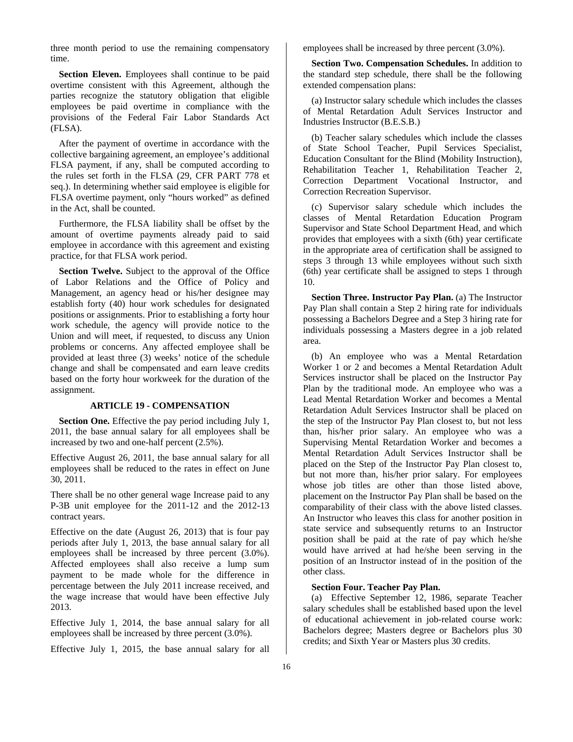three month period to use the remaining compensatory time.

**Section Eleven.** Employees shall continue to be paid overtime consistent with this Agreement, although the parties recognize the statutory obligation that eligible employees be paid overtime in compliance with the provisions of the Federal Fair Labor Standards Act (FLSA).

After the payment of overtime in accordance with the collective bargaining agreement, an employee's additional FLSA payment, if any, shall be computed according to the rules set forth in the FLSA (29, CFR PART 778 et seq.). In determining whether said employee is eligible for FLSA overtime payment, only "hours worked" as defined in the Act, shall be counted.

Furthermore, the FLSA liability shall be offset by the amount of overtime payments already paid to said employee in accordance with this agreement and existing practice, for that FLSA work period.

**Section Twelve.** Subject to the approval of the Office of Labor Relations and the Office of Policy and Management, an agency head or his/her designee may establish forty (40) hour work schedules for designated positions or assignments. Prior to establishing a forty hour work schedule, the agency will provide notice to the Union and will meet, if requested, to discuss any Union problems or concerns. Any affected employee shall be provided at least three (3) weeks' notice of the schedule change and shall be compensated and earn leave credits based on the forty hour workweek for the duration of the assignment.

## ARTICLE 19 - COMPENSATION

**Section One.** Effective the pay period including July 1, 2011, the base annual salary for all employees shall be increased by two and one-half percent (2.5%).

Effective August 26, 2011, the base annual salary for all employees shall be reduced to the rates in effect on June 30, 2011.

There shall be no other general wage Increase paid to any P-3B unit employee for the 2011-12 and the 2012-13 contract years.

Effective on the date (August 26, 2013) that is four pay periods after July 1, 2013, the base annual salary for all employees shall be increased by three percent (3.0%). Affected employees shall also receive a lump sum payment to be made whole for the difference in percentage between the July 2011 increase received, and the wage increase that would have been effective July 2013.

Effective July 1, 2014, the base annual salary for all employees shall be increased by three percent (3.0%).

Effective July 1, 2015, the base annual salary for all employees shall be increased by three percent (3.0%).

**Section Two. Compensation Schedules.** In addition to the standard step schedule, there shall be the following extended compensation plans:

(a) Instructor salary schedule which includes the classes of Mental Retardation Adult Services Instructor and Industries Instructor (B.E.S.B.)

(b) Teacher salary schedules which include the classes of State School Teacher, Pupil Services Specialist, Education Consultant for the Blind (Mobility Instruction), Rehabilitation Teacher 1, Rehabilitation Teacher 2, Correction Department Vocational Instructor, and Correction Recreation Supervisor.

(c) Supervisor salary schedule which includes the classes of Mental Retardation Education Program Supervisor and State School Department Head, and which provides that employees with a sixth (6th) year certificate in the appropriate area of certification shall be assigned to steps 3 through 13 while employees without such sixth (6th) year certificate shall be assigned to steps 1 through 10.

**Section Three. Instructor Pay Plan.** (a) The Instructor Pay Plan shall contain a Step 2 hiring rate for individuals possessing a Bachelors Degree and a Step 3 hiring rate for individuals possessing a Masters degree in a job related area.

(b) An employee who was a Mental Retardation Worker 1 or 2 and becomes a Mental Retardation Adult Services instructor shall be placed on the Instructor Pay Plan by the traditional mode. An employee who was a Lead Mental Retardation Worker and becomes a Mental Retardation Adult Services Instructor shall be placed on the step of the Instructor Pay Plan closest to, but not less than, his/her prior salary. An employee who was a Supervising Mental Retardation Worker and becomes a Mental Retardation Adult Services Instructor shall be placed on the Step of the Instructor Pay Plan closest to, but not more than, his/her prior salary. For employees whose job titles are other than those listed above, placement on the Instructor Pay Plan shall be based on the comparability of their class with the above listed classes. An Instructor who leaves this class for another position in state service and subsequently returns to an Instructor position shall be paid at the rate of pay which he/she would have arrived at had he/she been serving in the position of an Instructor instead of in the position of the other class.

**Section Four. Teacher Pay Plan.**

(a) Effective September 12, 1986, separate Teacher salary schedules shall be established based upon the level of educational achievement in job-related course work: Bachelors degree; Masters degree or Bachelors plus 30 credits; and Sixth Year or Masters plus 30 credits.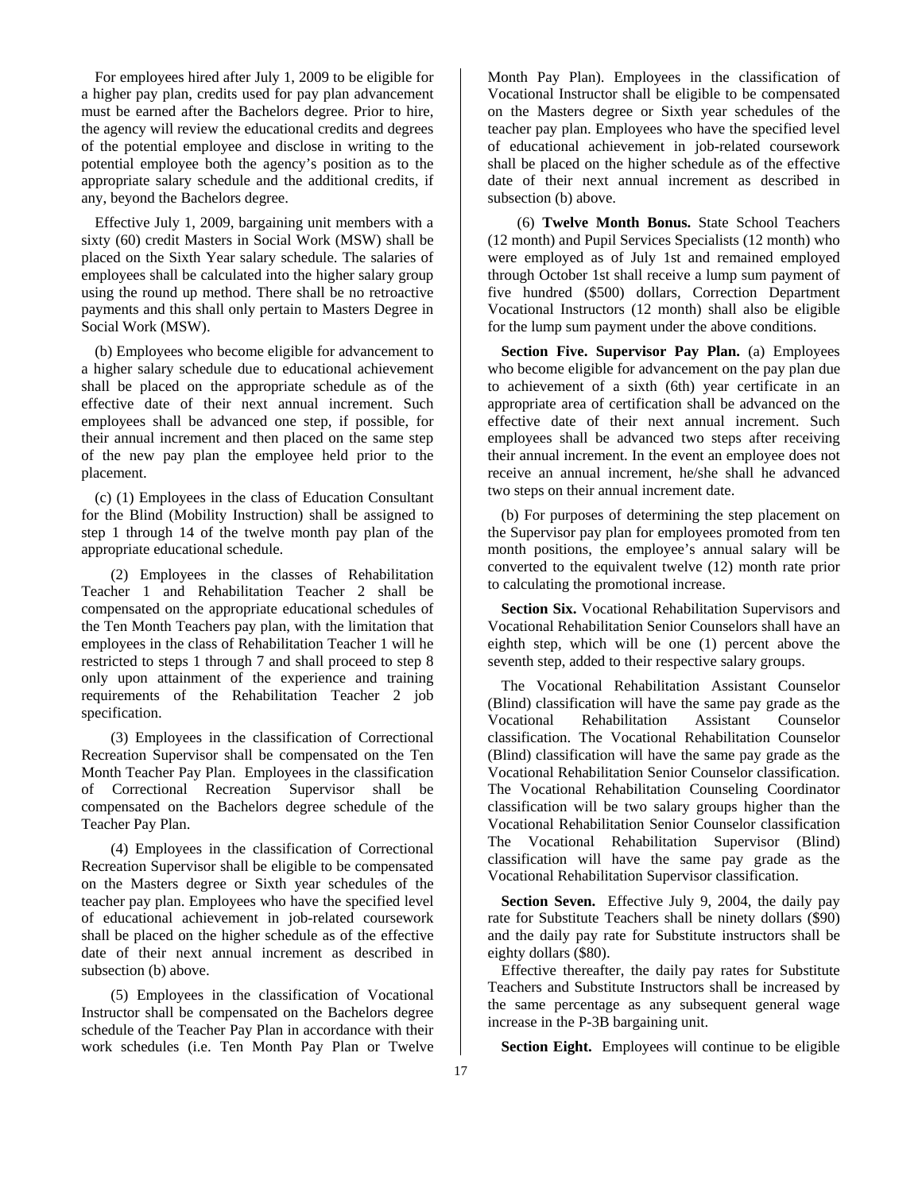For employees hired after July 1, 2009 to be eligible for a higher pay plan, credits used for pay plan advancement must be earned after the Bachelors degree. Prior to hire, the agency will review the educational credits and degrees of the potential employee and disclose in writing to the potential employee both the agency's position as to the appropriate salary schedule and the additional credits, if any, beyond the Bachelors degree.

Effective July 1, 2009, bargaining unit members with a sixty (60) credit Masters in Social Work (MSW) shall be placed on the Sixth Year salary schedule. The salaries of employees shall be calculated into the higher salary group using the round up method. There shall be no retroactive payments and this shall only pertain to Masters Degree in Social Work (MSW).

(b) Employees who become eligible for advancement to a higher salary schedule due to educational achievement shall be placed on the appropriate schedule as of the effective date of their next annual increment. Such employees shall be advanced one step, if possible, for their annual increment and then placed on the same step of the new pay plan the employee held prior to the placement.

(c) (1) Employees in the class of Education Consultant for the Blind (Mobility Instruction) shall be assigned to step 1 through 14 of the twelve month pay plan of the appropriate educational schedule.

(2) Employees in the classes of Rehabilitation Teacher 1 and Rehabilitation Teacher 2 shall be compensated on the appropriate educational schedules of the Ten Month Teachers pay plan, with the limitation that employees in the class of Rehabilitation Teacher 1 will he restricted to steps 1 through 7 and shall proceed to step 8 only upon attainment of the experience and training requirements of the Rehabilitation Teacher 2 job specification.

(3) Employees in the classification of Correctional Recreation Supervisor shall be compensated on the Ten Month Teacher Pay Plan. Employees in the classification of Correctional Recreation Supervisor shall be compensated on the Bachelors degree schedule of the Teacher Pay Plan.

(4) Employees in the classification of Correctional Recreation Supervisor shall be eligible to be compensated on the Masters degree or Sixth year schedules of the teacher pay plan. Employees who have the specified level of educational achievement in job-related coursework shall be placed on the higher schedule as of the effective date of their next annual increment as described in subsection (b) above.

(5) Employees in the classification of Vocational Instructor shall be compensated on the Bachelors degree schedule of the Teacher Pay Plan in accordance with their work schedules (i.e. Ten Month Pay Plan or Twelve Month Pay Plan). Employees in the classification of Vocational Instructor shall be eligible to be compensated on the Masters degree or Sixth year schedules of the teacher pay plan. Employees who have the specified level of educational achievement in job-related coursework shall be placed on the higher schedule as of the effective date of their next annual increment as described in subsection (b) above.

(6) **Twelve Month Bonus.** State School Teachers (12 month) and Pupil Services Specialists (12 month) who were employed as of July 1st and remained employed through October 1st shall receive a lump sum payment of five hundred ($500) dollars, Correction Department Vocational Instructors (12 month) shall also be eligible for the lump sum payment under the above conditions.

**Section Five. Supervisor Pay Plan.** (a) Employees who become eligible for advancement on the pay plan due to achievement of a sixth (6th) year certificate in an appropriate area of certification shall be advanced on the effective date of their next annual increment. Such employees shall be advanced two steps after receiving their annual increment. In the event an employee does not receive an annual increment, he/she shall he advanced two steps on their annual increment date.

(b) For purposes of determining the step placement on the Supervisor pay plan for employees promoted from ten month positions, the employee's annual salary will be converted to the equivalent twelve (12) month rate prior to calculating the promotional increase.

**Section Six.** Vocational Rehabilitation Supervisors and Vocational Rehabilitation Senior Counselors shall have an eighth step, which will be one (1) percent above the seventh step, added to their respective salary groups.

The Vocational Rehabilitation Assistant Counselor (Blind) classification will have the same pay grade as the Vocational Rehabilitation Assistant Counselor classification. The Vocational Rehabilitation Counselor (Blind) classification will have the same pay grade as the Vocational Rehabilitation Senior Counselor classification. The Vocational Rehabilitation Counseling Coordinator classification will be two salary groups higher than the Vocational Rehabilitation Senior Counselor classification The Vocational Rehabilitation Supervisor (Blind) classification will have the same pay grade as the Vocational Rehabilitation Supervisor classification.

**Section Seven.** Effective July 9, 2004, the daily pay rate for Substitute Teachers shall be ninety dollars ($90) and the daily pay rate for Substitute instructors shall be eighty dollars ($80).

Effective thereafter, the daily pay rates for Substitute Teachers and Substitute Instructors shall be increased by the same percentage as any subsequent general wage increase in the P-3B bargaining unit.

**Section Eight.** Employees will continue to be eligible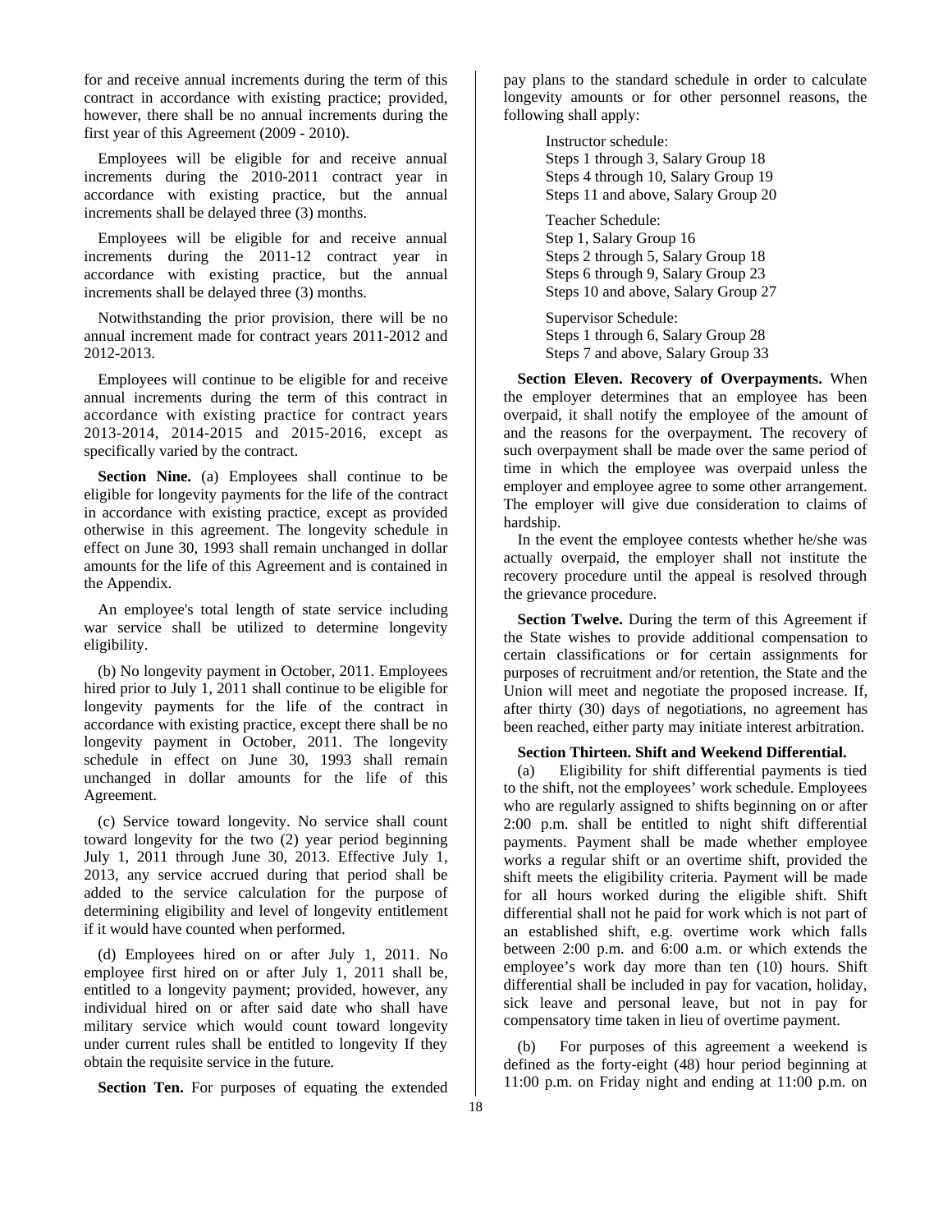for and receive annual increments during the term of this contract in accordance with existing practice; provided, however, there shall be no annual increments during the first year of this Agreement (2009 - 2010).

Employees will be eligible for and receive annual increments during the 2010-2011 contract year in accordance with existing practice, but the annual increments shall be delayed three (3) months.

Employees will be eligible for and receive annual increments during the 2011-12 contract year in accordance with existing practice, but the annual increments shall be delayed three (3) months.

Notwithstanding the prior provision, there will be no annual increment made for contract years 2011-2012 and 2012-2013.

Employees will continue to be eligible for and receive annual increments during the term of this contract in accordance with existing practice for contract years 2013-2014, 2014-2015 and 2015-2016, except as specifically varied by the contract.

**Section Nine.** (a) Employees shall continue to be eligible for longevity payments for the life of the contract in accordance with existing practice, except as provided otherwise in this agreement. The longevity schedule in effect on June 30, 1993 shall remain unchanged in dollar amounts for the life of this Agreement and is contained in the Appendix.

An employee's total length of state service including war service shall be utilized to determine longevity eligibility.

(b) No longevity payment in October, 2011. Employees hired prior to July 1, 2011 shall continue to be eligible for longevity payments for the life of the contract in accordance with existing practice, except there shall be no longevity payment in October, 2011. The longevity schedule in effect on June 30, 1993 shall remain unchanged in dollar amounts for the life of this Agreement.

(c) Service toward longevity. No service shall count toward longevity for the two (2) year period beginning July 1, 2011 through June 30, 2013. Effective July 1, 2013, any service accrued during that period shall be added to the service calculation for the purpose of determining eligibility and level of longevity entitlement if it would have counted when performed.

(d) Employees hired on or after July 1, 2011. No employee first hired on or after July 1, 2011 shall be, entitled to a longevity payment; provided, however, any individual hired on or after said date who shall have military service which would count toward longevity under current rules shall be entitled to longevity If they obtain the requisite service in the future.

**Section Ten.** For purposes of equating the extended pay plans to the standard schedule in order to calculate longevity amounts or for other personnel reasons, the following shall apply:

Instructor schedule:
Steps 1 through 3, Salary Group 18
Steps 4 through 10, Salary Group 19
Steps 11 and above, Salary Group 20

Teacher Schedule:
Step 1, Salary Group 16
Steps 2 through 5, Salary Group 18
Steps 6 through 9, Salary Group 23
Steps 10 and above, Salary Group 27

Supervisor Schedule:
Steps 1 through 6, Salary Group 28
Steps 7 and above, Salary Group 33

**Section Eleven. Recovery of Overpayments.** When the employer determines that an employee has been overpaid, it shall notify the employee of the amount of and the reasons for the overpayment. The recovery of such overpayment shall be made over the same period of time in which the employee was overpaid unless the employer and employee agree to some other arrangement. The employer will give due consideration to claims of hardship.

In the event the employee contests whether he/she was actually overpaid, the employer shall not institute the recovery procedure until the appeal is resolved through the grievance procedure.

**Section Twelve.** During the term of this Agreement if the State wishes to provide additional compensation to certain classifications or for certain assignments for purposes of recruitment and/or retention, the State and the Union will meet and negotiate the proposed increase. If, after thirty (30) days of negotiations, no agreement has been reached, either party may initiate interest arbitration.

**Section Thirteen. Shift and Weekend Differential.**

(a) Eligibility for shift differential payments is tied to the shift, not the employees' work schedule. Employees who are regularly assigned to shifts beginning on or after 2:00 p.m. shall be entitled to night shift differential payments. Payment shall be made whether employee works a regular shift or an overtime shift, provided the shift meets the eligibility criteria. Payment will be made for all hours worked during the eligible shift. Shift differential shall not he paid for work which is not part of an established shift, e.g. overtime work which falls between 2:00 p.m. and 6:00 a.m. or which extends the employee's work day more than ten (10) hours. Shift differential shall be included in pay for vacation, holiday, sick leave and personal leave, but not in pay for compensatory time taken in lieu of overtime payment.

(b) For purposes of this agreement a weekend is defined as the forty-eight (48) hour period beginning at 11:00 p.m. on Friday night and ending at 11:00 p.m. on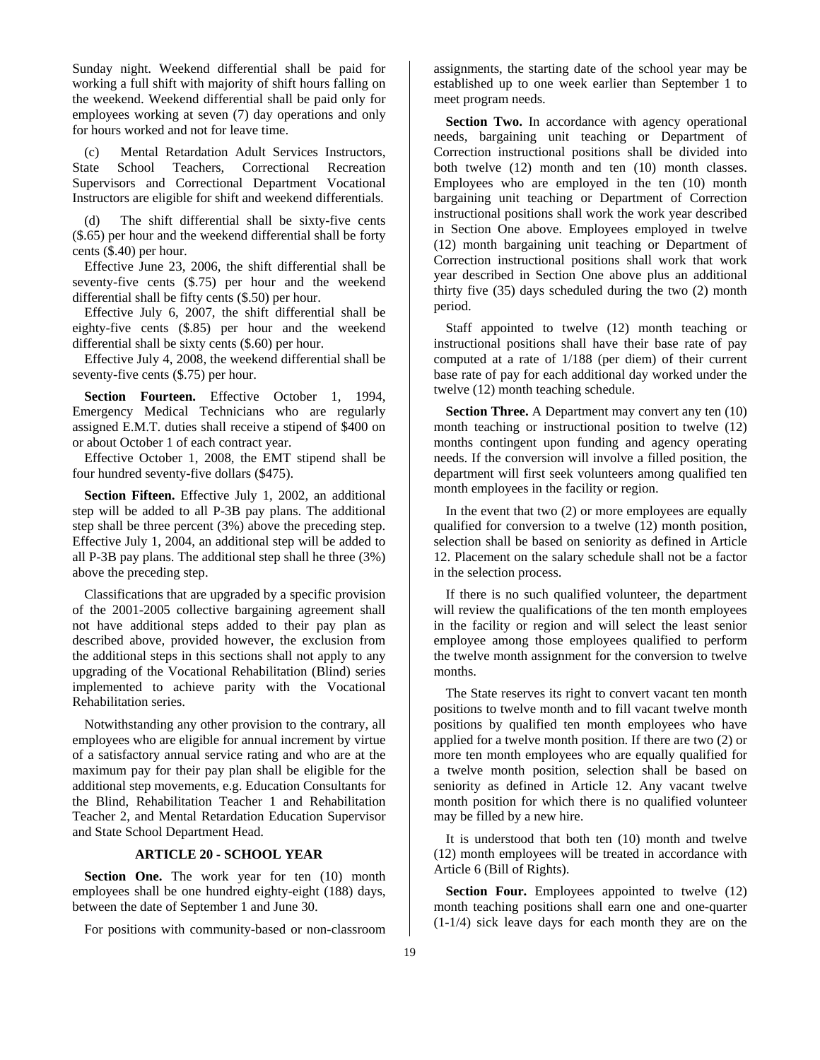Sunday night. Weekend differential shall be paid for working a full shift with majority of shift hours falling on the weekend. Weekend differential shall be paid only for employees working at seven (7) day operations and only for hours worked and not for leave time.

(c) Mental Retardation Adult Services Instructors, State School Teachers, Correctional Recreation Supervisors and Correctional Department Vocational Instructors are eligible for shift and weekend differentials.

(d) The shift differential shall be sixty-five cents ($.65) per hour and the weekend differential shall be forty cents ($.40) per hour.

Effective June 23, 2006, the shift differential shall be seventy-five cents ($.75) per hour and the weekend differential shall be fifty cents ($.50) per hour.

Effective July 6, 2007, the shift differential shall be eighty-five cents ($.85) per hour and the weekend differential shall be sixty cents ($.60) per hour.

Effective July 4, 2008, the weekend differential shall be seventy-five cents ($.75) per hour.

**Section Fourteen.** Effective October 1, 1994, Emergency Medical Technicians who are regularly assigned E.M.T. duties shall receive a stipend of $400 on or about October 1 of each contract year.

Effective October 1, 2008, the EMT stipend shall be four hundred seventy-five dollars ($475).

**Section Fifteen.** Effective July 1, 2002, an additional step will be added to all P-3B pay plans. The additional step shall be three percent (3%) above the preceding step. Effective July 1, 2004, an additional step will be added to all P-3B pay plans. The additional step shall he three (3%) above the preceding step.

Classifications that are upgraded by a specific provision of the 2001-2005 collective bargaining agreement shall not have additional steps added to their pay plan as described above, provided however, the exclusion from the additional steps in this sections shall not apply to any upgrading of the Vocational Rehabilitation (Blind) series implemented to achieve parity with the Vocational Rehabilitation series.

Notwithstanding any other provision to the contrary, all employees who are eligible for annual increment by virtue of a satisfactory annual service rating and who are at the maximum pay for their pay plan shall be eligible for the additional step movements, e.g. Education Consultants for the Blind, Rehabilitation Teacher 1 and Rehabilitation Teacher 2, and Mental Retardation Education Supervisor and State School Department Head.

## ARTICLE 20 - SCHOOL YEAR

**Section One.** The work year for ten (10) month employees shall be one hundred eighty-eight (188) days, between the date of September 1 and June 30.

For positions with community-based or non-classroom assignments, the starting date of the school year may be established up to one week earlier than September 1 to meet program needs.

**Section Two.** In accordance with agency operational needs, bargaining unit teaching or Department of Correction instructional positions shall be divided into both twelve (12) month and ten (10) month classes. Employees who are employed in the ten (10) month bargaining unit teaching or Department of Correction instructional positions shall work the work year described in Section One above. Employees employed in twelve (12) month bargaining unit teaching or Department of Correction instructional positions shall work that work year described in Section One above plus an additional thirty five (35) days scheduled during the two (2) month period.

Staff appointed to twelve (12) month teaching or instructional positions shall have their base rate of pay computed at a rate of 1/188 (per diem) of their current base rate of pay for each additional day worked under the twelve (12) month teaching schedule.

**Section Three.** A Department may convert any ten (10) month teaching or instructional position to twelve (12) months contingent upon funding and agency operating needs. If the conversion will involve a filled position, the department will first seek volunteers among qualified ten month employees in the facility or region.

In the event that two (2) or more employees are equally qualified for conversion to a twelve (12) month position, selection shall be based on seniority as defined in Article 12. Placement on the salary schedule shall not be a factor in the selection process.

If there is no such qualified volunteer, the department will review the qualifications of the ten month employees in the facility or region and will select the least senior employee among those employees qualified to perform the twelve month assignment for the conversion to twelve months.

The State reserves its right to convert vacant ten month positions to twelve month and to fill vacant twelve month positions by qualified ten month employees who have applied for a twelve month position. If there are two (2) or more ten month employees who are equally qualified for a twelve month position, selection shall be based on seniority as defined in Article 12. Any vacant twelve month position for which there is no qualified volunteer may be filled by a new hire.

It is understood that both ten (10) month and twelve (12) month employees will be treated in accordance with Article 6 (Bill of Rights).

**Section Four.** Employees appointed to twelve (12) month teaching positions shall earn one and one-quarter (1-1/4) sick leave days for each month they are on the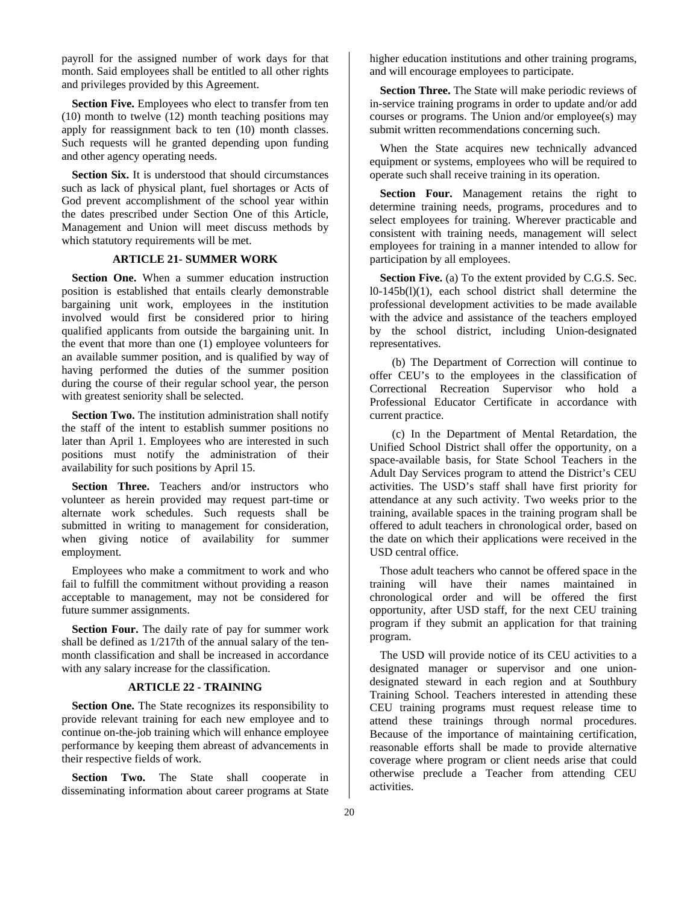payroll for the assigned number of work days for that month. Said employees shall be entitled to all other rights and privileges provided by this Agreement.

**Section Five.** Employees who elect to transfer from ten (10) month to twelve (12) month teaching positions may apply for reassignment back to ten (10) month classes. Such requests will he granted depending upon funding and other agency operating needs.

**Section Six.** It is understood that should circumstances such as lack of physical plant, fuel shortages or Acts of God prevent accomplishment of the school year within the dates prescribed under Section One of this Article, Management and Union will meet discuss methods by which statutory requirements will be met.

## ARTICLE 21- SUMMER WORK

**Section One.** When a summer education instruction position is established that entails clearly demonstrable bargaining unit work, employees in the institution involved would first be considered prior to hiring qualified applicants from outside the bargaining unit. In the event that more than one (1) employee volunteers for an available summer position, and is qualified by way of having performed the duties of the summer position during the course of their regular school year, the person with greatest seniority shall be selected.

**Section Two.** The institution administration shall notify the staff of the intent to establish summer positions no later than April 1. Employees who are interested in such positions must notify the administration of their availability for such positions by April 15.

**Section Three.** Teachers and/or instructors who volunteer as herein provided may request part-time or alternate work schedules. Such requests shall be submitted in writing to management for consideration, when giving notice of availability for summer employment.

Employees who make a commitment to work and who fail to fulfill the commitment without providing a reason acceptable to management, may not be considered for future summer assignments.

**Section Four.** The daily rate of pay for summer work shall be defined as 1/217th of the annual salary of the ten-month classification and shall be increased in accordance with any salary increase for the classification.

## ARTICLE 22 - TRAINING

**Section One.** The State recognizes its responsibility to provide relevant training for each new employee and to continue on-the-job training which will enhance employee performance by keeping them abreast of advancements in their respective fields of work.

**Section Two.** The State shall cooperate in disseminating information about career programs at State higher education institutions and other training programs, and will encourage employees to participate.

**Section Three.** The State will make periodic reviews of in-service training programs in order to update and/or add courses or programs. The Union and/or employee(s) may submit written recommendations concerning such.

When the State acquires new technically advanced equipment or systems, employees who will be required to operate such shall receive training in its operation.

**Section Four.** Management retains the right to determine training needs, programs, procedures and to select employees for training. Wherever practicable and consistent with training needs, management will select employees for training in a manner intended to allow for participation by all employees.

**Section Five.** (a) To the extent provided by C.G.S. Sec. l0-145b(l)(1), each school district shall determine the professional development activities to be made available with the advice and assistance of the teachers employed by the school district, including Union-designated representatives.

(b) The Department of Correction will continue to offer CEU's to the employees in the classification of Correctional Recreation Supervisor who hold a Professional Educator Certificate in accordance with current practice.

(c) In the Department of Mental Retardation, the Unified School District shall offer the opportunity, on a space-available basis, for State School Teachers in the Adult Day Services program to attend the District's CEU activities. The USD's staff shall have first priority for attendance at any such activity. Two weeks prior to the training, available spaces in the training program shall be offered to adult teachers in chronological order, based on the date on which their applications were received in the USD central office.

Those adult teachers who cannot be offered space in the training will have their names maintained in chronological order and will be offered the first opportunity, after USD staff, for the next CEU training program if they submit an application for that training program.

The USD will provide notice of its CEU activities to a designated manager or supervisor and one union-designated steward in each region and at Southbury Training School. Teachers interested in attending these CEU training programs must request release time to attend these trainings through normal procedures. Because of the importance of maintaining certification, reasonable efforts shall be made to provide alternative coverage where program or client needs arise that could otherwise preclude a Teacher from attending CEU activities.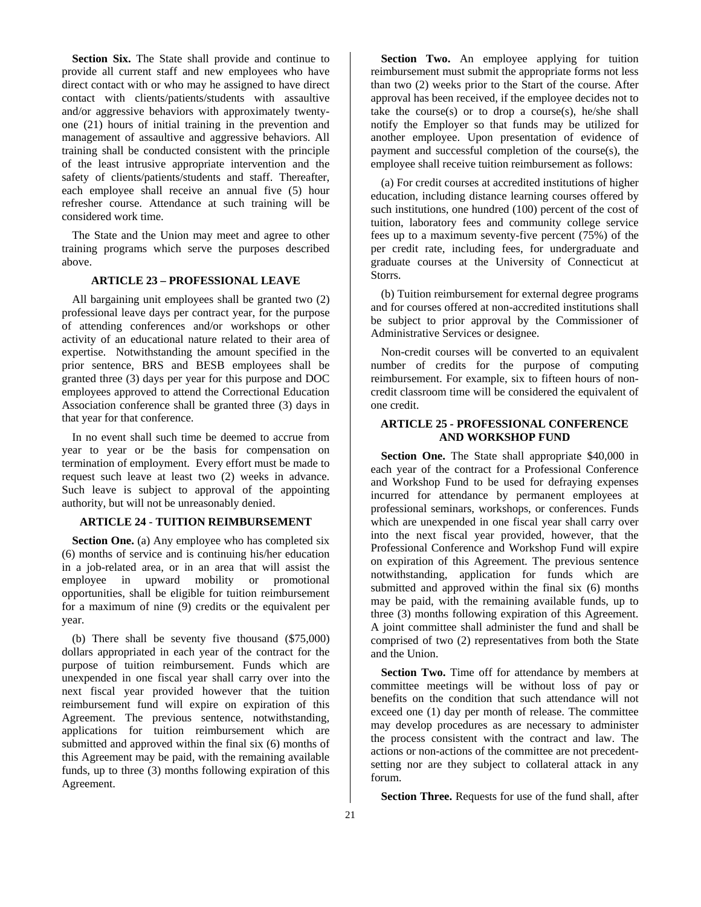**Section Six.** The State shall provide and continue to provide all current staff and new employees who have direct contact with or who may he assigned to have direct contact with clients/patients/students with assaultive and/or aggressive behaviors with approximately twenty-one (21) hours of initial training in the prevention and management of assaultive and aggressive behaviors. All training shall be conducted consistent with the principle of the least intrusive appropriate intervention and the safety of clients/patients/students and staff. Thereafter, each employee shall receive an annual five (5) hour refresher course. Attendance at such training will be considered work time.

The State and the Union may meet and agree to other training programs which serve the purposes described above.

## ARTICLE 23 – PROFESSIONAL LEAVE

All bargaining unit employees shall be granted two (2) professional leave days per contract year, for the purpose of attending conferences and/or workshops or other activity of an educational nature related to their area of expertise. Notwithstanding the amount specified in the prior sentence, BRS and BESB employees shall be granted three (3) days per year for this purpose and DOC employees approved to attend the Correctional Education Association conference shall be granted three (3) days in that year for that conference.

In no event shall such time be deemed to accrue from year to year or be the basis for compensation on termination of employment. Every effort must be made to request such leave at least two (2) weeks in advance. Such leave is subject to approval of the appointing authority, but will not be unreasonably denied.

## ARTICLE 24 - TUITION REIMBURSEMENT

**Section One.** (a) Any employee who has completed six (6) months of service and is continuing his/her education in a job-related area, or in an area that will assist the employee in upward mobility or promotional opportunities, shall be eligible for tuition reimbursement for a maximum of nine (9) credits or the equivalent per year.

(b) There shall be seventy five thousand ($75,000) dollars appropriated in each year of the contract for the purpose of tuition reimbursement. Funds which are unexpended in one fiscal year shall carry over into the next fiscal year provided however that the tuition reimbursement fund will expire on expiration of this Agreement. The previous sentence, notwithstanding, applications for tuition reimbursement which are submitted and approved within the final six (6) months of this Agreement may be paid, with the remaining available funds, up to three (3) months following expiration of this Agreement.

**Section Two.** An employee applying for tuition reimbursement must submit the appropriate forms not less than two (2) weeks prior to the Start of the course. After approval has been received, if the employee decides not to take the course(s) or to drop a course(s), he/she shall notify the Employer so that funds may be utilized for another employee. Upon presentation of evidence of payment and successful completion of the course(s), the employee shall receive tuition reimbursement as follows:

(a) For credit courses at accredited institutions of higher education, including distance learning courses offered by such institutions, one hundred (100) percent of the cost of tuition, laboratory fees and community college service fees up to a maximum seventy-five percent (75%) of the per credit rate, including fees, for undergraduate and graduate courses at the University of Connecticut at Storrs.

(b) Tuition reimbursement for external degree programs and for courses offered at non-accredited institutions shall be subject to prior approval by the Commissioner of Administrative Services or designee.

Non-credit courses will be converted to an equivalent number of credits for the purpose of computing reimbursement. For example, six to fifteen hours of non-credit classroom time will be considered the equivalent of one credit.

## ARTICLE 25 - PROFESSIONAL CONFERENCE AND WORKSHOP FUND

**Section One.** The State shall appropriate $40,000 in each year of the contract for a Professional Conference and Workshop Fund to be used for defraying expenses incurred for attendance by permanent employees at professional seminars, workshops, or conferences. Funds which are unexpended in one fiscal year shall carry over into the next fiscal year provided, however, that the Professional Conference and Workshop Fund will expire on expiration of this Agreement. The previous sentence notwithstanding, application for funds which are submitted and approved within the final six (6) months may be paid, with the remaining available funds, up to three (3) months following expiration of this Agreement. A joint committee shall administer the fund and shall be comprised of two (2) representatives from both the State and the Union.

**Section Two.** Time off for attendance by members at committee meetings will be without loss of pay or benefits on the condition that such attendance will not exceed one (1) day per month of release. The committee may develop procedures as are necessary to administer the process consistent with the contract and law. The actions or non-actions of the committee are not precedent-setting nor are they subject to collateral attack in any forum.

**Section Three.** Requests for use of the fund shall, after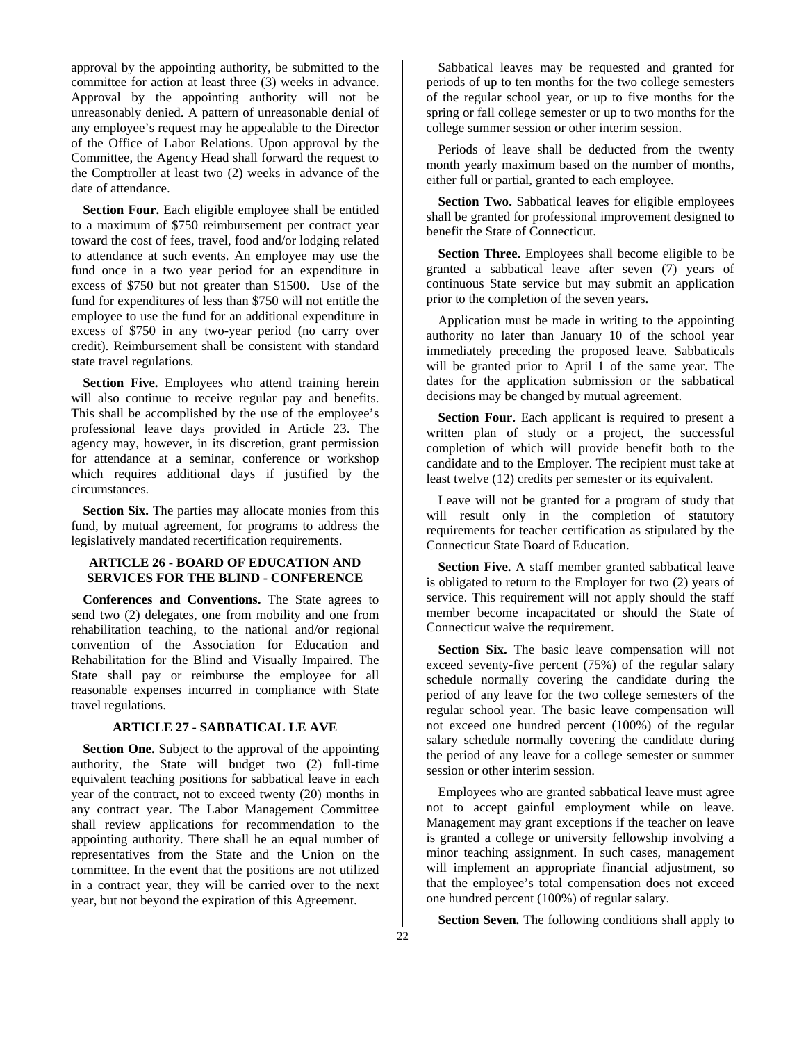approval by the appointing authority, be submitted to the committee for action at least three (3) weeks in advance. Approval by the appointing authority will not be unreasonably denied. A pattern of unreasonable denial of any employee's request may he appealable to the Director of the Office of Labor Relations. Upon approval by the Committee, the Agency Head shall forward the request to the Comptroller at least two (2) weeks in advance of the date of attendance.

**Section Four.** Each eligible employee shall be entitled to a maximum of $750 reimbursement per contract year toward the cost of fees, travel, food and/or lodging related to attendance at such events. An employee may use the fund once in a two year period for an expenditure in excess of $750 but not greater than $1500. Use of the fund for expenditures of less than $750 will not entitle the employee to use the fund for an additional expenditure in excess of $750 in any two-year period (no carry over credit). Reimbursement shall be consistent with standard state travel regulations.

**Section Five.** Employees who attend training herein will also continue to receive regular pay and benefits. This shall be accomplished by the use of the employee's professional leave days provided in Article 23. The agency may, however, in its discretion, grant permission for attendance at a seminar, conference or workshop which requires additional days if justified by the circumstances.

**Section Six.** The parties may allocate monies from this fund, by mutual agreement, for programs to address the legislatively mandated recertification requirements.

## ARTICLE 26 - BOARD OF EDUCATION AND SERVICES FOR THE BLIND - CONFERENCE

**Conferences and Conventions.** The State agrees to send two (2) delegates, one from mobility and one from rehabilitation teaching, to the national and/or regional convention of the Association for Education and Rehabilitation for the Blind and Visually Impaired. The State shall pay or reimburse the employee for all reasonable expenses incurred in compliance with State travel regulations.

## ARTICLE 27 - SABBATICAL LE AVE

**Section One.** Subject to the approval of the appointing authority, the State will budget two (2) full-time equivalent teaching positions for sabbatical leave in each year of the contract, not to exceed twenty (20) months in any contract year. The Labor Management Committee shall review applications for recommendation to the appointing authority. There shall he an equal number of representatives from the State and the Union on the committee. In the event that the positions are not utilized in a contract year, they will be carried over to the next year, but not beyond the expiration of this Agreement.

Sabbatical leaves may be requested and granted for periods of up to ten months for the two college semesters of the regular school year, or up to five months for the spring or fall college semester or up to two months for the college summer session or other interim session.

Periods of leave shall be deducted from the twenty month yearly maximum based on the number of months, either full or partial, granted to each employee.

**Section Two.** Sabbatical leaves for eligible employees shall be granted for professional improvement designed to benefit the State of Connecticut.

**Section Three.** Employees shall become eligible to be granted a sabbatical leave after seven (7) years of continuous State service but may submit an application prior to the completion of the seven years.

Application must be made in writing to the appointing authority no later than January 10 of the school year immediately preceding the proposed leave. Sabbaticals will be granted prior to April 1 of the same year. The dates for the application submission or the sabbatical decisions may be changed by mutual agreement.

**Section Four.** Each applicant is required to present a written plan of study or a project, the successful completion of which will provide benefit both to the candidate and to the Employer. The recipient must take at least twelve (12) credits per semester or its equivalent.

Leave will not be granted for a program of study that will result only in the completion of statutory requirements for teacher certification as stipulated by the Connecticut State Board of Education.

**Section Five.** A staff member granted sabbatical leave is obligated to return to the Employer for two (2) years of service. This requirement will not apply should the staff member become incapacitated or should the State of Connecticut waive the requirement.

**Section Six.** The basic leave compensation will not exceed seventy-five percent (75%) of the regular salary schedule normally covering the candidate during the period of any leave for the two college semesters of the regular school year. The basic leave compensation will not exceed one hundred percent (100%) of the regular salary schedule normally covering the candidate during the period of any leave for a college semester or summer session or other interim session.

Employees who are granted sabbatical leave must agree not to accept gainful employment while on leave. Management may grant exceptions if the teacher on leave is granted a college or university fellowship involving a minor teaching assignment. In such cases, management will implement an appropriate financial adjustment, so that the employee's total compensation does not exceed one hundred percent (100%) of regular salary.

**Section Seven.** The following conditions shall apply to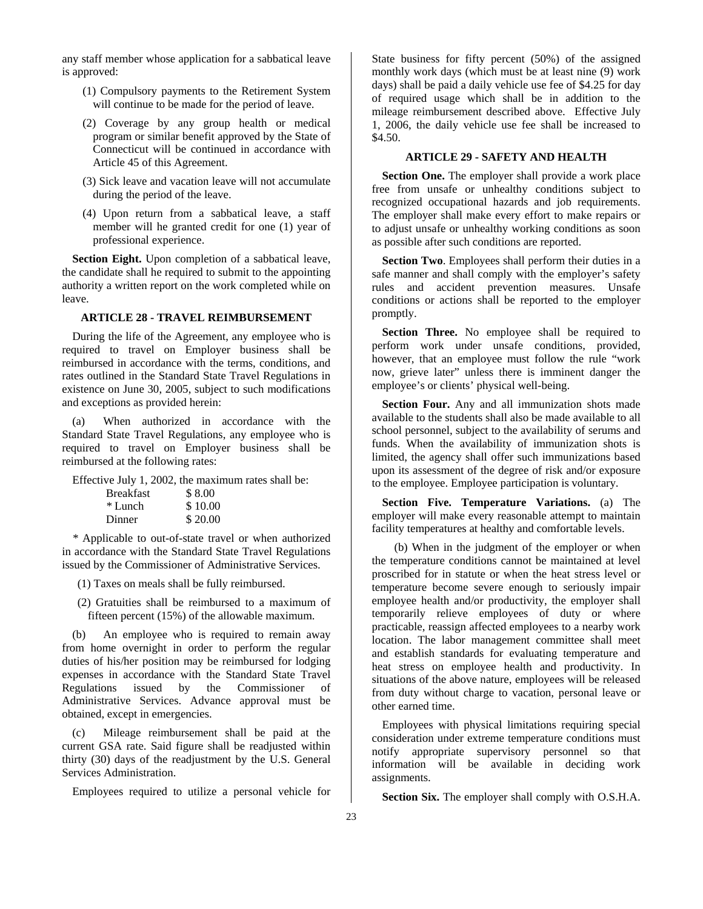any staff member whose application for a sabbatical leave is approved:

(1) Compulsory payments to the Retirement System will continue to be made for the period of leave.

(2) Coverage by any group health or medical program or similar benefit approved by the State of Connecticut will be continued in accordance with Article 45 of this Agreement.

(3) Sick leave and vacation leave will not accumulate during the period of the leave.

(4) Upon return from a sabbatical leave, a staff member will he granted credit for one (1) year of professional experience.

**Section Eight.** Upon completion of a sabbatical leave, the candidate shall he required to submit to the appointing authority a written report on the work completed while on leave.

### ARTICLE 28 - TRAVEL REIMBURSEMENT

During the life of the Agreement, any employee who is required to travel on Employer business shall be reimbursed in accordance with the terms, conditions, and rates outlined in the Standard State Travel Regulations in existence on June 30, 2005, subject to such modifications and exceptions as provided herein:

(a) When authorized in accordance with the Standard State Travel Regulations, any employee who is required to travel on Employer business shall be reimbursed at the following rates:

Effective July 1, 2002, the maximum rates shall be:

| | |
|---|---|
| Breakfast | $ 8.00 |
| * Lunch | $ 10.00 |
| Dinner | $ 20.00 |

* Applicable to out-of-state travel or when authorized in accordance with the Standard State Travel Regulations issued by the Commissioner of Administrative Services.

(1) Taxes on meals shall be fully reimbursed.

(2) Gratuities shall be reimbursed to a maximum of fifteen percent (15%) of the allowable maximum.

(b) An employee who is required to remain away from home overnight in order to perform the regular duties of his/her position may be reimbursed for lodging expenses in accordance with the Standard State Travel Regulations issued by the Commissioner of Administrative Services. Advance approval must be obtained, except in emergencies.

(c) Mileage reimbursement shall be paid at the current GSA rate. Said figure shall be readjusted within thirty (30) days of the readjustment by the U.S. General Services Administration.

Employees required to utilize a personal vehicle for State business for fifty percent (50%) of the assigned monthly work days (which must be at least nine (9) work days) shall be paid a daily vehicle use fee of $4.25 for day of required usage which shall be in addition to the mileage reimbursement described above. Effective July 1, 2006, the daily vehicle use fee shall be increased to $4.50.

### ARTICLE 29 - SAFETY AND HEALTH

**Section One.** The employer shall provide a work place free from unsafe or unhealthy conditions subject to recognized occupational hazards and job requirements. The employer shall make every effort to make repairs or to adjust unsafe or unhealthy working conditions as soon as possible after such conditions are reported.

**Section Two**. Employees shall perform their duties in a safe manner and shall comply with the employer's safety rules and accident prevention measures. Unsafe conditions or actions shall be reported to the employer promptly.

**Section Three.** No employee shall be required to perform work under unsafe conditions, provided, however, that an employee must follow the rule "work now, grieve later" unless there is imminent danger the employee's or clients' physical well-being.

**Section Four.** Any and all immunization shots made available to the students shall also be made available to all school personnel, subject to the availability of serums and funds. When the availability of immunization shots is limited, the agency shall offer such immunizations based upon its assessment of the degree of risk and/or exposure to the employee. Employee participation is voluntary.

**Section Five. Temperature Variations.** (a) The employer will make every reasonable attempt to maintain facility temperatures at healthy and comfortable levels.

(b) When in the judgment of the employer or when the temperature conditions cannot be maintained at level proscribed for in statute or when the heat stress level or temperature become severe enough to seriously impair employee health and/or productivity, the employer shall temporarily relieve employees of duty or where practicable, reassign affected employees to a nearby work location. The labor management committee shall meet and establish standards for evaluating temperature and heat stress on employee health and productivity. In situations of the above nature, employees will be released from duty without charge to vacation, personal leave or other earned time.

Employees with physical limitations requiring special consideration under extreme temperature conditions must notify appropriate supervisory personnel so that information will be available in deciding work assignments.

**Section Six.** The employer shall comply with O.S.H.A.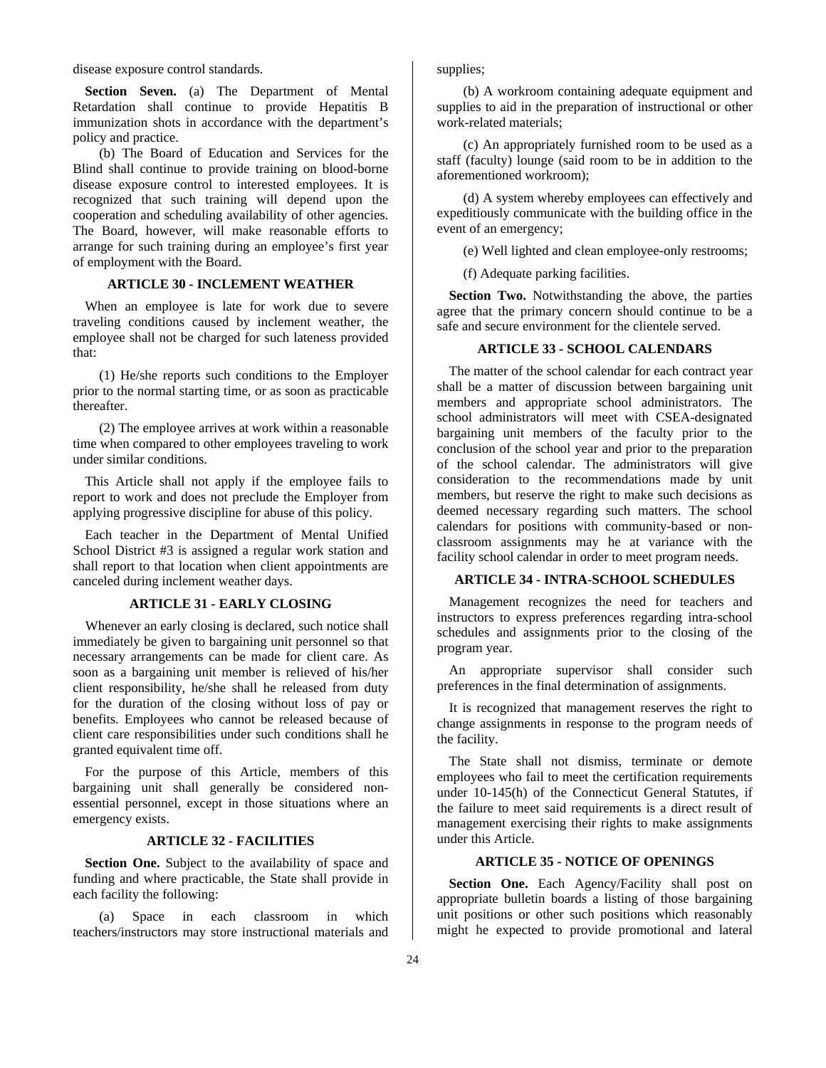disease exposure control standards.

**Section Seven.** (a) The Department of Mental Retardation shall continue to provide Hepatitis B immunization shots in accordance with the department's policy and practice.

(b) The Board of Education and Services for the Blind shall continue to provide training on blood-borne disease exposure control to interested employees. It is recognized that such training will depend upon the cooperation and scheduling availability of other agencies. The Board, however, will make reasonable efforts to arrange for such training during an employee's first year of employment with the Board.

### ARTICLE 30 - INCLEMENT WEATHER

When an employee is late for work due to severe traveling conditions caused by inclement weather, the employee shall not be charged for such lateness provided that:

(1) He/she reports such conditions to the Employer prior to the normal starting time, or as soon as practicable thereafter.

(2) The employee arrives at work within a reasonable time when compared to other employees traveling to work under similar conditions.

This Article shall not apply if the employee fails to report to work and does not preclude the Employer from applying progressive discipline for abuse of this policy.

Each teacher in the Department of Mental Unified School District #3 is assigned a regular work station and shall report to that location when client appointments are canceled during inclement weather days.

### ARTICLE 31 - EARLY CLOSING

Whenever an early closing is declared, such notice shall immediately be given to bargaining unit personnel so that necessary arrangements can be made for client care. As soon as a bargaining unit member is relieved of his/her client responsibility, he/she shall he released from duty for the duration of the closing without loss of pay or benefits. Employees who cannot be released because of client care responsibilities under such conditions shall he granted equivalent time off.

For the purpose of this Article, members of this bargaining unit shall generally be considered non-essential personnel, except in those situations where an emergency exists.

### ARTICLE 32 - FACILITIES

**Section One.** Subject to the availability of space and funding and where practicable, the State shall provide in each facility the following:

(a) Space in each classroom in which teachers/instructors may store instructional materials and supplies;

(b) A workroom containing adequate equipment and supplies to aid in the preparation of instructional or other work-related materials;

(c) An appropriately furnished room to be used as a staff (faculty) lounge (said room to be in addition to the aforementioned workroom);

(d) A system whereby employees can effectively and expeditiously communicate with the building office in the event of an emergency;

(e) Well lighted and clean employee-only restrooms;

(f) Adequate parking facilities.

**Section Two.** Notwithstanding the above, the parties agree that the primary concern should continue to be a safe and secure environment for the clientele served.

### ARTICLE 33 - SCHOOL CALENDARS

The matter of the school calendar for each contract year shall be a matter of discussion between bargaining unit members and appropriate school administrators. The school administrators will meet with CSEA-designated bargaining unit members of the faculty prior to the conclusion of the school year and prior to the preparation of the school calendar. The administrators will give consideration to the recommendations made by unit members, but reserve the right to make such decisions as deemed necessary regarding such matters. The school calendars for positions with community-based or non-classroom assignments may he at variance with the facility school calendar in order to meet program needs.

### ARTICLE 34 - INTRA-SCHOOL SCHEDULES

Management recognizes the need for teachers and instructors to express preferences regarding intra-school schedules and assignments prior to the closing of the program year.

An appropriate supervisor shall consider such preferences in the final determination of assignments.

It is recognized that management reserves the right to change assignments in response to the program needs of the facility.

The State shall not dismiss, terminate or demote employees who fail to meet the certification requirements under 10-145(h) of the Connecticut General Statutes, if the failure to meet said requirements is a direct result of management exercising their rights to make assignments under this Article.

### ARTICLE 35 - NOTICE OF OPENINGS

**Section One.** Each Agency/Facility shall post on appropriate bulletin boards a listing of those bargaining unit positions or other such positions which reasonably might he expected to provide promotional and lateral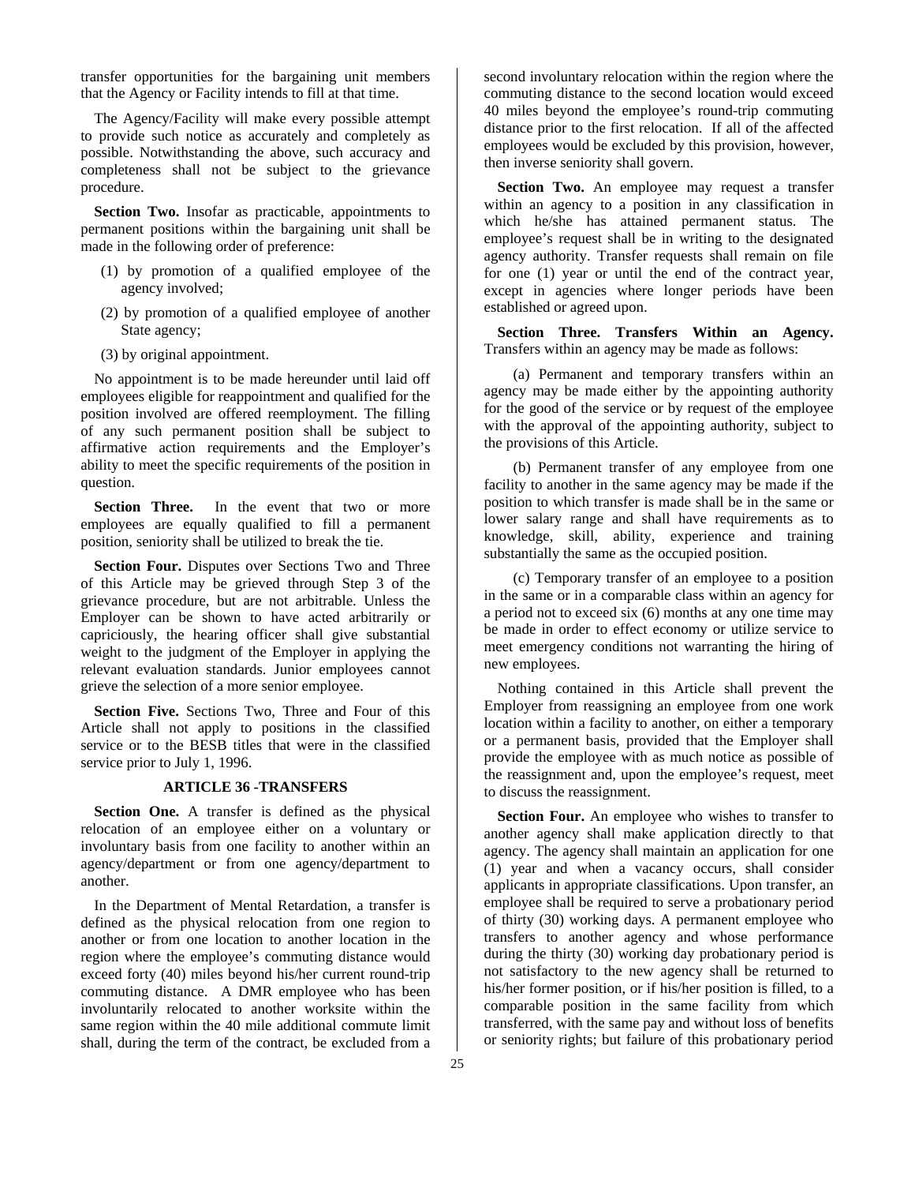transfer opportunities for the bargaining unit members that the Agency or Facility intends to fill at that time.

The Agency/Facility will make every possible attempt to provide such notice as accurately and completely as possible. Notwithstanding the above, such accuracy and completeness shall not be subject to the grievance procedure.

**Section Two.** Insofar as practicable, appointments to permanent positions within the bargaining unit shall be made in the following order of preference:

(1) by promotion of a qualified employee of the agency involved;

(2) by promotion of a qualified employee of another State agency;

(3) by original appointment.

No appointment is to be made hereunder until laid off employees eligible for reappointment and qualified for the position involved are offered reemployment. The filling of any such permanent position shall be subject to affirmative action requirements and the Employer's ability to meet the specific requirements of the position in question.

**Section Three.** In the event that two or more employees are equally qualified to fill a permanent position, seniority shall be utilized to break the tie.

**Section Four.** Disputes over Sections Two and Three of this Article may be grieved through Step 3 of the grievance procedure, but are not arbitrable. Unless the Employer can be shown to have acted arbitrarily or capriciously, the hearing officer shall give substantial weight to the judgment of the Employer in applying the relevant evaluation standards. Junior employees cannot grieve the selection of a more senior employee.

**Section Five.** Sections Two, Three and Four of this Article shall not apply to positions in the classified service or to the BESB titles that were in the classified service prior to July 1, 1996.

## ARTICLE 36 -TRANSFERS

**Section One.** A transfer is defined as the physical relocation of an employee either on a voluntary or involuntary basis from one facility to another within an agency/department or from one agency/department to another.

In the Department of Mental Retardation, a transfer is defined as the physical relocation from one region to another or from one location to another location in the region where the employee's commuting distance would exceed forty (40) miles beyond his/her current round-trip commuting distance. A DMR employee who has been involuntarily relocated to another worksite within the same region within the 40 mile additional commute limit shall, during the term of the contract, be excluded from a second involuntary relocation within the region where the commuting distance to the second location would exceed 40 miles beyond the employee's round-trip commuting distance prior to the first relocation. If all of the affected employees would be excluded by this provision, however, then inverse seniority shall govern.

**Section Two.** An employee may request a transfer within an agency to a position in any classification in which he/she has attained permanent status. The employee's request shall be in writing to the designated agency authority. Transfer requests shall remain on file for one (1) year or until the end of the contract year, except in agencies where longer periods have been established or agreed upon.

**Section Three. Transfers Within an Agency.** Transfers within an agency may be made as follows:

(a) Permanent and temporary transfers within an agency may be made either by the appointing authority for the good of the service or by request of the employee with the approval of the appointing authority, subject to the provisions of this Article.

(b) Permanent transfer of any employee from one facility to another in the same agency may be made if the position to which transfer is made shall be in the same or lower salary range and shall have requirements as to knowledge, skill, ability, experience and training substantially the same as the occupied position.

(c) Temporary transfer of an employee to a position in the same or in a comparable class within an agency for a period not to exceed six (6) months at any one time may be made in order to effect economy or utilize service to meet emergency conditions not warranting the hiring of new employees.

Nothing contained in this Article shall prevent the Employer from reassigning an employee from one work location within a facility to another, on either a temporary or a permanent basis, provided that the Employer shall provide the employee with as much notice as possible of the reassignment and, upon the employee's request, meet to discuss the reassignment.

**Section Four.** An employee who wishes to transfer to another agency shall make application directly to that agency. The agency shall maintain an application for one (1) year and when a vacancy occurs, shall consider applicants in appropriate classifications. Upon transfer, an employee shall be required to serve a probationary period of thirty (30) working days. A permanent employee who transfers to another agency and whose performance during the thirty (30) working day probationary period is not satisfactory to the new agency shall be returned to his/her former position, or if his/her position is filled, to a comparable position in the same facility from which transferred, with the same pay and without loss of benefits or seniority rights; but failure of this probationary period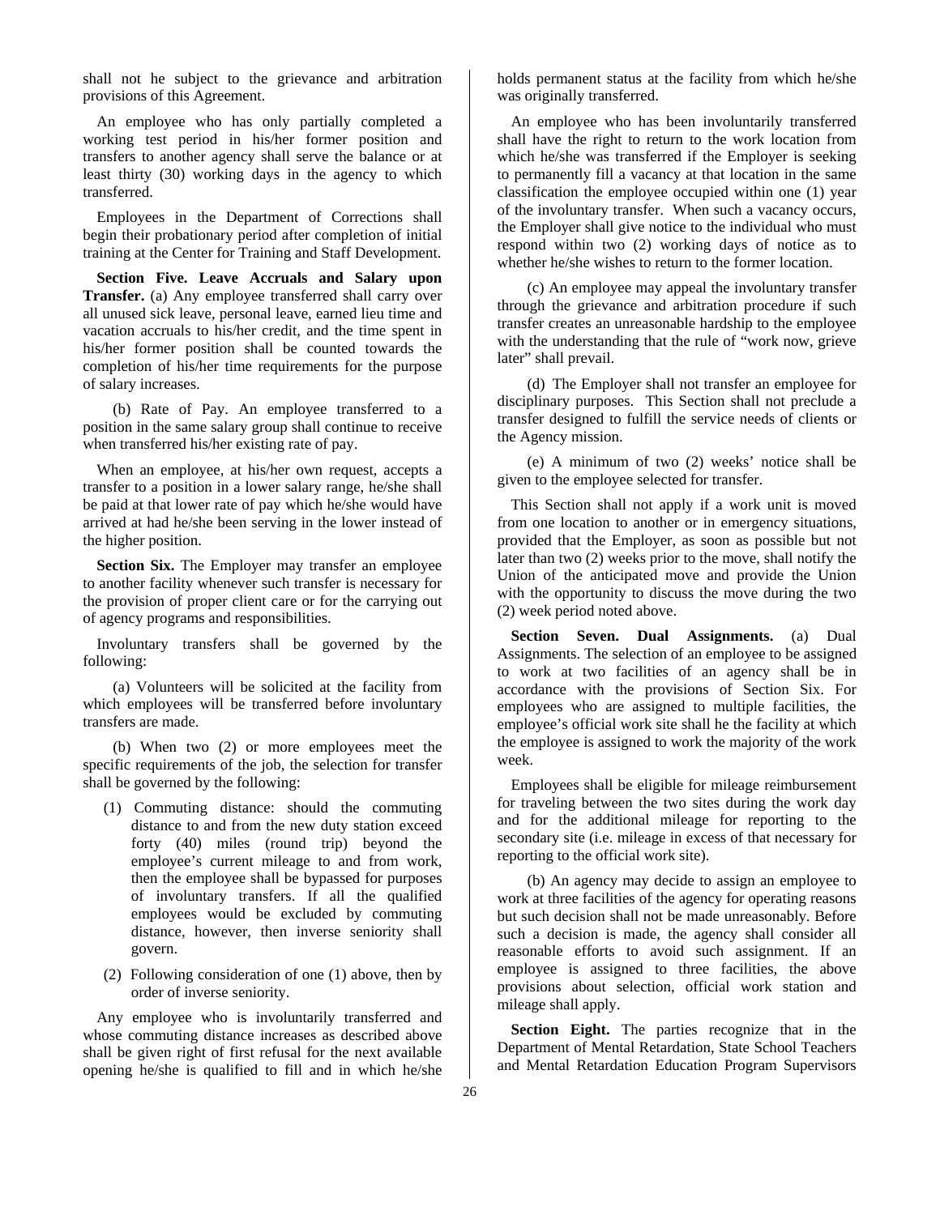shall not he subject to the grievance and arbitration provisions of this Agreement.

An employee who has only partially completed a working test period in his/her former position and transfers to another agency shall serve the balance or at least thirty (30) working days in the agency to which transferred.

Employees in the Department of Corrections shall begin their probationary period after completion of initial training at the Center for Training and Staff Development.

**Section Five. Leave Accruals and Salary upon Transfer.** (a) Any employee transferred shall carry over all unused sick leave, personal leave, earned lieu time and vacation accruals to his/her credit, and the time spent in his/her former position shall be counted towards the completion of his/her time requirements for the purpose of salary increases.

(b) Rate of Pay. An employee transferred to a position in the same salary group shall continue to receive when transferred his/her existing rate of pay.

When an employee, at his/her own request, accepts a transfer to a position in a lower salary range, he/she shall be paid at that lower rate of pay which he/she would have arrived at had he/she been serving in the lower instead of the higher position.

**Section Six.** The Employer may transfer an employee to another facility whenever such transfer is necessary for the provision of proper client care or for the carrying out of agency programs and responsibilities.

Involuntary transfers shall be governed by the following:

(a) Volunteers will be solicited at the facility from which employees will be transferred before involuntary transfers are made.

(b) When two (2) or more employees meet the specific requirements of the job, the selection for transfer shall be governed by the following:

(1) Commuting distance: should the commuting distance to and from the new duty station exceed forty (40) miles (round trip) beyond the employee's current mileage to and from work, then the employee shall be bypassed for purposes of involuntary transfers. If all the qualified employees would be excluded by commuting distance, however, then inverse seniority shall govern.

(2) Following consideration of one (1) above, then by order of inverse seniority.

Any employee who is involuntarily transferred and whose commuting distance increases as described above shall be given right of first refusal for the next available opening he/she is qualified to fill and in which he/she holds permanent status at the facility from which he/she was originally transferred.

An employee who has been involuntarily transferred shall have the right to return to the work location from which he/she was transferred if the Employer is seeking to permanently fill a vacancy at that location in the same classification the employee occupied within one (1) year of the involuntary transfer. When such a vacancy occurs, the Employer shall give notice to the individual who must respond within two (2) working days of notice as to whether he/she wishes to return to the former location.

(c) An employee may appeal the involuntary transfer through the grievance and arbitration procedure if such transfer creates an unreasonable hardship to the employee with the understanding that the rule of "work now, grieve later" shall prevail.

(d) The Employer shall not transfer an employee for disciplinary purposes. This Section shall not preclude a transfer designed to fulfill the service needs of clients or the Agency mission.

(e) A minimum of two (2) weeks' notice shall be given to the employee selected for transfer.

This Section shall not apply if a work unit is moved from one location to another or in emergency situations, provided that the Employer, as soon as possible but not later than two (2) weeks prior to the move, shall notify the Union of the anticipated move and provide the Union with the opportunity to discuss the move during the two (2) week period noted above.

**Section Seven. Dual Assignments.** (a) Dual Assignments. The selection of an employee to be assigned to work at two facilities of an agency shall be in accordance with the provisions of Section Six. For employees who are assigned to multiple facilities, the employee's official work site shall he the facility at which the employee is assigned to work the majority of the work week.

Employees shall be eligible for mileage reimbursement for traveling between the two sites during the work day and for the additional mileage for reporting to the secondary site (i.e. mileage in excess of that necessary for reporting to the official work site).

(b) An agency may decide to assign an employee to work at three facilities of the agency for operating reasons but such decision shall not be made unreasonably. Before such a decision is made, the agency shall consider all reasonable efforts to avoid such assignment. If an employee is assigned to three facilities, the above provisions about selection, official work station and mileage shall apply.

**Section Eight.** The parties recognize that in the Department of Mental Retardation, State School Teachers and Mental Retardation Education Program Supervisors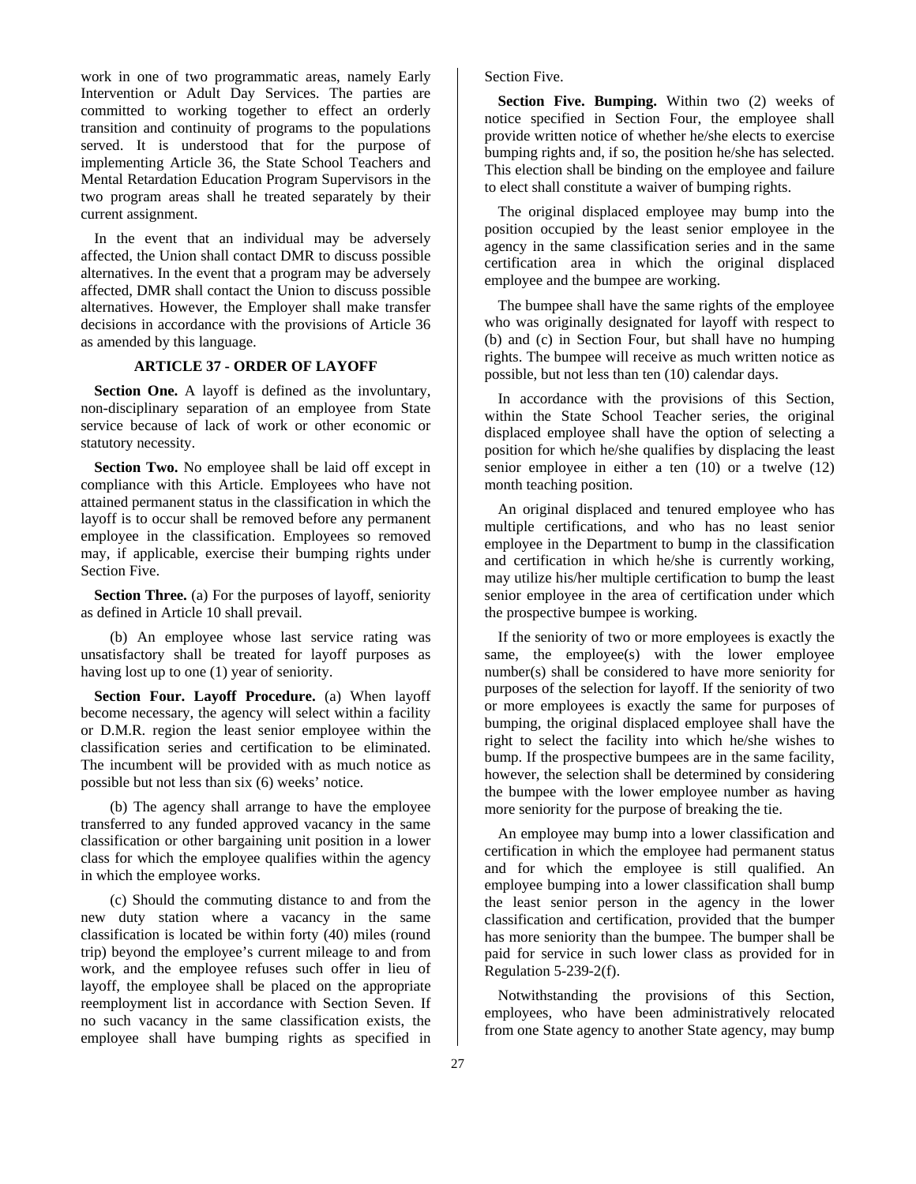work in one of two programmatic areas, namely Early Intervention or Adult Day Services. The parties are committed to working together to effect an orderly transition and continuity of programs to the populations served. It is understood that for the purpose of implementing Article 36, the State School Teachers and Mental Retardation Education Program Supervisors in the two program areas shall he treated separately by their current assignment.

In the event that an individual may be adversely affected, the Union shall contact DMR to discuss possible alternatives. In the event that a program may be adversely affected, DMR shall contact the Union to discuss possible alternatives. However, the Employer shall make transfer decisions in accordance with the provisions of Article 36 as amended by this language.

## ARTICLE 37 - ORDER OF LAYOFF

**Section One.** A layoff is defined as the involuntary, non-disciplinary separation of an employee from State service because of lack of work or other economic or statutory necessity.

**Section Two.** No employee shall be laid off except in compliance with this Article. Employees who have not attained permanent status in the classification in which the layoff is to occur shall be removed before any permanent employee in the classification. Employees so removed may, if applicable, exercise their bumping rights under Section Five.

**Section Three.** (a) For the purposes of layoff, seniority as defined in Article 10 shall prevail.

(b) An employee whose last service rating was unsatisfactory shall be treated for layoff purposes as having lost up to one (1) year of seniority.

**Section Four. Layoff Procedure.** (a) When layoff become necessary, the agency will select within a facility or D.M.R. region the least senior employee within the classification series and certification to be eliminated. The incumbent will be provided with as much notice as possible but not less than six (6) weeks' notice.

(b) The agency shall arrange to have the employee transferred to any funded approved vacancy in the same classification or other bargaining unit position in a lower class for which the employee qualifies within the agency in which the employee works.

(c) Should the commuting distance to and from the new duty station where a vacancy in the same classification is located be within forty (40) miles (round trip) beyond the employee's current mileage to and from work, and the employee refuses such offer in lieu of layoff, the employee shall be placed on the appropriate reemployment list in accordance with Section Seven. If no such vacancy in the same classification exists, the employee shall have bumping rights as specified in Section Five.

**Section Five. Bumping.** Within two (2) weeks of notice specified in Section Four, the employee shall provide written notice of whether he/she elects to exercise bumping rights and, if so, the position he/she has selected. This election shall be binding on the employee and failure to elect shall constitute a waiver of bumping rights.

The original displaced employee may bump into the position occupied by the least senior employee in the agency in the same classification series and in the same certification area in which the original displaced employee and the bumpee are working.

The bumpee shall have the same rights of the employee who was originally designated for layoff with respect to (b) and (c) in Section Four, but shall have no humping rights. The bumpee will receive as much written notice as possible, but not less than ten (10) calendar days.

In accordance with the provisions of this Section, within the State School Teacher series, the original displaced employee shall have the option of selecting a position for which he/she qualifies by displacing the least senior employee in either a ten (10) or a twelve (12) month teaching position.

An original displaced and tenured employee who has multiple certifications, and who has no least senior employee in the Department to bump in the classification and certification in which he/she is currently working, may utilize his/her multiple certification to bump the least senior employee in the area of certification under which the prospective bumpee is working.

If the seniority of two or more employees is exactly the same, the employee(s) with the lower employee number(s) shall be considered to have more seniority for purposes of the selection for layoff. If the seniority of two or more employees is exactly the same for purposes of bumping, the original displaced employee shall have the right to select the facility into which he/she wishes to bump. If the prospective bumpees are in the same facility, however, the selection shall be determined by considering the bumpee with the lower employee number as having more seniority for the purpose of breaking the tie.

An employee may bump into a lower classification and certification in which the employee had permanent status and for which the employee is still qualified. An employee bumping into a lower classification shall bump the least senior person in the agency in the lower classification and certification, provided that the bumper has more seniority than the bumpee. The bumper shall be paid for service in such lower class as provided for in Regulation 5-239-2(f).

Notwithstanding the provisions of this Section, employees, who have been administratively relocated from one State agency to another State agency, may bump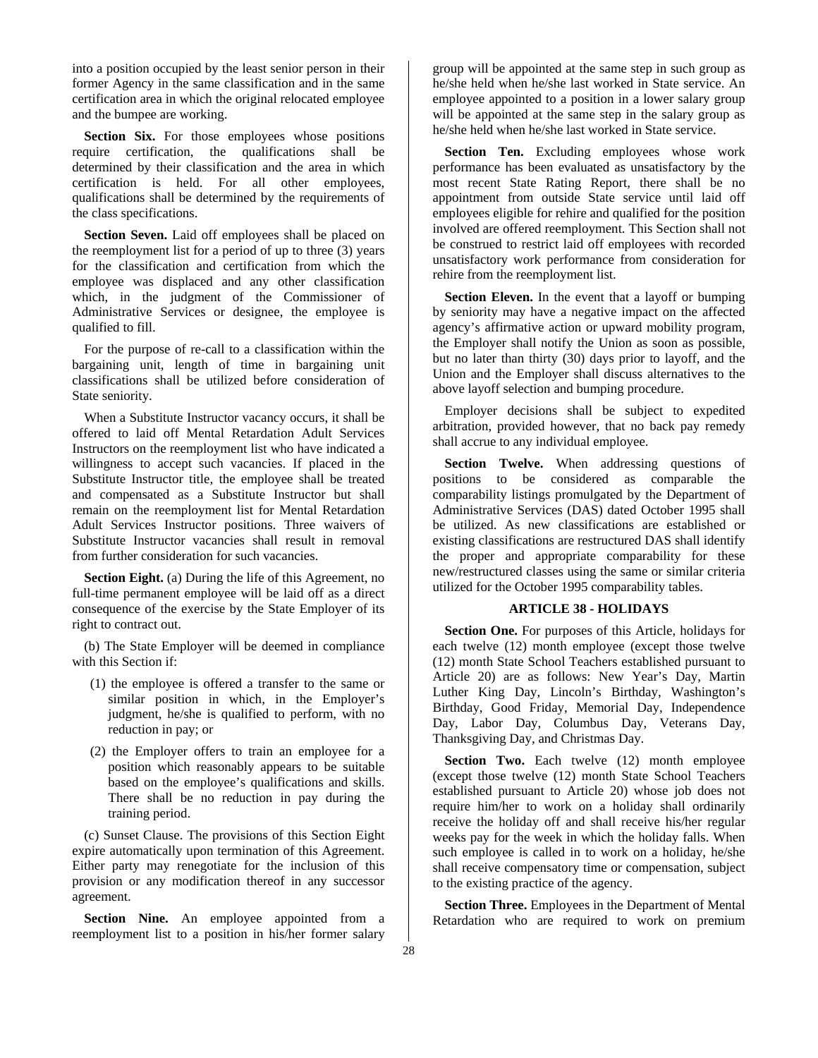into a position occupied by the least senior person in their former Agency in the same classification and in the same certification area in which the original relocated employee and the bumpee are working.

**Section Six.** For those employees whose positions require certification, the qualifications shall be determined by their classification and the area in which certification is held. For all other employees, qualifications shall be determined by the requirements of the class specifications.

**Section Seven.** Laid off employees shall be placed on the reemployment list for a period of up to three (3) years for the classification and certification from which the employee was displaced and any other classification which, in the judgment of the Commissioner of Administrative Services or designee, the employee is qualified to fill.

For the purpose of re-call to a classification within the bargaining unit, length of time in bargaining unit classifications shall be utilized before consideration of State seniority.

When a Substitute Instructor vacancy occurs, it shall be offered to laid off Mental Retardation Adult Services Instructors on the reemployment list who have indicated a willingness to accept such vacancies. If placed in the Substitute Instructor title, the employee shall be treated and compensated as a Substitute Instructor but shall remain on the reemployment list for Mental Retardation Adult Services Instructor positions. Three waivers of Substitute Instructor vacancies shall result in removal from further consideration for such vacancies.

**Section Eight.** (a) During the life of this Agreement, no full-time permanent employee will be laid off as a direct consequence of the exercise by the State Employer of its right to contract out.

(b) The State Employer will be deemed in compliance with this Section if:

(1) the employee is offered a transfer to the same or similar position in which, in the Employer's judgment, he/she is qualified to perform, with no reduction in pay; or

(2) the Employer offers to train an employee for a position which reasonably appears to be suitable based on the employee's qualifications and skills. There shall be no reduction in pay during the training period.

(c) Sunset Clause. The provisions of this Section Eight expire automatically upon termination of this Agreement. Either party may renegotiate for the inclusion of this provision or any modification thereof in any successor agreement.

**Section Nine.** An employee appointed from a reemployment list to a position in his/her former salary group will be appointed at the same step in such group as he/she held when he/she last worked in State service. An employee appointed to a position in a lower salary group will be appointed at the same step in the salary group as he/she held when he/she last worked in State service.

**Section Ten.** Excluding employees whose work performance has been evaluated as unsatisfactory by the most recent State Rating Report, there shall be no appointment from outside State service until laid off employees eligible for rehire and qualified for the position involved are offered reemployment. This Section shall not be construed to restrict laid off employees with recorded unsatisfactory work performance from consideration for rehire from the reemployment list.

**Section Eleven.** In the event that a layoff or bumping by seniority may have a negative impact on the affected agency's affirmative action or upward mobility program, the Employer shall notify the Union as soon as possible, but no later than thirty (30) days prior to layoff, and the Union and the Employer shall discuss alternatives to the above layoff selection and bumping procedure.

Employer decisions shall be subject to expedited arbitration, provided however, that no back pay remedy shall accrue to any individual employee.

**Section Twelve.** When addressing questions of positions to be considered as comparable the comparability listings promulgated by the Department of Administrative Services (DAS) dated October 1995 shall be utilized. As new classifications are established or existing classifications are restructured DAS shall identify the proper and appropriate comparability for these new/restructured classes using the same or similar criteria utilized for the October 1995 comparability tables.

## ARTICLE 38 - HOLIDAYS

**Section One.** For purposes of this Article, holidays for each twelve (12) month employee (except those twelve (12) month State School Teachers established pursuant to Article 20) are as follows: New Year's Day, Martin Luther King Day, Lincoln's Birthday, Washington's Birthday, Good Friday, Memorial Day, Independence Day, Labor Day, Columbus Day, Veterans Day, Thanksgiving Day, and Christmas Day.

**Section Two.** Each twelve (12) month employee (except those twelve (12) month State School Teachers established pursuant to Article 20) whose job does not require him/her to work on a holiday shall ordinarily receive the holiday off and shall receive his/her regular weeks pay for the week in which the holiday falls. When such employee is called in to work on a holiday, he/she shall receive compensatory time or compensation, subject to the existing practice of the agency.

**Section Three.** Employees in the Department of Mental Retardation who are required to work on premium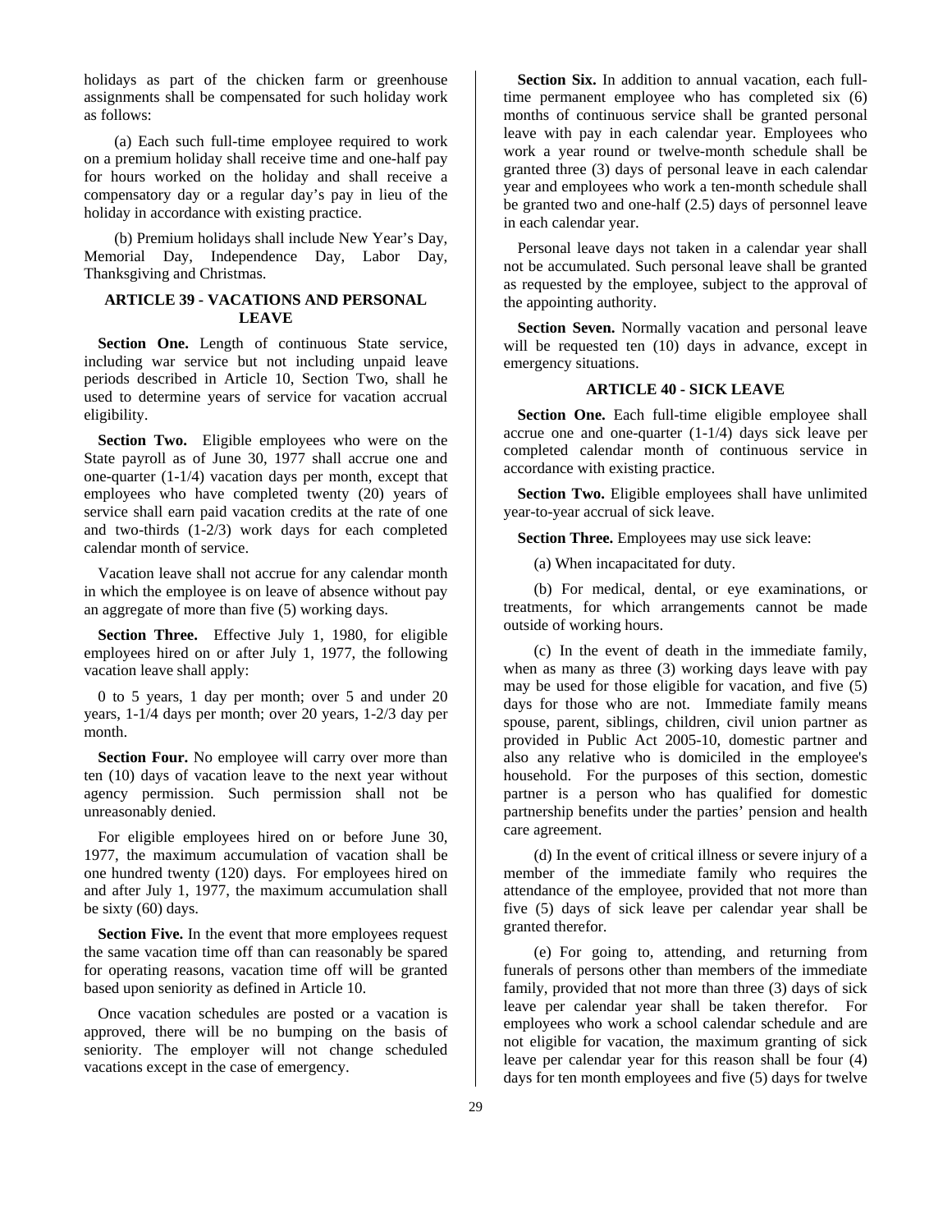holidays as part of the chicken farm or greenhouse assignments shall be compensated for such holiday work as follows:

(a) Each such full-time employee required to work on a premium holiday shall receive time and one-half pay for hours worked on the holiday and shall receive a compensatory day or a regular day's pay in lieu of the holiday in accordance with existing practice.

(b) Premium holidays shall include New Year's Day, Memorial Day, Independence Day, Labor Day, Thanksgiving and Christmas.

## ARTICLE 39 - VACATIONS AND PERSONAL LEAVE

**Section One.** Length of continuous State service, including war service but not including unpaid leave periods described in Article 10, Section Two, shall he used to determine years of service for vacation accrual eligibility.

**Section Two.** Eligible employees who were on the State payroll as of June 30, 1977 shall accrue one and one-quarter (1-1/4) vacation days per month, except that employees who have completed twenty (20) years of service shall earn paid vacation credits at the rate of one and two-thirds (1-2/3) work days for each completed calendar month of service.

Vacation leave shall not accrue for any calendar month in which the employee is on leave of absence without pay an aggregate of more than five (5) working days.

**Section Three.** Effective July 1, 1980, for eligible employees hired on or after July 1, 1977, the following vacation leave shall apply:

0 to 5 years, 1 day per month; over 5 and under 20 years, 1-1/4 days per month; over 20 years, 1-2/3 day per month.

**Section Four.** No employee will carry over more than ten (10) days of vacation leave to the next year without agency permission. Such permission shall not be unreasonably denied.

For eligible employees hired on or before June 30, 1977, the maximum accumulation of vacation shall be one hundred twenty (120) days. For employees hired on and after July 1, 1977, the maximum accumulation shall be sixty (60) days.

**Section Five.** In the event that more employees request the same vacation time off than can reasonably be spared for operating reasons, vacation time off will be granted based upon seniority as defined in Article 10.

Once vacation schedules are posted or a vacation is approved, there will be no bumping on the basis of seniority. The employer will not change scheduled vacations except in the case of emergency.

**Section Six.** In addition to annual vacation, each full-time permanent employee who has completed six (6) months of continuous service shall be granted personal leave with pay in each calendar year. Employees who work a year round or twelve-month schedule shall be granted three (3) days of personal leave in each calendar year and employees who work a ten-month schedule shall be granted two and one-half (2.5) days of personnel leave in each calendar year.

Personal leave days not taken in a calendar year shall not be accumulated. Such personal leave shall be granted as requested by the employee, subject to the approval of the appointing authority.

**Section Seven.** Normally vacation and personal leave will be requested ten (10) days in advance, except in emergency situations.

## ARTICLE 40 - SICK LEAVE

**Section One.** Each full-time eligible employee shall accrue one and one-quarter (1-1/4) days sick leave per completed calendar month of continuous service in accordance with existing practice.

**Section Two.** Eligible employees shall have unlimited year-to-year accrual of sick leave.

**Section Three.** Employees may use sick leave:

(a) When incapacitated for duty.

(b) For medical, dental, or eye examinations, or treatments, for which arrangements cannot be made outside of working hours.

(c) In the event of death in the immediate family, when as many as three (3) working days leave with pay may be used for those eligible for vacation, and five (5) days for those who are not. Immediate family means spouse, parent, siblings, children, civil union partner as provided in Public Act 2005-10, domestic partner and also any relative who is domiciled in the employee's household. For the purposes of this section, domestic partner is a person who has qualified for domestic partnership benefits under the parties' pension and health care agreement.

(d) In the event of critical illness or severe injury of a member of the immediate family who requires the attendance of the employee, provided that not more than five (5) days of sick leave per calendar year shall be granted therefor.

(e) For going to, attending, and returning from funerals of persons other than members of the immediate family, provided that not more than three (3) days of sick leave per calendar year shall be taken therefor. For employees who work a school calendar schedule and are not eligible for vacation, the maximum granting of sick leave per calendar year for this reason shall be four (4) days for ten month employees and five (5) days for twelve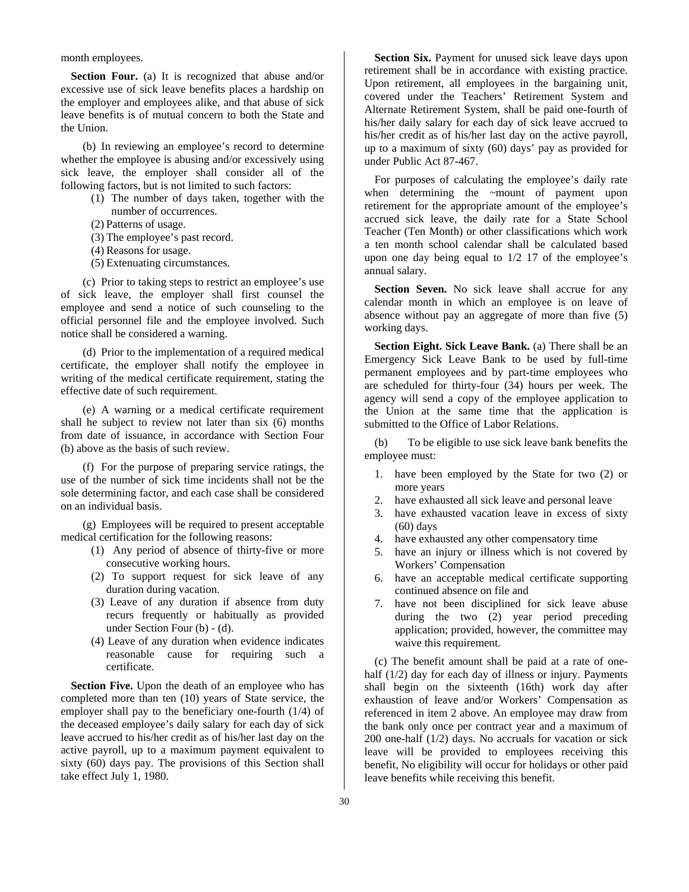month employees.

**Section Four.** (a) It is recognized that abuse and/or excessive use of sick leave benefits places a hardship on the employer and employees alike, and that abuse of sick leave benefits is of mutual concern to both the State and the Union.

(b) In reviewing an employee's record to determine whether the employee is abusing and/or excessively using sick leave, the employer shall consider all of the following factors, but is not limited to such factors:

(1) The number of days taken, together with the number of occurrences.
(2) Patterns of usage.
(3) The employee's past record.
(4) Reasons for usage.
(5) Extenuating circumstances.

(c) Prior to taking steps to restrict an employee's use of sick leave, the employer shall first counsel the employee and send a notice of such counseling to the official personnel file and the employee involved. Such notice shall be considered a warning.

(d) Prior to the implementation of a required medical certificate, the employer shall notify the employee in writing of the medical certificate requirement, stating the effective date of such requirement.

(e) A warning or a medical certificate requirement shall he subject to review not later than six (6) months from date of issuance, in accordance with Section Four (b) above as the basis of such review.

(f) For the purpose of preparing service ratings, the use of the number of sick time incidents shall not be the sole determining factor, and each case shall be considered on an individual basis.

(g) Employees will be required to present acceptable medical certification for the following reasons:

(1) Any period of absence of thirty-five or more consecutive working hours.
(2) To support request for sick leave of any duration during vacation.
(3) Leave of any duration if absence from duty recurs frequently or habitually as provided under Section Four (b) - (d).
(4) Leave of any duration when evidence indicates reasonable cause for requiring such a certificate.

**Section Five.** Upon the death of an employee who has completed more than ten (10) years of State service, the employer shall pay to the beneficiary one-fourth (1/4) of the deceased employee's daily salary for each day of sick leave accrued to his/her credit as of his/her last day on the active payroll, up to a maximum payment equivalent to sixty (60) days pay. The provisions of this Section shall take effect July 1, 1980.

**Section Six.** Payment for unused sick leave days upon retirement shall be in accordance with existing practice. Upon retirement, all employees in the bargaining unit, covered under the Teachers' Retirement System and Alternate Retirement System, shall be paid one-fourth of his/her daily salary for each day of sick leave accrued to his/her credit as of his/her last day on the active payroll, up to a maximum of sixty (60) days' pay as provided for under Public Act 87-467.

For purposes of calculating the employee's daily rate when determining the ~mount of payment upon retirement for the appropriate amount of the employee's accrued sick leave, the daily rate for a State School Teacher (Ten Month) or other classifications which work a ten month school calendar shall be calculated based upon one day being equal to 1/2 17 of the employee's annual salary.

**Section Seven.** No sick leave shall accrue for any calendar month in which an employee is on leave of absence without pay an aggregate of more than five (5) working days.

**Section Eight. Sick Leave Bank.** (a) There shall be an Emergency Sick Leave Bank to be used by full-time permanent employees and by part-time employees who are scheduled for thirty-four (34) hours per week. The agency will send a copy of the employee application to the Union at the same time that the application is submitted to the Office of Labor Relations.

(b) To be eligible to use sick leave bank benefits the employee must:

1. have been employed by the State for two (2) or more years
2. have exhausted all sick leave and personal leave
3. have exhausted vacation leave in excess of sixty (60) days
4. have exhausted any other compensatory time
5. have an injury or illness which is not covered by Workers' Compensation
6. have an acceptable medical certificate supporting continued absence on file and
7. have not been disciplined for sick leave abuse during the two (2) year period preceding application; provided, however, the committee may waive this requirement.

(c) The benefit amount shall be paid at a rate of one-half (1/2) day for each day of illness or injury. Payments shall begin on the sixteenth (16th) work day after exhaustion of leave and/or Workers' Compensation as referenced in item 2 above. An employee may draw from the bank only once per contract year and a maximum of 200 one-half (1/2) days. No accruals for vacation or sick leave will be provided to employees receiving this benefit, No eligibility will occur for holidays or other paid leave benefits while receiving this benefit.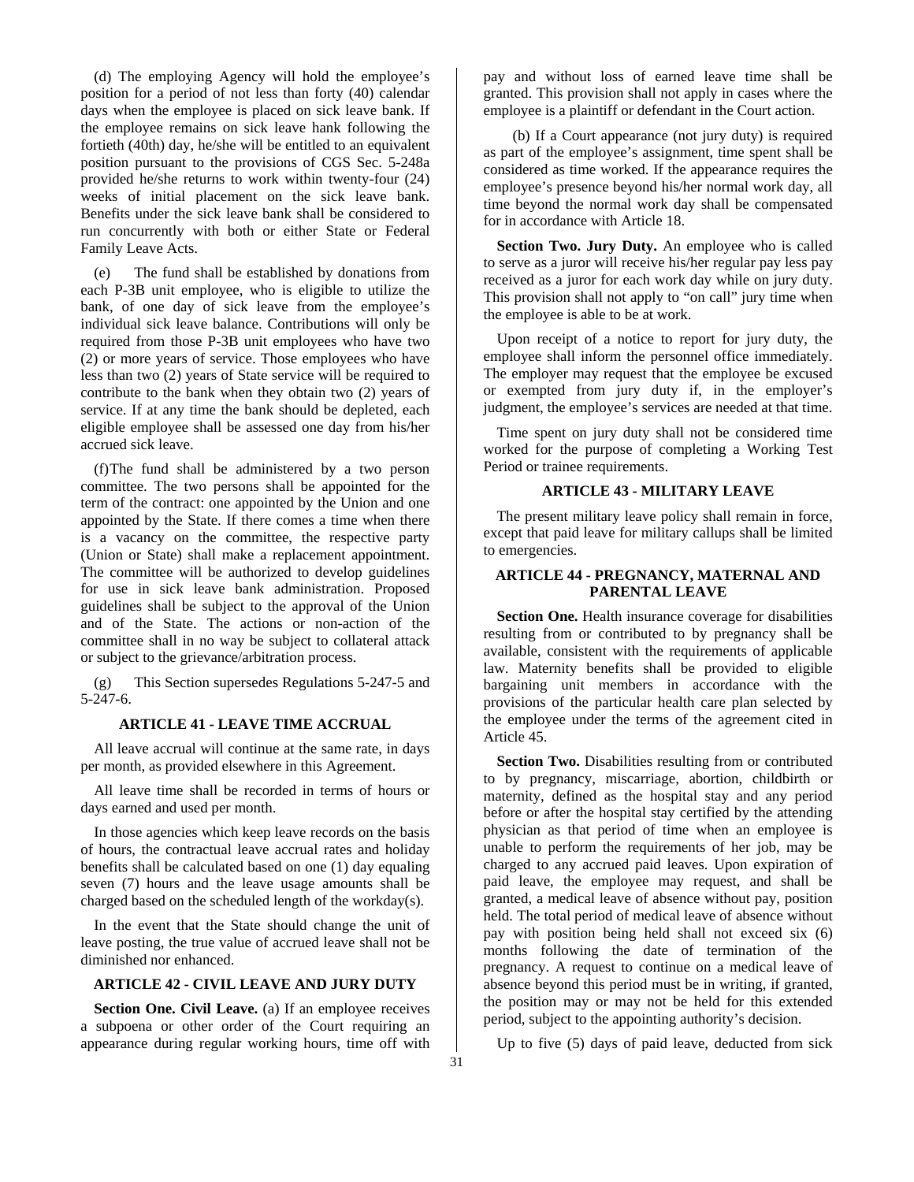(d) The employing Agency will hold the employee's position for a period of not less than forty (40) calendar days when the employee is placed on sick leave bank. If the employee remains on sick leave hank following the fortieth (40th) day, he/she will be entitled to an equivalent position pursuant to the provisions of CGS Sec. 5-248a provided he/she returns to work within twenty-four (24) weeks of initial placement on the sick leave bank. Benefits under the sick leave bank shall be considered to run concurrently with both or either State or Federal Family Leave Acts.

(e) The fund shall be established by donations from each P-3B unit employee, who is eligible to utilize the bank, of one day of sick leave from the employee's individual sick leave balance. Contributions will only be required from those P-3B unit employees who have two (2) or more years of service. Those employees who have less than two (2) years of State service will be required to contribute to the bank when they obtain two (2) years of service. If at any time the bank should be depleted, each eligible employee shall be assessed one day from his/her accrued sick leave.

(f) The fund shall be administered by a two person committee. The two persons shall be appointed for the term of the contract: one appointed by the Union and one appointed by the State. If there comes a time when there is a vacancy on the committee, the respective party (Union or State) shall make a replacement appointment. The committee will be authorized to develop guidelines for use in sick leave bank administration. Proposed guidelines shall be subject to the approval of the Union and of the State. The actions or non-action of the committee shall in no way be subject to collateral attack or subject to the grievance/arbitration process.

(g) This Section supersedes Regulations 5-247-5 and 5-247-6.

## ARTICLE 41 - LEAVE TIME ACCRUAL

All leave accrual will continue at the same rate, in days per month, as provided elsewhere in this Agreement.

All leave time shall be recorded in terms of hours or days earned and used per month.

In those agencies which keep leave records on the basis of hours, the contractual leave accrual rates and holiday benefits shall be calculated based on one (1) day equaling seven (7) hours and the leave usage amounts shall be charged based on the scheduled length of the workday(s).

In the event that the State should change the unit of leave posting, the true value of accrued leave shall not be diminished nor enhanced.

## ARTICLE 42 - CIVIL LEAVE AND JURY DUTY

**Section One. Civil Leave.** (a) If an employee receives a subpoena or other order of the Court requiring an appearance during regular working hours, time off with pay and without loss of earned leave time shall be granted. This provision shall not apply in cases where the employee is a plaintiff or defendant in the Court action.

(b) If a Court appearance (not jury duty) is required as part of the employee's assignment, time spent shall be considered as time worked. If the appearance requires the employee's presence beyond his/her normal work day, all time beyond the normal work day shall be compensated for in accordance with Article 18.

**Section Two. Jury Duty.** An employee who is called to serve as a juror will receive his/her regular pay less pay received as a juror for each work day while on jury duty. This provision shall not apply to "on call" jury time when the employee is able to be at work.

Upon receipt of a notice to report for jury duty, the employee shall inform the personnel office immediately. The employer may request that the employee be excused or exempted from jury duty if, in the employer's judgment, the employee's services are needed at that time.

Time spent on jury duty shall not be considered time worked for the purpose of completing a Working Test Period or trainee requirements.

## ARTICLE 43 - MILITARY LEAVE

The present military leave policy shall remain in force, except that paid leave for military callups shall be limited to emergencies.

## ARTICLE 44 - PREGNANCY, MATERNAL AND PARENTAL LEAVE

**Section One.** Health insurance coverage for disabilities resulting from or contributed to by pregnancy shall be available, consistent with the requirements of applicable law. Maternity benefits shall be provided to eligible bargaining unit members in accordance with the provisions of the particular health care plan selected by the employee under the terms of the agreement cited in Article 45.

**Section Two.** Disabilities resulting from or contributed to by pregnancy, miscarriage, abortion, childbirth or maternity, defined as the hospital stay and any period before or after the hospital stay certified by the attending physician as that period of time when an employee is unable to perform the requirements of her job, may be charged to any accrued paid leaves. Upon expiration of paid leave, the employee may request, and shall be granted, a medical leave of absence without pay, position held. The total period of medical leave of absence without pay with position being held shall not exceed six (6) months following the date of termination of the pregnancy. A request to continue on a medical leave of absence beyond this period must be in writing, if granted, the position may or may not be held for this extended period, subject to the appointing authority's decision.

Up to five (5) days of paid leave, deducted from sick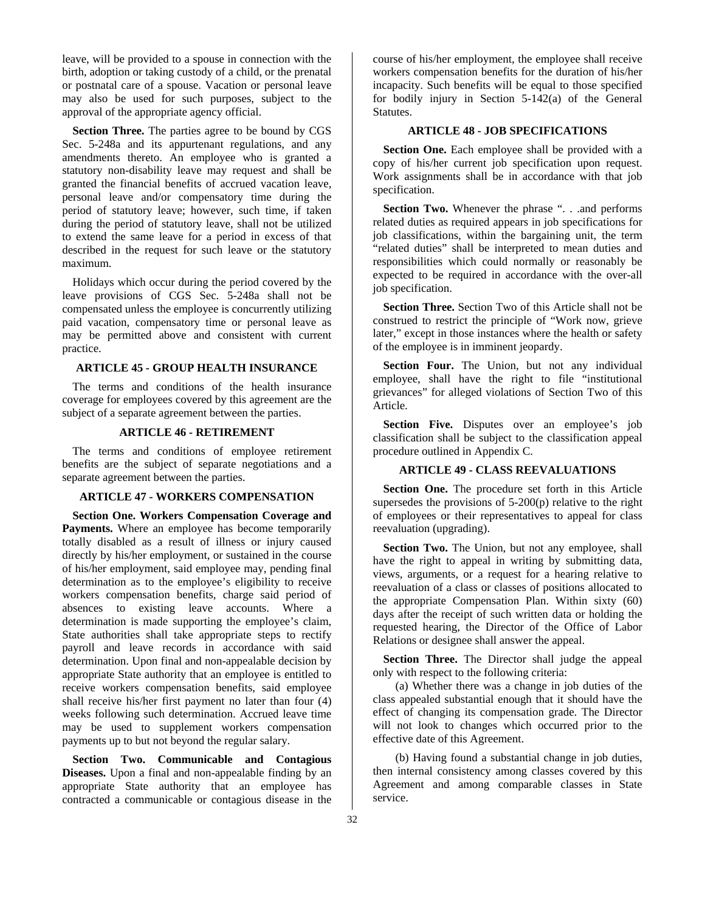leave, will be provided to a spouse in connection with the birth, adoption or taking custody of a child, or the prenatal or postnatal care of a spouse. Vacation or personal leave may also be used for such purposes, subject to the approval of the appropriate agency official.

**Section Three.** The parties agree to be bound by CGS Sec. 5-248a and its appurtenant regulations, and any amendments thereto. An employee who is granted a statutory non-disability leave may request and shall be granted the financial benefits of accrued vacation leave, personal leave and/or compensatory time during the period of statutory leave; however, such time, if taken during the period of statutory leave, shall not be utilized to extend the same leave for a period in excess of that described in the request for such leave or the statutory maximum.

Holidays which occur during the period covered by the leave provisions of CGS Sec. 5-248a shall not be compensated unless the employee is concurrently utilizing paid vacation, compensatory time or personal leave as may be permitted above and consistent with current practice.

## ARTICLE 45 - GROUP HEALTH INSURANCE

The terms and conditions of the health insurance coverage for employees covered by this agreement are the subject of a separate agreement between the parties.

## ARTICLE 46 - RETIREMENT

The terms and conditions of employee retirement benefits are the subject of separate negotiations and a separate agreement between the parties.

## ARTICLE 47 - WORKERS COMPENSATION

**Section One. Workers Compensation Coverage and Payments.** Where an employee has become temporarily totally disabled as a result of illness or injury caused directly by his/her employment, or sustained in the course of his/her employment, said employee may, pending final determination as to the employee's eligibility to receive workers compensation benefits, charge said period of absences to existing leave accounts. Where a determination is made supporting the employee's claim, State authorities shall take appropriate steps to rectify payroll and leave records in accordance with said determination. Upon final and non-appealable decision by appropriate State authority that an employee is entitled to receive workers compensation benefits, said employee shall receive his/her first payment no later than four (4) weeks following such determination. Accrued leave time may be used to supplement workers compensation payments up to but not beyond the regular salary.

**Section Two. Communicable and Contagious Diseases.** Upon a final and non-appealable finding by an appropriate State authority that an employee has contracted a communicable or contagious disease in the course of his/her employment, the employee shall receive workers compensation benefits for the duration of his/her incapacity. Such benefits will be equal to those specified for bodily injury in Section 5-142(a) of the General Statutes.

## ARTICLE 48 - JOB SPECIFICATIONS

**Section One.** Each employee shall be provided with a copy of his/her current job specification upon request. Work assignments shall be in accordance with that job specification.

**Section Two.** Whenever the phrase ". . .and performs related duties as required appears in job specifications for job classifications, within the bargaining unit, the term "related duties" shall be interpreted to mean duties and responsibilities which could normally or reasonably be expected to be required in accordance with the over-all job specification.

**Section Three.** Section Two of this Article shall not be construed to restrict the principle of "Work now, grieve later," except in those instances where the health or safety of the employee is in imminent jeopardy.

**Section Four.** The Union, but not any individual employee, shall have the right to file "institutional grievances" for alleged violations of Section Two of this Article.

**Section Five.** Disputes over an employee's job classification shall be subject to the classification appeal procedure outlined in Appendix C.

## ARTICLE 49 - CLASS REEVALUATIONS

**Section One.** The procedure set forth in this Article supersedes the provisions of 5-200(p) relative to the right of employees or their representatives to appeal for class reevaluation (upgrading).

**Section Two.** The Union, but not any employee, shall have the right to appeal in writing by submitting data, views, arguments, or a request for a hearing relative to reevaluation of a class or classes of positions allocated to the appropriate Compensation Plan. Within sixty (60) days after the receipt of such written data or holding the requested hearing, the Director of the Office of Labor Relations or designee shall answer the appeal.

**Section Three.** The Director shall judge the appeal only with respect to the following criteria:

(a) Whether there was a change in job duties of the class appealed substantial enough that it should have the effect of changing its compensation grade. The Director will not look to changes which occurred prior to the effective date of this Agreement.

(b) Having found a substantial change in job duties, then internal consistency among classes covered by this Agreement and among comparable classes in State service.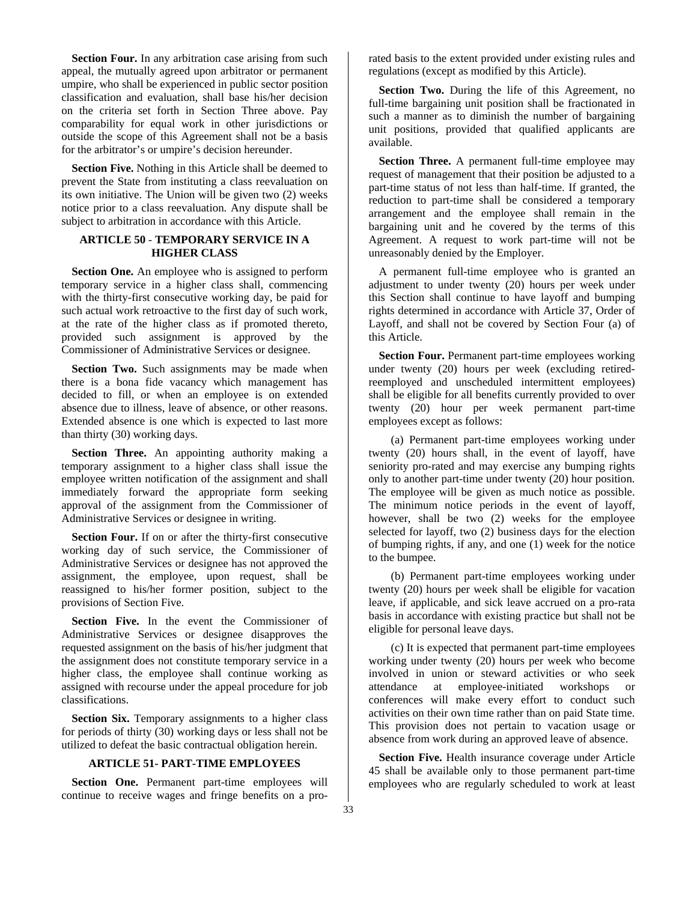**Section Four.** In any arbitration case arising from such appeal, the mutually agreed upon arbitrator or permanent umpire, who shall be experienced in public sector position classification and evaluation, shall base his/her decision on the criteria set forth in Section Three above. Pay comparability for equal work in other jurisdictions or outside the scope of this Agreement shall not be a basis for the arbitrator's or umpire's decision hereunder.

**Section Five.** Nothing in this Article shall be deemed to prevent the State from instituting a class reevaluation on its own initiative. The Union will be given two (2) weeks notice prior to a class reevaluation. Any dispute shall be subject to arbitration in accordance with this Article.

## ARTICLE 50 - TEMPORARY SERVICE IN A HIGHER CLASS

**Section One.** An employee who is assigned to perform temporary service in a higher class shall, commencing with the thirty-first consecutive working day, be paid for such actual work retroactive to the first day of such work, at the rate of the higher class as if promoted thereto, provided such assignment is approved by the Commissioner of Administrative Services or designee.

**Section Two.** Such assignments may be made when there is a bona fide vacancy which management has decided to fill, or when an employee is on extended absence due to illness, leave of absence, or other reasons. Extended absence is one which is expected to last more than thirty (30) working days.

**Section Three.** An appointing authority making a temporary assignment to a higher class shall issue the employee written notification of the assignment and shall immediately forward the appropriate form seeking approval of the assignment from the Commissioner of Administrative Services or designee in writing.

**Section Four.** If on or after the thirty-first consecutive working day of such service, the Commissioner of Administrative Services or designee has not approved the assignment, the employee, upon request, shall be reassigned to his/her former position, subject to the provisions of Section Five.

**Section Five.** In the event the Commissioner of Administrative Services or designee disapproves the requested assignment on the basis of his/her judgment that the assignment does not constitute temporary service in a higher class, the employee shall continue working as assigned with recourse under the appeal procedure for job classifications.

**Section Six.** Temporary assignments to a higher class for periods of thirty (30) working days or less shall not be utilized to defeat the basic contractual obligation herein.

## ARTICLE 51- PART-TIME EMPLOYEES

**Section One.** Permanent part-time employees will continue to receive wages and fringe benefits on a pro-rated basis to the extent provided under existing rules and regulations (except as modified by this Article).

**Section Two.** During the life of this Agreement, no full-time bargaining unit position shall be fractionated in such a manner as to diminish the number of bargaining unit positions, provided that qualified applicants are available.

**Section Three.** A permanent full-time employee may request of management that their position be adjusted to a part-time status of not less than half-time. If granted, the reduction to part-time shall be considered a temporary arrangement and the employee shall remain in the bargaining unit and he covered by the terms of this Agreement. A request to work part-time will not be unreasonably denied by the Employer.

A permanent full-time employee who is granted an adjustment to under twenty (20) hours per week under this Section shall continue to have layoff and bumping rights determined in accordance with Article 37, Order of Layoff, and shall not be covered by Section Four (a) of this Article.

**Section Four.** Permanent part-time employees working under twenty (20) hours per week (excluding retired-reemployed and unscheduled intermittent employees) shall be eligible for all benefits currently provided to over twenty (20) hour per week permanent part-time employees except as follows:

(a) Permanent part-time employees working under twenty (20) hours shall, in the event of layoff, have seniority pro-rated and may exercise any bumping rights only to another part-time under twenty (20) hour position. The employee will be given as much notice as possible. The minimum notice periods in the event of layoff, however, shall be two (2) weeks for the employee selected for layoff, two (2) business days for the election of bumping rights, if any, and one (1) week for the notice to the bumpee.

(b) Permanent part-time employees working under twenty (20) hours per week shall be eligible for vacation leave, if applicable, and sick leave accrued on a pro-rata basis in accordance with existing practice but shall not be eligible for personal leave days.

(c) It is expected that permanent part-time employees working under twenty (20) hours per week who become involved in union or steward activities or who seek attendance at employee-initiated workshops or conferences will make every effort to conduct such activities on their own time rather than on paid State time. This provision does not pertain to vacation usage or absence from work during an approved leave of absence.

**Section Five.** Health insurance coverage under Article 45 shall be available only to those permanent part-time employees who are regularly scheduled to work at least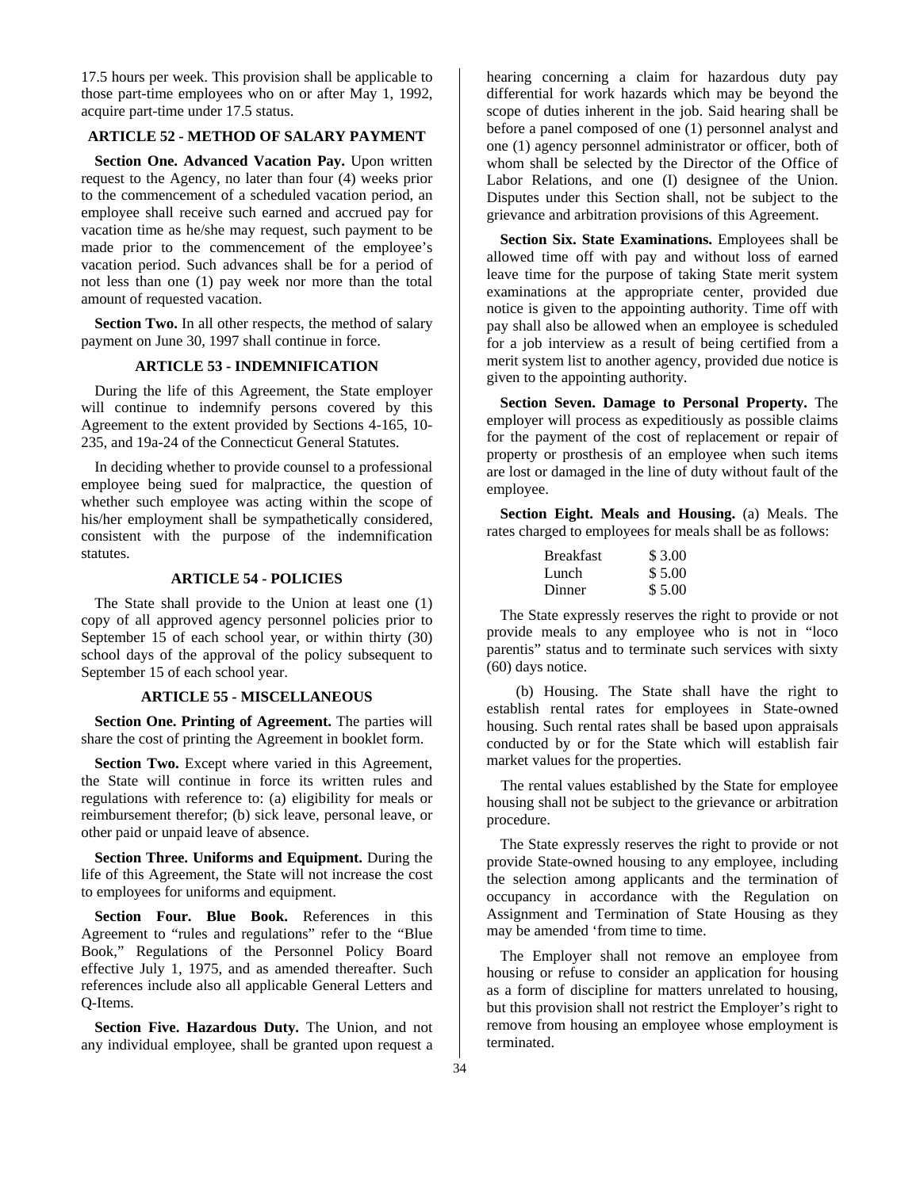17.5 hours per week. This provision shall be applicable to those part-time employees who on or after May 1, 1992, acquire part-time under 17.5 status.

### ARTICLE 52 - METHOD OF SALARY PAYMENT

**Section One. Advanced Vacation Pay.** Upon written request to the Agency, no later than four (4) weeks prior to the commencement of a scheduled vacation period, an employee shall receive such earned and accrued pay for vacation time as he/she may request, such payment to be made prior to the commencement of the employee's vacation period. Such advances shall be for a period of not less than one (1) pay week nor more than the total amount of requested vacation.

**Section Two.** In all other respects, the method of salary payment on June 30, 1997 shall continue in force.

### ARTICLE 53 - INDEMNIFICATION

During the life of this Agreement, the State employer will continue to indemnify persons covered by this Agreement to the extent provided by Sections 4-165, 10-235, and 19a-24 of the Connecticut General Statutes.

In deciding whether to provide counsel to a professional employee being sued for malpractice, the question of whether such employee was acting within the scope of his/her employment shall be sympathetically considered, consistent with the purpose of the indemnification statutes.

### ARTICLE 54 - POLICIES

The State shall provide to the Union at least one (1) copy of all approved agency personnel policies prior to September 15 of each school year, or within thirty (30) school days of the approval of the policy subsequent to September 15 of each school year.

### ARTICLE 55 - MISCELLANEOUS

**Section One. Printing of Agreement.** The parties will share the cost of printing the Agreement in booklet form.

**Section Two.** Except where varied in this Agreement, the State will continue in force its written rules and regulations with reference to: (a) eligibility for meals or reimbursement therefor; (b) sick leave, personal leave, or other paid or unpaid leave of absence.

**Section Three. Uniforms and Equipment.** During the life of this Agreement, the State will not increase the cost to employees for uniforms and equipment.

**Section Four. Blue Book.** References in this Agreement to "rules and regulations" refer to the "Blue Book," Regulations of the Personnel Policy Board effective July 1, 1975, and as amended thereafter. Such references include also all applicable General Letters and Q-Items.

**Section Five. Hazardous Duty.** The Union, and not any individual employee, shall be granted upon request a hearing concerning a claim for hazardous duty pay differential for work hazards which may be beyond the scope of duties inherent in the job. Said hearing shall be before a panel composed of one (1) personnel analyst and one (1) agency personnel administrator or officer, both of whom shall be selected by the Director of the Office of Labor Relations, and one (I) designee of the Union. Disputes under this Section shall, not be subject to the grievance and arbitration provisions of this Agreement.

**Section Six. State Examinations.** Employees shall be allowed time off with pay and without loss of earned leave time for the purpose of taking State merit system examinations at the appropriate center, provided due notice is given to the appointing authority. Time off with pay shall also be allowed when an employee is scheduled for a job interview as a result of being certified from a merit system list to another agency, provided due notice is given to the appointing authority.

**Section Seven. Damage to Personal Property.** The employer will process as expeditiously as possible claims for the payment of the cost of replacement or repair of property or prosthesis of an employee when such items are lost or damaged in the line of duty without fault of the employee.

**Section Eight. Meals and Housing.** (a) Meals. The rates charged to employees for meals shall be as follows:

| | |
|---|---|
| Breakfast | $ 3.00 |
| Lunch | $ 5.00 |
| Dinner | $ 5.00 |

The State expressly reserves the right to provide or not provide meals to any employee who is not in "loco parentis" status and to terminate such services with sixty (60) days notice.

(b) Housing. The State shall have the right to establish rental rates for employees in State-owned housing. Such rental rates shall be based upon appraisals conducted by or for the State which will establish fair market values for the properties.

The rental values established by the State for employee housing shall not be subject to the grievance or arbitration procedure.

The State expressly reserves the right to provide or not provide State-owned housing to any employee, including the selection among applicants and the termination of occupancy in accordance with the Regulation on Assignment and Termination of State Housing as they may be amended 'from time to time.

The Employer shall not remove an employee from housing or refuse to consider an application for housing as a form of discipline for matters unrelated to housing, but this provision shall not restrict the Employer's right to remove from housing an employee whose employment is terminated.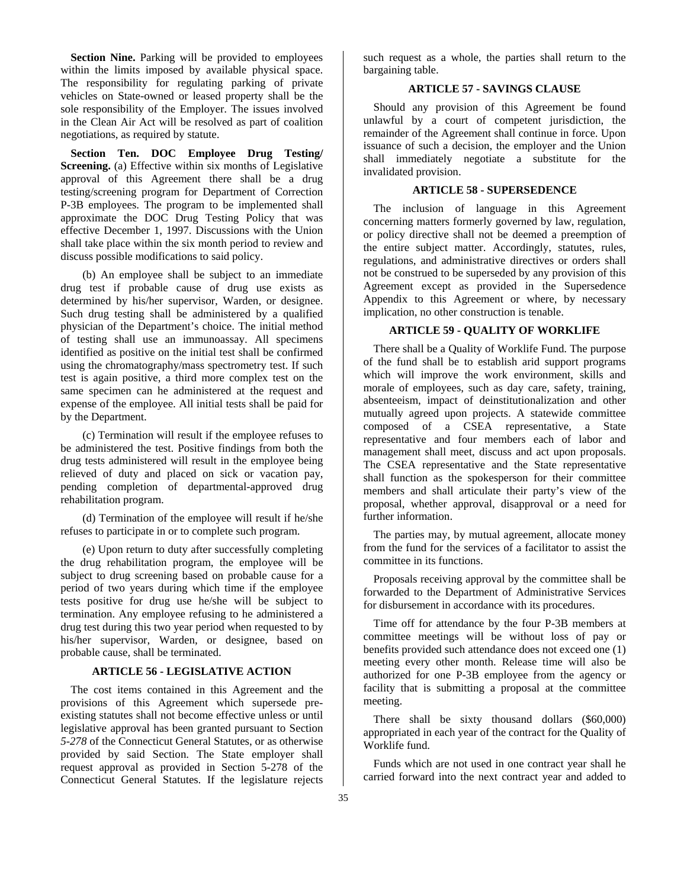**Section Nine.** Parking will be provided to employees within the limits imposed by available physical space. The responsibility for regulating parking of private vehicles on State-owned or leased property shall be the sole responsibility of the Employer. The issues involved in the Clean Air Act will be resolved as part of coalition negotiations, as required by statute.

**Section Ten. DOC Employee Drug Testing/ Screening.** (a) Effective within six months of Legislative approval of this Agreement there shall be a drug testing/screening program for Department of Correction P-3B employees. The program to be implemented shall approximate the DOC Drug Testing Policy that was effective December 1, 1997. Discussions with the Union shall take place within the six month period to review and discuss possible modifications to said policy.

(b) An employee shall be subject to an immediate drug test if probable cause of drug use exists as determined by his/her supervisor, Warden, or designee. Such drug testing shall be administered by a qualified physician of the Department's choice. The initial method of testing shall use an immunoassay. All specimens identified as positive on the initial test shall be confirmed using the chromatography/mass spectrometry test. If such test is again positive, a third more complex test on the same specimen can he administered at the request and expense of the employee. All initial tests shall be paid for by the Department.

(c) Termination will result if the employee refuses to be administered the test. Positive findings from both the drug tests administered will result in the employee being relieved of duty and placed on sick or vacation pay, pending completion of departmental-approved drug rehabilitation program.

(d) Termination of the employee will result if he/she refuses to participate in or to complete such program.

(e) Upon return to duty after successfully completing the drug rehabilitation program, the employee will be subject to drug screening based on probable cause for a period of two years during which time if the employee tests positive for drug use he/she will be subject to termination. Any employee refusing to he administered a drug test during this two year period when requested to by his/her supervisor, Warden, or designee, based on probable cause, shall be terminated.

## ARTICLE 56 - LEGISLATIVE ACTION

The cost items contained in this Agreement and the provisions of this Agreement which supersede pre-existing statutes shall not become effective unless or until legislative approval has been granted pursuant to Section *5-278* of the Connecticut General Statutes, or as otherwise provided by said Section. The State employer shall request approval as provided in Section 5-278 of the Connecticut General Statutes. If the legislature rejects such request as a whole, the parties shall return to the bargaining table.

## ARTICLE 57 - SAVINGS CLAUSE

Should any provision of this Agreement be found unlawful by a court of competent jurisdiction, the remainder of the Agreement shall continue in force. Upon issuance of such a decision, the employer and the Union shall immediately negotiate a substitute for the invalidated provision.

## ARTICLE 58 - SUPERSEDENCE

The inclusion of language in this Agreement concerning matters formerly governed by law, regulation, or policy directive shall not be deemed a preemption of the entire subject matter. Accordingly, statutes, rules, regulations, and administrative directives or orders shall not be construed to be superseded by any provision of this Agreement except as provided in the Supersedence Appendix to this Agreement or where, by necessary implication, no other construction is tenable.

## ARTICLE 59 - QUALITY OF WORKLIFE

There shall be a Quality of Worklife Fund. The purpose of the fund shall be to establish arid support programs which will improve the work environment, skills and morale of employees, such as day care, safety, training, absenteeism, impact of deinstitutionalization and other mutually agreed upon projects. A statewide committee composed of a CSEA representative, a State representative and four members each of labor and management shall meet, discuss and act upon proposals. The CSEA representative and the State representative shall function as the spokesperson for their committee members and shall articulate their party's view of the proposal, whether approval, disapproval or a need for further information.

The parties may, by mutual agreement, allocate money from the fund for the services of a facilitator to assist the committee in its functions.

Proposals receiving approval by the committee shall be forwarded to the Department of Administrative Services for disbursement in accordance with its procedures.

Time off for attendance by the four P-3B members at committee meetings will be without loss of pay or benefits provided such attendance does not exceed one (1) meeting every other month. Release time will also be authorized for one P-3B employee from the agency or facility that is submitting a proposal at the committee meeting.

There shall be sixty thousand dollars ($60,000) appropriated in each year of the contract for the Quality of Worklife fund.

Funds which are not used in one contract year shall he carried forward into the next contract year and added to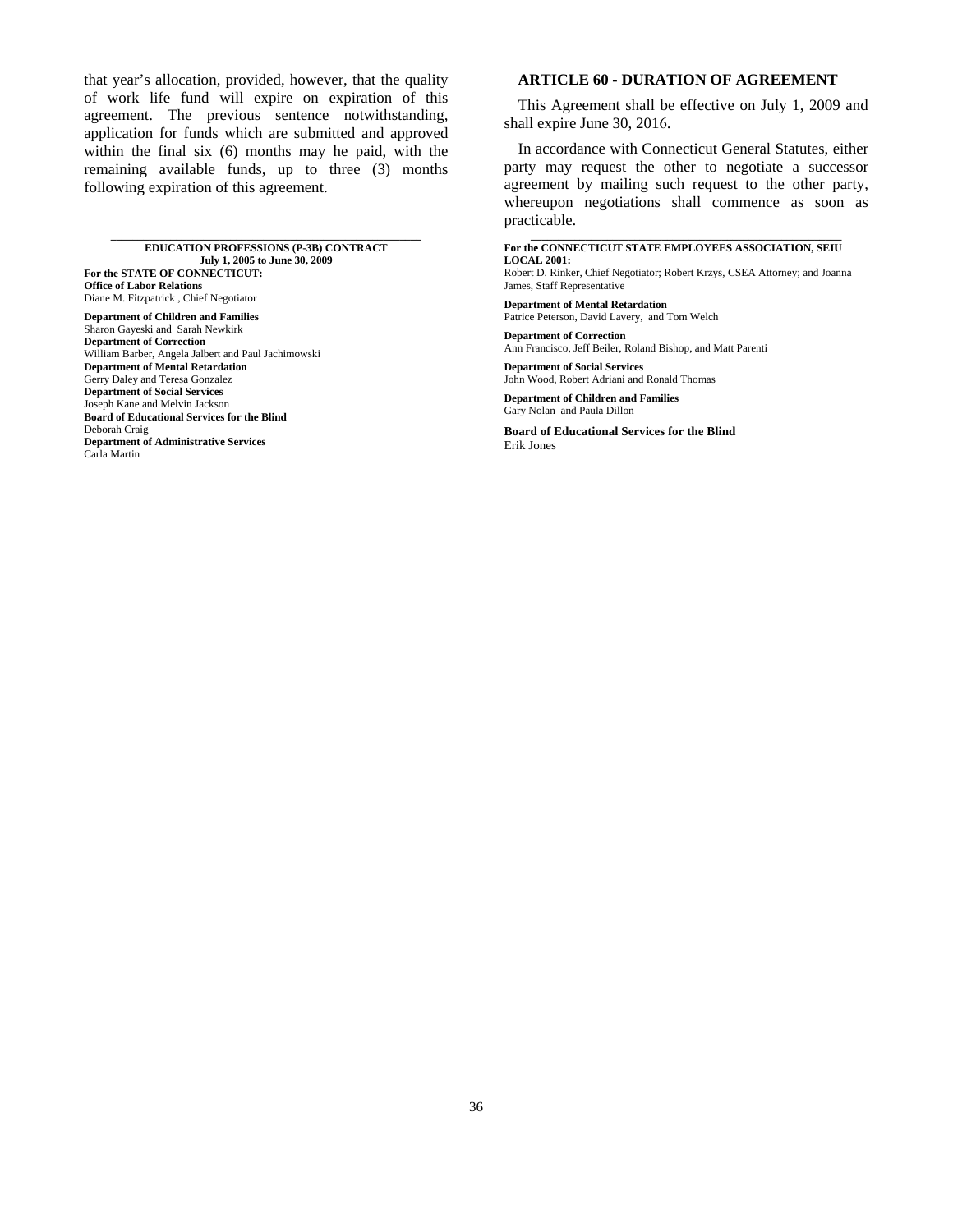that year's allocation, provided, however, that the quality of work life fund will expire on expiration of this agreement. The previous sentence notwithstanding, application for funds which are submitted and approved within the final six (6) months may he paid, with the remaining available funds, up to three (3) months following expiration of this agreement.

---

**EDUCATION PROFESSIONS (P-3B) CONTRACT**
**July 1, 2005 to June 30, 2009**

**For the STATE OF CONNECTICUT:**
**Office of Labor Relations**
Diane M. Fitzpatrick , Chief Negotiator

**Department of Children and Families**
Sharon Gayeski and Sarah Newkirk
**Department of Correction**
William Barber, Angela Jalbert and Paul Jachimowski
**Department of Mental Retardation**
Gerry Daley and Teresa Gonzalez
**Department of Social Services**
Joseph Kane and Melvin Jackson
**Board of Educational Services for the Blind**
Deborah Craig
**Department of Administrative Services**
Carla Martin

## ARTICLE 60 - DURATION OF AGREEMENT

This Agreement shall be effective on July 1, 2009 and shall expire June 30, 2016.

In accordance with Connecticut General Statutes, either party may request the other to negotiate a successor agreement by mailing such request to the other party, whereupon negotiations shall commence as soon as practicable.

---

**For the CONNECTICUT STATE EMPLOYEES ASSOCIATION, SEIU LOCAL 2001:**
Robert D. Rinker, Chief Negotiator; Robert Krzys, CSEA Attorney; and Joanna James, Staff Representative

**Department of Mental Retardation**
Patrice Peterson, David Lavery, and Tom Welch

**Department of Correction**
Ann Francisco, Jeff Beiler, Roland Bishop, and Matt Parenti

**Department of Social Services**
John Wood, Robert Adriani and Ronald Thomas

**Department of Children and Families**
Gary Nolan and Paula Dillon

**Board of Educational Services for the Blind**
Erik Jones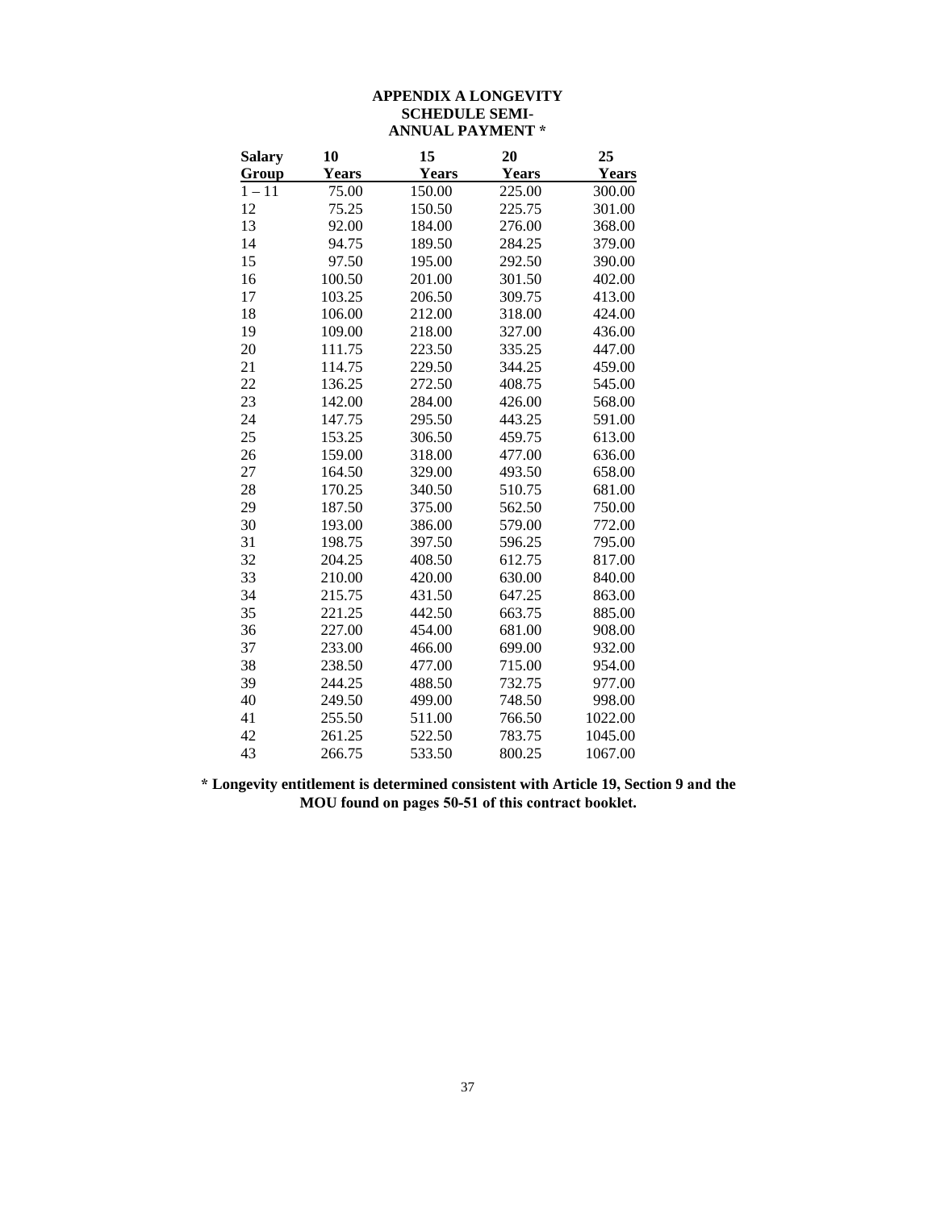# APPENDIX A LONGEVITY SCHEDULE SEMI-ANNUAL PAYMENT *

| Salary Group | 10 Years | 15 Years | 20 Years | 25 Years |
|---|---|---|---|---|
| 1 – 11 | 75.00 | 150.00 | 225.00 | 300.00 |
| 12 | 75.25 | 150.50 | 225.75 | 301.00 |
| 13 | 92.00 | 184.00 | 276.00 | 368.00 |
| 14 | 94.75 | 189.50 | 284.25 | 379.00 |
| 15 | 97.50 | 195.00 | 292.50 | 390.00 |
| 16 | 100.50 | 201.00 | 301.50 | 402.00 |
| 17 | 103.25 | 206.50 | 309.75 | 413.00 |
| 18 | 106.00 | 212.00 | 318.00 | 424.00 |
| 19 | 109.00 | 218.00 | 327.00 | 436.00 |
| 20 | 111.75 | 223.50 | 335.25 | 447.00 |
| 21 | 114.75 | 229.50 | 344.25 | 459.00 |
| 22 | 136.25 | 272.50 | 408.75 | 545.00 |
| 23 | 142.00 | 284.00 | 426.00 | 568.00 |
| 24 | 147.75 | 295.50 | 443.25 | 591.00 |
| 25 | 153.25 | 306.50 | 459.75 | 613.00 |
| 26 | 159.00 | 318.00 | 477.00 | 636.00 |
| 27 | 164.50 | 329.00 | 493.50 | 658.00 |
| 28 | 170.25 | 340.50 | 510.75 | 681.00 |
| 29 | 187.50 | 375.00 | 562.50 | 750.00 |
| 30 | 193.00 | 386.00 | 579.00 | 772.00 |
| 31 | 198.75 | 397.50 | 596.25 | 795.00 |
| 32 | 204.25 | 408.50 | 612.75 | 817.00 |
| 33 | 210.00 | 420.00 | 630.00 | 840.00 |
| 34 | 215.75 | 431.50 | 647.25 | 863.00 |
| 35 | 221.25 | 442.50 | 663.75 | 885.00 |
| 36 | 227.00 | 454.00 | 681.00 | 908.00 |
| 37 | 233.00 | 466.00 | 699.00 | 932.00 |
| 38 | 238.50 | 477.00 | 715.00 | 954.00 |
| 39 | 244.25 | 488.50 | 732.75 | 977.00 |
| 40 | 249.50 | 499.00 | 748.50 | 998.00 |
| 41 | 255.50 | 511.00 | 766.50 | 1022.00 |
| 42 | 261.25 | 522.50 | 783.75 | 1045.00 |
| 43 | 266.75 | 533.50 | 800.25 | 1067.00 |

**\* Longevity entitlement is determined consistent with Article 19, Section 9 and the MOU found on pages 50-51 of this contract booklet.**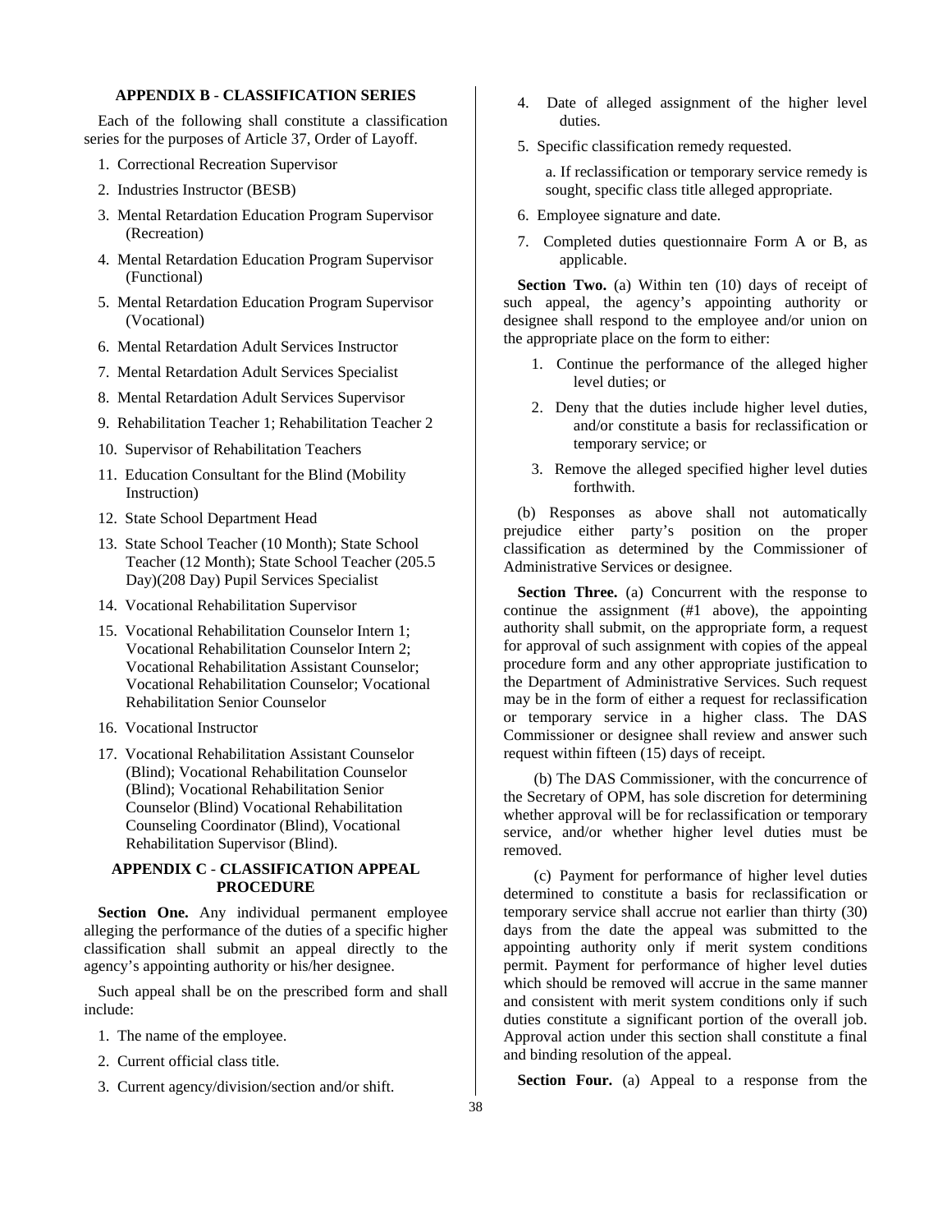## APPENDIX B - CLASSIFICATION SERIES

Each of the following shall constitute a classification series for the purposes of Article 37, Order of Layoff.

1. Correctional Recreation Supervisor
2. Industries Instructor (BESB)
3. Mental Retardation Education Program Supervisor (Recreation)
4. Mental Retardation Education Program Supervisor (Functional)
5. Mental Retardation Education Program Supervisor (Vocational)
6. Mental Retardation Adult Services Instructor
7. Mental Retardation Adult Services Specialist
8. Mental Retardation Adult Services Supervisor
9. Rehabilitation Teacher 1; Rehabilitation Teacher 2
10. Supervisor of Rehabilitation Teachers
11. Education Consultant for the Blind (Mobility Instruction)
12. State School Department Head
13. State School Teacher (10 Month); State School Teacher (12 Month); State School Teacher (205.5 Day)(208 Day) Pupil Services Specialist
14. Vocational Rehabilitation Supervisor
15. Vocational Rehabilitation Counselor Intern 1; Vocational Rehabilitation Counselor Intern 2; Vocational Rehabilitation Assistant Counselor; Vocational Rehabilitation Counselor; Vocational Rehabilitation Senior Counselor
16. Vocational Instructor
17. Vocational Rehabilitation Assistant Counselor (Blind); Vocational Rehabilitation Counselor (Blind); Vocational Rehabilitation Senior Counselor (Blind) Vocational Rehabilitation Counseling Coordinator (Blind), Vocational Rehabilitation Supervisor (Blind).

## APPENDIX C - CLASSIFICATION APPEAL PROCEDURE

**Section One.** Any individual permanent employee alleging the performance of the duties of a specific higher classification shall submit an appeal directly to the agency's appointing authority or his/her designee.

Such appeal shall be on the prescribed form and shall include:

1. The name of the employee.
2. Current official class title.
3. Current agency/division/section and/or shift.
4. Date of alleged assignment of the higher level duties.
5. Specific classification remedy requested.

   a. If reclassification or temporary service remedy is sought, specific class title alleged appropriate.

6. Employee signature and date.
7. Completed duties questionnaire Form A or B, as applicable.

**Section Two.** (a) Within ten (10) days of receipt of such appeal, the agency's appointing authority or designee shall respond to the employee and/or union on the appropriate place on the form to either:

1. Continue the performance of the alleged higher level duties; or
2. Deny that the duties include higher level duties, and/or constitute a basis for reclassification or temporary service; or
3. Remove the alleged specified higher level duties forthwith.

(b) Responses as above shall not automatically prejudice either party's position on the proper classification as determined by the Commissioner of Administrative Services or designee.

**Section Three.** (a) Concurrent with the response to continue the assignment (#1 above), the appointing authority shall submit, on the appropriate form, a request for approval of such assignment with copies of the appeal procedure form and any other appropriate justification to the Department of Administrative Services. Such request may be in the form of either a request for reclassification or temporary service in a higher class. The DAS Commissioner or designee shall review and answer such request within fifteen (15) days of receipt.

(b) The DAS Commissioner, with the concurrence of the Secretary of OPM, has sole discretion for determining whether approval will be for reclassification or temporary service, and/or whether higher level duties must be removed.

(c) Payment for performance of higher level duties determined to constitute a basis for reclassification or temporary service shall accrue not earlier than thirty (30) days from the date the appeal was submitted to the appointing authority only if merit system conditions permit. Payment for performance of higher level duties which should be removed will accrue in the same manner and consistent with merit system conditions only if such duties constitute a significant portion of the overall job. Approval action under this section shall constitute a final and binding resolution of the appeal.

**Section Four.** (a) Appeal to a response from the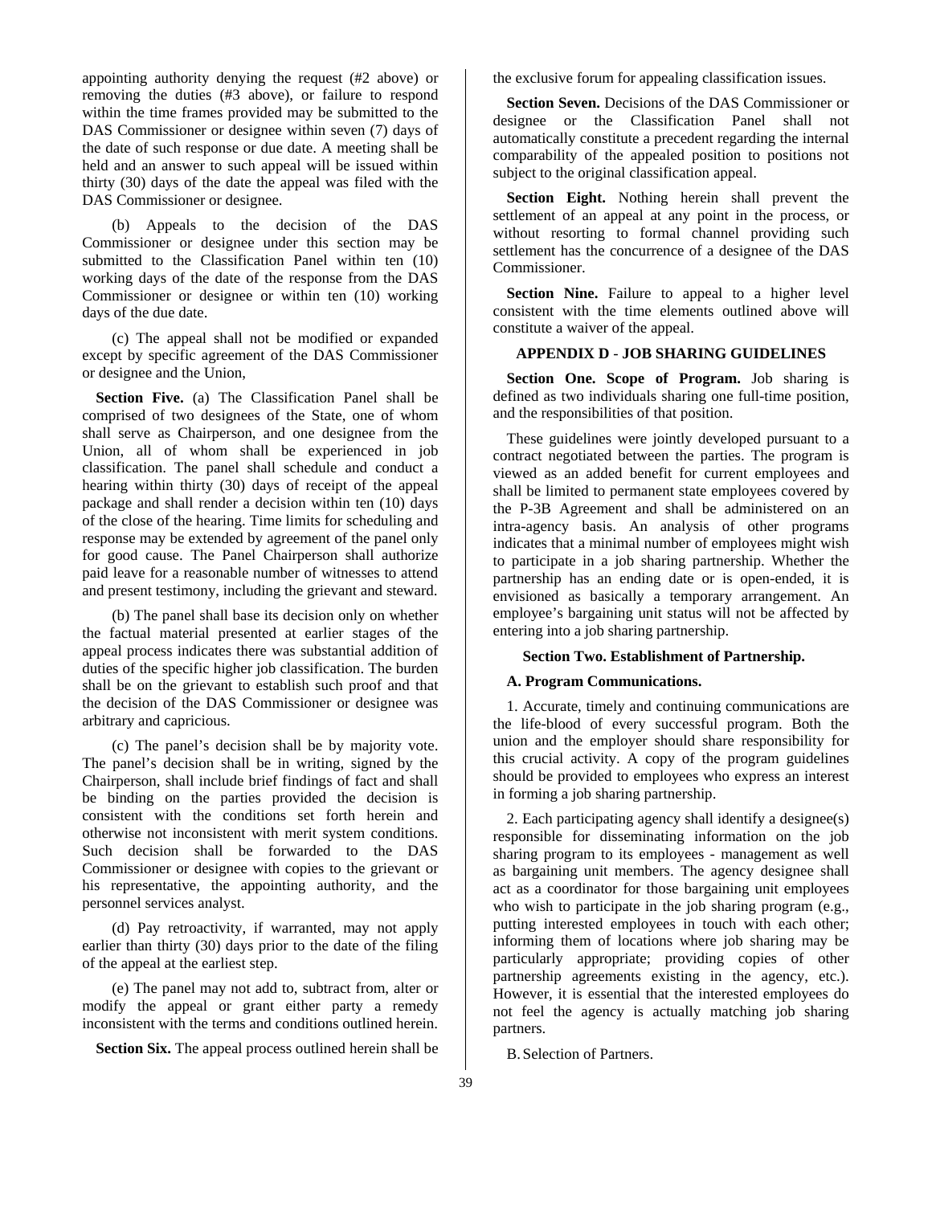appointing authority denying the request (#2 above) or removing the duties (#3 above), or failure to respond within the time frames provided may be submitted to the DAS Commissioner or designee within seven (7) days of the date of such response or due date. A meeting shall be held and an answer to such appeal will be issued within thirty (30) days of the date the appeal was filed with the DAS Commissioner or designee.

(b) Appeals to the decision of the DAS Commissioner or designee under this section may be submitted to the Classification Panel within ten (10) working days of the date of the response from the DAS Commissioner or designee or within ten (10) working days of the due date.

(c) The appeal shall not be modified or expanded except by specific agreement of the DAS Commissioner or designee and the Union,

**Section Five.** (a) The Classification Panel shall be comprised of two designees of the State, one of whom shall serve as Chairperson, and one designee from the Union, all of whom shall be experienced in job classification. The panel shall schedule and conduct a hearing within thirty (30) days of receipt of the appeal package and shall render a decision within ten (10) days of the close of the hearing. Time limits for scheduling and response may be extended by agreement of the panel only for good cause. The Panel Chairperson shall authorize paid leave for a reasonable number of witnesses to attend and present testimony, including the grievant and steward.

(b) The panel shall base its decision only on whether the factual material presented at earlier stages of the appeal process indicates there was substantial addition of duties of the specific higher job classification. The burden shall be on the grievant to establish such proof and that the decision of the DAS Commissioner or designee was arbitrary and capricious.

(c) The panel's decision shall be by majority vote. The panel's decision shall be in writing, signed by the Chairperson, shall include brief findings of fact and shall be binding on the parties provided the decision is consistent with the conditions set forth herein and otherwise not inconsistent with merit system conditions. Such decision shall be forwarded to the DAS Commissioner or designee with copies to the grievant or his representative, the appointing authority, and the personnel services analyst.

(d) Pay retroactivity, if warranted, may not apply earlier than thirty (30) days prior to the date of the filing of the appeal at the earliest step.

(e) The panel may not add to, subtract from, alter or modify the appeal or grant either party a remedy inconsistent with the terms and conditions outlined herein.

**Section Six.** The appeal process outlined herein shall be the exclusive forum for appealing classification issues.

**Section Seven.** Decisions of the DAS Commissioner or designee or the Classification Panel shall not automatically constitute a precedent regarding the internal comparability of the appealed position to positions not subject to the original classification appeal.

**Section Eight.** Nothing herein shall prevent the settlement of an appeal at any point in the process, or without resorting to formal channel providing such settlement has the concurrence of a designee of the DAS Commissioner.

**Section Nine.** Failure to appeal to a higher level consistent with the time elements outlined above will constitute a waiver of the appeal.

## APPENDIX D - JOB SHARING GUIDELINES

**Section One. Scope of Program.** Job sharing is defined as two individuals sharing one full-time position, and the responsibilities of that position.

These guidelines were jointly developed pursuant to a contract negotiated between the parties. The program is viewed as an added benefit for current employees and shall be limited to permanent state employees covered by the P-3B Agreement and shall be administered on an intra-agency basis. An analysis of other programs indicates that a minimal number of employees might wish to participate in a job sharing partnership. Whether the partnership has an ending date or is open-ended, it is envisioned as basically a temporary arrangement. An employee's bargaining unit status will not be affected by entering into a job sharing partnership.

### Section Two. Establishment of Partnership.

**A. Program Communications.**

1. Accurate, timely and continuing communications are the life-blood of every successful program. Both the union and the employer should share responsibility for this crucial activity. A copy of the program guidelines should be provided to employees who express an interest in forming a job sharing partnership.

2. Each participating agency shall identify a designee(s) responsible for disseminating information on the job sharing program to its employees - management as well as bargaining unit members. The agency designee shall act as a coordinator for those bargaining unit employees who wish to participate in the job sharing program (e.g., putting interested employees in touch with each other; informing them of locations where job sharing may be particularly appropriate; providing copies of other partnership agreements existing in the agency, etc.). However, it is essential that the interested employees do not feel the agency is actually matching job sharing partners.

B. Selection of Partners.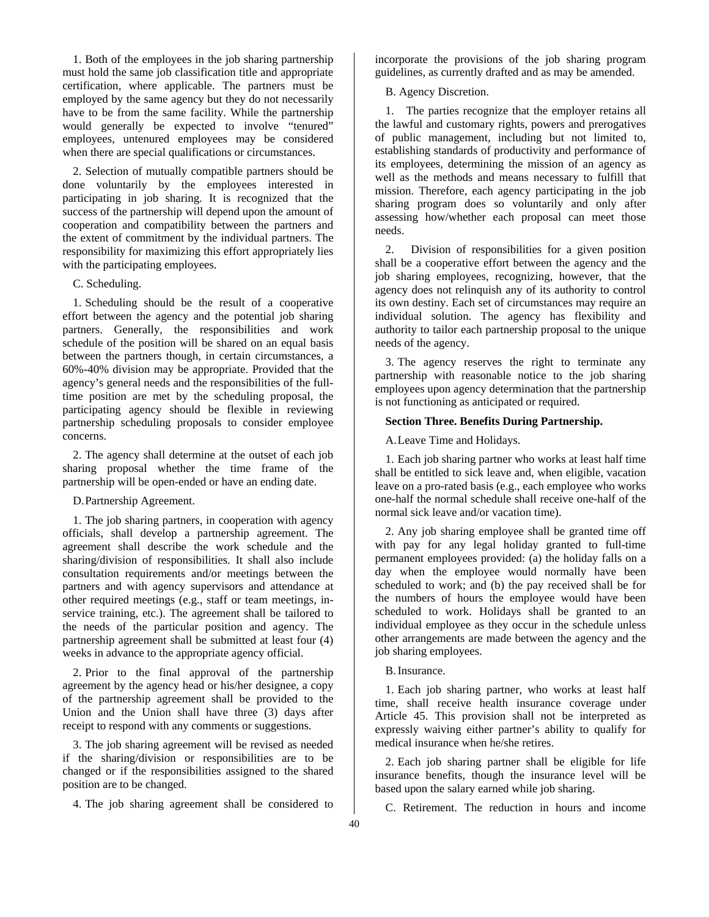1. Both of the employees in the job sharing partnership must hold the same job classification title and appropriate certification, where applicable. The partners must be employed by the same agency but they do not necessarily have to be from the same facility. While the partnership would generally be expected to involve "tenured" employees, untenured employees may be considered when there are special qualifications or circumstances.

2. Selection of mutually compatible partners should be done voluntarily by the employees interested in participating in job sharing. It is recognized that the success of the partnership will depend upon the amount of cooperation and compatibility between the partners and the extent of commitment by the individual partners. The responsibility for maximizing this effort appropriately lies with the participating employees.

C. Scheduling.

1. Scheduling should be the result of a cooperative effort between the agency and the potential job sharing partners. Generally, the responsibilities and work schedule of the position will be shared on an equal basis between the partners though, in certain circumstances, a 60%-40% division may be appropriate. Provided that the agency's general needs and the responsibilities of the full-time position are met by the scheduling proposal, the participating agency should be flexible in reviewing partnership scheduling proposals to consider employee concerns.

2. The agency shall determine at the outset of each job sharing proposal whether the time frame of the partnership will be open-ended or have an ending date.

D. Partnership Agreement.

1. The job sharing partners, in cooperation with agency officials, shall develop a partnership agreement. The agreement shall describe the work schedule and the sharing/division of responsibilities. It shall also include consultation requirements and/or meetings between the partners and with agency supervisors and attendance at other required meetings (e.g., staff or team meetings, in-service training, etc.). The agreement shall be tailored to the needs of the particular position and agency. The partnership agreement shall be submitted at least four (4) weeks in advance to the appropriate agency official.

2. Prior to the final approval of the partnership agreement by the agency head or his/her designee, a copy of the partnership agreement shall be provided to the Union and the Union shall have three (3) days after receipt to respond with any comments or suggestions.

3. The job sharing agreement will be revised as needed if the sharing/division or responsibilities are to be changed or if the responsibilities assigned to the shared position are to be changed.

4. The job sharing agreement shall be considered to incorporate the provisions of the job sharing program guidelines, as currently drafted and as may be amended.

B. Agency Discretion.

1. The parties recognize that the employer retains all the lawful and customary rights, powers and prerogatives of public management, including but not limited to, establishing standards of productivity and performance of its employees, determining the mission of an agency as well as the methods and means necessary to fulfill that mission. Therefore, each agency participating in the job sharing program does so voluntarily and only after assessing how/whether each proposal can meet those needs.

2. Division of responsibilities for a given position shall be a cooperative effort between the agency and the job sharing employees, recognizing, however, that the agency does not relinquish any of its authority to control its own destiny. Each set of circumstances may require an individual solution. The agency has flexibility and authority to tailor each partnership proposal to the unique needs of the agency.

3. The agency reserves the right to terminate any partnership with reasonable notice to the job sharing employees upon agency determination that the partnership is not functioning as anticipated or required.

**Section Three. Benefits During Partnership.**

A. Leave Time and Holidays.

1. Each job sharing partner who works at least half time shall be entitled to sick leave and, when eligible, vacation leave on a pro-rated basis (e.g., each employee who works one-half the normal schedule shall receive one-half of the normal sick leave and/or vacation time).

2. Any job sharing employee shall be granted time off with pay for any legal holiday granted to full-time permanent employees provided: (a) the holiday falls on a day when the employee would normally have been scheduled to work; and (b) the pay received shall be for the numbers of hours the employee would have been scheduled to work. Holidays shall be granted to an individual employee as they occur in the schedule unless other arrangements are made between the agency and the job sharing employees.

B. Insurance.

1. Each job sharing partner, who works at least half time, shall receive health insurance coverage under Article 45. This provision shall not be interpreted as expressly waiving either partner's ability to qualify for medical insurance when he/she retires.

2. Each job sharing partner shall be eligible for life insurance benefits, though the insurance level will be based upon the salary earned while job sharing.

C. Retirement. The reduction in hours and income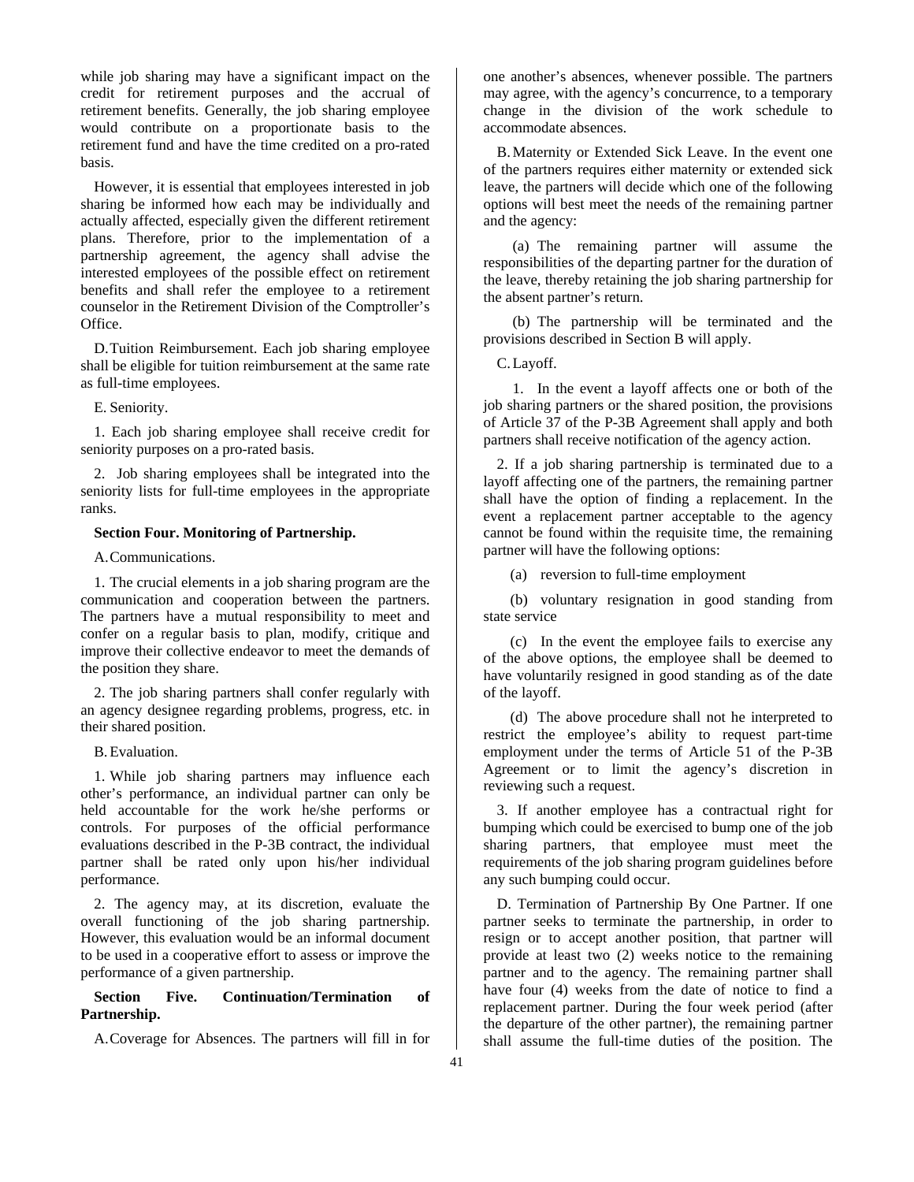while job sharing may have a significant impact on the credit for retirement purposes and the accrual of retirement benefits. Generally, the job sharing employee would contribute on a proportionate basis to the retirement fund and have the time credited on a pro-rated basis.

However, it is essential that employees interested in job sharing be informed how each may be individually and actually affected, especially given the different retirement plans. Therefore, prior to the implementation of a partnership agreement, the agency shall advise the interested employees of the possible effect on retirement benefits and shall refer the employee to a retirement counselor in the Retirement Division of the Comptroller's Office.

D. Tuition Reimbursement. Each job sharing employee shall be eligible for tuition reimbursement at the same rate as full-time employees.

E. Seniority.

1. Each job sharing employee shall receive credit for seniority purposes on a pro-rated basis.

2. Job sharing employees shall be integrated into the seniority lists for full-time employees in the appropriate ranks.

**Section Four. Monitoring of Partnership.**

A. Communications.

1. The crucial elements in a job sharing program are the communication and cooperation between the partners. The partners have a mutual responsibility to meet and confer on a regular basis to plan, modify, critique and improve their collective endeavor to meet the demands of the position they share.

2. The job sharing partners shall confer regularly with an agency designee regarding problems, progress, etc. in their shared position.

B. Evaluation.

1. While job sharing partners may influence each other's performance, an individual partner can only be held accountable for the work he/she performs or controls. For purposes of the official performance evaluations described in the P-3B contract, the individual partner shall be rated only upon his/her individual performance.

2. The agency may, at its discretion, evaluate the overall functioning of the job sharing partnership. However, this evaluation would be an informal document to be used in a cooperative effort to assess or improve the performance of a given partnership.

**Section Five. Continuation/Termination of Partnership.**

A. Coverage for Absences. The partners will fill in for one another's absences, whenever possible. The partners may agree, with the agency's concurrence, to a temporary change in the division of the work schedule to accommodate absences.

B. Maternity or Extended Sick Leave. In the event one of the partners requires either maternity or extended sick leave, the partners will decide which one of the following options will best meet the needs of the remaining partner and the agency:

(a) The remaining partner will assume the responsibilities of the departing partner for the duration of the leave, thereby retaining the job sharing partnership for the absent partner's return.

(b) The partnership will be terminated and the provisions described in Section B will apply.

C. Layoff.

1. In the event a layoff affects one or both of the job sharing partners or the shared position, the provisions of Article 37 of the P-3B Agreement shall apply and both partners shall receive notification of the agency action.

2. If a job sharing partnership is terminated due to a layoff affecting one of the partners, the remaining partner shall have the option of finding a replacement. In the event a replacement partner acceptable to the agency cannot be found within the requisite time, the remaining partner will have the following options:

(a) reversion to full-time employment

(b) voluntary resignation in good standing from state service

(c) In the event the employee fails to exercise any of the above options, the employee shall be deemed to have voluntarily resigned in good standing as of the date of the layoff.

(d) The above procedure shall not he interpreted to restrict the employee's ability to request part-time employment under the terms of Article 51 of the P-3B Agreement or to limit the agency's discretion in reviewing such a request.

3. If another employee has a contractual right for bumping which could be exercised to bump one of the job sharing partners, that employee must meet the requirements of the job sharing program guidelines before any such bumping could occur.

D. Termination of Partnership By One Partner. If one partner seeks to terminate the partnership, in order to resign or to accept another position, that partner will provide at least two (2) weeks notice to the remaining partner and to the agency. The remaining partner shall have four (4) weeks from the date of notice to find a replacement partner. During the four week period (after the departure of the other partner), the remaining partner shall assume the full-time duties of the position. The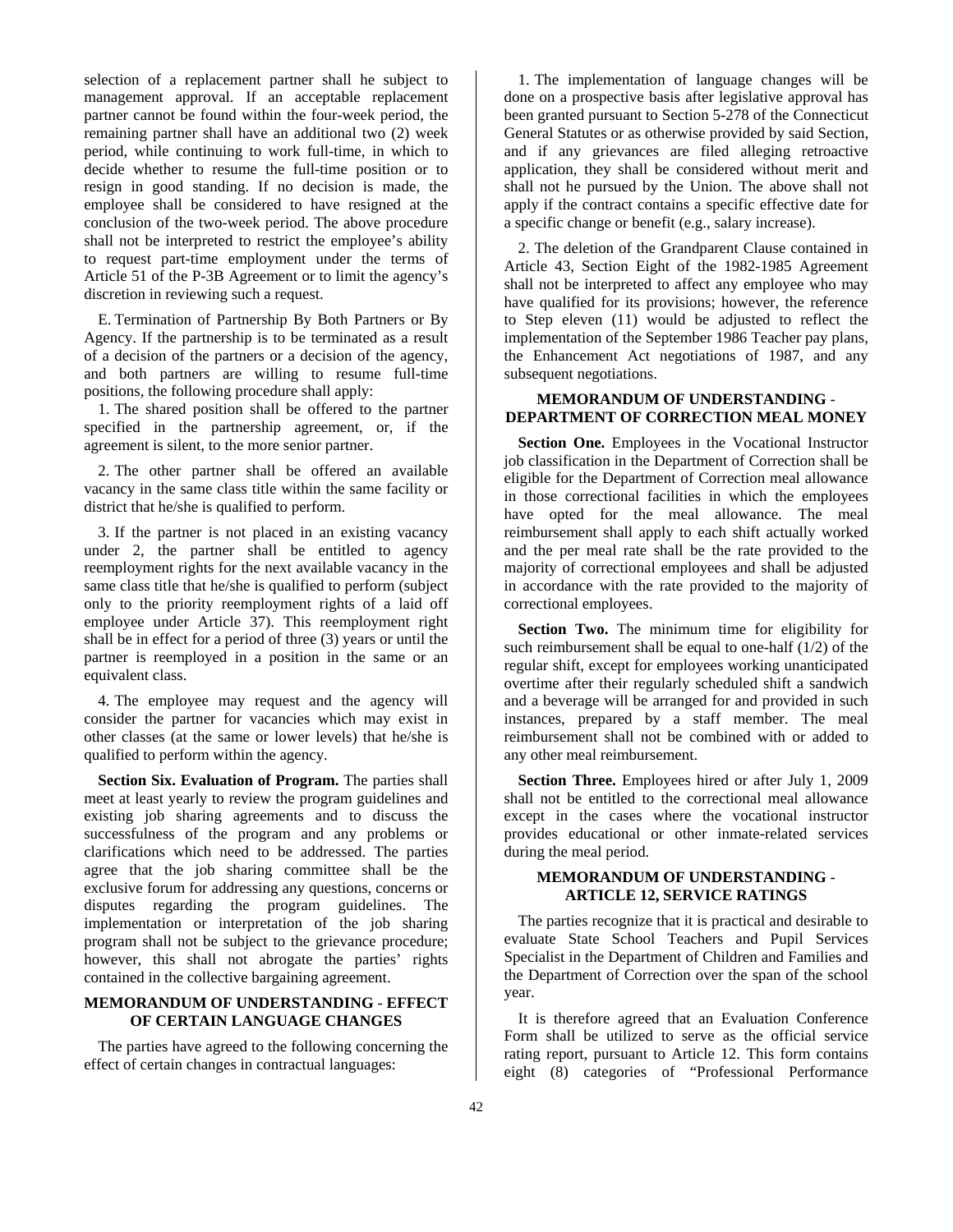selection of a replacement partner shall he subject to management approval. If an acceptable replacement partner cannot be found within the four-week period, the remaining partner shall have an additional two (2) week period, while continuing to work full-time, in which to decide whether to resume the full-time position or to resign in good standing. If no decision is made, the employee shall be considered to have resigned at the conclusion of the two-week period. The above procedure shall not be interpreted to restrict the employee's ability to request part-time employment under the terms of Article 51 of the P-3B Agreement or to limit the agency's discretion in reviewing such a request.

E. Termination of Partnership By Both Partners or By Agency. If the partnership is to be terminated as a result of a decision of the partners or a decision of the agency, and both partners are willing to resume full-time positions, the following procedure shall apply:

1. The shared position shall be offered to the partner specified in the partnership agreement, or, if the agreement is silent, to the more senior partner.

2. The other partner shall be offered an available vacancy in the same class title within the same facility or district that he/she is qualified to perform.

3. If the partner is not placed in an existing vacancy under 2, the partner shall be entitled to agency reemployment rights for the next available vacancy in the same class title that he/she is qualified to perform (subject only to the priority reemployment rights of a laid off employee under Article 37). This reemployment right shall be in effect for a period of three (3) years or until the partner is reemployed in a position in the same or an equivalent class.

4. The employee may request and the agency will consider the partner for vacancies which may exist in other classes (at the same or lower levels) that he/she is qualified to perform within the agency.

**Section Six. Evaluation of Program.** The parties shall meet at least yearly to review the program guidelines and existing job sharing agreements and to discuss the successfulness of the program and any problems or clarifications which need to be addressed. The parties agree that the job sharing committee shall be the exclusive forum for addressing any questions, concerns or disputes regarding the program guidelines. The implementation or interpretation of the job sharing program shall not be subject to the grievance procedure; however, this shall not abrogate the parties' rights contained in the collective bargaining agreement.

## MEMORANDUM OF UNDERSTANDING - EFFECT OF CERTAIN LANGUAGE CHANGES

The parties have agreed to the following concerning the effect of certain changes in contractual languages:

1. The implementation of language changes will be done on a prospective basis after legislative approval has been granted pursuant to Section 5-278 of the Connecticut General Statutes or as otherwise provided by said Section, and if any grievances are filed alleging retroactive application, they shall be considered without merit and shall not he pursued by the Union. The above shall not apply if the contract contains a specific effective date for a specific change or benefit (e.g., salary increase).

2. The deletion of the Grandparent Clause contained in Article 43, Section Eight of the 1982-1985 Agreement shall not be interpreted to affect any employee who may have qualified for its provisions; however, the reference to Step eleven (11) would be adjusted to reflect the implementation of the September 1986 Teacher pay plans, the Enhancement Act negotiations of 1987, and any subsequent negotiations.

## MEMORANDUM OF UNDERSTANDING - DEPARTMENT OF CORRECTION MEAL MONEY

**Section One.** Employees in the Vocational Instructor job classification in the Department of Correction shall be eligible for the Department of Correction meal allowance in those correctional facilities in which the employees have opted for the meal allowance. The meal reimbursement shall apply to each shift actually worked and the per meal rate shall be the rate provided to the majority of correctional employees and shall be adjusted in accordance with the rate provided to the majority of correctional employees.

**Section Two.** The minimum time for eligibility for such reimbursement shall be equal to one-half (1/2) of the regular shift, except for employees working unanticipated overtime after their regularly scheduled shift a sandwich and a beverage will be arranged for and provided in such instances, prepared by a staff member. The meal reimbursement shall not be combined with or added to any other meal reimbursement.

**Section Three.** Employees hired or after July 1, 2009 shall not be entitled to the correctional meal allowance except in the cases where the vocational instructor provides educational or other inmate-related services during the meal period.

## MEMORANDUM OF UNDERSTANDING - ARTICLE 12, SERVICE RATINGS

The parties recognize that it is practical and desirable to evaluate State School Teachers and Pupil Services Specialist in the Department of Children and Families and the Department of Correction over the span of the school year.

It is therefore agreed that an Evaluation Conference Form shall be utilized to serve as the official service rating report, pursuant to Article 12. This form contains eight (8) categories of "Professional Performance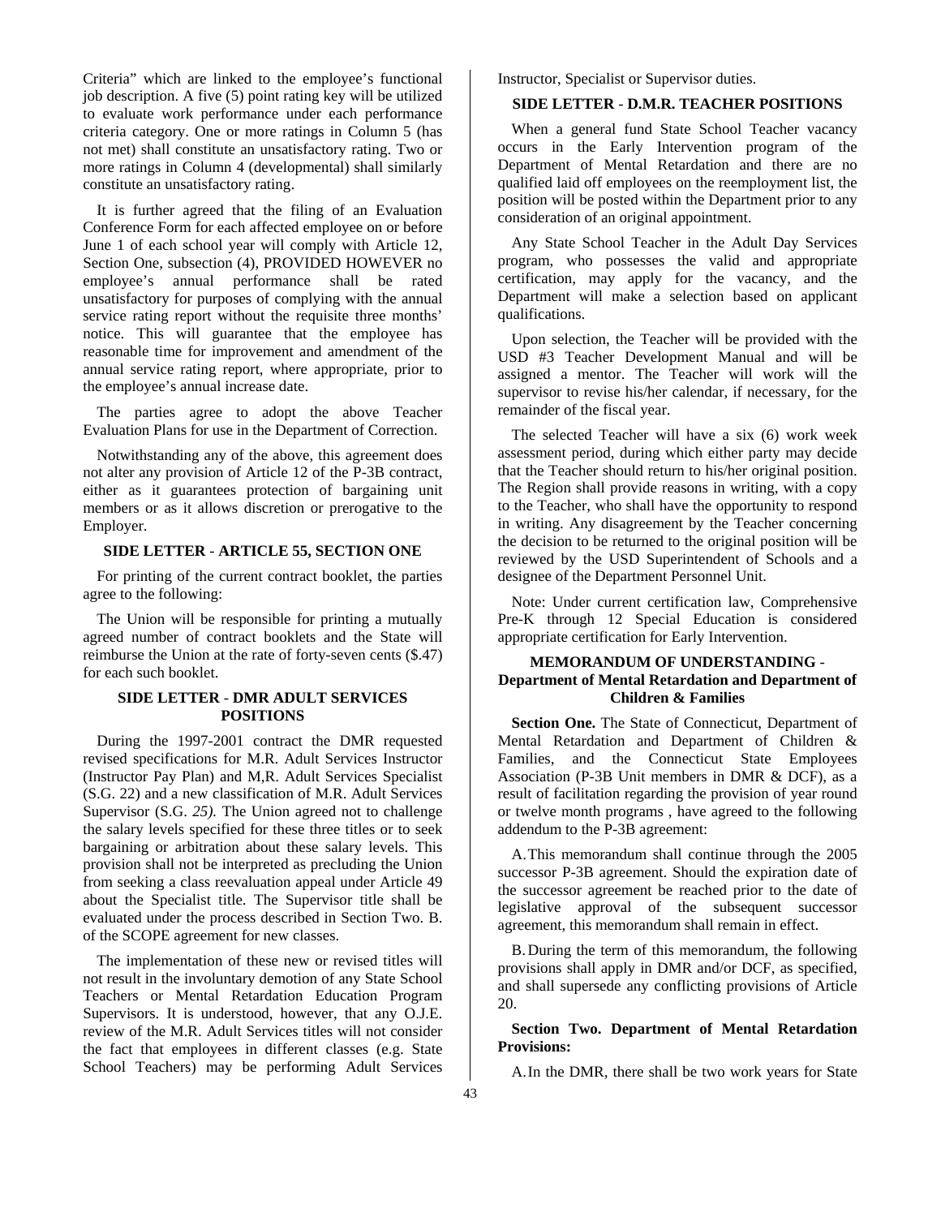Criteria" which are linked to the employee's functional job description. A five (5) point rating key will be utilized to evaluate work performance under each performance criteria category. One or more ratings in Column 5 (has not met) shall constitute an unsatisfactory rating. Two or more ratings in Column 4 (developmental) shall similarly constitute an unsatisfactory rating.

It is further agreed that the filing of an Evaluation Conference Form for each affected employee on or before June 1 of each school year will comply with Article 12, Section One, subsection (4), PROVIDED HOWEVER no employee's annual performance shall be rated unsatisfactory for purposes of complying with the annual service rating report without the requisite three months' notice. This will guarantee that the employee has reasonable time for improvement and amendment of the annual service rating report, where appropriate, prior to the employee's annual increase date.

The parties agree to adopt the above Teacher Evaluation Plans for use in the Department of Correction.

Notwithstanding any of the above, this agreement does not alter any provision of Article 12 of the P-3B contract, either as it guarantees protection of bargaining unit members or as it allows discretion or prerogative to the Employer.

### SIDE LETTER - ARTICLE 55, SECTION ONE

For printing of the current contract booklet, the parties agree to the following:

The Union will be responsible for printing a mutually agreed number of contract booklets and the State will reimburse the Union at the rate of forty-seven cents ($.47) for each such booklet.

### SIDE LETTER - DMR ADULT SERVICES POSITIONS

During the 1997-2001 contract the DMR requested revised specifications for M.R. Adult Services Instructor (Instructor Pay Plan) and M,R. Adult Services Specialist (S.G. 22) and a new classification of M.R. Adult Services Supervisor (S.G. *25).* The Union agreed not to challenge the salary levels specified for these three titles or to seek bargaining or arbitration about these salary levels. This provision shall not be interpreted as precluding the Union from seeking a class reevaluation appeal under Article 49 about the Specialist title. The Supervisor title shall be evaluated under the process described in Section Two. B. of the SCOPE agreement for new classes.

The implementation of these new or revised titles will not result in the involuntary demotion of any State School Teachers or Mental Retardation Education Program Supervisors. It is understood, however, that any O.J.E. review of the M.R. Adult Services titles will not consider the fact that employees in different classes (e.g. State School Teachers) may be performing Adult Services Instructor, Specialist or Supervisor duties.

### SIDE LETTER - D.M.R. TEACHER POSITIONS

When a general fund State School Teacher vacancy occurs in the Early Intervention program of the Department of Mental Retardation and there are no qualified laid off employees on the reemployment list, the position will be posted within the Department prior to any consideration of an original appointment.

Any State School Teacher in the Adult Day Services program, who possesses the valid and appropriate certification, may apply for the vacancy, and the Department will make a selection based on applicant qualifications.

Upon selection, the Teacher will be provided with the USD #3 Teacher Development Manual and will be assigned a mentor. The Teacher will work will the supervisor to revise his/her calendar, if necessary, for the remainder of the fiscal year.

The selected Teacher will have a six (6) work week assessment period, during which either party may decide that the Teacher should return to his/her original position. The Region shall provide reasons in writing, with a copy to the Teacher, who shall have the opportunity to respond in writing. Any disagreement by the Teacher concerning the decision to be returned to the original position will be reviewed by the USD Superintendent of Schools and a designee of the Department Personnel Unit.

Note: Under current certification law, Comprehensive Pre-K through 12 Special Education is considered appropriate certification for Early Intervention.

### MEMORANDUM OF UNDERSTANDING - Department of Mental Retardation and Department of Children & Families

**Section One.** The State of Connecticut, Department of Mental Retardation and Department of Children & Families, and the Connecticut State Employees Association (P-3B Unit members in DMR & DCF), as a result of facilitation regarding the provision of year round or twelve month programs , have agreed to the following addendum to the P-3B agreement:

A. This memorandum shall continue through the 2005 successor P-3B agreement. Should the expiration date of the successor agreement be reached prior to the date of legislative approval of the subsequent successor agreement, this memorandum shall remain in effect.

B. During the term of this memorandum, the following provisions shall apply in DMR and/or DCF, as specified, and shall supersede any conflicting provisions of Article 20.

**Section Two. Department of Mental Retardation Provisions:**

A. In the DMR, there shall be two work years for State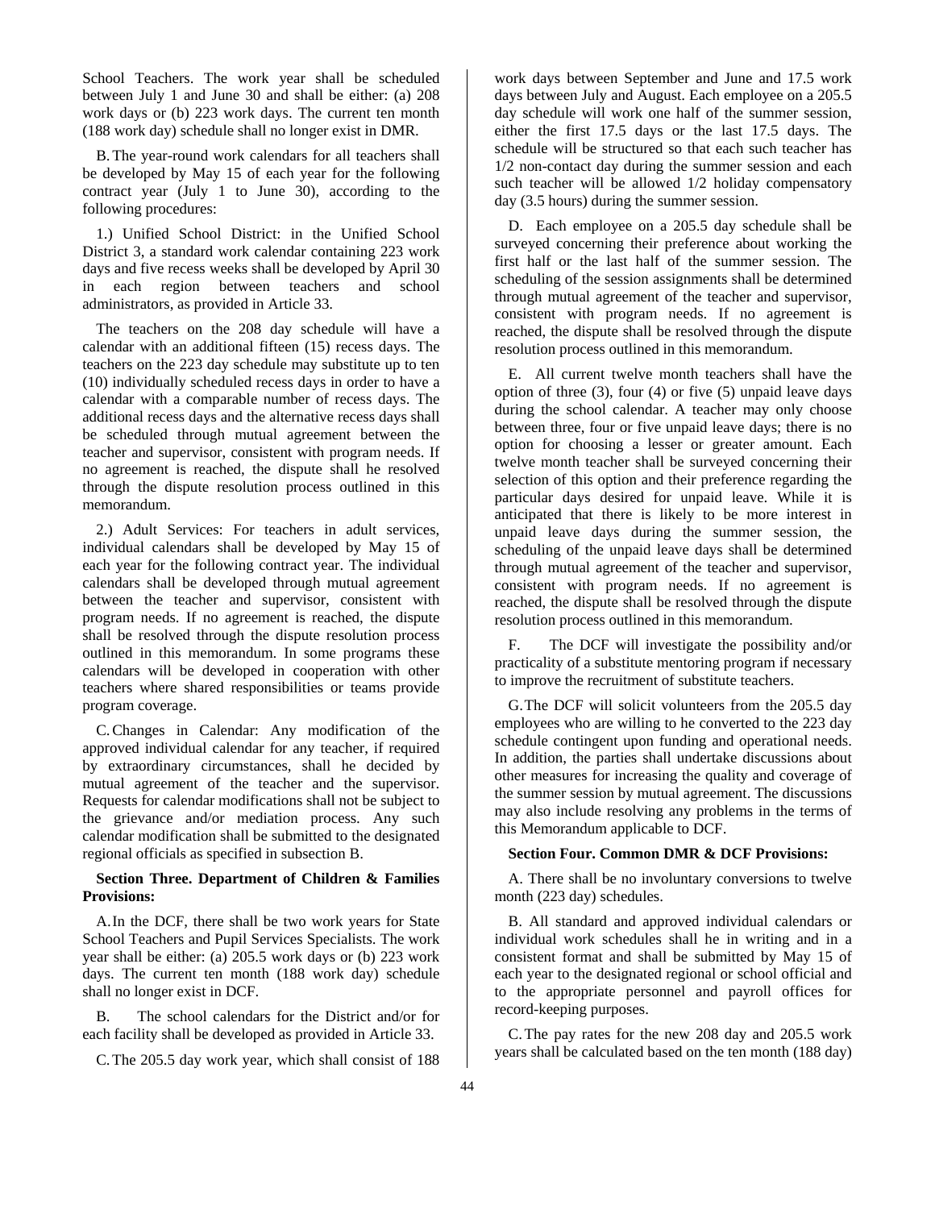School Teachers. The work year shall be scheduled between July 1 and June 30 and shall be either: (a) 208 work days or (b) 223 work days. The current ten month (188 work day) schedule shall no longer exist in DMR.

B. The year-round work calendars for all teachers shall be developed by May 15 of each year for the following contract year (July 1 to June 30), according to the following procedures:

1.) Unified School District: in the Unified School District 3, a standard work calendar containing 223 work days and five recess weeks shall be developed by April 30 in each region between teachers and school administrators, as provided in Article 33.

The teachers on the 208 day schedule will have a calendar with an additional fifteen (15) recess days. The teachers on the 223 day schedule may substitute up to ten (10) individually scheduled recess days in order to have a calendar with a comparable number of recess days. The additional recess days and the alternative recess days shall be scheduled through mutual agreement between the teacher and supervisor, consistent with program needs. If no agreement is reached, the dispute shall he resolved through the dispute resolution process outlined in this memorandum.

2.) Adult Services: For teachers in adult services, individual calendars shall be developed by May 15 of each year for the following contract year. The individual calendars shall be developed through mutual agreement between the teacher and supervisor, consistent with program needs. If no agreement is reached, the dispute shall be resolved through the dispute resolution process outlined in this memorandum. In some programs these calendars will be developed in cooperation with other teachers where shared responsibilities or teams provide program coverage.

C. Changes in Calendar: Any modification of the approved individual calendar for any teacher, if required by extraordinary circumstances, shall he decided by mutual agreement of the teacher and the supervisor. Requests for calendar modifications shall not be subject to the grievance and/or mediation process. Any such calendar modification shall be submitted to the designated regional officials as specified in subsection B.

**Section Three. Department of Children & Families Provisions:**

A. In the DCF, there shall be two work years for State School Teachers and Pupil Services Specialists. The work year shall be either: (a) 205.5 work days or (b) 223 work days. The current ten month (188 work day) schedule shall no longer exist in DCF.

B. The school calendars for the District and/or for each facility shall be developed as provided in Article 33.

C. The 205.5 day work year, which shall consist of 188 work days between September and June and 17.5 work days between July and August. Each employee on a 205.5 day schedule will work one half of the summer session, either the first 17.5 days or the last 17.5 days. The schedule will be structured so that each such teacher has 1/2 non-contact day during the summer session and each such teacher will be allowed 1/2 holiday compensatory day (3.5 hours) during the summer session.

D. Each employee on a 205.5 day schedule shall be surveyed concerning their preference about working the first half or the last half of the summer session. The scheduling of the session assignments shall be determined through mutual agreement of the teacher and supervisor, consistent with program needs. If no agreement is reached, the dispute shall be resolved through the dispute resolution process outlined in this memorandum.

E. All current twelve month teachers shall have the option of three (3), four (4) or five (5) unpaid leave days during the school calendar. A teacher may only choose between three, four or five unpaid leave days; there is no option for choosing a lesser or greater amount. Each twelve month teacher shall be surveyed concerning their selection of this option and their preference regarding the particular days desired for unpaid leave. While it is anticipated that there is likely to be more interest in unpaid leave days during the summer session, the scheduling of the unpaid leave days shall be determined through mutual agreement of the teacher and supervisor, consistent with program needs. If no agreement is reached, the dispute shall be resolved through the dispute resolution process outlined in this memorandum.

F. The DCF will investigate the possibility and/or practicality of a substitute mentoring program if necessary to improve the recruitment of substitute teachers.

G. The DCF will solicit volunteers from the 205.5 day employees who are willing to he converted to the 223 day schedule contingent upon funding and operational needs. In addition, the parties shall undertake discussions about other measures for increasing the quality and coverage of the summer session by mutual agreement. The discussions may also include resolving any problems in the terms of this Memorandum applicable to DCF.

**Section Four. Common DMR & DCF Provisions:**

A. There shall be no involuntary conversions to twelve month (223 day) schedules.

B. All standard and approved individual calendars or individual work schedules shall he in writing and in a consistent format and shall be submitted by May 15 of each year to the designated regional or school official and to the appropriate personnel and payroll offices for record-keeping purposes.

C. The pay rates for the new 208 day and 205.5 work years shall be calculated based on the ten month (188 day)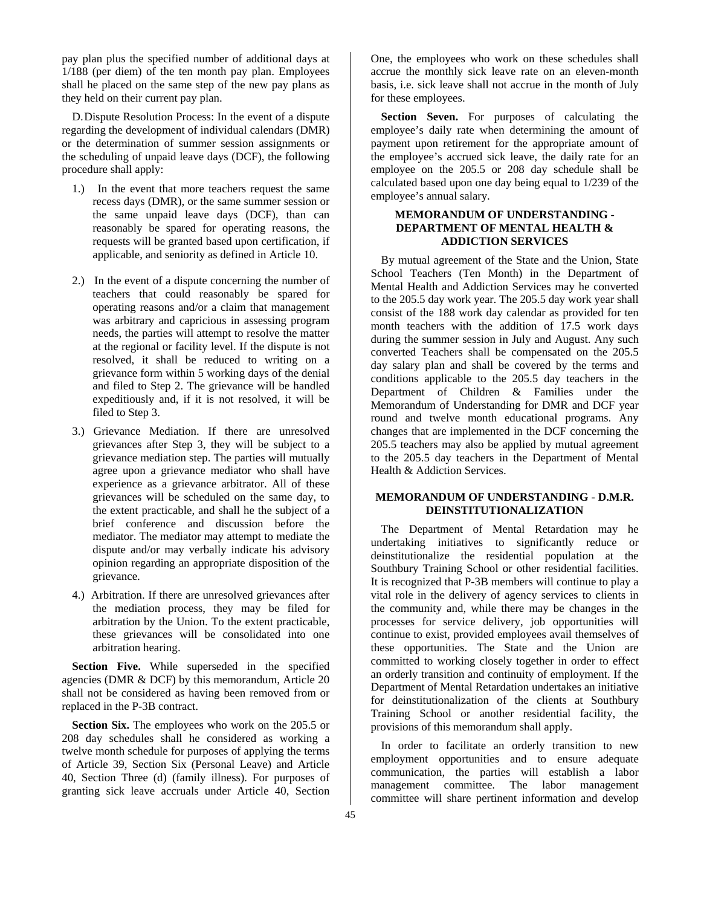pay plan plus the specified number of additional days at 1/188 (per diem) of the ten month pay plan. Employees shall he placed on the same step of the new pay plans as they held on their current pay plan.

D. Dispute Resolution Process: In the event of a dispute regarding the development of individual calendars (DMR) or the determination of summer session assignments or the scheduling of unpaid leave days (DCF), the following procedure shall apply:

1.) In the event that more teachers request the same recess days (DMR), or the same summer session or the same unpaid leave days (DCF), than can reasonably be spared for operating reasons, the requests will be granted based upon certification, if applicable, and seniority as defined in Article 10.

2.) In the event of a dispute concerning the number of teachers that could reasonably be spared for operating reasons and/or a claim that management was arbitrary and capricious in assessing program needs, the parties will attempt to resolve the matter at the regional or facility level. If the dispute is not resolved, it shall be reduced to writing on a grievance form within 5 working days of the denial and filed to Step 2. The grievance will be handled expeditiously and, if it is not resolved, it will be filed to Step 3.

3.) Grievance Mediation. If there are unresolved grievances after Step 3, they will be subject to a grievance mediation step. The parties will mutually agree upon a grievance mediator who shall have experience as a grievance arbitrator. All of these grievances will be scheduled on the same day, to the extent practicable, and shall he the subject of a brief conference and discussion before the mediator. The mediator may attempt to mediate the dispute and/or may verbally indicate his advisory opinion regarding an appropriate disposition of the grievance.

4.) Arbitration. If there are unresolved grievances after the mediation process, they may be filed for arbitration by the Union. To the extent practicable, these grievances will be consolidated into one arbitration hearing.

**Section Five.** While superseded in the specified agencies (DMR & DCF) by this memorandum, Article 20 shall not be considered as having been removed from or replaced in the P-3B contract.

**Section Six.** The employees who work on the 205.5 or 208 day schedules shall he considered as working a twelve month schedule for purposes of applying the terms of Article 39, Section Six (Personal Leave) and Article 40, Section Three (d) (family illness). For purposes of granting sick leave accruals under Article 40, Section One, the employees who work on these schedules shall accrue the monthly sick leave rate on an eleven-month basis, i.e. sick leave shall not accrue in the month of July for these employees.

**Section Seven.** For purposes of calculating the employee's daily rate when determining the amount of payment upon retirement for the appropriate amount of the employee's accrued sick leave, the daily rate for an employee on the 205.5 or 208 day schedule shall be calculated based upon one day being equal to 1/239 of the employee's annual salary.

### MEMORANDUM OF UNDERSTANDING - DEPARTMENT OF MENTAL HEALTH & ADDICTION SERVICES

By mutual agreement of the State and the Union, State School Teachers (Ten Month) in the Department of Mental Health and Addiction Services may he converted to the 205.5 day work year. The 205.5 day work year shall consist of the 188 work day calendar as provided for ten month teachers with the addition of 17.5 work days during the summer session in July and August. Any such converted Teachers shall be compensated on the 205.5 day salary plan and shall be covered by the terms and conditions applicable to the 205.5 day teachers in the Department of Children & Families under the Memorandum of Understanding for DMR and DCF year round and twelve month educational programs. Any changes that are implemented in the DCF concerning the 205.5 teachers may also be applied by mutual agreement to the 205.5 day teachers in the Department of Mental Health & Addiction Services.

### MEMORANDUM OF UNDERSTANDING - D.M.R. DEINSTITUTIONALIZATION

The Department of Mental Retardation may he undertaking initiatives to significantly reduce or deinstitutionalize the residential population at the Southbury Training School or other residential facilities. It is recognized that P-3B members will continue to play a vital role in the delivery of agency services to clients in the community and, while there may be changes in the processes for service delivery, job opportunities will continue to exist, provided employees avail themselves of these opportunities. The State and the Union are committed to working closely together in order to effect an orderly transition and continuity of employment. If the Department of Mental Retardation undertakes an initiative for deinstitutionalization of the clients at Southbury Training School or another residential facility, the provisions of this memorandum shall apply.

In order to facilitate an orderly transition to new employment opportunities and to ensure adequate communication, the parties will establish a labor management committee. The labor management committee will share pertinent information and develop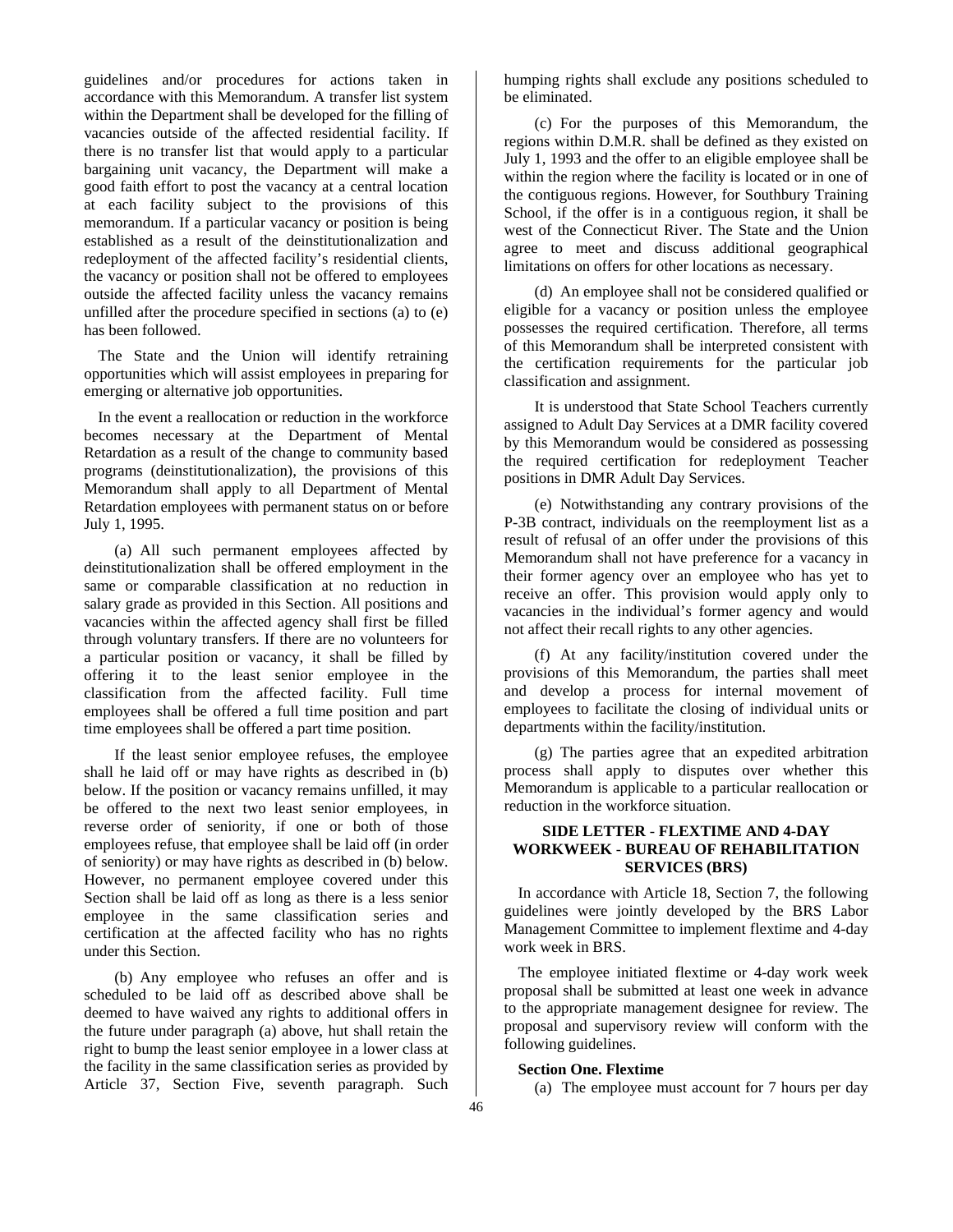guidelines and/or procedures for actions taken in accordance with this Memorandum. A transfer list system within the Department shall be developed for the filling of vacancies outside of the affected residential facility. If there is no transfer list that would apply to a particular bargaining unit vacancy, the Department will make a good faith effort to post the vacancy at a central location at each facility subject to the provisions of this memorandum. If a particular vacancy or position is being established as a result of the deinstitutionalization and redeployment of the affected facility's residential clients, the vacancy or position shall not be offered to employees outside the affected facility unless the vacancy remains unfilled after the procedure specified in sections (a) to (e) has been followed.

The State and the Union will identify retraining opportunities which will assist employees in preparing for emerging or alternative job opportunities.

In the event a reallocation or reduction in the workforce becomes necessary at the Department of Mental Retardation as a result of the change to community based programs (deinstitutionalization), the provisions of this Memorandum shall apply to all Department of Mental Retardation employees with permanent status on or before July 1, 1995.

(a) All such permanent employees affected by deinstitutionalization shall be offered employment in the same or comparable classification at no reduction in salary grade as provided in this Section. All positions and vacancies within the affected agency shall first be filled through voluntary transfers. If there are no volunteers for a particular position or vacancy, it shall be filled by offering it to the least senior employee in the classification from the affected facility. Full time employees shall be offered a full time position and part time employees shall be offered a part time position.

If the least senior employee refuses, the employee shall he laid off or may have rights as described in (b) below. If the position or vacancy remains unfilled, it may be offered to the next two least senior employees, in reverse order of seniority, if one or both of those employees refuse, that employee shall be laid off (in order of seniority) or may have rights as described in (b) below. However, no permanent employee covered under this Section shall be laid off as long as there is a less senior employee in the same classification series and certification at the affected facility who has no rights under this Section.

(b) Any employee who refuses an offer and is scheduled to be laid off as described above shall be deemed to have waived any rights to additional offers in the future under paragraph (a) above, hut shall retain the right to bump the least senior employee in a lower class at the facility in the same classification series as provided by Article 37, Section Five, seventh paragraph. Such humping rights shall exclude any positions scheduled to be eliminated.

(c) For the purposes of this Memorandum, the regions within D.M.R. shall be defined as they existed on July 1, 1993 and the offer to an eligible employee shall be within the region where the facility is located or in one of the contiguous regions. However, for Southbury Training School, if the offer is in a contiguous region, it shall be west of the Connecticut River. The State and the Union agree to meet and discuss additional geographical limitations on offers for other locations as necessary.

(d) An employee shall not be considered qualified or eligible for a vacancy or position unless the employee possesses the required certification. Therefore, all terms of this Memorandum shall be interpreted consistent with the certification requirements for the particular job classification and assignment.

It is understood that State School Teachers currently assigned to Adult Day Services at a DMR facility covered by this Memorandum would be considered as possessing the required certification for redeployment Teacher positions in DMR Adult Day Services.

(e) Notwithstanding any contrary provisions of the P-3B contract, individuals on the reemployment list as a result of refusal of an offer under the provisions of this Memorandum shall not have preference for a vacancy in their former agency over an employee who has yet to receive an offer. This provision would apply only to vacancies in the individual's former agency and would not affect their recall rights to any other agencies.

(f) At any facility/institution covered under the provisions of this Memorandum, the parties shall meet and develop a process for internal movement of employees to facilitate the closing of individual units or departments within the facility/institution.

(g) The parties agree that an expedited arbitration process shall apply to disputes over whether this Memorandum is applicable to a particular reallocation or reduction in the workforce situation.

## SIDE LETTER - FLEXTIME AND 4-DAY WORKWEEK - BUREAU OF REHABILITATION SERVICES (BRS)

In accordance with Article 18, Section 7, the following guidelines were jointly developed by the BRS Labor Management Committee to implement flextime and 4-day work week in BRS.

The employee initiated flextime or 4-day work week proposal shall be submitted at least one week in advance to the appropriate management designee for review. The proposal and supervisory review will conform with the following guidelines.

**Section One. Flextime**

(a) The employee must account for 7 hours per day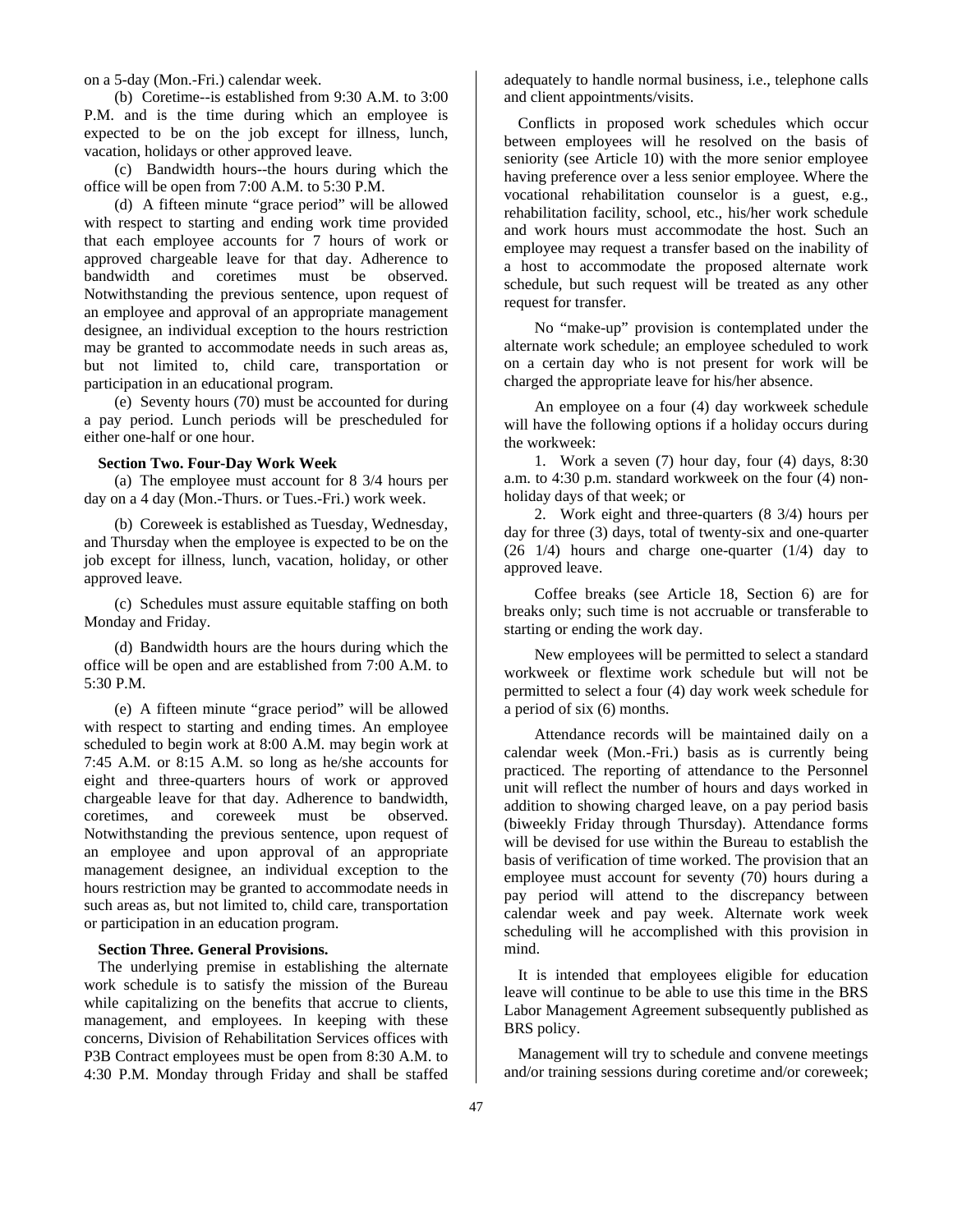on a 5-day (Mon.-Fri.) calendar week.

(b) Coretime--is established from 9:30 A.M. to 3:00 P.M. and is the time during which an employee is expected to be on the job except for illness, lunch, vacation, holidays or other approved leave.

(c) Bandwidth hours--the hours during which the office will be open from 7:00 A.M. to 5:30 P.M.

(d) A fifteen minute "grace period" will be allowed with respect to starting and ending work time provided that each employee accounts for 7 hours of work or approved chargeable leave for that day. Adherence to bandwidth and coretimes must be observed. Notwithstanding the previous sentence, upon request of an employee and approval of an appropriate management designee, an individual exception to the hours restriction may be granted to accommodate needs in such areas as, but not limited to, child care, transportation or participation in an educational program.

(e) Seventy hours (70) must be accounted for during a pay period. Lunch periods will be prescheduled for either one-half or one hour.

**Section Two. Four-Day Work Week**

(a) The employee must account for 8 3/4 hours per day on a 4 day (Mon.-Thurs. or Tues.-Fri.) work week.

(b) Coreweek is established as Tuesday, Wednesday, and Thursday when the employee is expected to be on the job except for illness, lunch, vacation, holiday, or other approved leave.

(c) Schedules must assure equitable staffing on both Monday and Friday.

(d) Bandwidth hours are the hours during which the office will be open and are established from 7:00 A.M. to 5:30 P.M.

(e) A fifteen minute "grace period" will be allowed with respect to starting and ending times. An employee scheduled to begin work at 8:00 A.M. may begin work at 7:45 A.M. or 8:15 A.M. so long as he/she accounts for eight and three-quarters hours of work or approved chargeable leave for that day. Adherence to bandwidth, coretimes, and coreweek must be observed. Notwithstanding the previous sentence, upon request of an employee and upon approval of an appropriate management designee, an individual exception to the hours restriction may be granted to accommodate needs in such areas as, but not limited to, child care, transportation or participation in an education program.

**Section Three. General Provisions.**

The underlying premise in establishing the alternate work schedule is to satisfy the mission of the Bureau while capitalizing on the benefits that accrue to clients, management, and employees. In keeping with these concerns, Division of Rehabilitation Services offices with P3B Contract employees must be open from 8:30 A.M. to 4:30 P.M. Monday through Friday and shall be staffed adequately to handle normal business, i.e., telephone calls and client appointments/visits.

Conflicts in proposed work schedules which occur between employees will he resolved on the basis of seniority (see Article 10) with the more senior employee having preference over a less senior employee. Where the vocational rehabilitation counselor is a guest, e.g., rehabilitation facility, school, etc., his/her work schedule and work hours must accommodate the host. Such an employee may request a transfer based on the inability of a host to accommodate the proposed alternate work schedule, but such request will be treated as any other request for transfer.

No "make-up" provision is contemplated under the alternate work schedule; an employee scheduled to work on a certain day who is not present for work will be charged the appropriate leave for his/her absence.

An employee on a four (4) day workweek schedule will have the following options if a holiday occurs during the workweek:

1. Work a seven (7) hour day, four (4) days, 8:30 a.m. to 4:30 p.m. standard workweek on the four (4) non-holiday days of that week; or

2. Work eight and three-quarters (8 3/4) hours per day for three (3) days, total of twenty-six and one-quarter (26 1/4) hours and charge one-quarter (1/4) day to approved leave.

Coffee breaks (see Article 18, Section 6) are for breaks only; such time is not accruable or transferable to starting or ending the work day.

New employees will be permitted to select a standard workweek or flextime work schedule but will not be permitted to select a four (4) day work week schedule for a period of six (6) months.

Attendance records will be maintained daily on a calendar week (Mon.-Fri.) basis as is currently being practiced. The reporting of attendance to the Personnel unit will reflect the number of hours and days worked in addition to showing charged leave, on a pay period basis (biweekly Friday through Thursday). Attendance forms will be devised for use within the Bureau to establish the basis of verification of time worked. The provision that an employee must account for seventy (70) hours during a pay period will attend to the discrepancy between calendar week and pay week. Alternate work week scheduling will he accomplished with this provision in mind.

It is intended that employees eligible for education leave will continue to be able to use this time in the BRS Labor Management Agreement subsequently published as BRS policy.

Management will try to schedule and convene meetings and/or training sessions during coretime and/or coreweek;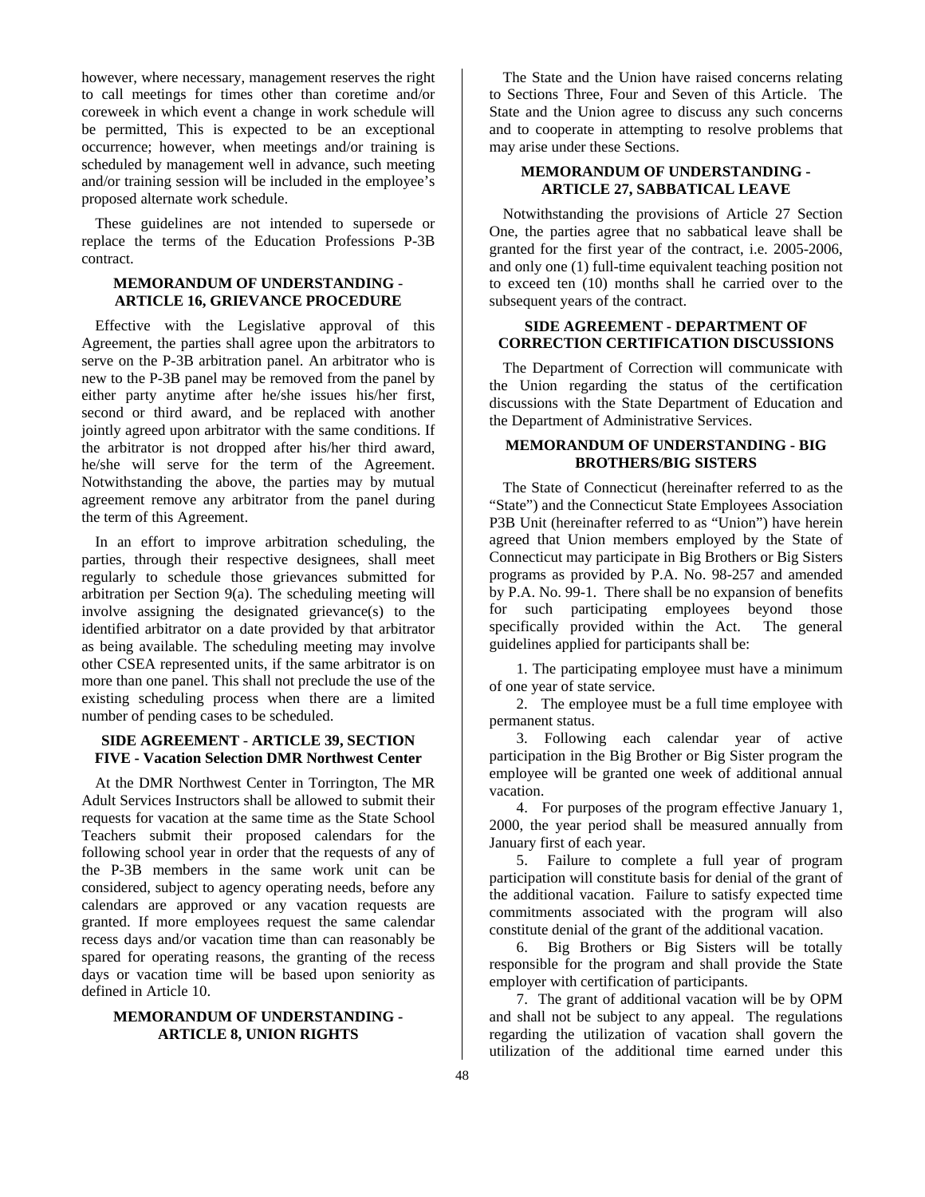however, where necessary, management reserves the right to call meetings for times other than coretime and/or coreweek in which event a change in work schedule will be permitted, This is expected to be an exceptional occurrence; however, when meetings and/or training is scheduled by management well in advance, such meeting and/or training session will be included in the employee's proposed alternate work schedule.

These guidelines are not intended to supersede or replace the terms of the Education Professions P-3B contract.

### MEMORANDUM OF UNDERSTANDING - ARTICLE 16, GRIEVANCE PROCEDURE

Effective with the Legislative approval of this Agreement, the parties shall agree upon the arbitrators to serve on the P-3B arbitration panel. An arbitrator who is new to the P-3B panel may be removed from the panel by either party anytime after he/she issues his/her first, second or third award, and be replaced with another jointly agreed upon arbitrator with the same conditions. If the arbitrator is not dropped after his/her third award, he/she will serve for the term of the Agreement. Notwithstanding the above, the parties may by mutual agreement remove any arbitrator from the panel during the term of this Agreement.

In an effort to improve arbitration scheduling, the parties, through their respective designees, shall meet regularly to schedule those grievances submitted for arbitration per Section 9(a). The scheduling meeting will involve assigning the designated grievance(s) to the identified arbitrator on a date provided by that arbitrator as being available. The scheduling meeting may involve other CSEA represented units, if the same arbitrator is on more than one panel. This shall not preclude the use of the existing scheduling process when there are a limited number of pending cases to be scheduled.

### SIDE AGREEMENT - ARTICLE 39, SECTION FIVE - Vacation Selection DMR Northwest Center

At the DMR Northwest Center in Torrington, The MR Adult Services Instructors shall be allowed to submit their requests for vacation at the same time as the State School Teachers submit their proposed calendars for the following school year in order that the requests of any of the P-3B members in the same work unit can be considered, subject to agency operating needs, before any calendars are approved or any vacation requests are granted. If more employees request the same calendar recess days and/or vacation time than can reasonably be spared for operating reasons, the granting of the recess days or vacation time will be based upon seniority as defined in Article 10.

### MEMORANDUM OF UNDERSTANDING - ARTICLE 8, UNION RIGHTS

The State and the Union have raised concerns relating to Sections Three, Four and Seven of this Article. The State and the Union agree to discuss any such concerns and to cooperate in attempting to resolve problems that may arise under these Sections.

### MEMORANDUM OF UNDERSTANDING - ARTICLE 27, SABBATICAL LEAVE

Notwithstanding the provisions of Article 27 Section One, the parties agree that no sabbatical leave shall be granted for the first year of the contract, i.e. 2005-2006, and only one (1) full-time equivalent teaching position not to exceed ten (10) months shall he carried over to the subsequent years of the contract.

### SIDE AGREEMENT - DEPARTMENT OF CORRECTION CERTIFICATION DISCUSSIONS

The Department of Correction will communicate with the Union regarding the status of the certification discussions with the State Department of Education and the Department of Administrative Services.

### MEMORANDUM OF UNDERSTANDING - BIG BROTHERS/BIG SISTERS

The State of Connecticut (hereinafter referred to as the "State") and the Connecticut State Employees Association P3B Unit (hereinafter referred to as "Union") have herein agreed that Union members employed by the State of Connecticut may participate in Big Brothers or Big Sisters programs as provided by P.A. No. 98-257 and amended by P.A. No. 99-1. There shall be no expansion of benefits for such participating employees beyond those specifically provided within the Act. The general guidelines applied for participants shall be:

1. The participating employee must have a minimum of one year of state service.
2. The employee must be a full time employee with permanent status.
3. Following each calendar year of active participation in the Big Brother or Big Sister program the employee will be granted one week of additional annual vacation.
4. For purposes of the program effective January 1, 2000, the year period shall be measured annually from January first of each year.
5. Failure to complete a full year of program participation will constitute basis for denial of the grant of the additional vacation. Failure to satisfy expected time commitments associated with the program will also constitute denial of the grant of the additional vacation.
6. Big Brothers or Big Sisters will be totally responsible for the program and shall provide the State employer with certification of participants.
7. The grant of additional vacation will be by OPM and shall not be subject to any appeal. The regulations regarding the utilization of vacation shall govern the utilization of the additional time earned under this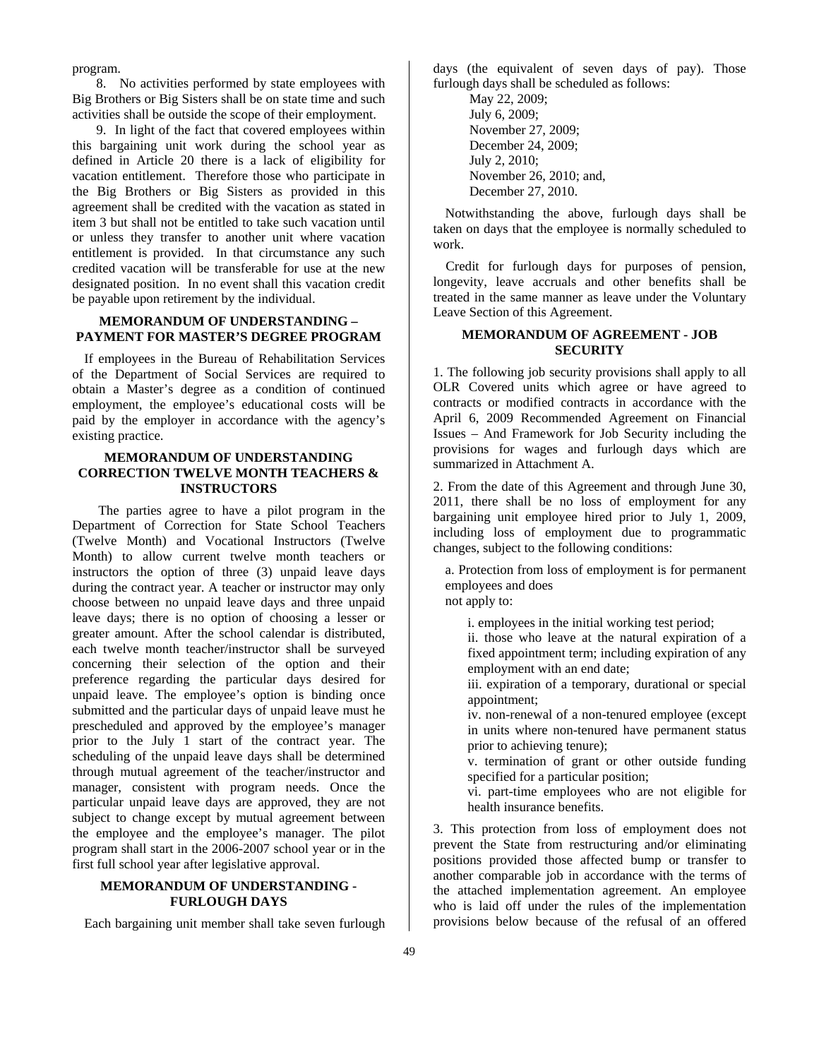program.

8. No activities performed by state employees with Big Brothers or Big Sisters shall be on state time and such activities shall be outside the scope of their employment.

9. In light of the fact that covered employees within this bargaining unit work during the school year as defined in Article 20 there is a lack of eligibility for vacation entitlement. Therefore those who participate in the Big Brothers or Big Sisters as provided in this agreement shall be credited with the vacation as stated in item 3 but shall not be entitled to take such vacation until or unless they transfer to another unit where vacation entitlement is provided. In that circumstance any such credited vacation will be transferable for use at the new designated position. In no event shall this vacation credit be payable upon retirement by the individual.

### MEMORANDUM OF UNDERSTANDING – PAYMENT FOR MASTER'S DEGREE PROGRAM

If employees in the Bureau of Rehabilitation Services of the Department of Social Services are required to obtain a Master's degree as a condition of continued employment, the employee's educational costs will be paid by the employer in accordance with the agency's existing practice.

### MEMORANDUM OF UNDERSTANDING CORRECTION TWELVE MONTH TEACHERS & INSTRUCTORS

The parties agree to have a pilot program in the Department of Correction for State School Teachers (Twelve Month) and Vocational Instructors (Twelve Month) to allow current twelve month teachers or instructors the option of three (3) unpaid leave days during the contract year. A teacher or instructor may only choose between no unpaid leave days and three unpaid leave days; there is no option of choosing a lesser or greater amount. After the school calendar is distributed, each twelve month teacher/instructor shall be surveyed concerning their selection of the option and their preference regarding the particular days desired for unpaid leave. The employee's option is binding once submitted and the particular days of unpaid leave must he prescheduled and approved by the employee's manager prior to the July 1 start of the contract year. The scheduling of the unpaid leave days shall be determined through mutual agreement of the teacher/instructor and manager, consistent with program needs. Once the particular unpaid leave days are approved, they are not subject to change except by mutual agreement between the employee and the employee's manager. The pilot program shall start in the 2006-2007 school year or in the first full school year after legislative approval.

### MEMORANDUM OF UNDERSTANDING - FURLOUGH DAYS

Each bargaining unit member shall take seven furlough days (the equivalent of seven days of pay). Those furlough days shall be scheduled as follows:

May 22, 2009;
July 6, 2009;
November 27, 2009;
December 24, 2009;
July 2, 2010;
November 26, 2010; and,
December 27, 2010.

Notwithstanding the above, furlough days shall be taken on days that the employee is normally scheduled to work.

Credit for furlough days for purposes of pension, longevity, leave accruals and other benefits shall be treated in the same manner as leave under the Voluntary Leave Section of this Agreement.

### MEMORANDUM OF AGREEMENT - JOB SECURITY

1. The following job security provisions shall apply to all OLR Covered units which agree or have agreed to contracts or modified contracts in accordance with the April 6, 2009 Recommended Agreement on Financial Issues – And Framework for Job Security including the provisions for wages and furlough days which are summarized in Attachment A.

2. From the date of this Agreement and through June 30, 2011, there shall be no loss of employment for any bargaining unit employee hired prior to July 1, 2009, including loss of employment due to programmatic changes, subject to the following conditions:

a. Protection from loss of employment is for permanent employees and does not apply to:

i. employees in the initial working test period;
ii. those who leave at the natural expiration of a fixed appointment term; including expiration of any employment with an end date;
iii. expiration of a temporary, durational or special appointment;
iv. non-renewal of a non-tenured employee (except in units where non-tenured have permanent status prior to achieving tenure);
v. termination of grant or other outside funding specified for a particular position;
vi. part-time employees who are not eligible for health insurance benefits.

3. This protection from loss of employment does not prevent the State from restructuring and/or eliminating positions provided those affected bump or transfer to another comparable job in accordance with the terms of the attached implementation agreement. An employee who is laid off under the rules of the implementation provisions below because of the refusal of an offered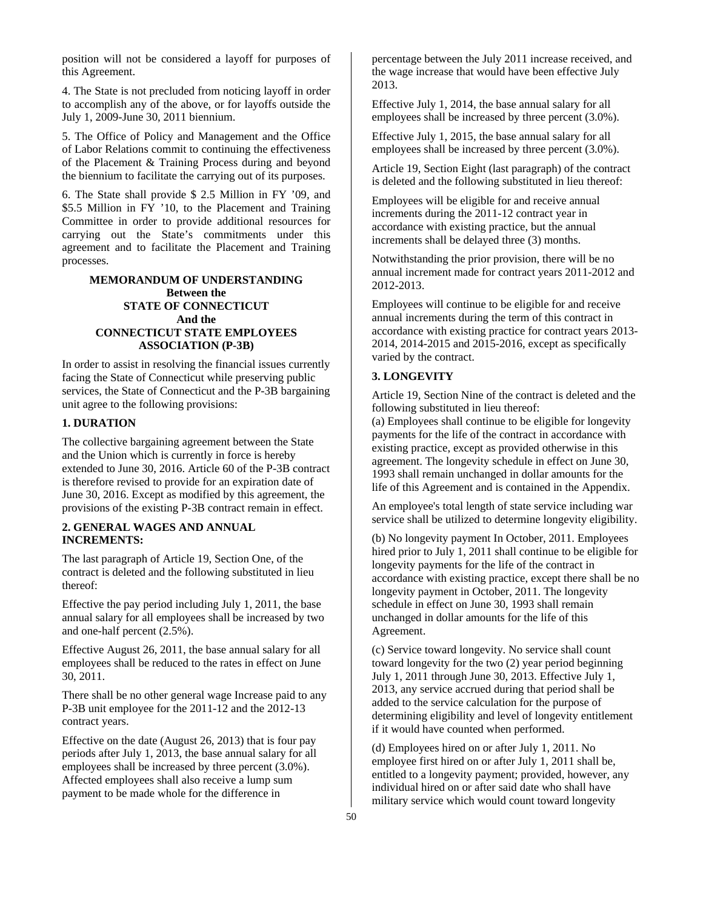position will not be considered a layoff for purposes of this Agreement.

4. The State is not precluded from noticing layoff in order to accomplish any of the above, or for layoffs outside the July 1, 2009-June 30, 2011 biennium.

5. The Office of Policy and Management and the Office of Labor Relations commit to continuing the effectiveness of the Placement & Training Process during and beyond the biennium to facilitate the carrying out of its purposes.

6. The State shall provide $ 2.5 Million in FY '09, and $5.5 Million in FY '10, to the Placement and Training Committee in order to provide additional resources for carrying out the State's commitments under this agreement and to facilitate the Placement and Training processes.

**MEMORANDUM OF UNDERSTANDING**
**Between the**
**STATE OF CONNECTICUT**
**And the**
**CONNECTICUT STATE EMPLOYEES ASSOCIATION (P-3B)**

In order to assist in resolving the financial issues currently facing the State of Connecticut while preserving public services, the State of Connecticut and the P-3B bargaining unit agree to the following provisions:

**1. DURATION**

The collective bargaining agreement between the State and the Union which is currently in force is hereby extended to June 30, 2016. Article 60 of the P-3B contract is therefore revised to provide for an expiration date of June 30, 2016. Except as modified by this agreement, the provisions of the existing P-3B contract remain in effect.

**2. GENERAL WAGES AND ANNUAL INCREMENTS:**

The last paragraph of Article 19, Section One, of the contract is deleted and the following substituted in lieu thereof:

Effective the pay period including July 1, 2011, the base annual salary for all employees shall be increased by two and one-half percent (2.5%).

Effective August 26, 2011, the base annual salary for all employees shall be reduced to the rates in effect on June 30, 2011.

There shall be no other general wage Increase paid to any P-3B unit employee for the 2011-12 and the 2012-13 contract years.

Effective on the date (August 26, 2013) that is four pay periods after July 1, 2013, the base annual salary for all employees shall be increased by three percent (3.0%). Affected employees shall also receive a lump sum payment to be made whole for the difference in percentage between the July 2011 increase received, and the wage increase that would have been effective July 2013.

Effective July 1, 2014, the base annual salary for all employees shall be increased by three percent (3.0%).

Effective July 1, 2015, the base annual salary for all employees shall be increased by three percent (3.0%).

Article 19, Section Eight (last paragraph) of the contract is deleted and the following substituted in lieu thereof:

Employees will be eligible for and receive annual increments during the 2011-12 contract year in accordance with existing practice, but the annual increments shall be delayed three (3) months.

Notwithstanding the prior provision, there will be no annual increment made for contract years 2011-2012 and 2012-2013.

Employees will continue to be eligible for and receive annual increments during the term of this contract in accordance with existing practice for contract years 2013-2014, 2014-2015 and 2015-2016, except as specifically varied by the contract.

**3. LONGEVITY**

Article 19, Section Nine of the contract is deleted and the following substituted in lieu thereof:
(a) Employees shall continue to be eligible for longevity payments for the life of the contract in accordance with existing practice, except as provided otherwise in this agreement. The longevity schedule in effect on June 30, 1993 shall remain unchanged in dollar amounts for the life of this Agreement and is contained in the Appendix.

An employee's total length of state service including war service shall be utilized to determine longevity eligibility.

(b) No longevity payment In October, 2011. Employees hired prior to July 1, 2011 shall continue to be eligible for longevity payments for the life of the contract in accordance with existing practice, except there shall be no longevity payment in October, 2011. The longevity schedule in effect on June 30, 1993 shall remain unchanged in dollar amounts for the life of this Agreement.

(c) Service toward longevity. No service shall count toward longevity for the two (2) year period beginning July 1, 2011 through June 30, 2013. Effective July 1, 2013, any service accrued during that period shall be added to the service calculation for the purpose of determining eligibility and level of longevity entitlement if it would have counted when performed.

(d) Employees hired on or after July 1, 2011. No employee first hired on or after July 1, 2011 shall be, entitled to a longevity payment; provided, however, any individual hired on or after said date who shall have military service which would count toward longevity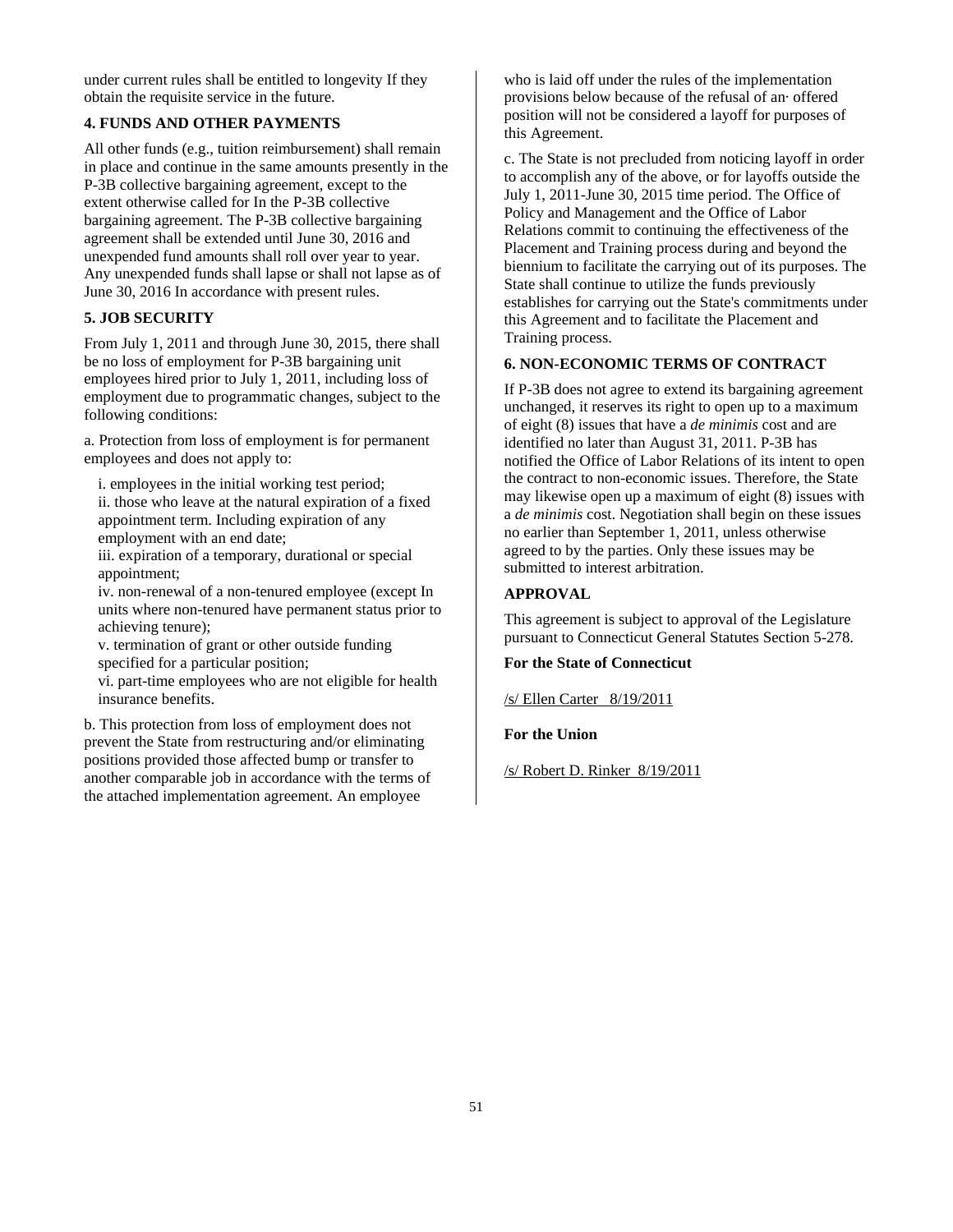under current rules shall be entitled to longevity If they obtain the requisite service in the future.

**4. FUNDS AND OTHER PAYMENTS**

All other funds (e.g., tuition reimbursement) shall remain in place and continue in the same amounts presently in the P-3B collective bargaining agreement, except to the extent otherwise called for In the P-3B collective bargaining agreement. The P-3B collective bargaining agreement shall be extended until June 30, 2016 and unexpended fund amounts shall roll over year to year. Any unexpended funds shall lapse or shall not lapse as of June 30, 2016 In accordance with present rules.

**5. JOB SECURITY**

From July 1, 2011 and through June 30, 2015, there shall be no loss of employment for P-3B bargaining unit employees hired prior to July 1, 2011, including loss of employment due to programmatic changes, subject to the following conditions:

a. Protection from loss of employment is for permanent employees and does not apply to:

i. employees in the initial working test period;
ii. those who leave at the natural expiration of a fixed appointment term. Including expiration of any employment with an end date;
iii. expiration of a temporary, durational or special appointment;
iv. non-renewal of a non-tenured employee (except In units where non-tenured have permanent status prior to achieving tenure);
v. termination of grant or other outside funding specified for a particular position;
vi. part-time employees who are not eligible for health insurance benefits.

b. This protection from loss of employment does not prevent the State from restructuring and/or eliminating positions provided those affected bump or transfer to another comparable job in accordance with the terms of the attached implementation agreement. An employee who is laid off under the rules of the implementation provisions below because of the refusal of an· offered position will not be considered a layoff for purposes of this Agreement.

c. The State is not precluded from noticing layoff in order to accomplish any of the above, or for layoffs outside the July 1, 2011-June 30, 2015 time period. The Office of Policy and Management and the Office of Labor Relations commit to continuing the effectiveness of the Placement and Training process during and beyond the biennium to facilitate the carrying out of its purposes. The State shall continue to utilize the funds previously establishes for carrying out the State's commitments under this Agreement and to facilitate the Placement and Training process.

**6. NON-ECONOMIC TERMS OF CONTRACT**

If P-3B does not agree to extend its bargaining agreement unchanged, it reserves its right to open up to a maximum of eight (8) issues that have a *de minimis* cost and are identified no later than August 31, 2011. P-3B has notified the Office of Labor Relations of its intent to open the contract to non-economic issues. Therefore, the State may likewise open up a maximum of eight (8) issues with a *de minimis* cost. Negotiation shall begin on these issues no earlier than September 1, 2011, unless otherwise agreed to by the parties. Only these issues may be submitted to interest arbitration.

**APPROVAL**

This agreement is subject to approval of the Legislature pursuant to Connecticut General Statutes Section 5-278.

**For the State of Connecticut**

/s/ Ellen Carter 8/19/2011

**For the Union**

/s/ Robert D. Rinker 8/19/2011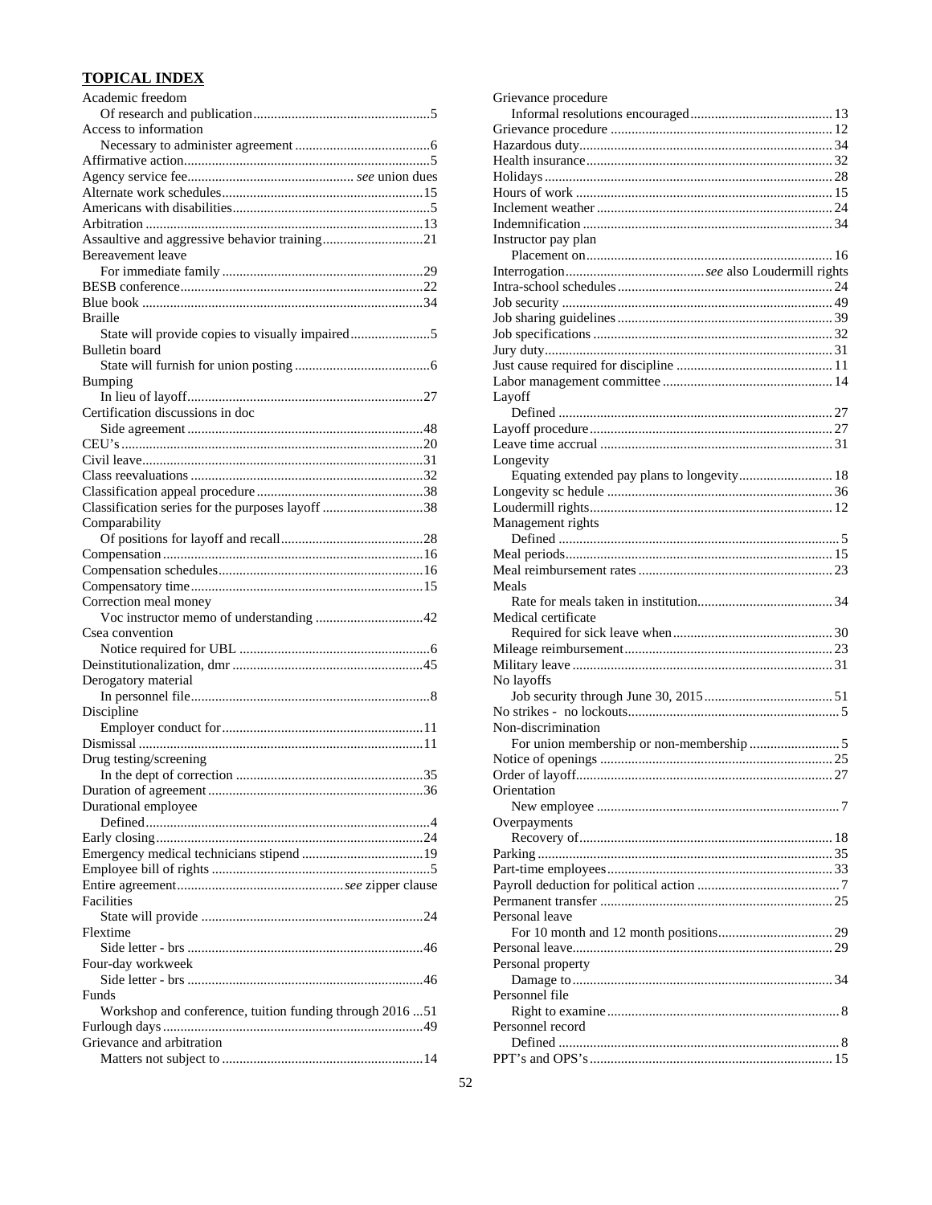## TOPICAL INDEX

Academic freedom
  Of research and publication .................................................. 5
Access to information
  Necessary to administer agreement ...................................... 6
Affirmative action ...................................................................... 5
Agency service fee ............................................... *see* union dues
Alternate work schedules ......................................................... 15
Americans with disabilities ........................................................ 5
Arbitration ............................................................................... 13
Assaultive and aggressive behavior training ............................ 21
Bereavement leave
  For immediate family ........................................................... 29
BESB conference ..................................................................... 22
Blue book ................................................................................ 34
Braille
  State will provide copies to visually impaired ....................... 5
Bulletin board
  State will furnish for union posting ....................................... 6
Bumping
  In lieu of layoff ..................................................................... 27
Certification discussions in doc
  Side agreement ................................................................... 48
CEU's ...................................................................................... 20
Civil leave ................................................................................ 31
Class reevaluations .................................................................. 32
Classification appeal procedure ................................................ 38
Classification series for the purposes layoff ............................. 38
Comparability
  Of positions for layoff and recall ......................................... 28
Compensation .......................................................................... 16
Compensation schedules .......................................................... 16
Compensatory time .................................................................. 15
Correction meal money
  Voc instructor memo of understanding ............................... 42
Csea convention
  Notice required for UBL ....................................................... 6
Deinstitutionalization, dmr ...................................................... 45
Derogatory material
  In personnel file .................................................................... 8
Discipline
  Employer conduct for ........................................................... 11
Dismissal ................................................................................. 11
Drug testing/screening
  In the dept of correction ...................................................... 35
Duration of agreement ............................................................. 36
Durational employee
  Defined ................................................................................. 4
Early closing ............................................................................ 24
Emergency medical technicians stipend .................................. 19
Employee bill of rights .............................................................. 5
Entire agreement ............................................... *see* zipper clause
Facilities
  State will provide ............................................................... 24
Flextime
  Side letter - brs ................................................................... 46
Four-day workweek
  Side letter - brs ................................................................... 46
Funds
  Workshop and conference, tuition funding through 2016 ... 51
Furlough days .......................................................................... 49
Grievance and arbitration
  Matters not subject to .......................................................... 14
Grievance procedure
  Informal resolutions encouraged ......................................... 13
Grievance procedure ............................................................... 12
Hazardous duty ........................................................................ 34
Health insurance ...................................................................... 32
Holidays .................................................................................. 28
Hours of work ......................................................................... 15
Inclement weather ................................................................... 24
Indemnification ....................................................................... 34
Instructor pay plan
  Placement on ...................................................................... 16
Interrogation ....................................... *see* also Loudermill rights
Intra-school schedules ............................................................. 24
Job security ............................................................................ 49
Job sharing guidelines ............................................................. 39
Job specifications .................................................................... 32
Jury duty .................................................................................. 31
Just cause required for discipline ............................................ 11
Labor management committee ................................................ 14
Layoff
  Defined ............................................................................... 27
Layoff procedure ..................................................................... 27
Leave time accrual .................................................................. 31
Longevity
  Equating extended pay plans to longevity ........................... 18
Longevity sc hedule ................................................................ 36
Loudermill rights ..................................................................... 12
Management rights
  Defined ................................................................................ 5
Meal periods ........................................................................... 15
Meal reimbursement rates ....................................................... 23
Meals
  Rate for meals taken in institution ...................................... 34
Medical certificate
  Required for sick leave when ............................................. 30
Mileage reimbursement ........................................................... 23
Military leave .......................................................................... 31
No layoffs
  Job security through June 30, 2015 ..................................... 51
No strikes - no lockouts ............................................................ 5
Non-discrimination
  For union membership or non-membership .......................... 5
Notice of openings .................................................................. 25
Order of layoff ......................................................................... 27
Orientation
  New employee ...................................................................... 7
Overpayments
  Recovery of ........................................................................ 18
Parking .................................................................................... 35
Part-time employees ................................................................ 33
Payroll deduction for political action ......................................... 7
Permanent transfer .................................................................. 25
Personal leave
  For 10 month and 12 month positions ................................ 29
Personal leave ......................................................................... 29
Personal property
  Damage to .......................................................................... 34
Personnel file
  Right to examine ................................................................... 8
Personnel record
  Defined ................................................................................. 8
PPT's and OPS's ..................................................................... 15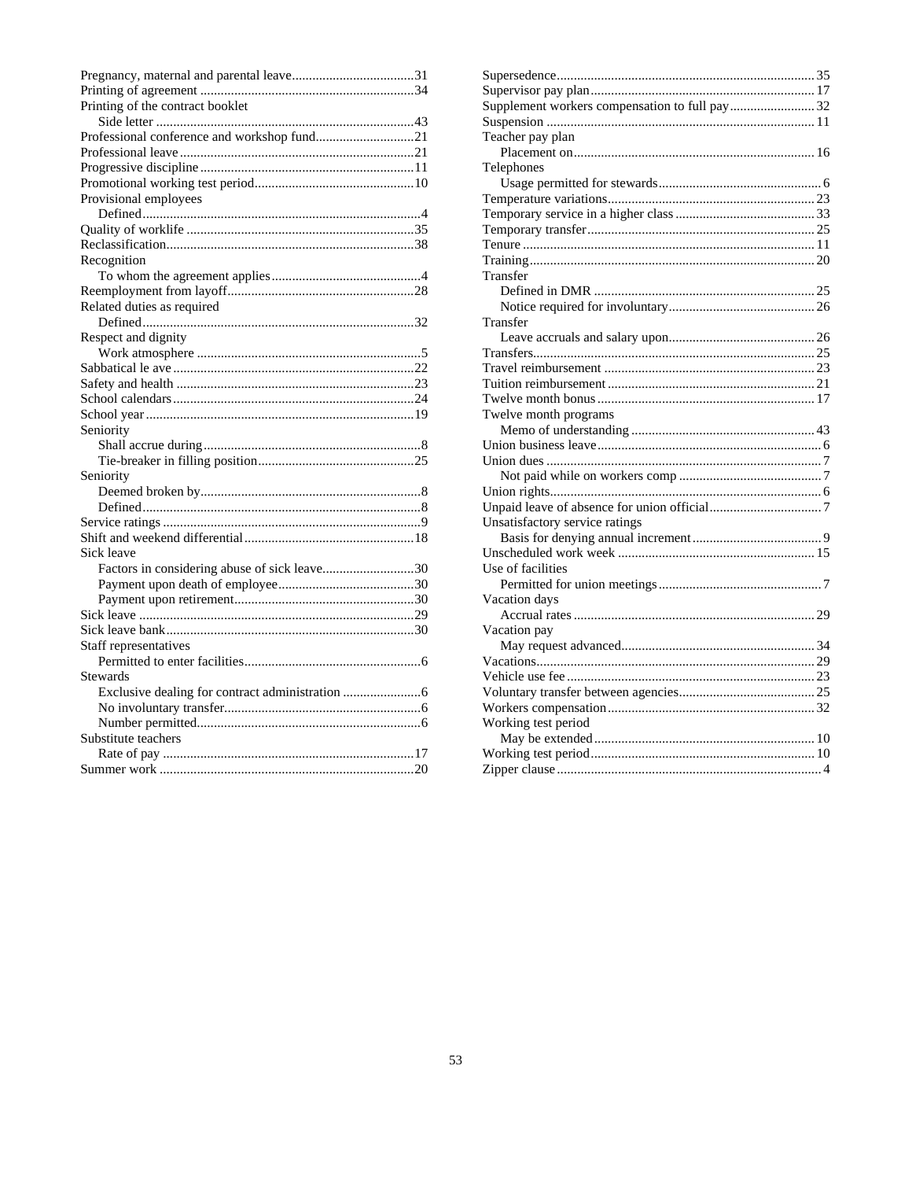Pregnancy, maternal and parental leave....................................31
Printing of agreement ...............................................................34
Printing of the contract booklet
    Side letter ............................................................................43
Professional conference and workshop fund.............................21
Professional leave .....................................................................21
Progressive discipline ...............................................................11
Promotional working test period...............................................10
Provisional employees
    Defined..................................................................................4
Quality of worklife ...................................................................35
Reclassification.........................................................................38
Recognition
    To whom the agreement applies............................................4
Reemployment from layoff.......................................................28
Related duties as required
    Defined................................................................................32
Respect and dignity
    Work atmosphere ..................................................................5
Sabbatical le ave .......................................................................22
Safety and health ......................................................................23
School calendars.......................................................................24
School year ...............................................................................19
Seniority
    Shall accrue during.................................................................8
    Tie-breaker in filling position..............................................25
Seniority
    Deemed broken by.................................................................8
    Defined..................................................................................8
Service ratings ............................................................................9
Shift and weekend differential..................................................18
Sick leave
    Factors in considering abuse of sick leave...........................30
    Payment upon death of employee........................................30
    Payment upon retirement.....................................................30
Sick leave .................................................................................29
Sick leave bank.........................................................................30
Staff representatives
    Permitted to enter facilities....................................................6
Stewards
    Exclusive dealing for contract administration .......................6
    No involuntary transfer..........................................................6
    Number permitted..................................................................6
Substitute teachers
    Rate of pay ..........................................................................17
Summer work ...........................................................................20
Supersedence............................................................................35
Supervisor pay plan..................................................................17
Supplement workers compensation to full pay..........................32
Suspension ...............................................................................11
Teacher pay plan
    Placement on.......................................................................16
Telephones
    Usage permitted for stewards................................................6
Temperature variations.............................................................23
Temporary service in a higher class .........................................33
Temporary transfer...................................................................25
Tenure ......................................................................................11
Training....................................................................................20
Transfer
    Defined in DMR .................................................................25
    Notice required for involuntary...........................................26
Transfer
    Leave accruals and salary upon...........................................26
Transfers...................................................................................25
Travel reimbursement ..............................................................23
Tuition reimbursement .............................................................21
Twelve month bonus ................................................................17
Twelve month programs
    Memo of understanding ......................................................43
Union business leave..................................................................6
Union dues .................................................................................7
    Not paid while on workers comp ..........................................7
Union rights................................................................................6
Unpaid leave of absence for union official.................................7
Unsatisfactory service ratings
    Basis for denying annual increment......................................9
Unscheduled work week ..........................................................15
Use of facilities
    Permitted for union meetings................................................7
Vacation days
    Accrual rates .......................................................................29
Vacation pay
    May request advanced.........................................................34
Vacations..................................................................................29
Vehicle use fee .........................................................................23
Voluntary transfer between agencies........................................25
Workers compensation.............................................................32
Working test period
    May be extended .................................................................10
Working test period..................................................................10
Zipper clause ..............................................................................4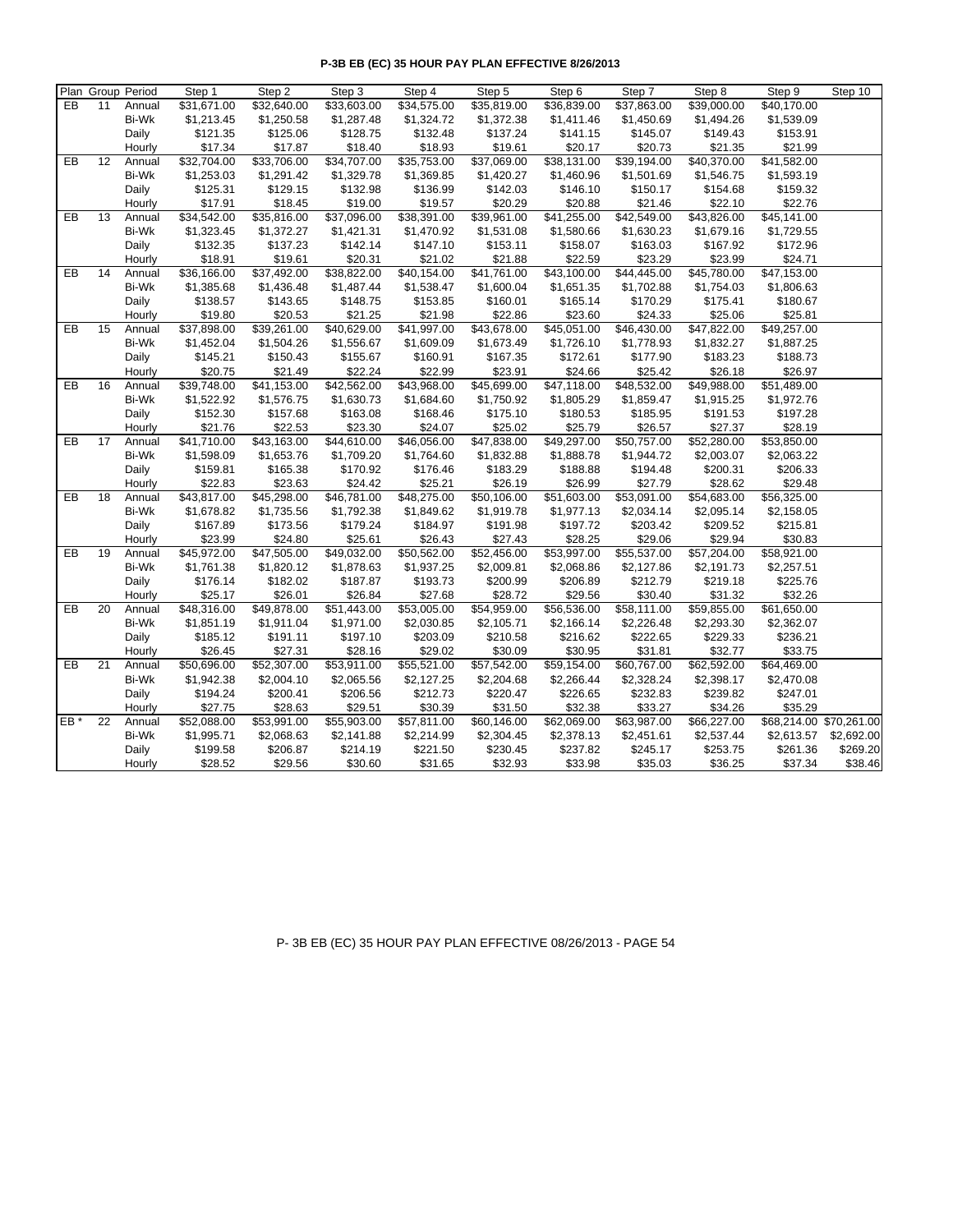**P-3B EB (EC) 35 HOUR PAY PLAN EFFECTIVE 8/26/2013**

| Plan | Group | Period | Step 1 | Step 2 | Step 3 | Step 4 | Step 5 | Step 6 | Step 7 | Step 8 | Step 9 | Step 10 |
|---|---|---|---|---|---|---|---|---|---|---|---|---|
| EB | 11 | Annual | $31,671.00 | $32,640.00 | $33,603.00 | $34,575.00 | $35,819.00 | $36,839.00 | $37,863.00 | $39,000.00 | $40,170.00 | |
| | | Bi-Wk | $1,213.45 | $1,250.58 | $1,287.48 | $1,324.72 | $1,372.38 | $1,411.46 | $1,450.69 | $1,494.26 | $1,539.09 | |
| | | Daily | $121.35 | $125.06 | $128.75 | $132.48 | $137.24 | $141.15 | $145.07 | $149.43 | $153.91 | |
| | | Hourly | $17.34 | $17.87 | $18.40 | $18.93 | $19.61 | $20.17 | $20.73 | $21.35 | $21.99 | |
| EB | 12 | Annual | $32,704.00 | $33,706.00 | $34,707.00 | $35,753.00 | $37,069.00 | $38,131.00 | $39,194.00 | $40,370.00 | $41,582.00 | |
| | | Bi-Wk | $1,253.03 | $1,291.42 | $1,329.78 | $1,369.85 | $1,420.27 | $1,460.96 | $1,501.69 | $1,546.75 | $1,593.19 | |
| | | Daily | $125.31 | $129.15 | $132.98 | $136.99 | $142.03 | $146.10 | $150.17 | $154.68 | $159.32 | |
| | | Hourly | $17.91 | $18.45 | $19.00 | $19.57 | $20.29 | $20.88 | $21.46 | $22.10 | $22.76 | |
| EB | 13 | Annual | $34,542.00 | $35,816.00 | $37,096.00 | $38,391.00 | $39,961.00 | $41,255.00 | $42,549.00 | $43,826.00 | $45,141.00 | |
| | | Bi-Wk | $1,323.45 | $1,372.27 | $1,421.31 | $1,470.92 | $1,531.08 | $1,580.66 | $1,630.23 | $1,679.16 | $1,729.55 | |
| | | Daily | $132.35 | $137.23 | $142.14 | $147.10 | $153.11 | $158.07 | $163.03 | $167.92 | $172.96 | |
| | | Hourly | $18.91 | $19.61 | $20.31 | $21.02 | $21.88 | $22.59 | $23.29 | $23.99 | $24.71 | |
| EB | 14 | Annual | $36,166.00 | $37,492.00 | $38,822.00 | $40,154.00 | $41,761.00 | $43,100.00 | $44,445.00 | $45,780.00 | $47,153.00 | |
| | | Bi-Wk | $1,385.68 | $1,436.48 | $1,487.44 | $1,538.47 | $1,600.04 | $1,651.35 | $1,702.88 | $1,754.03 | $1,806.63 | |
| | | Daily | $138.57 | $143.65 | $148.75 | $153.85 | $160.01 | $165.14 | $170.29 | $175.41 | $180.67 | |
| | | Hourly | $19.80 | $20.53 | $21.25 | $21.98 | $22.86 | $23.60 | $24.33 | $25.06 | $25.81 | |
| EB | 15 | Annual | $37,898.00 | $39,261.00 | $40,629.00 | $41,997.00 | $43,678.00 | $45,051.00 | $46,430.00 | $47,822.00 | $49,257.00 | |
| | | Bi-Wk | $1,452.04 | $1,504.26 | $1,556.67 | $1,609.09 | $1,673.49 | $1,726.10 | $1,778.93 | $1,832.27 | $1,887.25 | |
| | | Daily | $145.21 | $150.43 | $155.67 | $160.91 | $167.35 | $172.61 | $177.90 | $183.23 | $188.73 | |
| | | Hourly | $20.75 | $21.49 | $22.24 | $22.99 | $23.91 | $24.66 | $25.42 | $26.18 | $26.97 | |
| EB | 16 | Annual | $39,748.00 | $41,153.00 | $42,562.00 | $43,968.00 | $45,699.00 | $47,118.00 | $48,532.00 | $49,988.00 | $51,489.00 | |
| | | Bi-Wk | $1,522.92 | $1,576.75 | $1,630.73 | $1,684.60 | $1,750.92 | $1,805.29 | $1,859.47 | $1,915.25 | $1,972.76 | |
| | | Daily | $152.30 | $157.68 | $163.08 | $168.46 | $175.10 | $180.53 | $185.95 | $191.53 | $197.28 | |
| | | Hourly | $21.76 | $22.53 | $23.30 | $24.07 | $25.02 | $25.79 | $26.57 | $27.37 | $28.19 | |
| EB | 17 | Annual | $41,710.00 | $43,163.00 | $44,610.00 | $46,056.00 | $47,838.00 | $49,297.00 | $50,757.00 | $52,280.00 | $53,850.00 | |
| | | Bi-Wk | $1,598.09 | $1,653.76 | $1,709.20 | $1,764.60 | $1,832.88 | $1,888.78 | $1,944.72 | $2,003.07 | $2,063.22 | |
| | | Daily | $159.81 | $165.38 | $170.92 | $176.46 | $183.29 | $188.88 | $194.48 | $200.31 | $206.33 | |
| | | Hourly | $22.83 | $23.63 | $24.42 | $25.21 | $26.19 | $26.99 | $27.79 | $28.62 | $29.48 | |
| EB | 18 | Annual | $43,817.00 | $45,298.00 | $46,781.00 | $48,275.00 | $50,106.00 | $51,603.00 | $53,091.00 | $54,683.00 | $56,325.00 | |
| | | Bi-Wk | $1,678.82 | $1,735.56 | $1,792.38 | $1,849.62 | $1,919.78 | $1,977.13 | $2,034.14 | $2,095.14 | $2,158.05 | |
| | | Daily | $167.89 | $173.56 | $179.24 | $184.97 | $191.98 | $197.72 | $203.42 | $209.52 | $215.81 | |
| | | Hourly | $23.99 | $24.80 | $25.61 | $26.43 | $27.43 | $28.25 | $29.06 | $29.94 | $30.83 | |
| EB | 19 | Annual | $45,972.00 | $47,505.00 | $49,032.00 | $50,562.00 | $52,456.00 | $53,997.00 | $55,537.00 | $57,204.00 | $58,921.00 | |
| | | Bi-Wk | $1,761.38 | $1,820.12 | $1,878.63 | $1,937.25 | $2,009.81 | $2,068.86 | $2,127.86 | $2,191.73 | $2,257.51 | |
| | | Daily | $176.14 | $182.02 | $187.87 | $193.73 | $200.99 | $206.89 | $212.79 | $219.18 | $225.76 | |
| | | Hourly | $25.17 | $26.01 | $26.84 | $27.68 | $28.72 | $29.56 | $30.40 | $31.32 | $32.26 | |
| EB | 20 | Annual | $48,316.00 | $49,878.00 | $51,443.00 | $53,005.00 | $54,959.00 | $56,536.00 | $58,111.00 | $59,855.00 | $61,650.00 | |
| | | Bi-Wk | $1,851.19 | $1,911.04 | $1,971.00 | $2,030.85 | $2,105.71 | $2,166.14 | $2,226.48 | $2,293.30 | $2,362.07 | |
| | | Daily | $185.12 | $191.11 | $197.10 | $203.09 | $210.58 | $216.62 | $222.65 | $229.33 | $236.21 | |
| | | Hourly | $26.45 | $27.31 | $28.16 | $29.02 | $30.09 | $30.95 | $31.81 | $32.77 | $33.75 | |
| EB | 21 | Annual | $50,696.00 | $52,307.00 | $53,911.00 | $55,521.00 | $57,542.00 | $59,154.00 | $60,767.00 | $62,592.00 | $64,469.00 | |
| | | Bi-Wk | $1,942.38 | $2,004.10 | $2,065.56 | $2,127.25 | $2,204.68 | $2,266.44 | $2,328.24 | $2,398.17 | $2,470.08 | |
| | | Daily | $194.24 | $200.41 | $206.56 | $212.73 | $220.47 | $226.65 | $232.83 | $239.82 | $247.01 | |
| | | Hourly | $27.75 | $28.63 | $29.51 | $30.39 | $31.50 | $32.38 | $33.27 | $34.26 | $35.29 | |
| EB * | 22 | Annual | $52,088.00 | $53,991.00 | $55,903.00 | $57,811.00 | $60,146.00 | $62,069.00 | $63,987.00 | $66,227.00 | $68,214.00 | $70,261.00 |
| | | Bi-Wk | $1,995.71 | $2,068.63 | $2,141.88 | $2,214.99 | $2,304.45 | $2,378.13 | $2,451.61 | $2,537.44 | $2,613.57 | $2,692.00 |
| | | Daily | $199.58 | $206.87 | $214.19 | $221.50 | $230.45 | $237.82 | $245.17 | $253.75 | $261.36 | $269.20 |
| | | Hourly | $28.52 | $29.56 | $30.60 | $31.65 | $32.93 | $33.98 | $35.03 | $36.25 | $37.34 | $38.46 |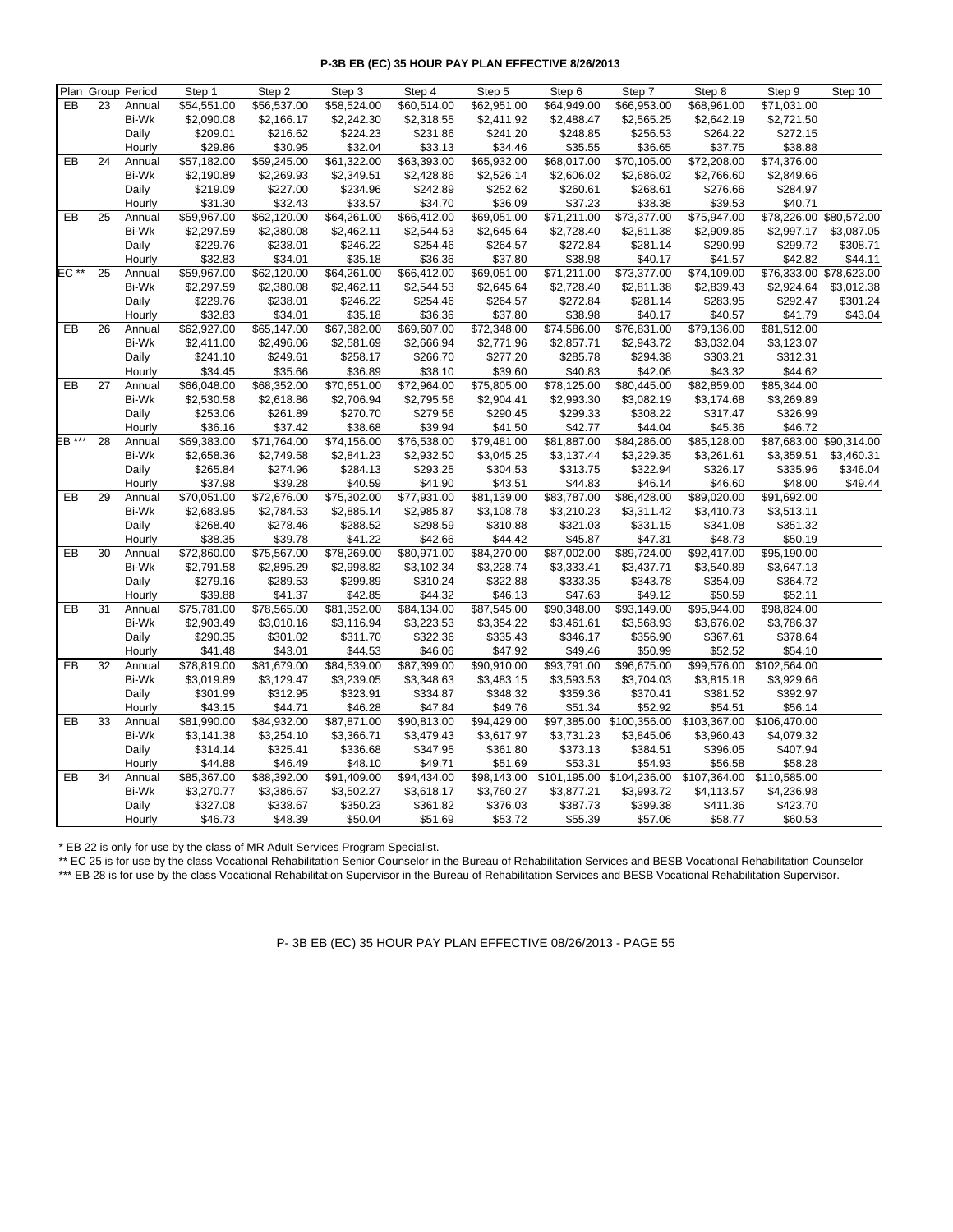**P-3B EB (EC) 35 HOUR PAY PLAN EFFECTIVE 8/26/2013**

| Plan | Group | Period | Step 1 | Step 2 | Step 3 | Step 4 | Step 5 | Step 6 | Step 7 | Step 8 | Step 9 | Step 10 |
|---|---|---|---|---|---|---|---|---|---|---|---|---|
| EB | 23 | Annual | $54,551.00 | $56,537.00 | $58,524.00 | $60,514.00 | $62,951.00 | $64,949.00 | $66,953.00 | $68,961.00 | $71,031.00 | |
| | | Bi-Wk | $2,090.08 | $2,166.17 | $2,242.30 | $2,318.55 | $2,411.92 | $2,488.47 | $2,565.25 | $2,642.19 | $2,721.50 | |
| | | Daily | $209.01 | $216.62 | $224.23 | $231.86 | $241.20 | $248.85 | $256.53 | $264.22 | $272.15 | |
| | | Hourly | $29.86 | $30.95 | $32.04 | $33.13 | $34.46 | $35.55 | $36.65 | $37.75 | $38.88 | |
| EB | 24 | Annual | $57,182.00 | $59,245.00 | $61,322.00 | $63,393.00 | $65,932.00 | $68,017.00 | $70,105.00 | $72,208.00 | $74,376.00 | |
| | | Bi-Wk | $2,190.89 | $2,269.93 | $2,349.51 | $2,428.86 | $2,526.14 | $2,606.02 | $2,686.02 | $2,766.60 | $2,849.66 | |
| | | Daily | $219.09 | $227.00 | $234.96 | $242.89 | $252.62 | $260.61 | $268.61 | $276.66 | $284.97 | |
| | | Hourly | $31.30 | $32.43 | $33.57 | $34.70 | $36.09 | $37.23 | $38.38 | $39.53 | $40.71 | |
| EB | 25 | Annual | $59,967.00 | $62,120.00 | $64,261.00 | $66,412.00 | $69,051.00 | $71,211.00 | $73,377.00 | $75,947.00 | $78,226.00 | $80,572.00 |
| | | Bi-Wk | $2,297.59 | $2,380.08 | $2,462.11 | $2,544.53 | $2,645.64 | $2,728.40 | $2,811.38 | $2,909.85 | $2,997.17 | $3,087.05 |
| | | Daily | $229.76 | $238.01 | $246.22 | $254.46 | $264.57 | $272.84 | $281.14 | $290.99 | $299.72 | $308.71 |
| | | Hourly | $32.83 | $34.01 | $35.18 | $36.36 | $37.80 | $38.98 | $40.17 | $41.57 | $42.82 | $44.11 |
| EC ** | 25 | Annual | $59,967.00 | $62,120.00 | $64,261.00 | $66,412.00 | $69,051.00 | $71,211.00 | $73,377.00 | $74,109.00 | $76,333.00 | $78,623.00 |
| | | Bi-Wk | $2,297.59 | $2,380.08 | $2,462.11 | $2,544.53 | $2,645.64 | $2,728.40 | $2,811.38 | $2,839.43 | $2,924.64 | $3,012.38 |
| | | Daily | $229.76 | $238.01 | $246.22 | $254.46 | $264.57 | $272.84 | $281.14 | $283.95 | $292.47 | $301.24 |
| | | Hourly | $32.83 | $34.01 | $35.18 | $36.36 | $37.80 | $38.98 | $40.17 | $40.57 | $41.79 | $43.04 |
| EB | 26 | Annual | $62,927.00 | $65,147.00 | $67,382.00 | $69,607.00 | $72,348.00 | $74,586.00 | $76,831.00 | $79,136.00 | $81,512.00 | |
| | | Bi-Wk | $2,411.00 | $2,496.06 | $2,581.69 | $2,666.94 | $2,771.96 | $2,857.71 | $2,943.72 | $3,032.04 | $3,123.07 | |
| | | Daily | $241.10 | $249.61 | $258.17 | $266.70 | $277.20 | $285.78 | $294.38 | $303.21 | $312.31 | |
| | | Hourly | $34.45 | $35.66 | $36.89 | $38.10 | $39.60 | $40.83 | $42.06 | $43.32 | $44.62 | |
| EB | 27 | Annual | $66,048.00 | $68,352.00 | $70,651.00 | $72,964.00 | $75,805.00 | $78,125.00 | $80,445.00 | $82,859.00 | $85,344.00 | |
| | | Bi-Wk | $2,530.58 | $2,618.86 | $2,706.94 | $2,795.56 | $2,904.41 | $2,993.30 | $3,082.19 | $3,174.68 | $3,269.89 | |
| | | Daily | $253.06 | $261.89 | $270.70 | $279.56 | $290.45 | $299.33 | $308.22 | $317.47 | $326.99 | |
| | | Hourly | $36.16 | $37.42 | $38.68 | $39.94 | $41.50 | $42.77 | $44.04 | $45.36 | $46.72 | |
| EB *** | 28 | Annual | $69,383.00 | $71,764.00 | $74,156.00 | $76,538.00 | $79,481.00 | $81,887.00 | $84,286.00 | $85,128.00 | $87,683.00 | $90,314.00 |
| | | Bi-Wk | $2,658.36 | $2,749.58 | $2,841.23 | $2,932.50 | $3,045.25 | $3,137.44 | $3,229.35 | $3,261.61 | $3,359.51 | $3,460.31 |
| | | Daily | $265.84 | $274.96 | $284.13 | $293.25 | $304.53 | $313.75 | $322.94 | $326.17 | $335.96 | $346.04 |
| | | Hourly | $37.98 | $39.28 | $40.59 | $41.90 | $43.51 | $44.83 | $46.14 | $46.60 | $48.00 | $49.44 |
| EB | 29 | Annual | $70,051.00 | $72,676.00 | $75,302.00 | $77,931.00 | $81,139.00 | $83,787.00 | $86,428.00 | $89,020.00 | $91,692.00 | |
| | | Bi-Wk | $2,683.95 | $2,784.53 | $2,885.14 | $2,985.87 | $3,108.78 | $3,210.23 | $3,311.42 | $3,410.73 | $3,513.11 | |
| | | Daily | $268.40 | $278.46 | $288.52 | $298.59 | $310.88 | $321.03 | $331.15 | $341.08 | $351.32 | |
| | | Hourly | $38.35 | $39.78 | $41.22 | $42.66 | $44.42 | $45.87 | $47.31 | $48.73 | $50.19 | |
| EB | 30 | Annual | $72,860.00 | $75,567.00 | $78,269.00 | $80,971.00 | $84,270.00 | $87,002.00 | $89,724.00 | $92,417.00 | $95,190.00 | |
| | | Bi-Wk | $2,791.58 | $2,895.29 | $2,998.82 | $3,102.34 | $3,228.74 | $3,333.41 | $3,437.71 | $3,540.89 | $3,647.13 | |
| | | Daily | $279.16 | $289.53 | $299.89 | $310.24 | $322.88 | $333.35 | $343.78 | $354.09 | $364.72 | |
| | | Hourly | $39.88 | $41.37 | $42.85 | $44.32 | $46.13 | $47.63 | $49.12 | $50.59 | $52.11 | |
| EB | 31 | Annual | $75,781.00 | $78,565.00 | $81,352.00 | $84,134.00 | $87,545.00 | $90,348.00 | $93,149.00 | $95,944.00 | $98,824.00 | |
| | | Bi-Wk | $2,903.49 | $3,010.16 | $3,116.94 | $3,223.53 | $3,354.22 | $3,461.61 | $3,568.93 | $3,676.02 | $3,786.37 | |
| | | Daily | $290.35 | $301.02 | $311.70 | $322.36 | $335.43 | $346.17 | $356.90 | $367.61 | $378.64 | |
| | | Hourly | $41.48 | $43.01 | $44.53 | $46.06 | $47.92 | $49.46 | $50.99 | $52.52 | $54.10 | |
| EB | 32 | Annual | $78,819.00 | $81,679.00 | $84,539.00 | $87,399.00 | $90,910.00 | $93,791.00 | $96,675.00 | $99,576.00 | $102,564.00 | |
| | | Bi-Wk | $3,019.89 | $3,129.47 | $3,239.05 | $3,348.63 | $3,483.15 | $3,593.53 | $3,704.03 | $3,815.18 | $3,929.66 | |
| | | Daily | $301.99 | $312.95 | $323.91 | $334.87 | $348.32 | $359.36 | $370.41 | $381.52 | $392.97 | |
| | | Hourly | $43.15 | $44.71 | $46.28 | $47.84 | $49.76 | $51.34 | $52.92 | $54.51 | $56.14 | |
| EB | 33 | Annual | $81,990.00 | $84,932.00 | $87,871.00 | $90,813.00 | $94,429.00 | $97,385.00 | $100,356.00 | $103,367.00 | $106,470.00 | |
| | | Bi-Wk | $3,141.38 | $3,254.10 | $3,366.71 | $3,479.43 | $3,617.97 | $3,731.23 | $3,845.06 | $3,960.43 | $4,079.32 | |
| | | Daily | $314.14 | $325.41 | $336.68 | $347.95 | $361.80 | $373.13 | $384.51 | $396.05 | $407.94 | |
| | | Hourly | $44.88 | $46.49 | $48.10 | $49.71 | $51.69 | $53.31 | $54.93 | $56.58 | $58.28 | |
| EB | 34 | Annual | $85,367.00 | $88,392.00 | $91,409.00 | $94,434.00 | $98,143.00 | $101,195.00 | $104,236.00 | $107,364.00 | $110,585.00 | |
| | | Bi-Wk | $3,270.77 | $3,386.67 | $3,502.27 | $3,618.17 | $3,760.27 | $3,877.21 | $3,993.72 | $4,113.57 | $4,236.98 | |
| | | Daily | $327.08 | $338.67 | $350.23 | $361.82 | $376.03 | $387.73 | $399.38 | $411.36 | $423.70 | |
| | | Hourly | $46.73 | $48.39 | $50.04 | $51.69 | $53.72 | $55.39 | $57.06 | $58.77 | $60.53 | |

\* EB 22 is only for use by the class of MR Adult Services Program Specialist.

** EC 25 is for use by the class Vocational Rehabilitation Senior Counselor in the Bureau of Rehabilitation Services and BESB Vocational Rehabilitation Counselor

*** EB 28 is for use by the class Vocational Rehabilitation Supervisor in the Bureau of Rehabilitation Services and BESB Vocational Rehabilitation Supervisor.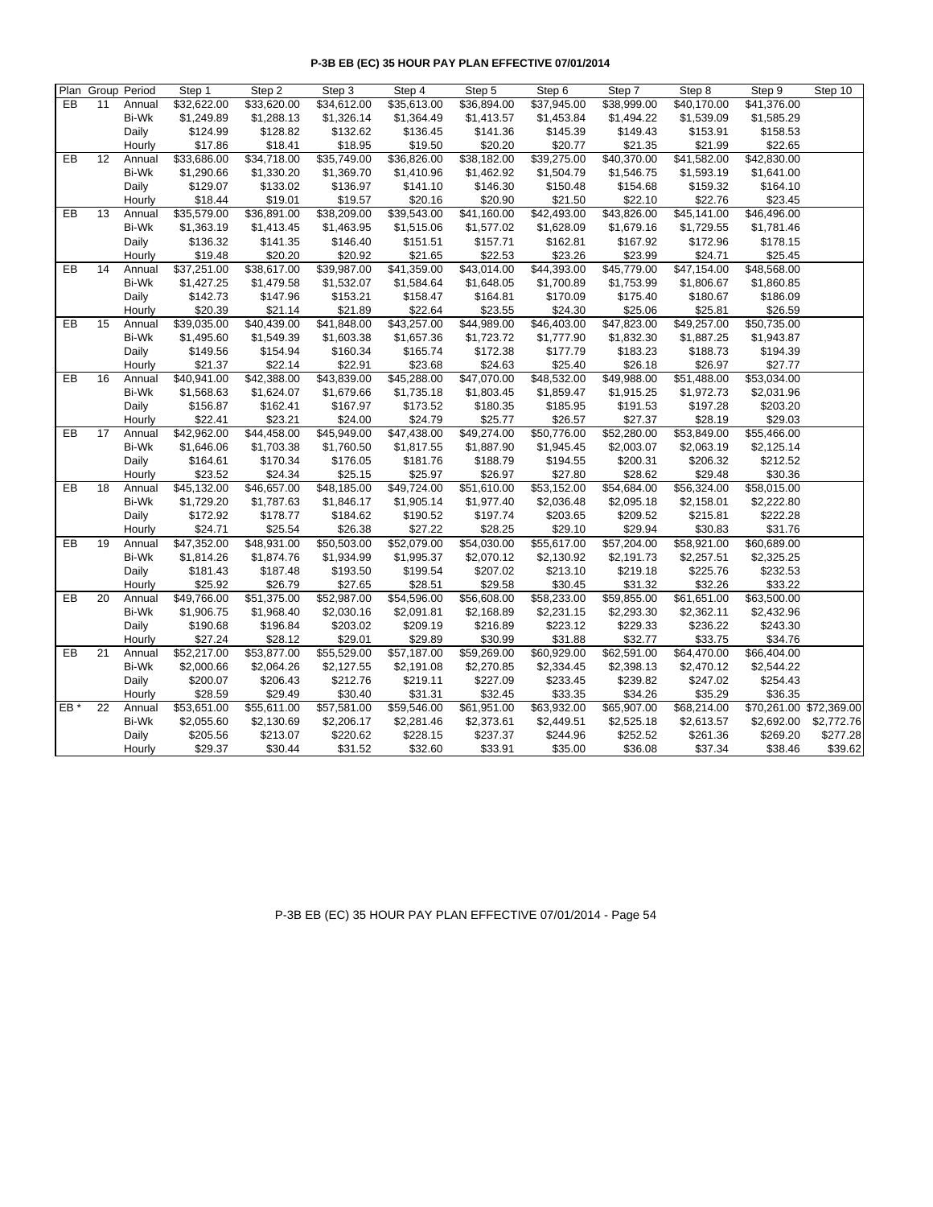**P-3B EB (EC) 35 HOUR PAY PLAN EFFECTIVE 07/01/2014**

| Plan | Group | Period | Step 1 | Step 2 | Step 3 | Step 4 | Step 5 | Step 6 | Step 7 | Step 8 | Step 9 | Step 10 |
|---|---|---|---|---|---|---|---|---|---|---|---|---|
| EB | 11 | Annual | $32,622.00 | $33,620.00 | $34,612.00 | $35,613.00 | $36,894.00 | $37,945.00 | $38,999.00 | $40,170.00 | $41,376.00 | |
| | | Bi-Wk | $1,249.89 | $1,288.13 | $1,326.14 | $1,364.49 | $1,413.57 | $1,453.84 | $1,494.22 | $1,539.09 | $1,585.29 | |
| | | Daily | $124.99 | $128.82 | $132.62 | $136.45 | $141.36 | $145.39 | $149.43 | $153.91 | $158.53 | |
| | | Hourly | $17.86 | $18.41 | $18.95 | $19.50 | $20.20 | $20.77 | $21.35 | $21.99 | $22.65 | |
| EB | 12 | Annual | $33,686.00 | $34,718.00 | $35,749.00 | $36,826.00 | $38,182.00 | $39,275.00 | $40,370.00 | $41,582.00 | $42,830.00 | |
| | | Bi-Wk | $1,290.66 | $1,330.20 | $1,369.70 | $1,410.96 | $1,462.92 | $1,504.79 | $1,546.75 | $1,593.19 | $1,641.00 | |
| | | Daily | $129.07 | $133.02 | $136.97 | $141.10 | $146.30 | $150.48 | $154.68 | $159.32 | $164.10 | |
| | | Hourly | $18.44 | $19.01 | $19.57 | $20.16 | $20.90 | $21.50 | $22.10 | $22.76 | $23.45 | |
| EB | 13 | Annual | $35,579.00 | $36,891.00 | $38,209.00 | $39,543.00 | $41,160.00 | $42,493.00 | $43,826.00 | $45,141.00 | $46,496.00 | |
| | | Bi-Wk | $1,363.19 | $1,413.45 | $1,463.95 | $1,515.06 | $1,577.02 | $1,628.09 | $1,679.16 | $1,729.55 | $1,781.46 | |
| | | Daily | $136.32 | $141.35 | $146.40 | $151.51 | $157.71 | $162.81 | $167.92 | $172.96 | $178.15 | |
| | | Hourly | $19.48 | $20.20 | $20.92 | $21.65 | $22.53 | $23.26 | $23.99 | $24.71 | $25.45 | |
| EB | 14 | Annual | $37,251.00 | $38,617.00 | $39,987.00 | $41,359.00 | $43,014.00 | $44,393.00 | $45,779.00 | $47,154.00 | $48,568.00 | |
| | | Bi-Wk | $1,427.25 | $1,479.58 | $1,532.07 | $1,584.64 | $1,648.05 | $1,700.89 | $1,753.99 | $1,806.67 | $1,860.85 | |
| | | Daily | $142.73 | $147.96 | $153.21 | $158.47 | $164.81 | $170.09 | $175.40 | $180.67 | $186.09 | |
| | | Hourly | $20.39 | $21.14 | $21.89 | $22.64 | $23.55 | $24.30 | $25.06 | $25.81 | $26.59 | |
| EB | 15 | Annual | $39,035.00 | $40,439.00 | $41,848.00 | $43,257.00 | $44,989.00 | $46,403.00 | $47,823.00 | $49,257.00 | $50,735.00 | |
| | | Bi-Wk | $1,495.60 | $1,549.39 | $1,603.38 | $1,657.36 | $1,723.72 | $1,777.90 | $1,832.30 | $1,887.25 | $1,943.87 | |
| | | Daily | $149.56 | $154.94 | $160.34 | $165.74 | $172.38 | $177.79 | $183.23 | $188.73 | $194.39 | |
| | | Hourly | $21.37 | $22.14 | $22.91 | $23.68 | $24.63 | $25.40 | $26.18 | $26.97 | $27.77 | |
| EB | 16 | Annual | $40,941.00 | $42,388.00 | $43,839.00 | $45,288.00 | $47,070.00 | $48,532.00 | $49,988.00 | $51,488.00 | $53,034.00 | |
| | | Bi-Wk | $1,568.63 | $1,624.07 | $1,679.66 | $1,735.18 | $1,803.45 | $1,859.47 | $1,915.25 | $1,972.73 | $2,031.96 | |
| | | Daily | $156.87 | $162.41 | $167.97 | $173.52 | $180.35 | $185.95 | $191.53 | $197.28 | $203.20 | |
| | | Hourly | $22.41 | $23.21 | $24.00 | $24.79 | $25.77 | $26.57 | $27.37 | $28.19 | $29.03 | |
| EB | 17 | Annual | $42,962.00 | $44,458.00 | $45,949.00 | $47,438.00 | $49,274.00 | $50,776.00 | $52,280.00 | $53,849.00 | $55,466.00 | |
| | | Bi-Wk | $1,646.06 | $1,703.38 | $1,760.50 | $1,817.55 | $1,887.90 | $1,945.45 | $2,003.07 | $2,063.19 | $2,125.14 | |
| | | Daily | $164.61 | $170.34 | $176.05 | $181.76 | $188.79 | $194.55 | $200.31 | $206.32 | $212.52 | |
| | | Hourly | $23.52 | $24.34 | $25.15 | $25.97 | $26.97 | $27.80 | $28.62 | $29.48 | $30.36 | |
| EB | 18 | Annual | $45,132.00 | $46,657.00 | $48,185.00 | $49,724.00 | $51,610.00 | $53,152.00 | $54,684.00 | $56,324.00 | $58,015.00 | |
| | | Bi-Wk | $1,729.20 | $1,787.63 | $1,846.17 | $1,905.14 | $1,977.40 | $2,036.48 | $2,095.18 | $2,158.01 | $2,222.80 | |
| | | Daily | $172.92 | $178.77 | $184.62 | $190.52 | $197.74 | $203.65 | $209.52 | $215.81 | $222.28 | |
| | | Hourly | $24.71 | $25.54 | $26.38 | $27.22 | $28.25 | $29.10 | $29.94 | $30.83 | $31.76 | |
| EB | 19 | Annual | $47,352.00 | $48,931.00 | $50,503.00 | $52,079.00 | $54,030.00 | $55,617.00 | $57,204.00 | $58,921.00 | $60,689.00 | |
| | | Bi-Wk | $1,814.26 | $1,874.76 | $1,934.99 | $1,995.37 | $2,070.12 | $2,130.92 | $2,191.73 | $2,257.51 | $2,325.25 | |
| | | Daily | $181.43 | $187.48 | $193.50 | $199.54 | $207.02 | $213.10 | $219.18 | $225.76 | $232.53 | |
| | | Hourly | $25.92 | $26.79 | $27.65 | $28.51 | $29.58 | $30.45 | $31.32 | $32.26 | $33.22 | |
| EB | 20 | Annual | $49,766.00 | $51,375.00 | $52,987.00 | $54,596.00 | $56,608.00 | $58,233.00 | $59,855.00 | $61,651.00 | $63,500.00 | |
| | | Bi-Wk | $1,906.75 | $1,968.40 | $2,030.16 | $2,091.81 | $2,168.89 | $2,231.15 | $2,293.30 | $2,362.11 | $2,432.96 | |
| | | Daily | $190.68 | $196.84 | $203.02 | $209.19 | $216.89 | $223.12 | $229.33 | $236.22 | $243.30 | |
| | | Hourly | $27.24 | $28.12 | $29.01 | $29.89 | $30.99 | $31.88 | $32.77 | $33.75 | $34.76 | |
| EB | 21 | Annual | $52,217.00 | $53,877.00 | $55,529.00 | $57,187.00 | $59,269.00 | $60,929.00 | $62,591.00 | $64,470.00 | $66,404.00 | |
| | | Bi-Wk | $2,000.66 | $2,064.26 | $2,127.55 | $2,191.08 | $2,270.85 | $2,334.45 | $2,398.13 | $2,470.12 | $2,544.22 | |
| | | Daily | $200.07 | $206.43 | $212.76 | $219.11 | $227.09 | $233.45 | $239.82 | $247.02 | $254.43 | |
| | | Hourly | $28.59 | $29.49 | $30.40 | $31.31 | $32.45 | $33.35 | $34.26 | $35.29 | $36.35 | |
| EB * | 22 | Annual | $53,651.00 | $55,611.00 | $57,581.00 | $59,546.00 | $61,951.00 | $63,932.00 | $65,907.00 | $68,214.00 | $70,261.00 | $72,369.00 |
| | | Bi-Wk | $2,055.60 | $2,130.69 | $2,206.17 | $2,281.46 | $2,373.61 | $2,449.51 | $2,525.18 | $2,613.57 | $2,692.00 | $2,772.76 |
| | | Daily | $205.56 | $213.07 | $220.62 | $228.15 | $237.37 | $244.96 | $252.52 | $261.36 | $269.20 | $277.28 |
| | | Hourly | $29.37 | $30.44 | $31.52 | $32.60 | $33.91 | $35.00 | $36.08 | $37.34 | $38.46 | $39.62 |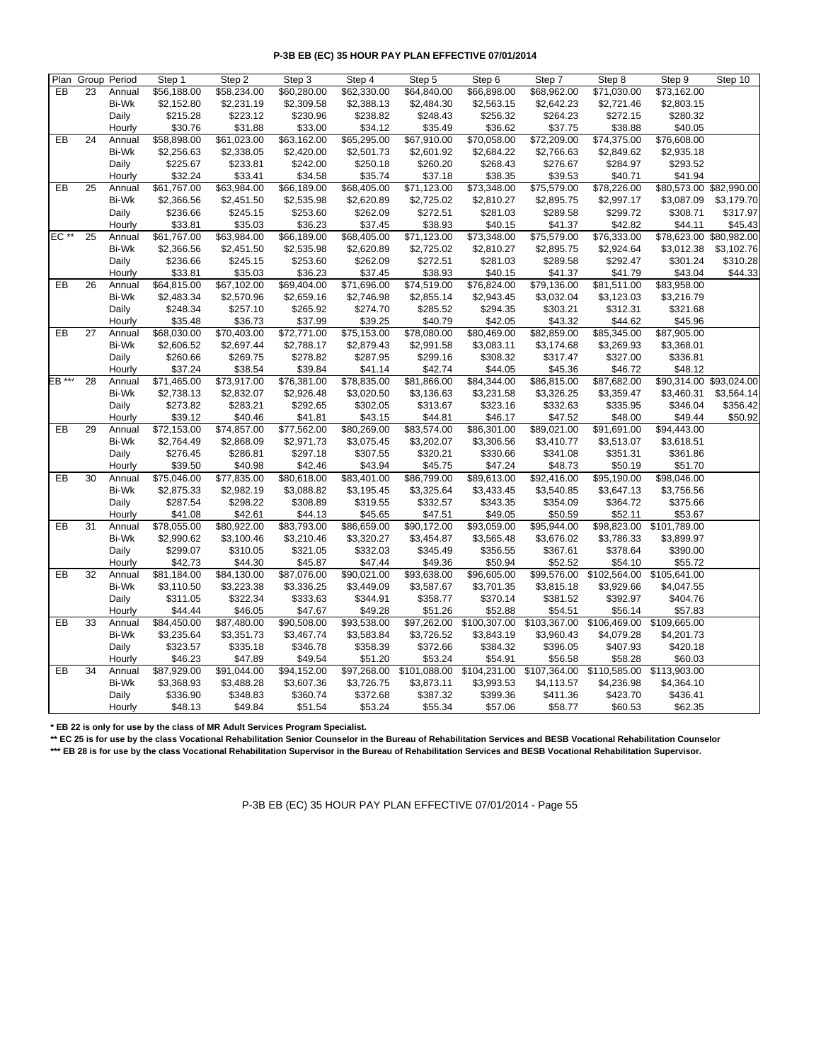**P-3B EB (EC) 35 HOUR PAY PLAN EFFECTIVE 07/01/2014**

| Plan | Group | Period | Step 1 | Step 2 | Step 3 | Step 4 | Step 5 | Step 6 | Step 7 | Step 8 | Step 9 | Step 10 |
|---|---|---|---|---|---|---|---|---|---|---|---|---|
| EB | 23 | Annual | $56,188.00 | $58,234.00 | $60,280.00 | $62,330.00 | $64,840.00 | $66,898.00 | $68,962.00 | $71,030.00 | $73,162.00 | |
| | | Bi-Wk | $2,152.80 | $2,231.19 | $2,309.58 | $2,388.13 | $2,484.30 | $2,563.15 | $2,642.23 | $2,721.46 | $2,803.15 | |
| | | Daily | $215.28 | $223.12 | $230.96 | $238.82 | $248.43 | $256.32 | $264.23 | $272.15 | $280.32 | |
| | | Hourly | $30.76 | $31.88 | $33.00 | $34.12 | $35.49 | $36.62 | $37.75 | $38.88 | $40.05 | |
| EB | 24 | Annual | $58,898.00 | $61,023.00 | $63,162.00 | $65,295.00 | $67,910.00 | $70,058.00 | $72,209.00 | $74,375.00 | $76,608.00 | |
| | | Bi-Wk | $2,256.63 | $2,338.05 | $2,420.00 | $2,501.73 | $2,601.92 | $2,684.22 | $2,766.63 | $2,849.62 | $2,935.18 | |
| | | Daily | $225.67 | $233.81 | $242.00 | $250.18 | $260.20 | $268.43 | $276.67 | $284.97 | $293.52 | |
| | | Hourly | $32.24 | $33.41 | $34.58 | $35.74 | $37.18 | $38.35 | $39.53 | $40.71 | $41.94 | |
| EB | 25 | Annual | $61,767.00 | $63,984.00 | $66,189.00 | $68,405.00 | $71,123.00 | $73,348.00 | $75,579.00 | $78,226.00 | $80,573.00 | $82,990.00 |
| | | Bi-Wk | $2,366.56 | $2,451.50 | $2,535.98 | $2,620.89 | $2,725.02 | $2,810.27 | $2,895.75 | $2,997.17 | $3,087.09 | $3,179.70 |
| | | Daily | $236.66 | $245.15 | $253.60 | $262.09 | $272.51 | $281.03 | $289.58 | $299.72 | $308.71 | $317.97 |
| | | Hourly | $33.81 | $35.03 | $36.23 | $37.45 | $38.93 | $40.15 | $41.37 | $42.82 | $44.11 | $45.43 |
| EC ** | 25 | Annual | $61,767.00 | $63,984.00 | $66,189.00 | $68,405.00 | $71,123.00 | $73,348.00 | $75,579.00 | $76,333.00 | $78,623.00 | $80,982.00 |
| | | Bi-Wk | $2,366.56 | $2,451.50 | $2,535.98 | $2,620.89 | $2,725.02 | $2,810.27 | $2,895.75 | $2,924.64 | $3,012.38 | $3,102.76 |
| | | Daily | $236.66 | $245.15 | $253.60 | $262.09 | $272.51 | $281.03 | $289.58 | $292.47 | $301.24 | $310.28 |
| | | Hourly | $33.81 | $35.03 | $36.23 | $37.45 | $38.93 | $40.15 | $41.37 | $41.79 | $43.04 | $44.33 |
| EB | 26 | Annual | $64,815.00 | $67,102.00 | $69,404.00 | $71,696.00 | $74,519.00 | $76,824.00 | $79,136.00 | $81,511.00 | $83,958.00 | |
| | | Bi-Wk | $2,483.34 | $2,570.96 | $2,659.16 | $2,746.98 | $2,855.14 | $2,943.45 | $3,032.04 | $3,123.03 | $3,216.79 | |
| | | Daily | $248.34 | $257.10 | $265.92 | $274.70 | $285.52 | $294.35 | $303.21 | $312.31 | $321.68 | |
| | | Hourly | $35.48 | $36.73 | $37.99 | $39.25 | $40.79 | $42.05 | $43.32 | $44.62 | $45.96 | |
| EB | 27 | Annual | $68,030.00 | $70,403.00 | $72,771.00 | $75,153.00 | $78,080.00 | $80,469.00 | $82,859.00 | $85,345.00 | $87,905.00 | |
| | | Bi-Wk | $2,606.52 | $2,697.44 | $2,788.17 | $2,879.43 | $2,991.58 | $3,083.11 | $3,174.68 | $3,269.93 | $3,368.01 | |
| | | Daily | $260.66 | $269.75 | $278.82 | $287.95 | $299.16 | $308.32 | $317.47 | $327.00 | $336.81 | |
| | | Hourly | $37.24 | $38.54 | $39.84 | $41.14 | $42.74 | $44.05 | $45.36 | $46.72 | $48.12 | |
| EB *** | 28 | Annual | $71,465.00 | $73,917.00 | $76,381.00 | $78,835.00 | $81,866.00 | $84,344.00 | $86,815.00 | $87,682.00 | $90,314.00 | $93,024.00 |
| | | Bi-Wk | $2,738.13 | $2,832.07 | $2,926.48 | $3,020.50 | $3,136.63 | $3,231.58 | $3,326.25 | $3,359.47 | $3,460.31 | $3,564.14 |
| | | Daily | $273.82 | $283.21 | $292.65 | $302.05 | $313.67 | $323.16 | $332.63 | $335.95 | $346.04 | $356.42 |
| | | Hourly | $39.12 | $40.46 | $41.81 | $43.15 | $44.81 | $46.17 | $47.52 | $48.00 | $49.44 | $50.92 |
| EB | 29 | Annual | $72,153.00 | $74,857.00 | $77,562.00 | $80,269.00 | $83,574.00 | $86,301.00 | $89,021.00 | $91,691.00 | $94,443.00 | |
| | | Bi-Wk | $2,764.49 | $2,868.09 | $2,971.73 | $3,075.45 | $3,202.07 | $3,306.56 | $3,410.77 | $3,513.07 | $3,618.51 | |
| | | Daily | $276.45 | $286.81 | $297.18 | $307.55 | $320.21 | $330.66 | $341.08 | $351.31 | $361.86 | |
| | | Hourly | $39.50 | $40.98 | $42.46 | $43.94 | $45.75 | $47.24 | $48.73 | $50.19 | $51.70 | |
| EB | 30 | Annual | $75,046.00 | $77,835.00 | $80,618.00 | $83,401.00 | $86,799.00 | $89,613.00 | $92,416.00 | $95,190.00 | $98,046.00 | |
| | | Bi-Wk | $2,875.33 | $2,982.19 | $3,088.82 | $3,195.45 | $3,325.64 | $3,433.45 | $3,540.85 | $3,647.13 | $3,756.56 | |
| | | Daily | $287.54 | $298.22 | $308.89 | $319.55 | $332.57 | $343.35 | $354.09 | $364.72 | $375.66 | |
| | | Hourly | $41.08 | $42.61 | $44.13 | $45.65 | $47.51 | $49.05 | $50.59 | $52.11 | $53.67 | |
| EB | 31 | Annual | $78,055.00 | $80,922.00 | $83,793.00 | $86,659.00 | $90,172.00 | $93,059.00 | $95,944.00 | $98,823.00 | $101,789.00 | |
| | | Bi-Wk | $2,990.62 | $3,100.46 | $3,210.46 | $3,320.27 | $3,454.87 | $3,565.48 | $3,676.02 | $3,786.33 | $3,899.97 | |
| | | Daily | $299.07 | $310.05 | $321.05 | $332.03 | $345.49 | $356.55 | $367.61 | $378.64 | $390.00 | |
| | | Hourly | $42.73 | $44.30 | $45.87 | $47.44 | $49.36 | $50.94 | $52.52 | $54.10 | $55.72 | |
| EB | 32 | Annual | $81,184.00 | $84,130.00 | $87,076.00 | $90,021.00 | $93,638.00 | $96,605.00 | $99,576.00 | $102,564.00 | $105,641.00 | |
| | | Bi-Wk | $3,110.50 | $3,223.38 | $3,336.25 | $3,449.09 | $3,587.67 | $3,701.35 | $3,815.18 | $3,929.66 | $4,047.55 | |
| | | Daily | $311.05 | $322.34 | $333.63 | $344.91 | $358.77 | $370.14 | $381.52 | $392.97 | $404.76 | |
| | | Hourly | $44.44 | $46.05 | $47.67 | $49.28 | $51.26 | $52.88 | $54.51 | $56.14 | $57.83 | |
| EB | 33 | Annual | $84,450.00 | $87,480.00 | $90,508.00 | $93,538.00 | $97,262.00 | $100,307.00 | $103,367.00 | $106,469.00 | $109,665.00 | |
| | | Bi-Wk | $3,235.64 | $3,351.73 | $3,467.74 | $3,583.84 | $3,726.52 | $3,843.19 | $3,960.43 | $4,079.28 | $4,201.73 | |
| | | Daily | $323.57 | $335.18 | $346.78 | $358.39 | $372.66 | $384.32 | $396.05 | $407.93 | $420.18 | |
| | | Hourly | $46.23 | $47.89 | $49.54 | $51.20 | $53.24 | $54.91 | $56.58 | $58.28 | $60.03 | |
| EB | 34 | Annual | $87,929.00 | $91,044.00 | $94,152.00 | $97,268.00 | $101,088.00 | $104,231.00 | $107,364.00 | $110,585.00 | $113,903.00 | |
| | | Bi-Wk | $3,368.93 | $3,488.28 | $3,607.36 | $3,726.75 | $3,873.11 | $3,993.53 | $4,113.57 | $4,236.98 | $4,364.10 | |
| | | Daily | $336.90 | $348.83 | $360.74 | $372.68 | $387.32 | $399.36 | $411.36 | $423.70 | $436.41 | |
| | | Hourly | $48.13 | $49.84 | $51.54 | $53.24 | $55.34 | $57.06 | $58.77 | $60.53 | $62.35 | |

**\* EB 22 is only for use by the class of MR Adult Services Program Specialist.**

**\*\* EC 25 is for use by the class Vocational Rehabilitation Senior Counselor in the Bureau of Rehabilitation Services and BESB Vocational Rehabilitation Counselor**

**\*\*\* EB 28 is for use by the class Vocational Rehabilitation Supervisor in the Bureau of Rehabilitation Services and BESB Vocational Rehabilitation Supervisor.**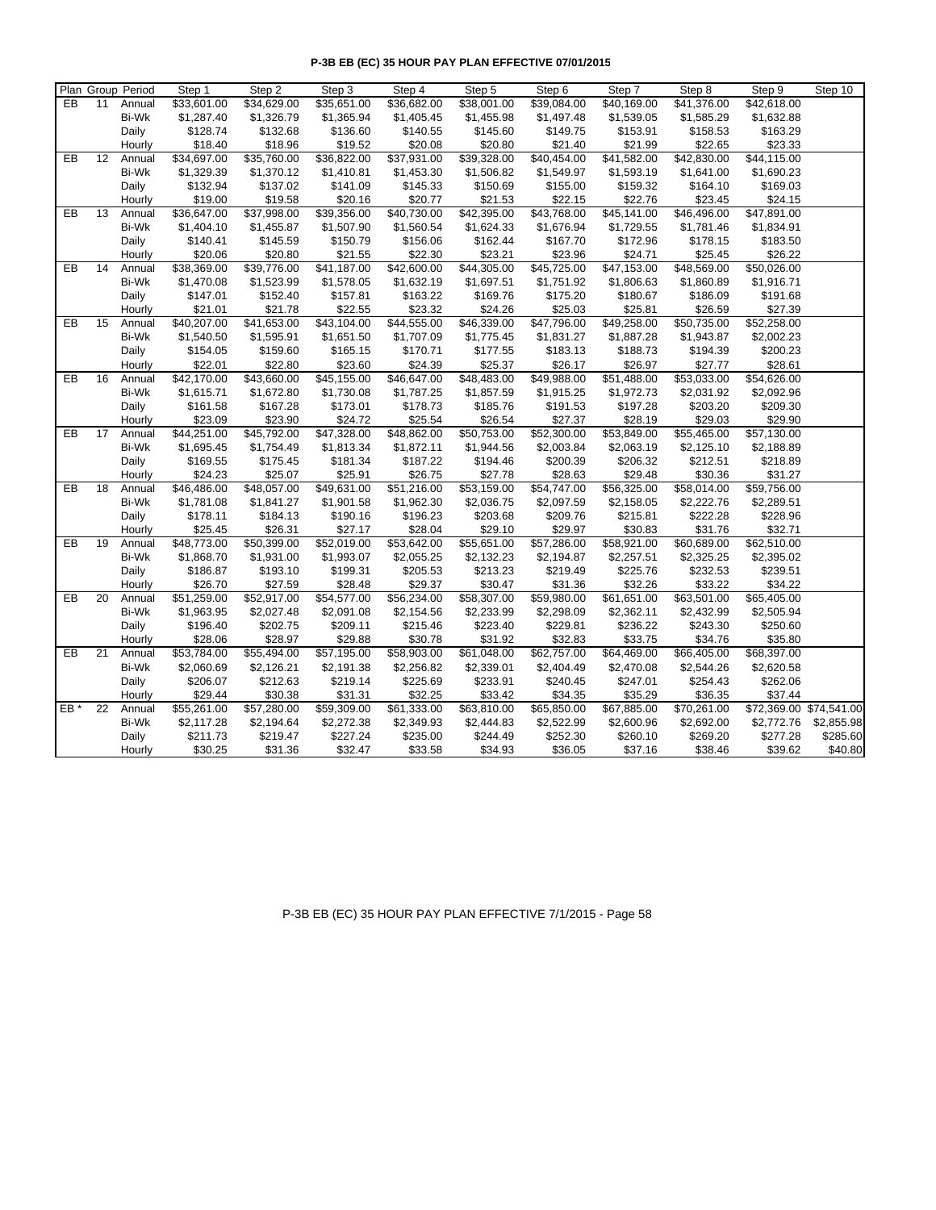**P-3B EB (EC) 35 HOUR PAY PLAN EFFECTIVE 07/01/2015**

| Plan | Group | Period | Step 1 | Step 2 | Step 3 | Step 4 | Step 5 | Step 6 | Step 7 | Step 8 | Step 9 | Step 10 |
|---|---|---|---|---|---|---|---|---|---|---|---|---|
| EB | 11 | Annual | $33,601.00 | $34,629.00 | $35,651.00 | $36,682.00 | $38,001.00 | $39,084.00 | $40,169.00 | $41,376.00 | $42,618.00 | |
| | | Bi-Wk | $1,287.40 | $1,326.79 | $1,365.94 | $1,405.45 | $1,455.98 | $1,497.48 | $1,539.05 | $1,585.29 | $1,632.88 | |
| | | Daily | $128.74 | $132.68 | $136.60 | $140.55 | $145.60 | $149.75 | $153.91 | $158.53 | $163.29 | |
| | | Hourly | $18.40 | $18.96 | $19.52 | $20.08 | $20.80 | $21.40 | $21.99 | $22.65 | $23.33 | |
| EB | 12 | Annual | $34,697.00 | $35,760.00 | $36,822.00 | $37,931.00 | $39,328.00 | $40,454.00 | $41,582.00 | $42,830.00 | $44,115.00 | |
| | | Bi-Wk | $1,329.39 | $1,370.12 | $1,410.81 | $1,453.30 | $1,506.82 | $1,549.97 | $1,593.19 | $1,641.00 | $1,690.23 | |
| | | Daily | $132.94 | $137.02 | $141.09 | $145.33 | $150.69 | $155.00 | $159.32 | $164.10 | $169.03 | |
| | | Hourly | $19.00 | $19.58 | $20.16 | $20.77 | $21.53 | $22.15 | $22.76 | $23.45 | $24.15 | |
| EB | 13 | Annual | $36,647.00 | $37,998.00 | $39,356.00 | $40,730.00 | $42,395.00 | $43,768.00 | $45,141.00 | $46,496.00 | $47,891.00 | |
| | | Bi-Wk | $1,404.10 | $1,455.87 | $1,507.90 | $1,560.54 | $1,624.33 | $1,676.94 | $1,729.55 | $1,781.46 | $1,834.91 | |
| | | Daily | $140.41 | $145.59 | $150.79 | $156.06 | $162.44 | $167.70 | $172.96 | $178.15 | $183.50 | |
| | | Hourly | $20.06 | $20.80 | $21.55 | $22.30 | $23.21 | $23.96 | $24.71 | $25.45 | $26.22 | |
| EB | 14 | Annual | $38,369.00 | $39,776.00 | $41,187.00 | $42,600.00 | $44,305.00 | $45,725.00 | $47,153.00 | $48,569.00 | $50,026.00 | |
| | | Bi-Wk | $1,470.08 | $1,523.99 | $1,578.05 | $1,632.19 | $1,697.51 | $1,751.92 | $1,806.63 | $1,860.89 | $1,916.71 | |
| | | Daily | $147.01 | $152.40 | $157.81 | $163.22 | $169.76 | $175.20 | $180.67 | $186.09 | $191.68 | |
| | | Hourly | $21.01 | $21.78 | $22.55 | $23.32 | $24.26 | $25.03 | $25.81 | $26.59 | $27.39 | |
| EB | 15 | Annual | $40,207.00 | $41,653.00 | $43,104.00 | $44,555.00 | $46,339.00 | $47,796.00 | $49,258.00 | $50,735.00 | $52,258.00 | |
| | | Bi-Wk | $1,540.50 | $1,595.91 | $1,651.50 | $1,707.09 | $1,775.45 | $1,831.27 | $1,887.28 | $1,943.87 | $2,002.23 | |
| | | Daily | $154.05 | $159.60 | $165.15 | $170.71 | $177.55 | $183.13 | $188.73 | $194.39 | $200.23 | |
| | | Hourly | $22.01 | $22.80 | $23.60 | $24.39 | $25.37 | $26.17 | $26.97 | $27.77 | $28.61 | |
| EB | 16 | Annual | $42,170.00 | $43,660.00 | $45,155.00 | $46,647.00 | $48,483.00 | $49,988.00 | $51,488.00 | $53,033.00 | $54,626.00 | |
| | | Bi-Wk | $1,615.71 | $1,672.80 | $1,730.08 | $1,787.25 | $1,857.59 | $1,915.25 | $1,972.73 | $2,031.92 | $2,092.96 | |
| | | Daily | $161.58 | $167.28 | $173.01 | $178.73 | $185.76 | $191.53 | $197.28 | $203.20 | $209.30 | |
| | | Hourly | $23.09 | $23.90 | $24.72 | $25.54 | $26.54 | $27.37 | $28.19 | $29.03 | $29.90 | |
| EB | 17 | Annual | $44,251.00 | $45,792.00 | $47,328.00 | $48,862.00 | $50,753.00 | $52,300.00 | $53,849.00 | $55,465.00 | $57,130.00 | |
| | | Bi-Wk | $1,695.45 | $1,754.49 | $1,813.34 | $1,872.11 | $1,944.56 | $2,003.84 | $2,063.19 | $2,125.10 | $2,188.89 | |
| | | Daily | $169.55 | $175.45 | $181.34 | $187.22 | $194.46 | $200.39 | $206.32 | $212.51 | $218.89 | |
| | | Hourly | $24.23 | $25.07 | $25.91 | $26.75 | $27.78 | $28.63 | $29.48 | $30.36 | $31.27 | |
| EB | 18 | Annual | $46,486.00 | $48,057.00 | $49,631.00 | $51,216.00 | $53,159.00 | $54,747.00 | $56,325.00 | $58,014.00 | $59,756.00 | |
| | | Bi-Wk | $1,781.08 | $1,841.27 | $1,901.58 | $1,962.30 | $2,036.75 | $2,097.59 | $2,158.05 | $2,222.76 | $2,289.51 | |
| | | Daily | $178.11 | $184.13 | $190.16 | $196.23 | $203.68 | $209.76 | $215.81 | $222.28 | $228.96 | |
| | | Hourly | $25.45 | $26.31 | $27.17 | $28.04 | $29.10 | $29.97 | $30.83 | $31.76 | $32.71 | |
| EB | 19 | Annual | $48,773.00 | $50,399.00 | $52,019.00 | $53,642.00 | $55,651.00 | $57,286.00 | $58,921.00 | $60,689.00 | $62,510.00 | |
| | | Bi-Wk | $1,868.70 | $1,931.00 | $1,993.07 | $2,055.25 | $2,132.23 | $2,194.87 | $2,257.51 | $2,325.25 | $2,395.02 | |
| | | Daily | $186.87 | $193.10 | $199.31 | $205.53 | $213.23 | $219.49 | $225.76 | $232.53 | $239.51 | |
| | | Hourly | $26.70 | $27.59 | $28.48 | $29.37 | $30.47 | $31.36 | $32.26 | $33.22 | $34.22 | |
| EB | 20 | Annual | $51,259.00 | $52,917.00 | $54,577.00 | $56,234.00 | $58,307.00 | $59,980.00 | $61,651.00 | $63,501.00 | $65,405.00 | |
| | | Bi-Wk | $1,963.95 | $2,027.48 | $2,091.08 | $2,154.56 | $2,233.99 | $2,298.09 | $2,362.11 | $2,432.99 | $2,505.94 | |
| | | Daily | $196.40 | $202.75 | $209.11 | $215.46 | $223.40 | $229.81 | $236.22 | $243.30 | $250.60 | |
| | | Hourly | $28.06 | $28.97 | $29.88 | $30.78 | $31.92 | $32.83 | $33.75 | $34.76 | $35.80 | |
| EB | 21 | Annual | $53,784.00 | $55,494.00 | $57,195.00 | $58,903.00 | $61,048.00 | $62,757.00 | $64,469.00 | $66,405.00 | $68,397.00 | |
| | | Bi-Wk | $2,060.69 | $2,126.21 | $2,191.38 | $2,256.82 | $2,339.01 | $2,404.49 | $2,470.08 | $2,544.26 | $2,620.58 | |
| | | Daily | $206.07 | $212.63 | $219.14 | $225.69 | $233.91 | $240.45 | $247.01 | $254.43 | $262.06 | |
| | | Hourly | $29.44 | $30.38 | $31.31 | $32.25 | $33.42 | $34.35 | $35.29 | $36.35 | $37.44 | |
| EB * | 22 | Annual | $55,261.00 | $57,280.00 | $59,309.00 | $61,333.00 | $63,810.00 | $65,850.00 | $67,885.00 | $70,261.00 | $72,369.00 | $74,541.00 |
| | | Bi-Wk | $2,117.28 | $2,194.64 | $2,272.38 | $2,349.93 | $2,444.83 | $2,522.99 | $2,600.96 | $2,692.00 | $2,772.76 | $2,855.98 |
| | | Daily | $211.73 | $219.47 | $227.24 | $235.00 | $244.49 | $252.30 | $260.10 | $269.20 | $277.28 | $285.60 |
| | | Hourly | $30.25 | $31.36 | $32.47 | $33.58 | $34.93 | $36.05 | $37.16 | $38.46 | $39.62 | $40.80 |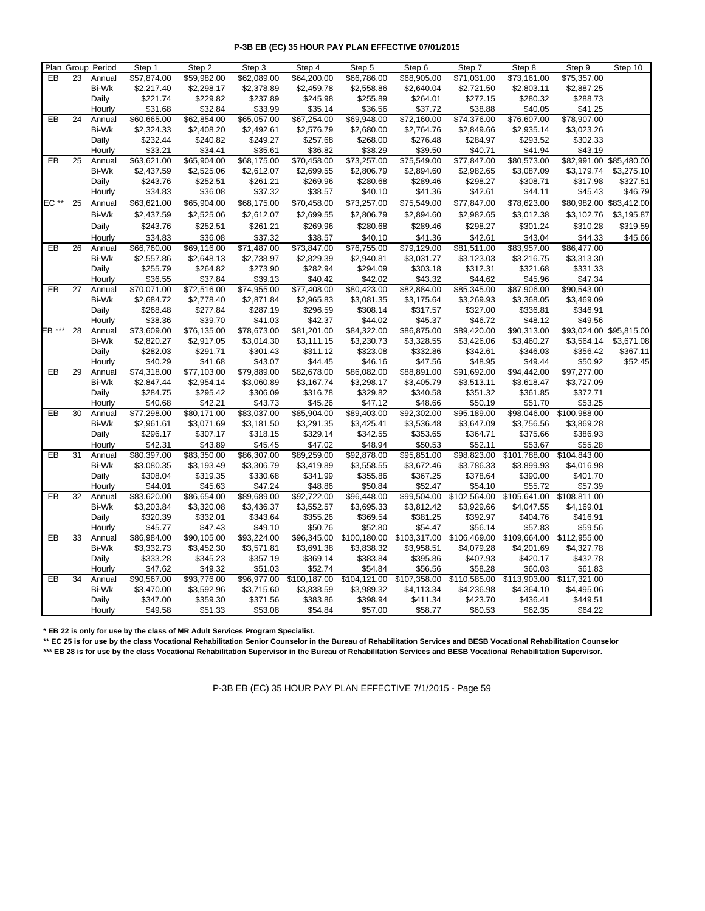**P-3B EB (EC) 35 HOUR PAY PLAN EFFECTIVE 07/01/2015**

| Plan | Group | Period | Step 1 | Step 2 | Step 3 | Step 4 | Step 5 | Step 6 | Step 7 | Step 8 | Step 9 | Step 10 |
|---|---|---|---|---|---|---|---|---|---|---|---|---|
| EB | 23 | Annual | $57,874.00 | $59,982.00 | $62,089.00 | $64,200.00 | $66,786.00 | $68,905.00 | $71,031.00 | $73,161.00 | $75,357.00 | |
| | | Bi-Wk | $2,217.40 | $2,298.17 | $2,378.89 | $2,459.78 | $2,558.86 | $2,640.04 | $2,721.50 | $2,803.11 | $2,887.25 | |
| | | Daily | $221.74 | $229.82 | $237.89 | $245.98 | $255.89 | $264.01 | $272.15 | $280.32 | $288.73 | |
| | | Hourly | $31.68 | $32.84 | $33.99 | $35.14 | $36.56 | $37.72 | $38.88 | $40.05 | $41.25 | |
| EB | 24 | Annual | $60,665.00 | $62,854.00 | $65,057.00 | $67,254.00 | $69,948.00 | $72,160.00 | $74,376.00 | $76,607.00 | $78,907.00 | |
| | | Bi-Wk | $2,324.33 | $2,408.20 | $2,492.61 | $2,576.79 | $2,680.00 | $2,764.76 | $2,849.66 | $2,935.14 | $3,023.26 | |
| | | Daily | $232.44 | $240.82 | $249.27 | $257.68 | $268.00 | $276.48 | $284.97 | $293.52 | $302.33 | |
| | | Hourly | $33.21 | $34.41 | $35.61 | $36.82 | $38.29 | $39.50 | $40.71 | $41.94 | $43.19 | |
| EB | 25 | Annual | $63,621.00 | $65,904.00 | $68,175.00 | $70,458.00 | $73,257.00 | $75,549.00 | $77,847.00 | $80,573.00 | $82,991.00 | $85,480.00 |
| | | Bi-Wk | $2,437.59 | $2,525.06 | $2,612.07 | $2,699.55 | $2,806.79 | $2,894.60 | $2,982.65 | $3,087.09 | $3,179.74 | $3,275.10 |
| | | Daily | $243.76 | $252.51 | $261.21 | $269.96 | $280.68 | $289.46 | $298.27 | $308.71 | $317.98 | $327.51 |
| | | Hourly | $34.83 | $36.08 | $37.32 | $38.57 | $40.10 | $41.36 | $42.61 | $44.11 | $45.43 | $46.79 |
| EC ** | 25 | Annual | $63,621.00 | $65,904.00 | $68,175.00 | $70,458.00 | $73,257.00 | $75,549.00 | $77,847.00 | $78,623.00 | $80,982.00 | $83,412.00 |
| | | Bi-Wk | $2,437.59 | $2,525.06 | $2,612.07 | $2,699.55 | $2,806.79 | $2,894.60 | $2,982.65 | $3,012.38 | $3,102.76 | $3,195.87 |
| | | Daily | $243.76 | $252.51 | $261.21 | $269.96 | $280.68 | $289.46 | $298.27 | $301.24 | $310.28 | $319.59 |
| | | Hourly | $34.83 | $36.08 | $37.32 | $38.57 | $40.10 | $41.36 | $42.61 | $43.04 | $44.33 | $45.66 |
| EB | 26 | Annual | $66,760.00 | $69,116.00 | $71,487.00 | $73,847.00 | $76,755.00 | $79,129.00 | $81,511.00 | $83,957.00 | $86,477.00 | |
| | | Bi-Wk | $2,557.86 | $2,648.13 | $2,738.97 | $2,829.39 | $2,940.81 | $3,031.77 | $3,123.03 | $3,216.75 | $3,313.30 | |
| | | Daily | $255.79 | $264.82 | $273.90 | $282.94 | $294.09 | $303.18 | $312.31 | $321.68 | $331.33 | |
| | | Hourly | $36.55 | $37.84 | $39.13 | $40.42 | $42.02 | $43.32 | $44.62 | $45.96 | $47.34 | |
| EB | 27 | Annual | $70,071.00 | $72,516.00 | $74,955.00 | $77,408.00 | $80,423.00 | $82,884.00 | $85,345.00 | $87,906.00 | $90,543.00 | |
| | | Bi-Wk | $2,684.72 | $2,778.40 | $2,871.84 | $2,965.83 | $3,081.35 | $3,175.64 | $3,269.93 | $3,368.05 | $3,469.09 | |
| | | Daily | $268.48 | $277.84 | $287.19 | $296.59 | $308.14 | $317.57 | $327.00 | $336.81 | $346.91 | |
| | | Hourly | $38.36 | $39.70 | $41.03 | $42.37 | $44.02 | $45.37 | $46.72 | $48.12 | $49.56 | |
| EB *** | 28 | Annual | $73,609.00 | $76,135.00 | $78,673.00 | $81,201.00 | $84,322.00 | $86,875.00 | $89,420.00 | $90,313.00 | $93,024.00 | $95,815.00 |
| | | Bi-Wk | $2,820.27 | $2,917.05 | $3,014.30 | $3,111.15 | $3,230.73 | $3,328.55 | $3,426.06 | $3,460.27 | $3,564.14 | $3,671.08 |
| | | Daily | $282.03 | $291.71 | $301.43 | $311.12 | $323.08 | $332.86 | $342.61 | $346.03 | $356.42 | $367.11 |
| | | Hourly | $40.29 | $41.68 | $43.07 | $44.45 | $46.16 | $47.56 | $48.95 | $49.44 | $50.92 | $52.45 |
| EB | 29 | Annual | $74,318.00 | $77,103.00 | $79,889.00 | $82,678.00 | $86,082.00 | $88,891.00 | $91,692.00 | $94,442.00 | $97,277.00 | |
| | | Bi-Wk | $2,847.44 | $2,954.14 | $3,060.89 | $3,167.74 | $3,298.17 | $3,405.79 | $3,513.11 | $3,618.47 | $3,727.09 | |
| | | Daily | $284.75 | $295.42 | $306.09 | $316.78 | $329.82 | $340.58 | $351.32 | $361.85 | $372.71 | |
| | | Hourly | $40.68 | $42.21 | $43.73 | $45.26 | $47.12 | $48.66 | $50.19 | $51.70 | $53.25 | |
| EB | 30 | Annual | $77,298.00 | $80,171.00 | $83,037.00 | $85,904.00 | $89,403.00 | $92,302.00 | $95,189.00 | $98,046.00 | $100,988.00 | |
| | | Bi-Wk | $2,961.61 | $3,071.69 | $3,181.50 | $3,291.35 | $3,425.41 | $3,536.48 | $3,647.09 | $3,756.56 | $3,869.28 | |
| | | Daily | $296.17 | $307.17 | $318.15 | $329.14 | $342.55 | $353.65 | $364.71 | $375.66 | $386.93 | |
| | | Hourly | $42.31 | $43.89 | $45.45 | $47.02 | $48.94 | $50.53 | $52.11 | $53.67 | $55.28 | |
| EB | 31 | Annual | $80,397.00 | $83,350.00 | $86,307.00 | $89,259.00 | $92,878.00 | $95,851.00 | $98,823.00 | $101,788.00 | $104,843.00 | |
| | | Bi-Wk | $3,080.35 | $3,193.49 | $3,306.79 | $3,419.89 | $3,558.55 | $3,672.46 | $3,786.33 | $3,899.93 | $4,016.98 | |
| | | Daily | $308.04 | $319.35 | $330.68 | $341.99 | $355.86 | $367.25 | $378.64 | $390.00 | $401.70 | |
| | | Hourly | $44.01 | $45.63 | $47.24 | $48.86 | $50.84 | $52.47 | $54.10 | $55.72 | $57.39 | |
| EB | 32 | Annual | $83,620.00 | $86,654.00 | $89,689.00 | $92,722.00 | $96,448.00 | $99,504.00 | $102,564.00 | $105,641.00 | $108,811.00 | |
| | | Bi-Wk | $3,203.84 | $3,320.08 | $3,436.37 | $3,552.57 | $3,695.33 | $3,812.42 | $3,929.66 | $4,047.55 | $4,169.01 | |
| | | Daily | $320.39 | $332.01 | $343.64 | $355.26 | $369.54 | $381.25 | $392.97 | $404.76 | $416.91 | |
| | | Hourly | $45.77 | $47.43 | $49.10 | $50.76 | $52.80 | $54.47 | $56.14 | $57.83 | $59.56 | |
| EB | 33 | Annual | $86,984.00 | $90,105.00 | $93,224.00 | $96,345.00 | $100,180.00 | $103,317.00 | $106,469.00 | $109,664.00 | $112,955.00 | |
| | | Bi-Wk | $3,332.73 | $3,452.30 | $3,571.81 | $3,691.38 | $3,838.32 | $3,958.51 | $4,079.28 | $4,201.69 | $4,327.78 | |
| | | Daily | $333.28 | $345.23 | $357.19 | $369.14 | $383.84 | $395.86 | $407.93 | $420.17 | $432.78 | |
| | | Hourly | $47.62 | $49.32 | $51.03 | $52.74 | $54.84 | $56.56 | $58.28 | $60.03 | $61.83 | |
| EB | 34 | Annual | $90,567.00 | $93,776.00 | $96,977.00 | $100,187.00 | $104,121.00 | $107,358.00 | $110,585.00 | $113,903.00 | $117,321.00 | |
| | | Bi-Wk | $3,470.00 | $3,592.96 | $3,715.60 | $3,838.59 | $3,989.32 | $4,113.34 | $4,236.98 | $4,364.10 | $4,495.06 | |
| | | Daily | $347.00 | $359.30 | $371.56 | $383.86 | $398.94 | $411.34 | $423.70 | $436.41 | $449.51 | |
| | | Hourly | $49.58 | $51.33 | $53.08 | $54.84 | $57.00 | $58.77 | $60.53 | $62.35 | $64.22 | |

**\* EB 22 is only for use by the class of MR Adult Services Program Specialist.**

**\*\* EC 25 is for use by the class Vocational Rehabilitation Senior Counselor in the Bureau of Rehabilitation Services and BESB Vocational Rehabilitation Counselor**

**\*\*\* EB 28 is for use by the class Vocational Rehabilitation Supervisor in the Bureau of Rehabilitation Services and BESB Vocational Rehabilitation Supervisor.**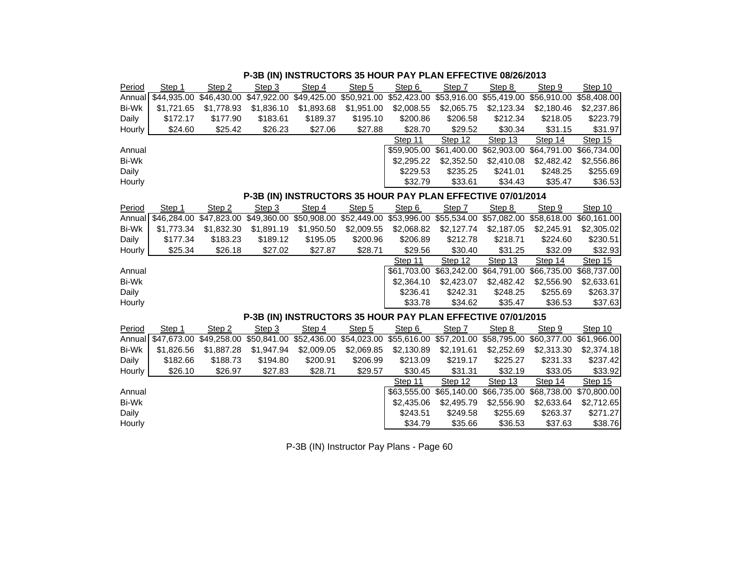## P-3B (IN) INSTRUCTORS 35 HOUR PAY PLAN EFFECTIVE 08/26/2013

| Period | Step 1 | Step 2 | Step 3 | Step 4 | Step 5 | Step 6 | Step 7 | Step 8 | Step 9 | Step 10 |
|---|---|---|---|---|---|---|---|---|---|---|
| Annual | $44,935.00 | $46,430.00 | $47,922.00 | $49,425.00 | $50,921.00 | $52,423.00 | $53,916.00 | $55,419.00 | $56,910.00 | $58,408.00 |
| Bi-Wk | $1,721.65 | $1,778.93 | $1,836.10 | $1,893.68 | $1,951.00 | $2,008.55 | $2,065.75 | $2,123.34 | $2,180.46 | $2,237.86 |
| Daily | $172.17 | $177.90 | $183.61 | $189.37 | $195.10 | $200.86 | $206.58 | $212.34 | $218.05 | $223.79 |
| Hourly | $24.60 | $25.42 | $26.23 | $27.06 | $27.88 | $28.70 | $29.52 | $30.34 | $31.15 | $31.97 |
| | | | | | | Step 11 | Step 12 | Step 13 | Step 14 | Step 15 |
| Annual | | | | | | $59,905.00 | $61,400.00 | $62,903.00 | $64,791.00 | $66,734.00 |
| Bi-Wk | | | | | | $2,295.22 | $2,352.50 | $2,410.08 | $2,482.42 | $2,556.86 |
| Daily | | | | | | $229.53 | $235.25 | $241.01 | $248.25 | $255.69 |
| Hourly | | | | | | $32.79 | $33.61 | $34.43 | $35.47 | $36.53 |

## P-3B (IN) INSTRUCTORS 35 HOUR PAY PLAN EFFECTIVE 07/01/2014

| Period | Step 1 | Step 2 | Step 3 | Step 4 | Step 5 | Step 6 | Step 7 | Step 8 | Step 9 | Step 10 |
|---|---|---|---|---|---|---|---|---|---|---|
| Annual | $46,284.00 | $47,823.00 | $49,360.00 | $50,908.00 | $52,449.00 | $53,996.00 | $55,534.00 | $57,082.00 | $58,618.00 | $60,161.00 |
| Bi-Wk | $1,773.34 | $1,832.30 | $1,891.19 | $1,950.50 | $2,009.55 | $2,068.82 | $2,127.74 | $2,187.05 | $2,245.91 | $2,305.02 |
| Daily | $177.34 | $183.23 | $189.12 | $195.05 | $200.96 | $206.89 | $212.78 | $218.71 | $224.60 | $230.51 |
| Hourly | $25.34 | $26.18 | $27.02 | $27.87 | $28.71 | $29.56 | $30.40 | $31.25 | $32.09 | $32.93 |
| | | | | | | Step 11 | Step 12 | Step 13 | Step 14 | Step 15 |
| Annual | | | | | | $61,703.00 | $63,242.00 | $64,791.00 | $66,735.00 | $68,737.00 |
| Bi-Wk | | | | | | $2,364.10 | $2,423.07 | $2,482.42 | $2,556.90 | $2,633.61 |
| Daily | | | | | | $236.41 | $242.31 | $248.25 | $255.69 | $263.37 |
| Hourly | | | | | | $33.78 | $34.62 | $35.47 | $36.53 | $37.63 |

## P-3B (IN) INSTRUCTORS 35 HOUR PAY PLAN EFFECTIVE 07/01/2015

| Period | Step 1 | Step 2 | Step 3 | Step 4 | Step 5 | Step 6 | Step 7 | Step 8 | Step 9 | Step 10 |
|---|---|---|---|---|---|---|---|---|---|---|
| Annual | $47,673.00 | $49,258.00 | $50,841.00 | $52,436.00 | $54,023.00 | $55,616.00 | $57,201.00 | $58,795.00 | $60,377.00 | $61,966.00 |
| Bi-Wk | $1,826.56 | $1,887.28 | $1,947.94 | $2,009.05 | $2,069.85 | $2,130.89 | $2,191.61 | $2,252.69 | $2,313.30 | $2,374.18 |
| Daily | $182.66 | $188.73 | $194.80 | $200.91 | $206.99 | $213.09 | $219.17 | $225.27 | $231.33 | $237.42 |
| Hourly | $26.10 | $26.97 | $27.83 | $28.71 | $29.57 | $30.45 | $31.31 | $32.19 | $33.05 | $33.92 |
| | | | | | | Step 11 | Step 12 | Step 13 | Step 14 | Step 15 |
| Annual | | | | | | $63,555.00 | $65,140.00 | $66,735.00 | $68,738.00 | $70,800.00 |
| Bi-Wk | | | | | | $2,435.06 | $2,495.79 | $2,556.90 | $2,633.64 | $2,712.65 |
| Daily | | | | | | $243.51 | $249.58 | $255.69 | $263.37 | $271.27 |
| Hourly | | | | | | $34.79 | $35.66 | $36.53 | $37.63 | $38.76 |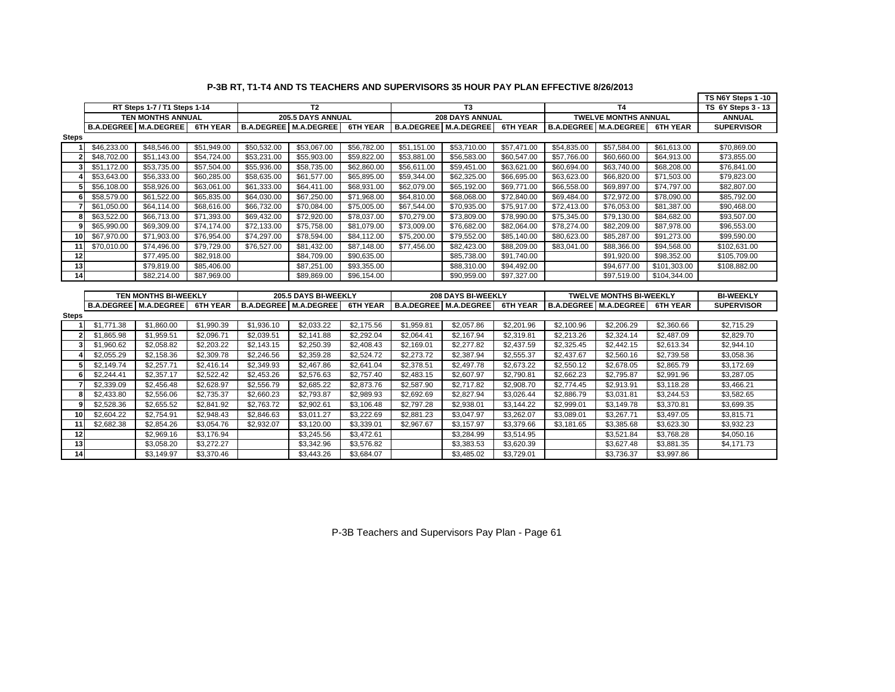## P-3B RT, T1-T4 AND TS TEACHERS AND SUPERVISORS 35 HOUR PAY PLAN EFFECTIVE 8/26/2013

| | RT Steps 1-7 / T1 Steps 1-14 | | | T2 | | | T3 | | | T4 | | | TS N6Y Steps 1 -10 TS 6Y Steps 3 - 13 |
|---|---|---|---|---|---|---|---|---|---|---|---|---|---|
| | TEN MONTHS ANNUAL | | | 205.5 DAYS ANNUAL | | | 208 DAYS ANNUAL | | | TWELVE MONTHS ANNUAL | | | ANNUAL |
| Steps | B.A.DEGREE | M.A.DEGREE | 6TH YEAR | B.A.DEGREE | M.A.DEGREE | 6TH YEAR | B.A.DEGREE | M.A.DEGREE | 6TH YEAR | B.A.DEGREE | M.A.DEGREE | 6TH YEAR | SUPERVISOR |
| 1 | $46,233.00 | $48,546.00 | $51,949.00 | $50,532.00 | $53,067.00 | $56,782.00 | $51,151.00 | $53,710.00 | $57,471.00 | $54,835.00 | $57,584.00 | $61,613.00 | $70,869.00 |
| 2 | $48,702.00 | $51,143.00 | $54,724.00 | $53,231.00 | $55,903.00 | $59,822.00 | $53,881.00 | $56,583.00 | $60,547.00 | $57,766.00 | $60,660.00 | $64,913.00 | $73,855.00 |
| 3 | $51,172.00 | $53,735.00 | $57,504.00 | $55,936.00 | $58,735.00 | $62,860.00 | $56,611.00 | $59,451.00 | $63,621.00 | $60,694.00 | $63,740.00 | $68,208.00 | $76,841.00 |
| 4 | $53,643.00 | $56,333.00 | $60,285.00 | $58,635.00 | $61,577.00 | $65,895.00 | $59,344.00 | $62,325.00 | $66,695.00 | $63,623.00 | $66,820.00 | $71,503.00 | $79,823.00 |
| 5 | $56,108.00 | $58,926.00 | $63,061.00 | $61,333.00 | $64,411.00 | $68,931.00 | $62,079.00 | $65,192.00 | $69,771.00 | $66,558.00 | $69,897.00 | $74,797.00 | $82,807.00 |
| 6 | $58,579.00 | $61,522.00 | $65,835.00 | $64,030.00 | $67,250.00 | $71,968.00 | $64,810.00 | $68,068.00 | $72,840.00 | $69,484.00 | $72,972.00 | $78,090.00 | $85,792.00 |
| 7 | $61,050.00 | $64,114.00 | $68,616.00 | $66,732.00 | $70,084.00 | $75,005.00 | $67,544.00 | $70,935.00 | $75,917.00 | $72,413.00 | $76,053.00 | $81,387.00 | $90,468.00 |
| 8 | $63,522.00 | $66,713.00 | $71,393.00 | $69,432.00 | $72,920.00 | $78,037.00 | $70,279.00 | $73,809.00 | $78,990.00 | $75,345.00 | $79,130.00 | $84,682.00 | $93,507.00 |
| 9 | $65,990.00 | $69,309.00 | $74,174.00 | $72,133.00 | $75,758.00 | $81,079.00 | $73,009.00 | $76,682.00 | $82,064.00 | $78,274.00 | $82,209.00 | $87,978.00 | $96,553.00 |
| 10 | $67,970.00 | $71,903.00 | $76,954.00 | $74,297.00 | $78,594.00 | $84,112.00 | $75,200.00 | $79,552.00 | $85,140.00 | $80,623.00 | $85,287.00 | $91,273.00 | $99,590.00 |
| 11 | $70,010.00 | $74,496.00 | $79,729.00 | $76,527.00 | $81,432.00 | $87,148.00 | $77,456.00 | $82,423.00 | $88,209.00 | $83,041.00 | $88,366.00 | $94,568.00 | $102,631.00 |
| 12 | | $77,495.00 | $82,918.00 | | $84,709.00 | $90,635.00 | | $85,738.00 | $91,740.00 | | $91,920.00 | $98,352.00 | $105,709.00 |
| 13 | | $79,819.00 | $85,406.00 | | $87,251.00 | $93,355.00 | | $88,310.00 | $94,492.00 | | $94,677.00 | $101,303.00 | $108,882.00 |
| 14 | | $82,214.00 | $87,969.00 | | $89,869.00 | $96,154.00 | | $90,959.00 | $97,327.00 | | $97,519.00 | $104,344.00 | |

| | TEN MONTHS BI-WEEKLY | | | 205.5 DAYS BI-WEEKLY | | | 208 DAYS BI-WEEKLY | | | TWELVE MONTHS BI-WEEKLY | | | BI-WEEKLY |
|---|---|---|---|---|---|---|---|---|---|---|---|---|---|
| Steps | B.A.DEGREE | M.A.DEGREE | 6TH YEAR | B.A.DEGREE | M.A.DEGREE | 6TH YEAR | B.A.DEGREE | M.A.DEGREE | 6TH YEAR | B.A.DEGREE | M.A.DEGREE | 6TH YEAR | SUPERVISOR |
| 1 | $1,771.38 | $1,860.00 | $1,990.39 | $1,936.10 | $2,033.22 | $2,175.56 | $1,959.81 | $2,057.86 | $2,201.96 | $2,100.96 | $2,206.29 | $2,360.66 | $2,715.29 |
| 2 | $1,865.98 | $1,959.51 | $2,096.71 | $2,039.51 | $2,141.88 | $2,292.04 | $2,064.41 | $2,167.94 | $2,319.81 | $2,213.26 | $2,324.14 | $2,487.09 | $2,829.70 |
| 3 | $1,960.62 | $2,058.82 | $2,203.22 | $2,143.15 | $2,250.39 | $2,408.43 | $2,169.01 | $2,277.82 | $2,437.59 | $2,325.45 | $2,442.15 | $2,613.34 | $2,944.10 |
| 4 | $2,055.29 | $2,158.36 | $2,309.78 | $2,246.56 | $2,359.28 | $2,524.72 | $2,273.72 | $2,387.94 | $2,555.37 | $2,437.67 | $2,560.16 | $2,739.58 | $3,058.36 |
| 5 | $2,149.74 | $2,257.71 | $2,416.14 | $2,349.93 | $2,467.86 | $2,641.04 | $2,378.51 | $2,497.78 | $2,673.22 | $2,550.12 | $2,678.05 | $2,865.79 | $3,172.69 |
| 6 | $2,244.41 | $2,357.17 | $2,522.42 | $2,453.26 | $2,576.63 | $2,757.40 | $2,483.15 | $2,607.97 | $2,790.81 | $2,662.23 | $2,795.87 | $2,991.96 | $3,287.05 |
| 7 | $2,339.09 | $2,456.48 | $2,628.97 | $2,556.79 | $2,685.22 | $2,873.76 | $2,587.90 | $2,717.82 | $2,908.70 | $2,774.45 | $2,913.91 | $3,118.28 | $3,466.21 |
| 8 | $2,433.80 | $2,556.06 | $2,735.37 | $2,660.23 | $2,793.87 | $2,989.93 | $2,692.69 | $2,827.94 | $3,026.44 | $2,886.79 | $3,031.81 | $3,244.53 | $3,582.65 |
| 9 | $2,528.36 | $2,655.52 | $2,841.92 | $2,763.72 | $2,902.61 | $3,106.48 | $2,797.28 | $2,938.01 | $3,144.22 | $2,999.01 | $3,149.78 | $3,370.81 | $3,699.35 |
| 10 | $2,604.22 | $2,754.91 | $2,948.43 | $2,846.63 | $3,011.27 | $3,222.69 | $2,881.23 | $3,047.97 | $3,262.07 | $3,089.01 | $3,267.71 | $3,497.05 | $3,815.71 |
| 11 | $2,682.38 | $2,854.26 | $3,054.76 | $2,932.07 | $3,120.00 | $3,339.01 | $2,967.67 | $3,157.97 | $3,379.66 | $3,181.65 | $3,385.68 | $3,623.30 | $3,932.23 |
| 12 | | $2,969.16 | $3,176.94 | | $3,245.56 | $3,472.61 | | $3,284.99 | $3,514.95 | | $3,521.84 | $3,768.28 | $4,050.16 |
| 13 | | $3,058.20 | $3,272.27 | | $3,342.96 | $3,576.82 | | $3,383.53 | $3,620.39 | | $3,627.48 | $3,881.35 | $4,171.73 |
| 14 | | $3,149.97 | $3,370.46 | | $3,443.26 | $3,684.07 | | $3,485.02 | $3,729.01 | | $3,736.37 | $3,997.86 | |

P-3B Teachers and Supervisors Pay Plan - Page 61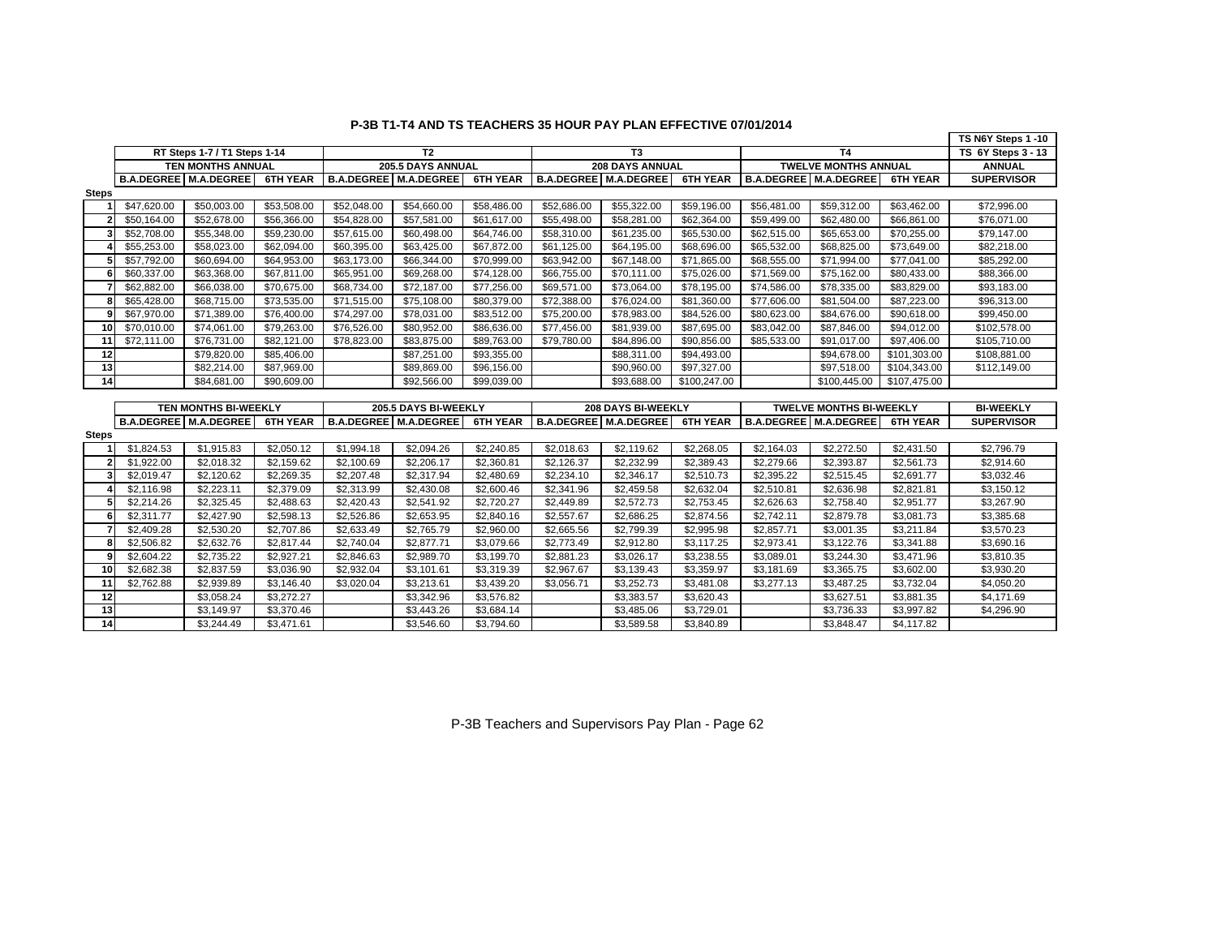# P-3B T1-T4 AND TS TEACHERS 35 HOUR PAY PLAN EFFECTIVE 07/01/2014

| | RT Steps 1-7 / T1 Steps 1-14 | | | T2 | | | T3 | | | T4 | | | TS N6Y Steps 1 -10<br>TS 6Y Steps 3 - 13 |
|---|---|---|---|---|---|---|---|---|---|---|---|---|---|
| | TEN MONTHS ANNUAL | | | 205.5 DAYS ANNUAL | | | 208 DAYS ANNUAL | | | TWELVE MONTHS ANNUAL | | | ANNUAL |
| Steps | B.A.DEGREE | M.A.DEGREE | 6TH YEAR | B.A.DEGREE | M.A.DEGREE | 6TH YEAR | B.A.DEGREE | M.A.DEGREE | 6TH YEAR | B.A.DEGREE | M.A.DEGREE | 6TH YEAR | SUPERVISOR |
| 1 | $47,620.00 | $50,003.00 | $53,508.00 | $52,048.00 | $54,660.00 | $58,486.00 | $52,686.00 | $55,322.00 | $59,196.00 | $56,481.00 | $59,312.00 | $63,462.00 | $72,996.00 |
| 2 | $50,164.00 | $52,678.00 | $56,366.00 | $54,828.00 | $57,581.00 | $61,617.00 | $55,498.00 | $58,281.00 | $62,364.00 | $59,499.00 | $62,480.00 | $66,861.00 | $76,071.00 |
| 3 | $52,708.00 | $55,348.00 | $59,230.00 | $57,615.00 | $60,498.00 | $64,746.00 | $58,310.00 | $61,235.00 | $65,530.00 | $62,515.00 | $65,653.00 | $70,255.00 | $79,147.00 |
| 4 | $55,253.00 | $58,023.00 | $62,094.00 | $60,395.00 | $63,425.00 | $67,872.00 | $61,125.00 | $64,195.00 | $68,696.00 | $65,532.00 | $68,825.00 | $73,649.00 | $82,218.00 |
| 5 | $57,792.00 | $60,694.00 | $64,953.00 | $63,173.00 | $66,344.00 | $70,999.00 | $63,942.00 | $67,148.00 | $71,865.00 | $68,555.00 | $71,994.00 | $77,041.00 | $85,292.00 |
| 6 | $60,337.00 | $63,368.00 | $67,811.00 | $65,951.00 | $69,268.00 | $74,128.00 | $66,755.00 | $70,111.00 | $75,026.00 | $71,569.00 | $75,162.00 | $80,433.00 | $88,366.00 |
| 7 | $62,882.00 | $66,038.00 | $70,675.00 | $68,734.00 | $72,187.00 | $77,256.00 | $69,571.00 | $73,064.00 | $78,195.00 | $74,586.00 | $78,335.00 | $83,829.00 | $93,183.00 |
| 8 | $65,428.00 | $68,715.00 | $73,535.00 | $71,515.00 | $75,108.00 | $80,379.00 | $72,388.00 | $76,024.00 | $81,360.00 | $77,606.00 | $81,504.00 | $87,223.00 | $96,313.00 |
| 9 | $67,970.00 | $71,389.00 | $76,400.00 | $74,297.00 | $78,031.00 | $83,512.00 | $75,200.00 | $78,983.00 | $84,526.00 | $80,623.00 | $84,676.00 | $90,618.00 | $99,450.00 |
| 10 | $70,010.00 | $74,061.00 | $79,263.00 | $76,526.00 | $80,952.00 | $86,636.00 | $77,456.00 | $81,939.00 | $87,695.00 | $83,042.00 | $87,846.00 | $94,012.00 | $102,578.00 |
| 11 | $72,111.00 | $76,731.00 | $82,121.00 | $78,823.00 | $83,875.00 | $89,763.00 | $79,780.00 | $84,896.00 | $90,856.00 | $85,533.00 | $91,017.00 | $97,406.00 | $105,710.00 |
| 12 | | $79,820.00 | $85,406.00 | | $87,251.00 | $93,355.00 | | $88,311.00 | $94,493.00 | | $94,678.00 | $101,303.00 | $108,881.00 |
| 13 | | $82,214.00 | $87,969.00 | | $89,869.00 | $96,156.00 | | $90,960.00 | $97,327.00 | | $97,518.00 | $104,343.00 | $112,149.00 |
| 14 | | $84,681.00 | $90,609.00 | | $92,566.00 | $99,039.00 | | $93,688.00 | $100,247.00 | | $100,445.00 | $107,475.00 | |

| | TEN MONTHS BI-WEEKLY | | | 205.5 DAYS BI-WEEKLY | | | 208 DAYS BI-WEEKLY | | | TWELVE MONTHS BI-WEEKLY | | | BI-WEEKLY |
|---|---|---|---|---|---|---|---|---|---|---|---|---|---|
| Steps | B.A.DEGREE | M.A.DEGREE | 6TH YEAR | B.A.DEGREE | M.A.DEGREE | 6TH YEAR | B.A.DEGREE | M.A.DEGREE | 6TH YEAR | B.A.DEGREE | M.A.DEGREE | 6TH YEAR | SUPERVISOR |
| 1 | $1,824.53 | $1,915.83 | $2,050.12 | $1,994.18 | $2,094.26 | $2,240.85 | $2,018.63 | $2,119.62 | $2,268.05 | $2,164.03 | $2,272.50 | $2,431.50 | $2,796.79 |
| 2 | $1,922.00 | $2,018.32 | $2,159.62 | $2,100.69 | $2,206.17 | $2,360.81 | $2,126.37 | $2,232.99 | $2,389.43 | $2,279.66 | $2,393.87 | $2,561.73 | $2,914.60 |
| 3 | $2,019.47 | $2,120.62 | $2,269.35 | $2,207.48 | $2,317.94 | $2,480.69 | $2,234.10 | $2,346.17 | $2,510.73 | $2,395.22 | $2,515.45 | $2,691.77 | $3,032.46 |
| 4 | $2,116.98 | $2,223.11 | $2,379.09 | $2,313.99 | $2,430.08 | $2,600.46 | $2,341.96 | $2,459.58 | $2,632.04 | $2,510.81 | $2,636.98 | $2,821.81 | $3,150.12 |
| 5 | $2,214.26 | $2,325.45 | $2,488.63 | $2,420.43 | $2,541.92 | $2,720.27 | $2,449.89 | $2,572.73 | $2,753.45 | $2,626.63 | $2,758.40 | $2,951.77 | $3,267.90 |
| 6 | $2,311.77 | $2,427.90 | $2,598.13 | $2,526.86 | $2,653.95 | $2,840.16 | $2,557.67 | $2,686.25 | $2,874.56 | $2,742.11 | $2,879.78 | $3,081.73 | $3,385.68 |
| 7 | $2,409.28 | $2,530.20 | $2,707.86 | $2,633.49 | $2,765.79 | $2,960.00 | $2,665.56 | $2,799.39 | $2,995.98 | $2,857.71 | $3,001.35 | $3,211.84 | $3,570.23 |
| 8 | $2,506.82 | $2,632.76 | $2,817.44 | $2,740.04 | $2,877.71 | $3,079.66 | $2,773.49 | $2,912.80 | $3,117.25 | $2,973.41 | $3,122.76 | $3,341.88 | $3,690.16 |
| 9 | $2,604.22 | $2,735.22 | $2,927.21 | $2,846.63 | $2,989.70 | $3,199.70 | $2,881.23 | $3,026.17 | $3,238.55 | $3,089.01 | $3,244.30 | $3,471.96 | $3,810.35 |
| 10 | $2,682.38 | $2,837.59 | $3,036.90 | $2,932.04 | $3,101.61 | $3,319.39 | $2,967.67 | $3,139.43 | $3,359.97 | $3,181.69 | $3,365.75 | $3,602.00 | $3,930.20 |
| 11 | $2,762.88 | $2,939.89 | $3,146.40 | $3,020.04 | $3,213.61 | $3,439.20 | $3,056.71 | $3,252.73 | $3,481.08 | $3,277.13 | $3,487.25 | $3,732.04 | $4,050.20 |
| 12 | | $3,058.24 | $3,272.27 | | $3,342.96 | $3,576.82 | | $3,383.57 | $3,620.43 | | $3,627.51 | $3,881.35 | $4,171.69 |
| 13 | | $3,149.97 | $3,370.46 | | $3,443.26 | $3,684.14 | | $3,485.06 | $3,729.01 | | $3,736.33 | $3,997.82 | $4,296.90 |
| 14 | | $3,244.49 | $3,471.61 | | $3,546.60 | $3,794.60 | | $3,589.58 | $3,840.89 | | $3,848.47 | $4,117.82 | |

P-3B Teachers and Supervisors Pay Plan - Page 62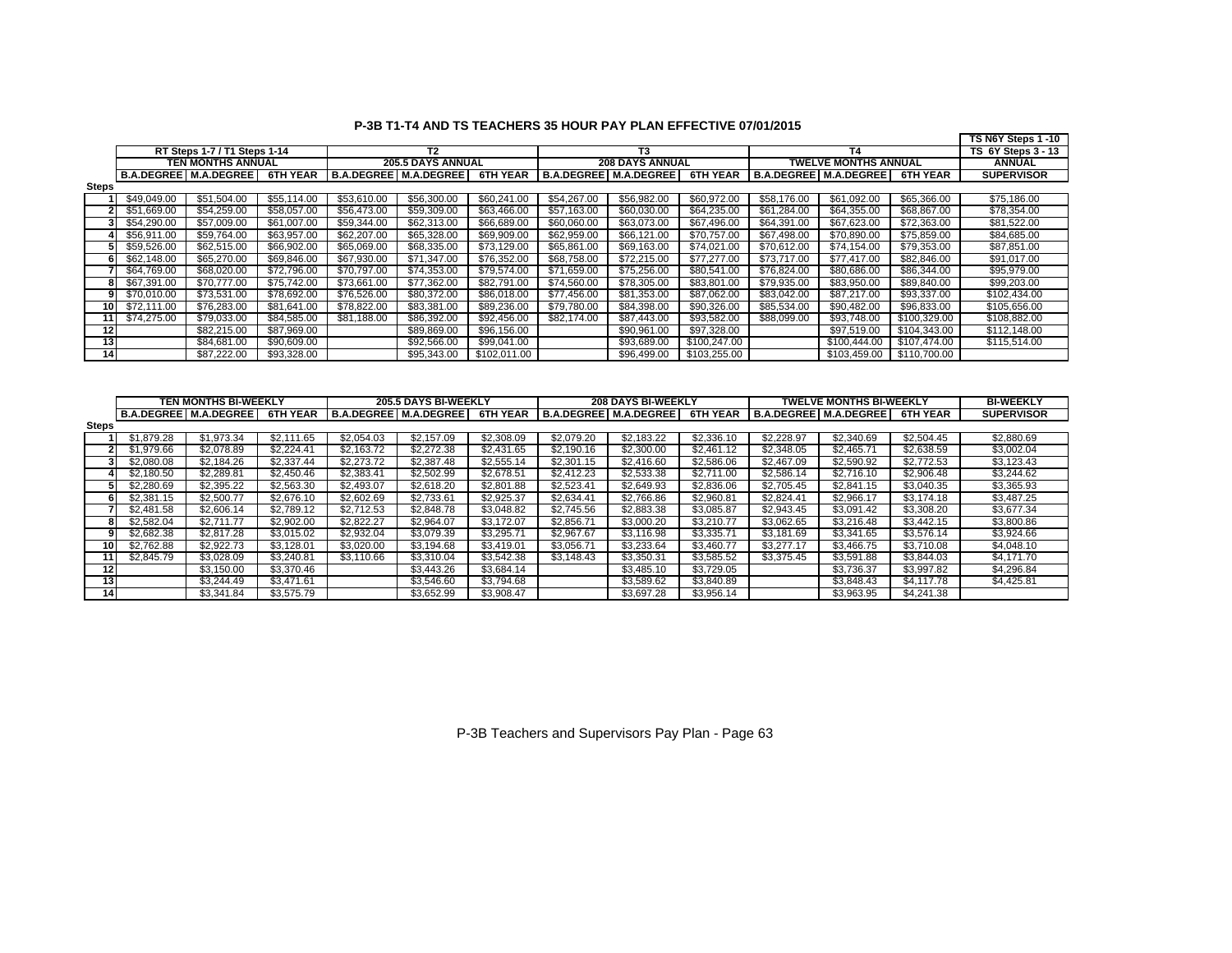## P-3B T1-T4 AND TS TEACHERS 35 HOUR PAY PLAN EFFECTIVE 07/01/2015

| | RT Steps 1-7 / T1 Steps 1-14 | | | T2 | | | T3 | | | T4 | | | TS N6Y Steps 1 -10 TS 6Y Steps 3 - 13 |
|---|---|---|---|---|---|---|---|---|---|---|---|---|---|
| | TEN MONTHS ANNUAL | | | 205.5 DAYS ANNUAL | | | 208 DAYS ANNUAL | | | TWELVE MONTHS ANNUAL | | | ANNUAL |
| Steps | B.A.DEGREE | M.A.DEGREE | 6TH YEAR | B.A.DEGREE | M.A.DEGREE | 6TH YEAR | B.A.DEGREE | M.A.DEGREE | 6TH YEAR | B.A.DEGREE | M.A.DEGREE | 6TH YEAR | SUPERVISOR |
| 1 | $49,049.00 | $51,504.00 | $55,114.00 | $53,610.00 | $56,300.00 | $60,241.00 | $54,267.00 | $56,982.00 | $60,972.00 | $58,176.00 | $61,092.00 | $65,366.00 | $75,186.00 |
| 2 | $51,669.00 | $54,259.00 | $58,057.00 | $56,473.00 | $59,309.00 | $63,466.00 | $57,163.00 | $60,030.00 | $64,235.00 | $61,284.00 | $64,355.00 | $68,867.00 | $78,354.00 |
| 3 | $54,290.00 | $57,009.00 | $61,007.00 | $59,344.00 | $62,313.00 | $66,689.00 | $60,060.00 | $63,073.00 | $67,496.00 | $64,391.00 | $67,623.00 | $72,363.00 | $81,522.00 |
| 4 | $56,911.00 | $59,764.00 | $63,957.00 | $62,207.00 | $65,328.00 | $69,909.00 | $62,959.00 | $66,121.00 | $70,757.00 | $67,498.00 | $70,890.00 | $75,859.00 | $84,685.00 |
| 5 | $59,526.00 | $62,515.00 | $66,902.00 | $65,069.00 | $68,335.00 | $73,129.00 | $65,861.00 | $69,163.00 | $74,021.00 | $70,612.00 | $74,154.00 | $79,353.00 | $87,851.00 |
| 6 | $62,148.00 | $65,270.00 | $69,846.00 | $67,930.00 | $71,347.00 | $76,352.00 | $68,758.00 | $72,215.00 | $77,277.00 | $73,717.00 | $77,417.00 | $82,846.00 | $91,017.00 |
| 7 | $64,769.00 | $68,020.00 | $72,796.00 | $70,797.00 | $74,353.00 | $79,574.00 | $71,659.00 | $75,256.00 | $80,541.00 | $76,824.00 | $80,686.00 | $86,344.00 | $95,979.00 |
| 8 | $67,391.00 | $70,777.00 | $75,742.00 | $73,661.00 | $77,362.00 | $82,791.00 | $74,560.00 | $78,305.00 | $83,801.00 | $79,935.00 | $83,950.00 | $89,840.00 | $99,203.00 |
| 9 | $70,010.00 | $73,531.00 | $78,692.00 | $76,526.00 | $80,372.00 | $86,018.00 | $77,456.00 | $81,353.00 | $87,062.00 | $83,042.00 | $87,217.00 | $93,337.00 | $102,434.00 |
| 10 | $72,111.00 | $76,283.00 | $81,641.00 | $78,822.00 | $83,381.00 | $89,236.00 | $79,780.00 | $84,398.00 | $90,326.00 | $85,534.00 | $90,482.00 | $96,833.00 | $105,656.00 |
| 11 | $74,275.00 | $79,033.00 | $84,585.00 | $81,188.00 | $86,392.00 | $92,456.00 | $82,174.00 | $87,443.00 | $93,582.00 | $88,099.00 | $93,748.00 | $100,329.00 | $108,882.00 |
| 12 | | $82,215.00 | $87,969.00 | | $89,869.00 | $96,156.00 | | $90,961.00 | $97,328.00 | | $97,519.00 | $104,343.00 | $112,148.00 |
| 13 | | $84,681.00 | $90,609.00 | | $92,566.00 | $99,041.00 | | $93,689.00 | $100,247.00 | | $100,444.00 | $107,474.00 | $115,514.00 |
| 14 | | $87,222.00 | $93,328.00 | | $95,343.00 | $102,011.00 | | $96,499.00 | $103,255.00 | | $103,459.00 | $110,700.00 | |

| | TEN MONTHS BI-WEEKLY | | | 205.5 DAYS BI-WEEKLY | | | 208 DAYS BI-WEEKLY | | | TWELVE MONTHS BI-WEEKLY | | | BI-WEEKLY |
|---|---|---|---|---|---|---|---|---|---|---|---|---|---|
| Steps | B.A.DEGREE | M.A.DEGREE | 6TH YEAR | B.A.DEGREE | M.A.DEGREE | 6TH YEAR | B.A.DEGREE | M.A.DEGREE | 6TH YEAR | B.A.DEGREE | M.A.DEGREE | 6TH YEAR | SUPERVISOR |
| 1 | $1,879.28 | $1,973.34 | $2,111.65 | $2,054.03 | $2,157.09 | $2,308.09 | $2,079.20 | $2,183.22 | $2,336.10 | $2,228.97 | $2,340.69 | $2,504.45 | $2,880.69 |
| 2 | $1,979.66 | $2,078.89 | $2,224.41 | $2,163.72 | $2,272.38 | $2,431.65 | $2,190.16 | $2,300.00 | $2,461.12 | $2,348.05 | $2,465.71 | $2,638.59 | $3,002.04 |
| 3 | $2,080.08 | $2,184.26 | $2,337.44 | $2,273.72 | $2,387.48 | $2,555.14 | $2,301.15 | $2,416.60 | $2,586.06 | $2,467.09 | $2,590.92 | $2,772.53 | $3,123.43 |
| 4 | $2,180.50 | $2,289.81 | $2,450.46 | $2,383.41 | $2,502.99 | $2,678.51 | $2,412.23 | $2,533.38 | $2,711.00 | $2,586.14 | $2,716.10 | $2,906.48 | $3,244.62 |
| 5 | $2,280.69 | $2,395.22 | $2,563.30 | $2,493.07 | $2,618.20 | $2,801.88 | $2,523.41 | $2,649.93 | $2,836.06 | $2,705.45 | $2,841.15 | $3,040.35 | $3,365.93 |
| 6 | $2,381.15 | $2,500.77 | $2,676.10 | $2,602.69 | $2,733.61 | $2,925.37 | $2,634.41 | $2,766.86 | $2,960.81 | $2,824.41 | $2,966.17 | $3,174.18 | $3,487.25 |
| 7 | $2,481.58 | $2,606.14 | $2,789.12 | $2,712.53 | $2,848.78 | $3,048.82 | $2,745.56 | $2,883.38 | $3,085.87 | $2,943.45 | $3,091.42 | $3,308.20 | $3,677.34 |
| 8 | $2,582.04 | $2,711.77 | $2,902.00 | $2,822.27 | $2,964.07 | $3,172.07 | $2,856.71 | $3,000.20 | $3,210.77 | $3,062.65 | $3,216.48 | $3,442.15 | $3,800.86 |
| 9 | $2,682.38 | $2,817.28 | $3,015.02 | $2,932.04 | $3,079.39 | $3,295.71 | $2,967.67 | $3,116.98 | $3,335.71 | $3,181.69 | $3,341.65 | $3,576.14 | $3,924.66 |
| 10 | $2,762.88 | $2,922.73 | $3,128.01 | $3,020.00 | $3,194.68 | $3,419.01 | $3,056.71 | $3,233.64 | $3,460.77 | $3,277.17 | $3,466.75 | $3,710.08 | $4,048.10 |
| 11 | $2,845.79 | $3,028.09 | $3,240.81 | $3,110.66 | $3,310.04 | $3,542.38 | $3,148.43 | $3,350.31 | $3,585.52 | $3,375.45 | $3,591.88 | $3,844.03 | $4,171.70 |
| 12 | | $3,150.00 | $3,370.46 | | $3,443.26 | $3,684.14 | | $3,485.10 | $3,729.05 | | $3,736.37 | $3,997.82 | $4,296.84 |
| 13 | | $3,244.49 | $3,471.61 | | $3,546.60 | $3,794.68 | | $3,589.62 | $3,840.89 | | $3,848.43 | $4,117.78 | $4,425.81 |
| 14 | | $3,341.84 | $3,575.79 | | $3,652.99 | $3,908.47 | | $3,697.28 | $3,956.14 | | $3,963.95 | $4,241.38 | |

P-3B Teachers and Supervisors Pay Plan - Page 63